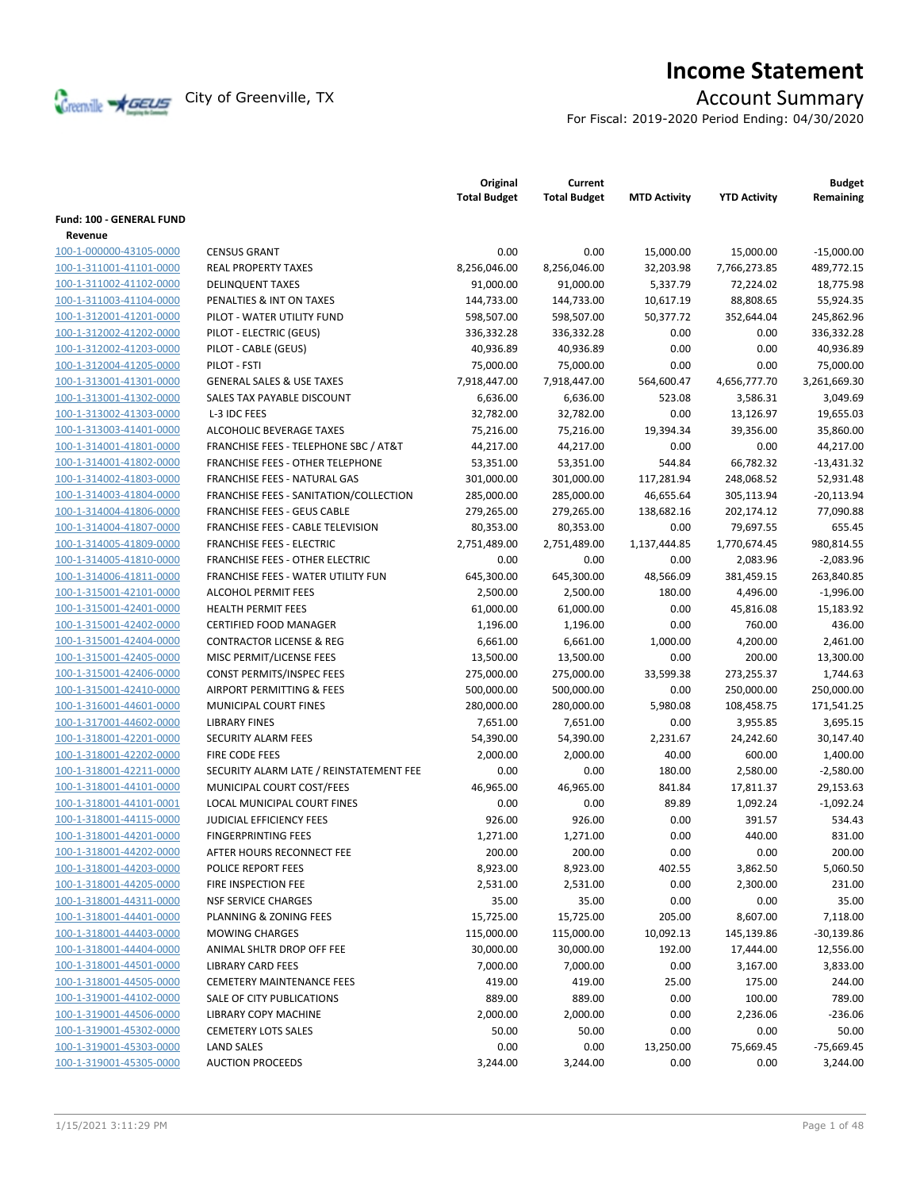# Income Statement

City of Greenville, TX

## Account Summary

For Fiscal: 2019-2020 Period Ending: 04/30/2020

| | | Original Total Budget | Current Total Budget | MTD Activity | YTD Activity | Budget Remaining |
|---|---|---|---|---|---|---|
| **Fund: 100 - GENERAL FUND** | | | | | | |
| **Revenue** | | | | | | |
| 100-1-000000-43105-0000 | CENSUS GRANT | 0.00 | 0.00 | 15,000.00 | 15,000.00 | -15,000.00 |
| 100-1-311001-41101-0000 | REAL PROPERTY TAXES | 8,256,046.00 | 8,256,046.00 | 32,203.98 | 7,766,273.85 | 489,772.15 |
| 100-1-311002-41102-0000 | DELINQUENT TAXES | 91,000.00 | 91,000.00 | 5,337.79 | 72,224.02 | 18,775.98 |
| 100-1-311003-41104-0000 | PENALTIES & INT ON TAXES | 144,733.00 | 144,733.00 | 10,617.19 | 88,808.65 | 55,924.35 |
| 100-1-312001-41201-0000 | PILOT - WATER UTILITY FUND | 598,507.00 | 598,507.00 | 50,377.72 | 352,644.04 | 245,862.96 |
| 100-1-312002-41202-0000 | PILOT - ELECTRIC (GEUS) | 336,332.28 | 336,332.28 | 0.00 | 0.00 | 336,332.28 |
| 100-1-312002-41203-0000 | PILOT - CABLE (GEUS) | 40,936.89 | 40,936.89 | 0.00 | 0.00 | 40,936.89 |
| 100-1-312004-41205-0000 | PILOT - FSTI | 75,000.00 | 75,000.00 | 0.00 | 0.00 | 75,000.00 |
| 100-1-313001-41301-0000 | GENERAL SALES & USE TAXES | 7,918,447.00 | 7,918,447.00 | 564,600.47 | 4,656,777.70 | 3,261,669.30 |
| 100-1-313001-41302-0000 | SALES TAX PAYABLE DISCOUNT | 6,636.00 | 6,636.00 | 523.08 | 3,586.31 | 3,049.69 |
| 100-1-313002-41303-0000 | L-3 IDC FEES | 32,782.00 | 32,782.00 | 0.00 | 13,126.97 | 19,655.03 |
| 100-1-313003-41401-0000 | ALCOHOLIC BEVERAGE TAXES | 75,216.00 | 75,216.00 | 19,394.34 | 39,356.00 | 35,860.00 |
| 100-1-314001-41801-0000 | FRANCHISE FEES - TELEPHONE SBC / AT&T | 44,217.00 | 44,217.00 | 0.00 | 0.00 | 44,217.00 |
| 100-1-314001-41802-0000 | FRANCHISE FEES - OTHER TELEPHONE | 53,351.00 | 53,351.00 | 544.84 | 66,782.32 | -13,431.32 |
| 100-1-314002-41803-0000 | FRANCHISE FEES - NATURAL GAS | 301,000.00 | 301,000.00 | 117,281.94 | 248,068.52 | 52,931.48 |
| 100-1-314003-41804-0000 | FRANCHISE FEES - SANITATION/COLLECTION | 285,000.00 | 285,000.00 | 46,655.64 | 305,113.94 | -20,113.94 |
| 100-1-314004-41806-0000 | FRANCHISE FEES - GEUS CABLE | 279,265.00 | 279,265.00 | 138,682.16 | 202,174.12 | 77,090.88 |
| 100-1-314004-41807-0000 | FRANCHISE FEES - CABLE TELEVISION | 80,353.00 | 80,353.00 | 0.00 | 79,697.55 | 655.45 |
| 100-1-314005-41809-0000 | FRANCHISE FEES - ELECTRIC | 2,751,489.00 | 2,751,489.00 | 1,137,444.85 | 1,770,674.45 | 980,814.55 |
| 100-1-314005-41810-0000 | FRANCHISE FEES - OTHER ELECTRIC | 0.00 | 0.00 | 0.00 | 2,083.96 | -2,083.96 |
| 100-1-314006-41811-0000 | FRANCHISE FEES - WATER UTILITY FUN | 645,300.00 | 645,300.00 | 48,566.09 | 381,459.15 | 263,840.85 |
| 100-1-315001-42101-0000 | ALCOHOL PERMIT FEES | 2,500.00 | 2,500.00 | 180.00 | 4,496.00 | -1,996.00 |
| 100-1-315001-42401-0000 | HEALTH PERMIT FEES | 61,000.00 | 61,000.00 | 0.00 | 45,816.08 | 15,183.92 |
| 100-1-315001-42402-0000 | CERTIFIED FOOD MANAGER | 1,196.00 | 1,196.00 | 0.00 | 760.00 | 436.00 |
| 100-1-315001-42404-0000 | CONTRACTOR LICENSE & REG | 6,661.00 | 6,661.00 | 1,000.00 | 4,200.00 | 2,461.00 |
| 100-1-315001-42405-0000 | MISC PERMIT/LICENSE FEES | 13,500.00 | 13,500.00 | 0.00 | 200.00 | 13,300.00 |
| 100-1-315001-42406-0000 | CONST PERMITS/INSPEC FEES | 275,000.00 | 275,000.00 | 33,599.38 | 273,255.37 | 1,744.63 |
| 100-1-315001-42410-0000 | AIRPORT PERMITTING & FEES | 500,000.00 | 500,000.00 | 0.00 | 250,000.00 | 250,000.00 |
| 100-1-316001-44601-0000 | MUNICIPAL COURT FINES | 280,000.00 | 280,000.00 | 5,980.08 | 108,458.75 | 171,541.25 |
| 100-1-317001-44602-0000 | LIBRARY FINES | 7,651.00 | 7,651.00 | 0.00 | 3,955.85 | 3,695.15 |
| 100-1-318001-42201-0000 | SECURITY ALARM FEES | 54,390.00 | 54,390.00 | 2,231.67 | 24,242.60 | 30,147.40 |
| 100-1-318001-42202-0000 | FIRE CODE FEES | 2,000.00 | 2,000.00 | 40.00 | 600.00 | 1,400.00 |
| 100-1-318001-42211-0000 | SECURITY ALARM LATE / REINSTATEMENT FEE | 0.00 | 0.00 | 180.00 | 2,580.00 | -2,580.00 |
| 100-1-318001-44101-0000 | MUNICIPAL COURT COST/FEES | 46,965.00 | 46,965.00 | 841.84 | 17,811.37 | 29,153.63 |
| 100-1-318001-44101-0001 | LOCAL MUNICIPAL COURT FINES | 0.00 | 0.00 | 89.89 | 1,092.24 | -1,092.24 |
| 100-1-318001-44115-0000 | JUDICIAL EFFICIENCY FEES | 926.00 | 926.00 | 0.00 | 391.57 | 534.43 |
| 100-1-318001-44201-0000 | FINGERPRINTING FEES | 1,271.00 | 1,271.00 | 0.00 | 440.00 | 831.00 |
| 100-1-318001-44202-0000 | AFTER HOURS RECONNECT FEE | 200.00 | 200.00 | 0.00 | 0.00 | 200.00 |
| 100-1-318001-44203-0000 | POLICE REPORT FEES | 8,923.00 | 8,923.00 | 402.55 | 3,862.50 | 5,060.50 |
| 100-1-318001-44205-0000 | FIRE INSPECTION FEE | 2,531.00 | 2,531.00 | 0.00 | 2,300.00 | 231.00 |
| 100-1-318001-44311-0000 | NSF SERVICE CHARGES | 35.00 | 35.00 | 0.00 | 0.00 | 35.00 |
| 100-1-318001-44401-0000 | PLANNING & ZONING FEES | 15,725.00 | 15,725.00 | 205.00 | 8,607.00 | 7,118.00 |
| 100-1-318001-44403-0000 | MOWING CHARGES | 115,000.00 | 115,000.00 | 10,092.13 | 145,139.86 | -30,139.86 |
| 100-1-318001-44404-0000 | ANIMAL SHLTR DROP OFF FEE | 30,000.00 | 30,000.00 | 192.00 | 17,444.00 | 12,556.00 |
| 100-1-318001-44501-0000 | LIBRARY CARD FEES | 7,000.00 | 7,000.00 | 0.00 | 3,167.00 | 3,833.00 |
| 100-1-318001-44505-0000 | CEMETERY MAINTENANCE FEES | 419.00 | 419.00 | 25.00 | 175.00 | 244.00 |
| 100-1-319001-44102-0000 | SALE OF CITY PUBLICATIONS | 889.00 | 889.00 | 0.00 | 100.00 | 789.00 |
| 100-1-319001-44506-0000 | LIBRARY COPY MACHINE | 2,000.00 | 2,000.00 | 0.00 | 2,236.06 | -236.06 |
| 100-1-319001-45302-0000 | CEMETERY LOTS SALES | 50.00 | 50.00 | 0.00 | 0.00 | 50.00 |
| 100-1-319001-45303-0000 | LAND SALES | 0.00 | 0.00 | 13,250.00 | 75,669.45 | -75,669.45 |
| 100-1-319001-45305-0000 | AUCTION PROCEEDS | 3,244.00 | 3,244.00 | 0.00 | 0.00 | 3,244.00 |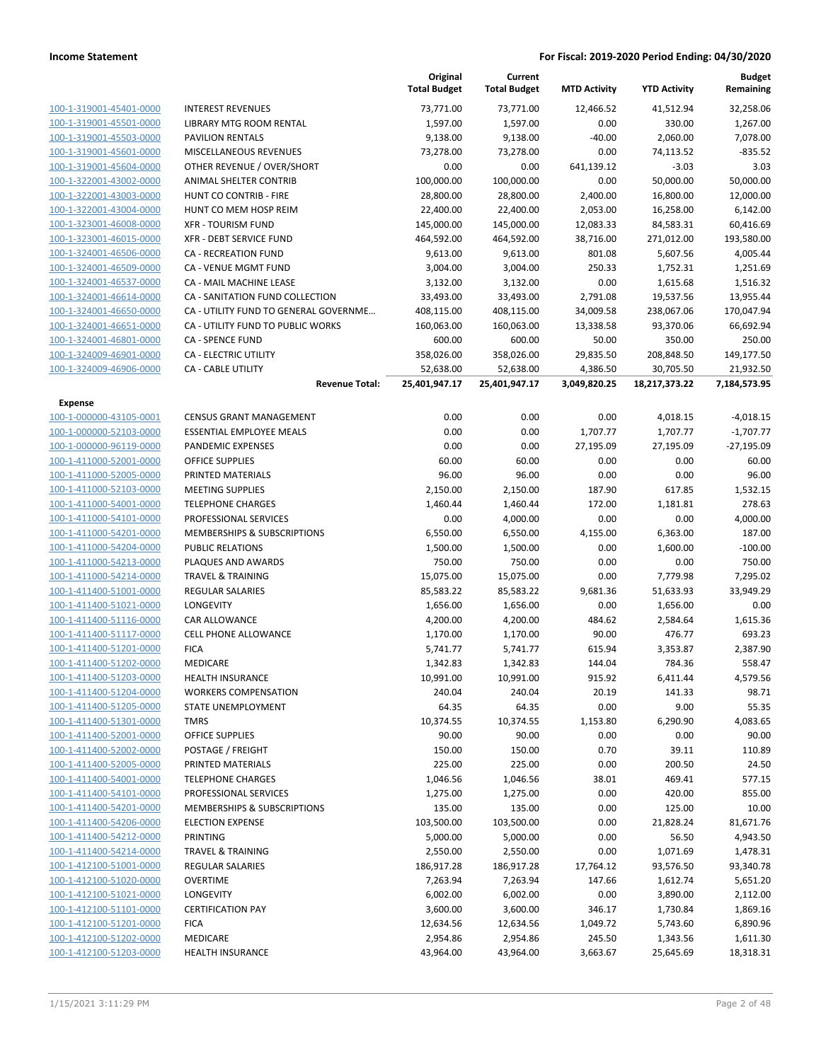| | | Original Total Budget | Current Total Budget | MTD Activity | YTD Activity | Budget Remaining |
|---|---|---|---|---|---|---|
| 100-1-319001-45401-0000 | INTEREST REVENUES | 73,771.00 | 73,771.00 | 12,466.52 | 41,512.94 | 32,258.06 |
| 100-1-319001-45501-0000 | LIBRARY MTG ROOM RENTAL | 1,597.00 | 1,597.00 | 0.00 | 330.00 | 1,267.00 |
| 100-1-319001-45503-0000 | PAVILION RENTALS | 9,138.00 | 9,138.00 | -40.00 | 2,060.00 | 7,078.00 |
| 100-1-319001-45601-0000 | MISCELLANEOUS REVENUES | 73,278.00 | 73,278.00 | 0.00 | 74,113.52 | -835.52 |
| 100-1-319001-45604-0000 | OTHER REVENUE / OVER/SHORT | 0.00 | 0.00 | 641,139.12 | -3.03 | 3.03 |
| 100-1-322001-43002-0000 | ANIMAL SHELTER CONTRIB | 100,000.00 | 100,000.00 | 0.00 | 50,000.00 | 50,000.00 |
| 100-1-322001-43003-0000 | HUNT CO CONTRIB - FIRE | 28,800.00 | 28,800.00 | 2,400.00 | 16,800.00 | 12,000.00 |
| 100-1-322001-43004-0000 | HUNT CO MEM HOSP REIM | 22,400.00 | 22,400.00 | 2,053.00 | 16,258.00 | 6,142.00 |
| 100-1-323001-46008-0000 | XFR - TOURISM FUND | 145,000.00 | 145,000.00 | 12,083.33 | 84,583.31 | 60,416.69 |
| 100-1-323001-46015-0000 | XFR - DEBT SERVICE FUND | 464,592.00 | 464,592.00 | 38,716.00 | 271,012.00 | 193,580.00 |
| 100-1-324001-46506-0000 | CA - RECREATION FUND | 9,613.00 | 9,613.00 | 801.08 | 5,607.56 | 4,005.44 |
| 100-1-324001-46509-0000 | CA - VENUE MGMT FUND | 3,004.00 | 3,004.00 | 250.33 | 1,752.31 | 1,251.69 |
| 100-1-324001-46537-0000 | CA - MAIL MACHINE LEASE | 3,132.00 | 3,132.00 | 0.00 | 1,615.68 | 1,516.32 |
| 100-1-324001-46614-0000 | CA - SANITATION FUND COLLECTION | 33,493.00 | 33,493.00 | 2,791.08 | 19,537.56 | 13,955.44 |
| 100-1-324001-46650-0000 | CA - UTILITY FUND TO GENERAL GOVERNME… | 408,115.00 | 408,115.00 | 34,009.58 | 238,067.06 | 170,047.94 |
| 100-1-324001-46651-0000 | CA - UTILITY FUND TO PUBLIC WORKS | 160,063.00 | 160,063.00 | 13,338.58 | 93,370.06 | 66,692.94 |
| 100-1-324001-46801-0000 | CA - SPENCE FUND | 600.00 | 600.00 | 50.00 | 350.00 | 250.00 |
| 100-1-324009-46901-0000 | CA - ELECTRIC UTILITY | 358,026.00 | 358,026.00 | 29,835.50 | 208,848.50 | 149,177.50 |
| 100-1-324009-46906-0000 | CA - CABLE UTILITY | 52,638.00 | 52,638.00 | 4,386.50 | 30,705.50 | 21,932.50 |
| | **Revenue Total:** | **25,401,947.17** | **25,401,947.17** | **3,049,820.25** | **18,217,373.22** | **7,184,573.95** |
| **Expense** | | | | | | |
| 100-1-000000-43105-0001 | CENSUS GRANT MANAGEMENT | 0.00 | 0.00 | 0.00 | 4,018.15 | -4,018.15 |
| 100-1-000000-52103-0000 | ESSENTIAL EMPLOYEE MEALS | 0.00 | 0.00 | 1,707.77 | 1,707.77 | -1,707.77 |
| 100-1-000000-96119-0000 | PANDEMIC EXPENSES | 0.00 | 0.00 | 27,195.09 | 27,195.09 | -27,195.09 |
| 100-1-411000-52001-0000 | OFFICE SUPPLIES | 60.00 | 60.00 | 0.00 | 0.00 | 60.00 |
| 100-1-411000-52005-0000 | PRINTED MATERIALS | 96.00 | 96.00 | 0.00 | 0.00 | 96.00 |
| 100-1-411000-52103-0000 | MEETING SUPPLIES | 2,150.00 | 2,150.00 | 187.90 | 617.85 | 1,532.15 |
| 100-1-411000-54001-0000 | TELEPHONE CHARGES | 1,460.44 | 1,460.44 | 172.00 | 1,181.81 | 278.63 |
| 100-1-411000-54101-0000 | PROFESSIONAL SERVICES | 0.00 | 4,000.00 | 0.00 | 0.00 | 4,000.00 |
| 100-1-411000-54201-0000 | MEMBERSHIPS & SUBSCRIPTIONS | 6,550.00 | 6,550.00 | 4,155.00 | 6,363.00 | 187.00 |
| 100-1-411000-54204-0000 | PUBLIC RELATIONS | 1,500.00 | 1,500.00 | 0.00 | 1,600.00 | -100.00 |
| 100-1-411000-54213-0000 | PLAQUES AND AWARDS | 750.00 | 750.00 | 0.00 | 0.00 | 750.00 |
| 100-1-411000-54214-0000 | TRAVEL & TRAINING | 15,075.00 | 15,075.00 | 0.00 | 7,779.98 | 7,295.02 |
| 100-1-411400-51001-0000 | REGULAR SALARIES | 85,583.22 | 85,583.22 | 9,681.36 | 51,633.93 | 33,949.29 |
| 100-1-411400-51021-0000 | LONGEVITY | 1,656.00 | 1,656.00 | 0.00 | 1,656.00 | 0.00 |
| 100-1-411400-51116-0000 | CAR ALLOWANCE | 4,200.00 | 4,200.00 | 484.62 | 2,584.64 | 1,615.36 |
| 100-1-411400-51117-0000 | CELL PHONE ALLOWANCE | 1,170.00 | 1,170.00 | 90.00 | 476.77 | 693.23 |
| 100-1-411400-51201-0000 | FICA | 5,741.77 | 5,741.77 | 615.94 | 3,353.87 | 2,387.90 |
| 100-1-411400-51202-0000 | MEDICARE | 1,342.83 | 1,342.83 | 144.04 | 784.36 | 558.47 |
| 100-1-411400-51203-0000 | HEALTH INSURANCE | 10,991.00 | 10,991.00 | 915.92 | 6,411.44 | 4,579.56 |
| 100-1-411400-51204-0000 | WORKERS COMPENSATION | 240.04 | 240.04 | 20.19 | 141.33 | 98.71 |
| 100-1-411400-51205-0000 | STATE UNEMPLOYMENT | 64.35 | 64.35 | 0.00 | 9.00 | 55.35 |
| 100-1-411400-51301-0000 | TMRS | 10,374.55 | 10,374.55 | 1,153.80 | 6,290.90 | 4,083.65 |
| 100-1-411400-52001-0000 | OFFICE SUPPLIES | 90.00 | 90.00 | 0.00 | 0.00 | 90.00 |
| 100-1-411400-52002-0000 | POSTAGE / FREIGHT | 150.00 | 150.00 | 0.70 | 39.11 | 110.89 |
| 100-1-411400-52005-0000 | PRINTED MATERIALS | 225.00 | 225.00 | 0.00 | 200.50 | 24.50 |
| 100-1-411400-54001-0000 | TELEPHONE CHARGES | 1,046.56 | 1,046.56 | 38.01 | 469.41 | 577.15 |
| 100-1-411400-54101-0000 | PROFESSIONAL SERVICES | 1,275.00 | 1,275.00 | 0.00 | 420.00 | 855.00 |
| 100-1-411400-54201-0000 | MEMBERSHIPS & SUBSCRIPTIONS | 135.00 | 135.00 | 0.00 | 125.00 | 10.00 |
| 100-1-411400-54206-0000 | ELECTION EXPENSE | 103,500.00 | 103,500.00 | 0.00 | 21,828.24 | 81,671.76 |
| 100-1-411400-54212-0000 | PRINTING | 5,000.00 | 5,000.00 | 0.00 | 56.50 | 4,943.50 |
| 100-1-411400-54214-0000 | TRAVEL & TRAINING | 2,550.00 | 2,550.00 | 0.00 | 1,071.69 | 1,478.31 |
| 100-1-412100-51001-0000 | REGULAR SALARIES | 186,917.28 | 186,917.28 | 17,764.12 | 93,576.50 | 93,340.78 |
| 100-1-412100-51020-0000 | OVERTIME | 7,263.94 | 7,263.94 | 147.66 | 1,612.74 | 5,651.20 |
| 100-1-412100-51021-0000 | LONGEVITY | 6,002.00 | 6,002.00 | 0.00 | 3,890.00 | 2,112.00 |
| 100-1-412100-51101-0000 | CERTIFICATION PAY | 3,600.00 | 3,600.00 | 346.17 | 1,730.84 | 1,869.16 |
| 100-1-412100-51201-0000 | FICA | 12,634.56 | 12,634.56 | 1,049.72 | 5,743.60 | 6,890.96 |
| 100-1-412100-51202-0000 | MEDICARE | 2,954.86 | 2,954.86 | 245.50 | 1,343.56 | 1,611.30 |
| 100-1-412100-51203-0000 | HEALTH INSURANCE | 43,964.00 | 43,964.00 | 3,663.67 | 25,645.69 | 18,318.31 |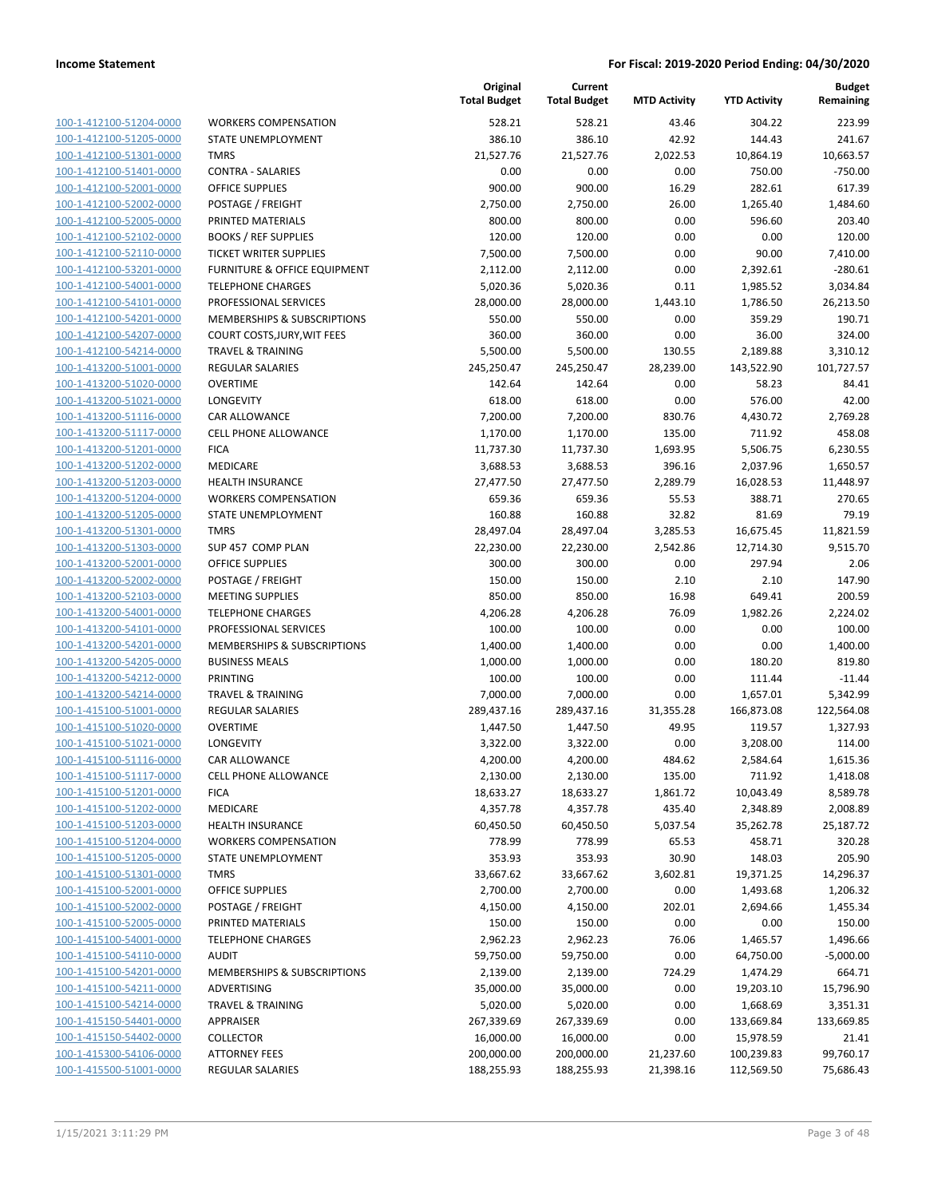| | | Original Total Budget | Current Total Budget | MTD Activity | YTD Activity | Budget Remaining |
|---|---|---|---|---|---|---|
| 100-1-412100-51204-0000 | WORKERS COMPENSATION | 528.21 | 528.21 | 43.46 | 304.22 | 223.99 |
| 100-1-412100-51205-0000 | STATE UNEMPLOYMENT | 386.10 | 386.10 | 42.92 | 144.43 | 241.67 |
| 100-1-412100-51301-0000 | TMRS | 21,527.76 | 21,527.76 | 2,022.53 | 10,864.19 | 10,663.57 |
| 100-1-412100-51401-0000 | CONTRA - SALARIES | 0.00 | 0.00 | 0.00 | 750.00 | -750.00 |
| 100-1-412100-52001-0000 | OFFICE SUPPLIES | 900.00 | 900.00 | 16.29 | 282.61 | 617.39 |
| 100-1-412100-52002-0000 | POSTAGE / FREIGHT | 2,750.00 | 2,750.00 | 26.00 | 1,265.40 | 1,484.60 |
| 100-1-412100-52005-0000 | PRINTED MATERIALS | 800.00 | 800.00 | 0.00 | 596.60 | 203.40 |
| 100-1-412100-52102-0000 | BOOKS / REF SUPPLIES | 120.00 | 120.00 | 0.00 | 0.00 | 120.00 |
| 100-1-412100-52110-0000 | TICKET WRITER SUPPLIES | 7,500.00 | 7,500.00 | 0.00 | 90.00 | 7,410.00 |
| 100-1-412100-53201-0000 | FURNITURE & OFFICE EQUIPMENT | 2,112.00 | 2,112.00 | 0.00 | 2,392.61 | -280.61 |
| 100-1-412100-54001-0000 | TELEPHONE CHARGES | 5,020.36 | 5,020.36 | 0.11 | 1,985.52 | 3,034.84 |
| 100-1-412100-54101-0000 | PROFESSIONAL SERVICES | 28,000.00 | 28,000.00 | 1,443.10 | 1,786.50 | 26,213.50 |
| 100-1-412100-54201-0000 | MEMBERSHIPS & SUBSCRIPTIONS | 550.00 | 550.00 | 0.00 | 359.29 | 190.71 |
| 100-1-412100-54207-0000 | COURT COSTS,JURY,WIT FEES | 360.00 | 360.00 | 0.00 | 36.00 | 324.00 |
| 100-1-412100-54214-0000 | TRAVEL & TRAINING | 5,500.00 | 5,500.00 | 130.55 | 2,189.88 | 3,310.12 |
| 100-1-413200-51001-0000 | REGULAR SALARIES | 245,250.47 | 245,250.47 | 28,239.00 | 143,522.90 | 101,727.57 |
| 100-1-413200-51020-0000 | OVERTIME | 142.64 | 142.64 | 0.00 | 58.23 | 84.41 |
| 100-1-413200-51021-0000 | LONGEVITY | 618.00 | 618.00 | 0.00 | 576.00 | 42.00 |
| 100-1-413200-51116-0000 | CAR ALLOWANCE | 7,200.00 | 7,200.00 | 830.76 | 4,430.72 | 2,769.28 |
| 100-1-413200-51117-0000 | CELL PHONE ALLOWANCE | 1,170.00 | 1,170.00 | 135.00 | 711.92 | 458.08 |
| 100-1-413200-51201-0000 | FICA | 11,737.30 | 11,737.30 | 1,693.95 | 5,506.75 | 6,230.55 |
| 100-1-413200-51202-0000 | MEDICARE | 3,688.53 | 3,688.53 | 396.16 | 2,037.96 | 1,650.57 |
| 100-1-413200-51203-0000 | HEALTH INSURANCE | 27,477.50 | 27,477.50 | 2,289.79 | 16,028.53 | 11,448.97 |
| 100-1-413200-51204-0000 | WORKERS COMPENSATION | 659.36 | 659.36 | 55.53 | 388.71 | 270.65 |
| 100-1-413200-51205-0000 | STATE UNEMPLOYMENT | 160.88 | 160.88 | 32.82 | 81.69 | 79.19 |
| 100-1-413200-51301-0000 | TMRS | 28,497.04 | 28,497.04 | 3,285.53 | 16,675.45 | 11,821.59 |
| 100-1-413200-51303-0000 | SUP 457 COMP PLAN | 22,230.00 | 22,230.00 | 2,542.86 | 12,714.30 | 9,515.70 |
| 100-1-413200-52001-0000 | OFFICE SUPPLIES | 300.00 | 300.00 | 0.00 | 297.94 | 2.06 |
| 100-1-413200-52002-0000 | POSTAGE / FREIGHT | 150.00 | 150.00 | 2.10 | 2.10 | 147.90 |
| 100-1-413200-52103-0000 | MEETING SUPPLIES | 850.00 | 850.00 | 16.98 | 649.41 | 200.59 |
| 100-1-413200-54001-0000 | TELEPHONE CHARGES | 4,206.28 | 4,206.28 | 76.09 | 1,982.26 | 2,224.02 |
| 100-1-413200-54101-0000 | PROFESSIONAL SERVICES | 100.00 | 100.00 | 0.00 | 0.00 | 100.00 |
| 100-1-413200-54201-0000 | MEMBERSHIPS & SUBSCRIPTIONS | 1,400.00 | 1,400.00 | 0.00 | 0.00 | 1,400.00 |
| 100-1-413200-54205-0000 | BUSINESS MEALS | 1,000.00 | 1,000.00 | 0.00 | 180.20 | 819.80 |
| 100-1-413200-54212-0000 | PRINTING | 100.00 | 100.00 | 0.00 | 111.44 | -11.44 |
| 100-1-413200-54214-0000 | TRAVEL & TRAINING | 7,000.00 | 7,000.00 | 0.00 | 1,657.01 | 5,342.99 |
| 100-1-415100-51001-0000 | REGULAR SALARIES | 289,437.16 | 289,437.16 | 31,355.28 | 166,873.08 | 122,564.08 |
| 100-1-415100-51020-0000 | OVERTIME | 1,447.50 | 1,447.50 | 49.95 | 119.57 | 1,327.93 |
| 100-1-415100-51021-0000 | LONGEVITY | 3,322.00 | 3,322.00 | 0.00 | 3,208.00 | 114.00 |
| 100-1-415100-51116-0000 | CAR ALLOWANCE | 4,200.00 | 4,200.00 | 484.62 | 2,584.64 | 1,615.36 |
| 100-1-415100-51117-0000 | CELL PHONE ALLOWANCE | 2,130.00 | 2,130.00 | 135.00 | 711.92 | 1,418.08 |
| 100-1-415100-51201-0000 | FICA | 18,633.27 | 18,633.27 | 1,861.72 | 10,043.49 | 8,589.78 |
| 100-1-415100-51202-0000 | MEDICARE | 4,357.78 | 4,357.78 | 435.40 | 2,348.89 | 2,008.89 |
| 100-1-415100-51203-0000 | HEALTH INSURANCE | 60,450.50 | 60,450.50 | 5,037.54 | 35,262.78 | 25,187.72 |
| 100-1-415100-51204-0000 | WORKERS COMPENSATION | 778.99 | 778.99 | 65.53 | 458.71 | 320.28 |
| 100-1-415100-51205-0000 | STATE UNEMPLOYMENT | 353.93 | 353.93 | 30.90 | 148.03 | 205.90 |
| 100-1-415100-51301-0000 | TMRS | 33,667.62 | 33,667.62 | 3,602.81 | 19,371.25 | 14,296.37 |
| 100-1-415100-52001-0000 | OFFICE SUPPLIES | 2,700.00 | 2,700.00 | 0.00 | 1,493.68 | 1,206.32 |
| 100-1-415100-52002-0000 | POSTAGE / FREIGHT | 4,150.00 | 4,150.00 | 202.01 | 2,694.66 | 1,455.34 |
| 100-1-415100-52005-0000 | PRINTED MATERIALS | 150.00 | 150.00 | 0.00 | 0.00 | 150.00 |
| 100-1-415100-54001-0000 | TELEPHONE CHARGES | 2,962.23 | 2,962.23 | 76.06 | 1,465.57 | 1,496.66 |
| 100-1-415100-54110-0000 | AUDIT | 59,750.00 | 59,750.00 | 0.00 | 64,750.00 | -5,000.00 |
| 100-1-415100-54201-0000 | MEMBERSHIPS & SUBSCRIPTIONS | 2,139.00 | 2,139.00 | 724.29 | 1,474.29 | 664.71 |
| 100-1-415100-54211-0000 | ADVERTISING | 35,000.00 | 35,000.00 | 0.00 | 19,203.10 | 15,796.90 |
| 100-1-415100-54214-0000 | TRAVEL & TRAINING | 5,020.00 | 5,020.00 | 0.00 | 1,668.69 | 3,351.31 |
| 100-1-415150-54401-0000 | APPRAISER | 267,339.69 | 267,339.69 | 0.00 | 133,669.84 | 133,669.85 |
| 100-1-415150-54402-0000 | COLLECTOR | 16,000.00 | 16,000.00 | 0.00 | 15,978.59 | 21.41 |
| 100-1-415300-54106-0000 | ATTORNEY FEES | 200,000.00 | 200,000.00 | 21,237.60 | 100,239.83 | 99,760.17 |
| 100-1-415500-51001-0000 | REGULAR SALARIES | 188,255.93 | 188,255.93 | 21,398.16 | 112,569.50 | 75,686.43 |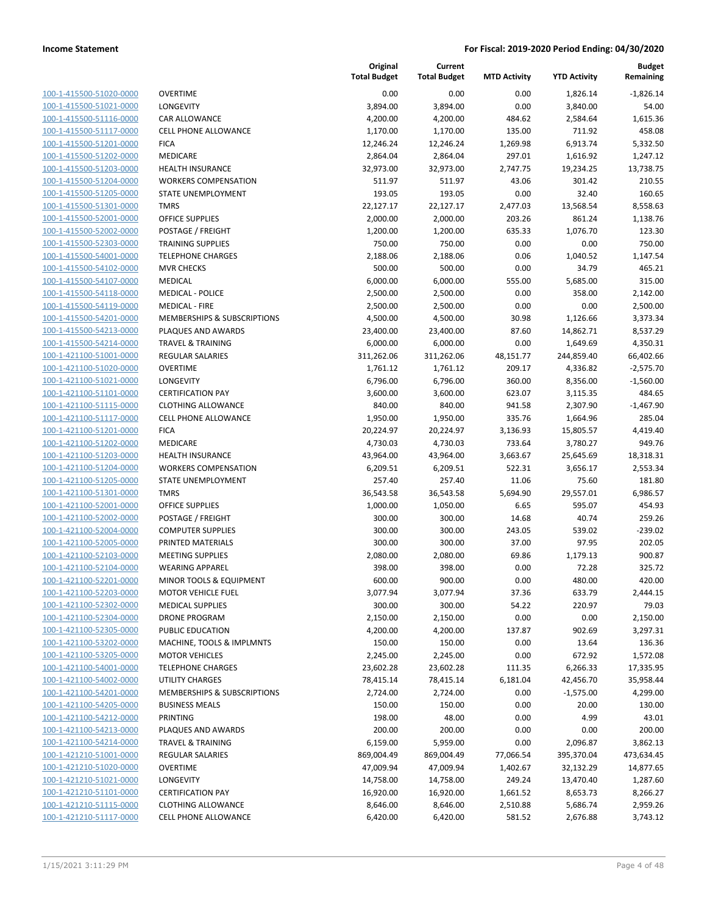| | | Original Total Budget | Current Total Budget | MTD Activity | YTD Activity | Budget Remaining |
|---|---|---|---|---|---|---|
| 100-1-415500-51020-0000 | OVERTIME | 0.00 | 0.00 | 0.00 | 1,826.14 | -1,826.14 |
| 100-1-415500-51021-0000 | LONGEVITY | 3,894.00 | 3,894.00 | 0.00 | 3,840.00 | 54.00 |
| 100-1-415500-51116-0000 | CAR ALLOWANCE | 4,200.00 | 4,200.00 | 484.62 | 2,584.64 | 1,615.36 |
| 100-1-415500-51117-0000 | CELL PHONE ALLOWANCE | 1,170.00 | 1,170.00 | 135.00 | 711.92 | 458.08 |
| 100-1-415500-51201-0000 | FICA | 12,246.24 | 12,246.24 | 1,269.98 | 6,913.74 | 5,332.50 |
| 100-1-415500-51202-0000 | MEDICARE | 2,864.04 | 2,864.04 | 297.01 | 1,616.92 | 1,247.12 |
| 100-1-415500-51203-0000 | HEALTH INSURANCE | 32,973.00 | 32,973.00 | 2,747.75 | 19,234.25 | 13,738.75 |
| 100-1-415500-51204-0000 | WORKERS COMPENSATION | 511.97 | 511.97 | 43.06 | 301.42 | 210.55 |
| 100-1-415500-51205-0000 | STATE UNEMPLOYMENT | 193.05 | 193.05 | 0.00 | 32.40 | 160.65 |
| 100-1-415500-51301-0000 | TMRS | 22,127.17 | 22,127.17 | 2,477.03 | 13,568.54 | 8,558.63 |
| 100-1-415500-52001-0000 | OFFICE SUPPLIES | 2,000.00 | 2,000.00 | 203.26 | 861.24 | 1,138.76 |
| 100-1-415500-52002-0000 | POSTAGE / FREIGHT | 1,200.00 | 1,200.00 | 635.33 | 1,076.70 | 123.30 |
| 100-1-415500-52303-0000 | TRAINING SUPPLIES | 750.00 | 750.00 | 0.00 | 0.00 | 750.00 |
| 100-1-415500-54001-0000 | TELEPHONE CHARGES | 2,188.06 | 2,188.06 | 0.06 | 1,040.52 | 1,147.54 |
| 100-1-415500-54102-0000 | MVR CHECKS | 500.00 | 500.00 | 0.00 | 34.79 | 465.21 |
| 100-1-415500-54107-0000 | MEDICAL | 6,000.00 | 6,000.00 | 555.00 | 5,685.00 | 315.00 |
| 100-1-415500-54118-0000 | MEDICAL - POLICE | 2,500.00 | 2,500.00 | 0.00 | 358.00 | 2,142.00 |
| 100-1-415500-54119-0000 | MEDICAL - FIRE | 2,500.00 | 2,500.00 | 0.00 | 0.00 | 2,500.00 |
| 100-1-415500-54201-0000 | MEMBERSHIPS & SUBSCRIPTIONS | 4,500.00 | 4,500.00 | 30.98 | 1,126.66 | 3,373.34 |
| 100-1-415500-54213-0000 | PLAQUES AND AWARDS | 23,400.00 | 23,400.00 | 87.60 | 14,862.71 | 8,537.29 |
| 100-1-415500-54214-0000 | TRAVEL & TRAINING | 6,000.00 | 6,000.00 | 0.00 | 1,649.69 | 4,350.31 |
| 100-1-421100-51001-0000 | REGULAR SALARIES | 311,262.06 | 311,262.06 | 48,151.77 | 244,859.40 | 66,402.66 |
| 100-1-421100-51020-0000 | OVERTIME | 1,761.12 | 1,761.12 | 209.17 | 4,336.82 | -2,575.70 |
| 100-1-421100-51021-0000 | LONGEVITY | 6,796.00 | 6,796.00 | 360.00 | 8,356.00 | -1,560.00 |
| 100-1-421100-51101-0000 | CERTIFICATION PAY | 3,600.00 | 3,600.00 | 623.07 | 3,115.35 | 484.65 |
| 100-1-421100-51115-0000 | CLOTHING ALLOWANCE | 840.00 | 840.00 | 941.58 | 2,307.90 | -1,467.90 |
| 100-1-421100-51117-0000 | CELL PHONE ALLOWANCE | 1,950.00 | 1,950.00 | 335.76 | 1,664.96 | 285.04 |
| 100-1-421100-51201-0000 | FICA | 20,224.97 | 20,224.97 | 3,136.93 | 15,805.57 | 4,419.40 |
| 100-1-421100-51202-0000 | MEDICARE | 4,730.03 | 4,730.03 | 733.64 | 3,780.27 | 949.76 |
| 100-1-421100-51203-0000 | HEALTH INSURANCE | 43,964.00 | 43,964.00 | 3,663.67 | 25,645.69 | 18,318.31 |
| 100-1-421100-51204-0000 | WORKERS COMPENSATION | 6,209.51 | 6,209.51 | 522.31 | 3,656.17 | 2,553.34 |
| 100-1-421100-51205-0000 | STATE UNEMPLOYMENT | 257.40 | 257.40 | 11.06 | 75.60 | 181.80 |
| 100-1-421100-51301-0000 | TMRS | 36,543.58 | 36,543.58 | 5,694.90 | 29,557.01 | 6,986.57 |
| 100-1-421100-52001-0000 | OFFICE SUPPLIES | 1,000.00 | 1,050.00 | 6.65 | 595.07 | 454.93 |
| 100-1-421100-52002-0000 | POSTAGE / FREIGHT | 300.00 | 300.00 | 14.68 | 40.74 | 259.26 |
| 100-1-421100-52004-0000 | COMPUTER SUPPLIES | 300.00 | 300.00 | 243.05 | 539.02 | -239.02 |
| 100-1-421100-52005-0000 | PRINTED MATERIALS | 300.00 | 300.00 | 37.00 | 97.95 | 202.05 |
| 100-1-421100-52103-0000 | MEETING SUPPLIES | 2,080.00 | 2,080.00 | 69.86 | 1,179.13 | 900.87 |
| 100-1-421100-52104-0000 | WEARING APPAREL | 398.00 | 398.00 | 0.00 | 72.28 | 325.72 |
| 100-1-421100-52201-0000 | MINOR TOOLS & EQUIPMENT | 600.00 | 900.00 | 0.00 | 480.00 | 420.00 |
| 100-1-421100-52203-0000 | MOTOR VEHICLE FUEL | 3,077.94 | 3,077.94 | 37.36 | 633.79 | 2,444.15 |
| 100-1-421100-52302-0000 | MEDICAL SUPPLIES | 300.00 | 300.00 | 54.22 | 220.97 | 79.03 |
| 100-1-421100-52304-0000 | DRONE PROGRAM | 2,150.00 | 2,150.00 | 0.00 | 0.00 | 2,150.00 |
| 100-1-421100-52305-0000 | PUBLIC EDUCATION | 4,200.00 | 4,200.00 | 137.87 | 902.69 | 3,297.31 |
| 100-1-421100-53202-0000 | MACHINE, TOOLS & IMPLMNTS | 150.00 | 150.00 | 0.00 | 13.64 | 136.36 |
| 100-1-421100-53205-0000 | MOTOR VEHICLES | 2,245.00 | 2,245.00 | 0.00 | 672.92 | 1,572.08 |
| 100-1-421100-54001-0000 | TELEPHONE CHARGES | 23,602.28 | 23,602.28 | 111.35 | 6,266.33 | 17,335.95 |
| 100-1-421100-54002-0000 | UTILITY CHARGES | 78,415.14 | 78,415.14 | 6,181.04 | 42,456.70 | 35,958.44 |
| 100-1-421100-54201-0000 | MEMBERSHIPS & SUBSCRIPTIONS | 2,724.00 | 2,724.00 | 0.00 | -1,575.00 | 4,299.00 |
| 100-1-421100-54205-0000 | BUSINESS MEALS | 150.00 | 150.00 | 0.00 | 20.00 | 130.00 |
| 100-1-421100-54212-0000 | PRINTING | 198.00 | 48.00 | 0.00 | 4.99 | 43.01 |
| 100-1-421100-54213-0000 | PLAQUES AND AWARDS | 200.00 | 200.00 | 0.00 | 0.00 | 200.00 |
| 100-1-421100-54214-0000 | TRAVEL & TRAINING | 6,159.00 | 5,959.00 | 0.00 | 2,096.87 | 3,862.13 |
| 100-1-421210-51001-0000 | REGULAR SALARIES | 869,004.49 | 869,004.49 | 77,066.54 | 395,370.04 | 473,634.45 |
| 100-1-421210-51020-0000 | OVERTIME | 47,009.94 | 47,009.94 | 1,402.67 | 32,132.29 | 14,877.65 |
| 100-1-421210-51021-0000 | LONGEVITY | 14,758.00 | 14,758.00 | 249.24 | 13,470.40 | 1,287.60 |
| 100-1-421210-51101-0000 | CERTIFICATION PAY | 16,920.00 | 16,920.00 | 1,661.52 | 8,653.73 | 8,266.27 |
| 100-1-421210-51115-0000 | CLOTHING ALLOWANCE | 8,646.00 | 8,646.00 | 2,510.88 | 5,686.74 | 2,959.26 |
| 100-1-421210-51117-0000 | CELL PHONE ALLOWANCE | 6,420.00 | 6,420.00 | 581.52 | 2,676.88 | 3,743.12 |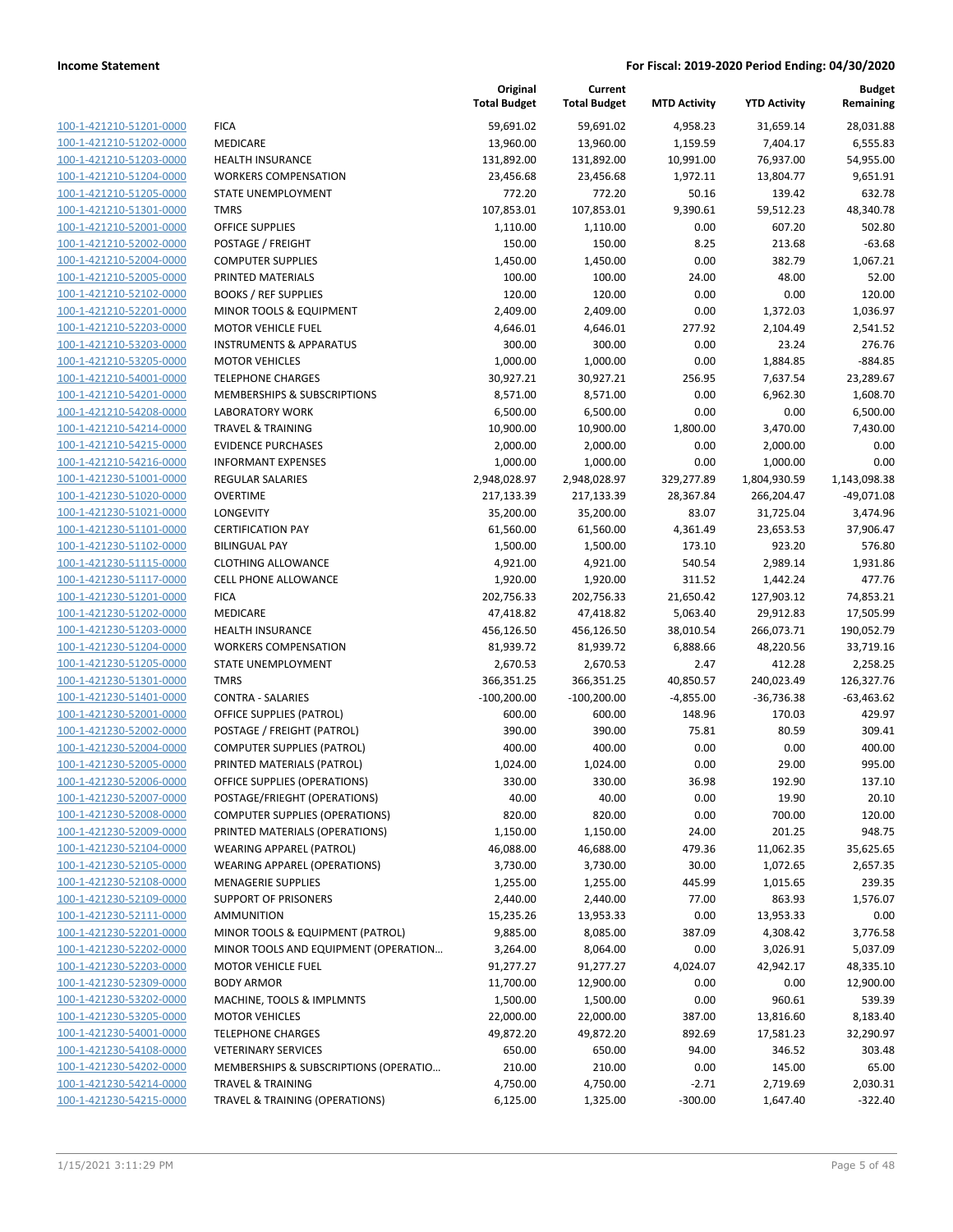**Income Statement** **For Fiscal: 2019-2020 Period Ending: 04/30/2020**

| | | Original Total Budget | Current Total Budget | MTD Activity | YTD Activity | Budget Remaining |
|---|---|---|---|---|---|---|
| 100-1-421210-51201-0000 | FICA | 59,691.02 | 59,691.02 | 4,958.23 | 31,659.14 | 28,031.88 |
| 100-1-421210-51202-0000 | MEDICARE | 13,960.00 | 13,960.00 | 1,159.59 | 7,404.17 | 6,555.83 |
| 100-1-421210-51203-0000 | HEALTH INSURANCE | 131,892.00 | 131,892.00 | 10,991.00 | 76,937.00 | 54,955.00 |
| 100-1-421210-51204-0000 | WORKERS COMPENSATION | 23,456.68 | 23,456.68 | 1,972.11 | 13,804.77 | 9,651.91 |
| 100-1-421210-51205-0000 | STATE UNEMPLOYMENT | 772.20 | 772.20 | 50.16 | 139.42 | 632.78 |
| 100-1-421210-51301-0000 | TMRS | 107,853.01 | 107,853.01 | 9,390.61 | 59,512.23 | 48,340.78 |
| 100-1-421210-52001-0000 | OFFICE SUPPLIES | 1,110.00 | 1,110.00 | 0.00 | 607.20 | 502.80 |
| 100-1-421210-52002-0000 | POSTAGE / FREIGHT | 150.00 | 150.00 | 8.25 | 213.68 | -63.68 |
| 100-1-421210-52004-0000 | COMPUTER SUPPLIES | 1,450.00 | 1,450.00 | 0.00 | 382.79 | 1,067.21 |
| 100-1-421210-52005-0000 | PRINTED MATERIALS | 100.00 | 100.00 | 24.00 | 48.00 | 52.00 |
| 100-1-421210-52102-0000 | BOOKS / REF SUPPLIES | 120.00 | 120.00 | 0.00 | 0.00 | 120.00 |
| 100-1-421210-52201-0000 | MINOR TOOLS & EQUIPMENT | 2,409.00 | 2,409.00 | 0.00 | 1,372.03 | 1,036.97 |
| 100-1-421210-52203-0000 | MOTOR VEHICLE FUEL | 4,646.01 | 4,646.01 | 277.92 | 2,104.49 | 2,541.52 |
| 100-1-421210-53203-0000 | INSTRUMENTS & APPARATUS | 300.00 | 300.00 | 0.00 | 23.24 | 276.76 |
| 100-1-421210-53205-0000 | MOTOR VEHICLES | 1,000.00 | 1,000.00 | 0.00 | 1,884.85 | -884.85 |
| 100-1-421210-54001-0000 | TELEPHONE CHARGES | 30,927.21 | 30,927.21 | 256.95 | 7,637.54 | 23,289.67 |
| 100-1-421210-54201-0000 | MEMBERSHIPS & SUBSCRIPTIONS | 8,571.00 | 8,571.00 | 0.00 | 6,962.30 | 1,608.70 |
| 100-1-421210-54208-0000 | LABORATORY WORK | 6,500.00 | 6,500.00 | 0.00 | 0.00 | 6,500.00 |
| 100-1-421210-54214-0000 | TRAVEL & TRAINING | 10,900.00 | 10,900.00 | 1,800.00 | 3,470.00 | 7,430.00 |
| 100-1-421210-54215-0000 | EVIDENCE PURCHASES | 2,000.00 | 2,000.00 | 0.00 | 2,000.00 | 0.00 |
| 100-1-421210-54216-0000 | INFORMANT EXPENSES | 1,000.00 | 1,000.00 | 0.00 | 1,000.00 | 0.00 |
| 100-1-421230-51001-0000 | REGULAR SALARIES | 2,948,028.97 | 2,948,028.97 | 329,277.89 | 1,804,930.59 | 1,143,098.38 |
| 100-1-421230-51020-0000 | OVERTIME | 217,133.39 | 217,133.39 | 28,367.84 | 266,204.47 | -49,071.08 |
| 100-1-421230-51021-0000 | LONGEVITY | 35,200.00 | 35,200.00 | 83.07 | 31,725.04 | 3,474.96 |
| 100-1-421230-51101-0000 | CERTIFICATION PAY | 61,560.00 | 61,560.00 | 4,361.49 | 23,653.53 | 37,906.47 |
| 100-1-421230-51102-0000 | BILINGUAL PAY | 1,500.00 | 1,500.00 | 173.10 | 923.20 | 576.80 |
| 100-1-421230-51115-0000 | CLOTHING ALLOWANCE | 4,921.00 | 4,921.00 | 540.54 | 2,989.14 | 1,931.86 |
| 100-1-421230-51117-0000 | CELL PHONE ALLOWANCE | 1,920.00 | 1,920.00 | 311.52 | 1,442.24 | 477.76 |
| 100-1-421230-51201-0000 | FICA | 202,756.33 | 202,756.33 | 21,650.42 | 127,903.12 | 74,853.21 |
| 100-1-421230-51202-0000 | MEDICARE | 47,418.82 | 47,418.82 | 5,063.40 | 29,912.83 | 17,505.99 |
| 100-1-421230-51203-0000 | HEALTH INSURANCE | 456,126.50 | 456,126.50 | 38,010.54 | 266,073.71 | 190,052.79 |
| 100-1-421230-51204-0000 | WORKERS COMPENSATION | 81,939.72 | 81,939.72 | 6,888.66 | 48,220.56 | 33,719.16 |
| 100-1-421230-51205-0000 | STATE UNEMPLOYMENT | 2,670.53 | 2,670.53 | 2.47 | 412.28 | 2,258.25 |
| 100-1-421230-51301-0000 | TMRS | 366,351.25 | 366,351.25 | 40,850.57 | 240,023.49 | 126,327.76 |
| 100-1-421230-51401-0000 | CONTRA - SALARIES | -100,200.00 | -100,200.00 | -4,855.00 | -36,736.38 | -63,463.62 |
| 100-1-421230-52001-0000 | OFFICE SUPPLIES (PATROL) | 600.00 | 600.00 | 148.96 | 170.03 | 429.97 |
| 100-1-421230-52002-0000 | POSTAGE / FREIGHT (PATROL) | 390.00 | 390.00 | 75.81 | 80.59 | 309.41 |
| 100-1-421230-52004-0000 | COMPUTER SUPPLIES (PATROL) | 400.00 | 400.00 | 0.00 | 0.00 | 400.00 |
| 100-1-421230-52005-0000 | PRINTED MATERIALS (PATROL) | 1,024.00 | 1,024.00 | 0.00 | 29.00 | 995.00 |
| 100-1-421230-52006-0000 | OFFICE SUPPLIES (OPERATIONS) | 330.00 | 330.00 | 36.98 | 192.90 | 137.10 |
| 100-1-421230-52007-0000 | POSTAGE/FRIEGHT (OPERATIONS) | 40.00 | 40.00 | 0.00 | 19.90 | 20.10 |
| 100-1-421230-52008-0000 | COMPUTER SUPPLIES (OPERATIONS) | 820.00 | 820.00 | 0.00 | 700.00 | 120.00 |
| 100-1-421230-52009-0000 | PRINTED MATERIALS (OPERATIONS) | 1,150.00 | 1,150.00 | 24.00 | 201.25 | 948.75 |
| 100-1-421230-52104-0000 | WEARING APPAREL (PATROL) | 46,088.00 | 46,688.00 | 479.36 | 11,062.35 | 35,625.65 |
| 100-1-421230-52105-0000 | WEARING APPAREL (OPERATIONS) | 3,730.00 | 3,730.00 | 30.00 | 1,072.65 | 2,657.35 |
| 100-1-421230-52108-0000 | MENAGERIE SUPPLIES | 1,255.00 | 1,255.00 | 445.99 | 1,015.65 | 239.35 |
| 100-1-421230-52109-0000 | SUPPORT OF PRISONERS | 2,440.00 | 2,440.00 | 77.00 | 863.93 | 1,576.07 |
| 100-1-421230-52111-0000 | AMMUNITION | 15,235.26 | 13,953.33 | 0.00 | 13,953.33 | 0.00 |
| 100-1-421230-52201-0000 | MINOR TOOLS & EQUIPMENT (PATROL) | 9,885.00 | 8,085.00 | 387.09 | 4,308.42 | 3,776.58 |
| 100-1-421230-52202-0000 | MINOR TOOLS AND EQUIPMENT (OPERATION… | 3,264.00 | 8,064.00 | 0.00 | 3,026.91 | 5,037.09 |
| 100-1-421230-52203-0000 | MOTOR VEHICLE FUEL | 91,277.27 | 91,277.27 | 4,024.07 | 42,942.17 | 48,335.10 |
| 100-1-421230-52309-0000 | BODY ARMOR | 11,700.00 | 12,900.00 | 0.00 | 0.00 | 12,900.00 |
| 100-1-421230-53202-0000 | MACHINE, TOOLS & IMPLMNTS | 1,500.00 | 1,500.00 | 0.00 | 960.61 | 539.39 |
| 100-1-421230-53205-0000 | MOTOR VEHICLES | 22,000.00 | 22,000.00 | 387.00 | 13,816.60 | 8,183.40 |
| 100-1-421230-54001-0000 | TELEPHONE CHARGES | 49,872.20 | 49,872.20 | 892.69 | 17,581.23 | 32,290.97 |
| 100-1-421230-54108-0000 | VETERINARY SERVICES | 650.00 | 650.00 | 94.00 | 346.52 | 303.48 |
| 100-1-421230-54202-0000 | MEMBERSHIPS & SUBSCRIPTIONS (OPERATIO… | 210.00 | 210.00 | 0.00 | 145.00 | 65.00 |
| 100-1-421230-54214-0000 | TRAVEL & TRAINING | 4,750.00 | 4,750.00 | -2.71 | 2,719.69 | 2,030.31 |
| 100-1-421230-54215-0000 | TRAVEL & TRAINING (OPERATIONS) | 6,125.00 | 1,325.00 | -300.00 | 1,647.40 | -322.40 |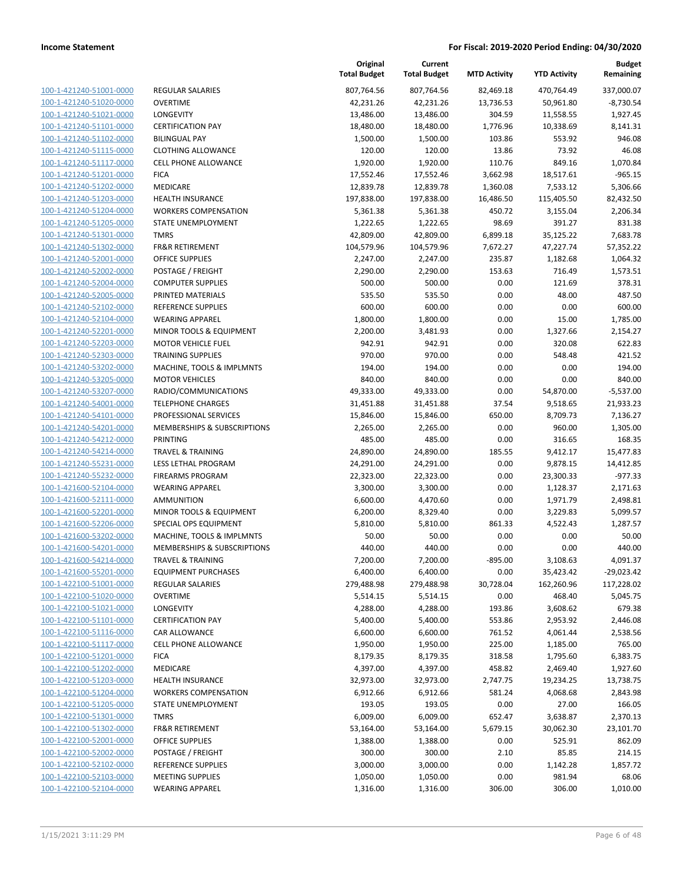**Income Statement** | **For Fiscal: 2019-2020 Period Ending: 04/30/2020**

| | | Original Total Budget | Current Total Budget | MTD Activity | YTD Activity | Budget Remaining |
|---|---|---|---|---|---|---|
| 100-1-421240-51001-0000 | REGULAR SALARIES | 807,764.56 | 807,764.56 | 82,469.18 | 470,764.49 | 337,000.07 |
| 100-1-421240-51020-0000 | OVERTIME | 42,231.26 | 42,231.26 | 13,736.53 | 50,961.80 | -8,730.54 |
| 100-1-421240-51021-0000 | LONGEVITY | 13,486.00 | 13,486.00 | 304.59 | 11,558.55 | 1,927.45 |
| 100-1-421240-51101-0000 | CERTIFICATION PAY | 18,480.00 | 18,480.00 | 1,776.96 | 10,338.69 | 8,141.31 |
| 100-1-421240-51102-0000 | BILINGUAL PAY | 1,500.00 | 1,500.00 | 103.86 | 553.92 | 946.08 |
| 100-1-421240-51115-0000 | CLOTHING ALLOWANCE | 120.00 | 120.00 | 13.86 | 73.92 | 46.08 |
| 100-1-421240-51117-0000 | CELL PHONE ALLOWANCE | 1,920.00 | 1,920.00 | 110.76 | 849.16 | 1,070.84 |
| 100-1-421240-51201-0000 | FICA | 17,552.46 | 17,552.46 | 3,662.98 | 18,517.61 | -965.15 |
| 100-1-421240-51202-0000 | MEDICARE | 12,839.78 | 12,839.78 | 1,360.08 | 7,533.12 | 5,306.66 |
| 100-1-421240-51203-0000 | HEALTH INSURANCE | 197,838.00 | 197,838.00 | 16,486.50 | 115,405.50 | 82,432.50 |
| 100-1-421240-51204-0000 | WORKERS COMPENSATION | 5,361.38 | 5,361.38 | 450.72 | 3,155.04 | 2,206.34 |
| 100-1-421240-51205-0000 | STATE UNEMPLOYMENT | 1,222.65 | 1,222.65 | 98.69 | 391.27 | 831.38 |
| 100-1-421240-51301-0000 | TMRS | 42,809.00 | 42,809.00 | 6,899.18 | 35,125.22 | 7,683.78 |
| 100-1-421240-51302-0000 | FR&R RETIREMENT | 104,579.96 | 104,579.96 | 7,672.27 | 47,227.74 | 57,352.22 |
| 100-1-421240-52001-0000 | OFFICE SUPPLIES | 2,247.00 | 2,247.00 | 235.87 | 1,182.68 | 1,064.32 |
| 100-1-421240-52002-0000 | POSTAGE / FREIGHT | 2,290.00 | 2,290.00 | 153.63 | 716.49 | 1,573.51 |
| 100-1-421240-52004-0000 | COMPUTER SUPPLIES | 500.00 | 500.00 | 0.00 | 121.69 | 378.31 |
| 100-1-421240-52005-0000 | PRINTED MATERIALS | 535.50 | 535.50 | 0.00 | 48.00 | 487.50 |
| 100-1-421240-52102-0000 | REFERENCE SUPPLIES | 600.00 | 600.00 | 0.00 | 0.00 | 600.00 |
| 100-1-421240-52104-0000 | WEARING APPAREL | 1,800.00 | 1,800.00 | 0.00 | 15.00 | 1,785.00 |
| 100-1-421240-52201-0000 | MINOR TOOLS & EQUIPMENT | 2,200.00 | 3,481.93 | 0.00 | 1,327.66 | 2,154.27 |
| 100-1-421240-52203-0000 | MOTOR VEHICLE FUEL | 942.91 | 942.91 | 0.00 | 320.08 | 622.83 |
| 100-1-421240-52303-0000 | TRAINING SUPPLIES | 970.00 | 970.00 | 0.00 | 548.48 | 421.52 |
| 100-1-421240-53202-0000 | MACHINE, TOOLS & IMPLMNTS | 194.00 | 194.00 | 0.00 | 0.00 | 194.00 |
| 100-1-421240-53205-0000 | MOTOR VEHICLES | 840.00 | 840.00 | 0.00 | 0.00 | 840.00 |
| 100-1-421240-53207-0000 | RADIO/COMMUNICATIONS | 49,333.00 | 49,333.00 | 0.00 | 54,870.00 | -5,537.00 |
| 100-1-421240-54001-0000 | TELEPHONE CHARGES | 31,451.88 | 31,451.88 | 37.54 | 9,518.65 | 21,933.23 |
| 100-1-421240-54101-0000 | PROFESSIONAL SERVICES | 15,846.00 | 15,846.00 | 650.00 | 8,709.73 | 7,136.27 |
| 100-1-421240-54201-0000 | MEMBERSHIPS & SUBSCRIPTIONS | 2,265.00 | 2,265.00 | 0.00 | 960.00 | 1,305.00 |
| 100-1-421240-54212-0000 | PRINTING | 485.00 | 485.00 | 0.00 | 316.65 | 168.35 |
| 100-1-421240-54214-0000 | TRAVEL & TRAINING | 24,890.00 | 24,890.00 | 185.55 | 9,412.17 | 15,477.83 |
| 100-1-421240-55231-0000 | LESS LETHAL PROGRAM | 24,291.00 | 24,291.00 | 0.00 | 9,878.15 | 14,412.85 |
| 100-1-421240-55232-0000 | FIREARMS PROGRAM | 22,323.00 | 22,323.00 | 0.00 | 23,300.33 | -977.33 |
| 100-1-421600-52104-0000 | WEARING APPAREL | 3,300.00 | 3,300.00 | 0.00 | 1,128.37 | 2,171.63 |
| 100-1-421600-52111-0000 | AMMUNITION | 6,600.00 | 4,470.60 | 0.00 | 1,971.79 | 2,498.81 |
| 100-1-421600-52201-0000 | MINOR TOOLS & EQUIPMENT | 6,200.00 | 8,329.40 | 0.00 | 3,229.83 | 5,099.57 |
| 100-1-421600-52206-0000 | SPECIAL OPS EQUIPMENT | 5,810.00 | 5,810.00 | 861.33 | 4,522.43 | 1,287.57 |
| 100-1-421600-53202-0000 | MACHINE, TOOLS & IMPLMNTS | 50.00 | 50.00 | 0.00 | 0.00 | 50.00 |
| 100-1-421600-54201-0000 | MEMBERSHIPS & SUBSCRIPTIONS | 440.00 | 440.00 | 0.00 | 0.00 | 440.00 |
| 100-1-421600-54214-0000 | TRAVEL & TRAINING | 7,200.00 | 7,200.00 | -895.00 | 3,108.63 | 4,091.37 |
| 100-1-421600-55201-0000 | EQUIPMENT PURCHASES | 6,400.00 | 6,400.00 | 0.00 | 35,423.42 | -29,023.42 |
| 100-1-422100-51001-0000 | REGULAR SALARIES | 279,488.98 | 279,488.98 | 30,728.04 | 162,260.96 | 117,228.02 |
| 100-1-422100-51020-0000 | OVERTIME | 5,514.15 | 5,514.15 | 0.00 | 468.40 | 5,045.75 |
| 100-1-422100-51021-0000 | LONGEVITY | 4,288.00 | 4,288.00 | 193.86 | 3,608.62 | 679.38 |
| 100-1-422100-51101-0000 | CERTIFICATION PAY | 5,400.00 | 5,400.00 | 553.86 | 2,953.92 | 2,446.08 |
| 100-1-422100-51116-0000 | CAR ALLOWANCE | 6,600.00 | 6,600.00 | 761.52 | 4,061.44 | 2,538.56 |
| 100-1-422100-51117-0000 | CELL PHONE ALLOWANCE | 1,950.00 | 1,950.00 | 225.00 | 1,185.00 | 765.00 |
| 100-1-422100-51201-0000 | FICA | 8,179.35 | 8,179.35 | 318.58 | 1,795.60 | 6,383.75 |
| 100-1-422100-51202-0000 | MEDICARE | 4,397.00 | 4,397.00 | 458.82 | 2,469.40 | 1,927.60 |
| 100-1-422100-51203-0000 | HEALTH INSURANCE | 32,973.00 | 32,973.00 | 2,747.75 | 19,234.25 | 13,738.75 |
| 100-1-422100-51204-0000 | WORKERS COMPENSATION | 6,912.66 | 6,912.66 | 581.24 | 4,068.68 | 2,843.98 |
| 100-1-422100-51205-0000 | STATE UNEMPLOYMENT | 193.05 | 193.05 | 0.00 | 27.00 | 166.05 |
| 100-1-422100-51301-0000 | TMRS | 6,009.00 | 6,009.00 | 652.47 | 3,638.87 | 2,370.13 |
| 100-1-422100-51302-0000 | FR&R RETIREMENT | 53,164.00 | 53,164.00 | 5,679.15 | 30,062.30 | 23,101.70 |
| 100-1-422100-52001-0000 | OFFICE SUPPLIES | 1,388.00 | 1,388.00 | 0.00 | 525.91 | 862.09 |
| 100-1-422100-52002-0000 | POSTAGE / FREIGHT | 300.00 | 300.00 | 2.10 | 85.85 | 214.15 |
| 100-1-422100-52102-0000 | REFERENCE SUPPLIES | 3,000.00 | 3,000.00 | 0.00 | 1,142.28 | 1,857.72 |
| 100-1-422100-52103-0000 | MEETING SUPPLIES | 1,050.00 | 1,050.00 | 0.00 | 981.94 | 68.06 |
| 100-1-422100-52104-0000 | WEARING APPAREL | 1,316.00 | 1,316.00 | 306.00 | 306.00 | 1,010.00 |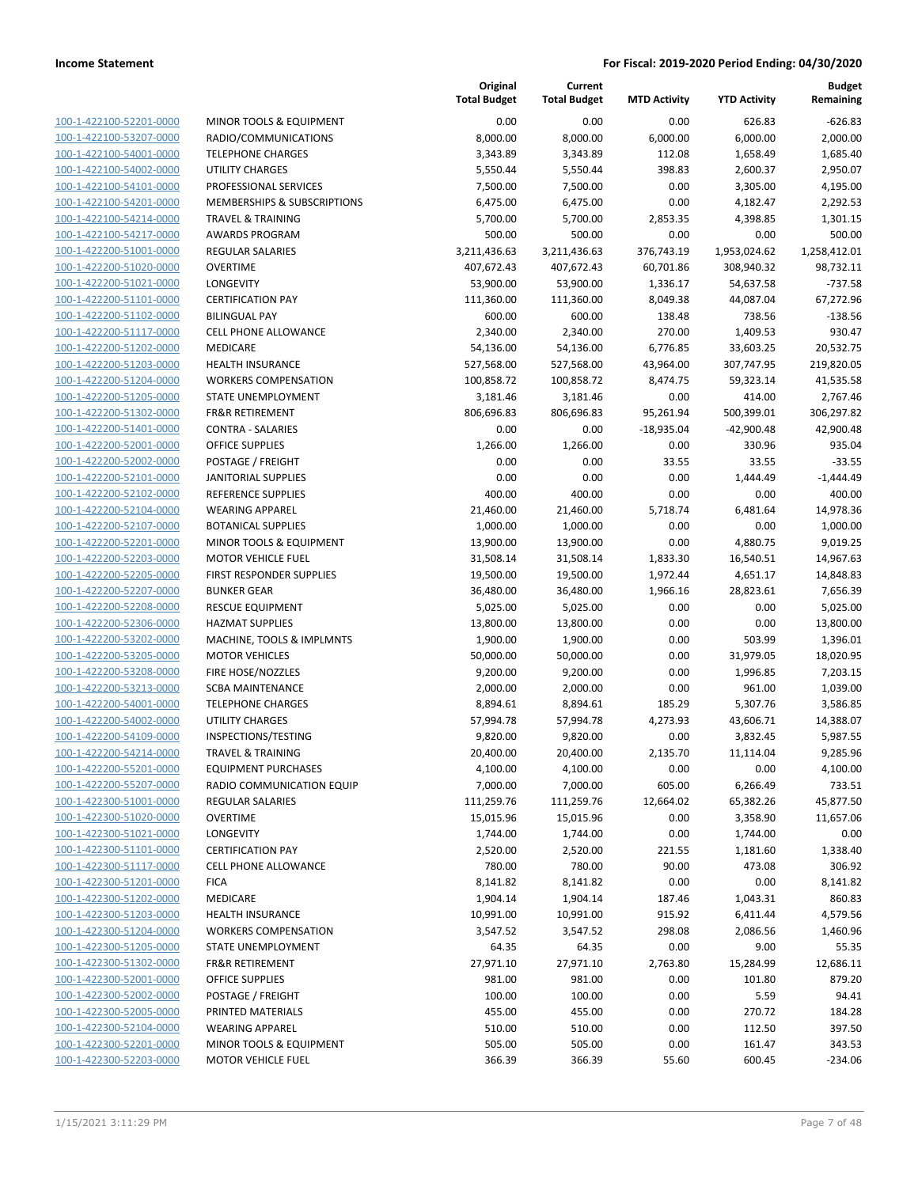| | | Original Total Budget | Current Total Budget | MTD Activity | YTD Activity | Budget Remaining |
|---|---|---|---|---|---|---|
| 100-1-422100-52201-0000 | MINOR TOOLS & EQUIPMENT | 0.00 | 0.00 | 0.00 | 626.83 | -626.83 |
| 100-1-422100-53207-0000 | RADIO/COMMUNICATIONS | 8,000.00 | 8,000.00 | 6,000.00 | 6,000.00 | 2,000.00 |
| 100-1-422100-54001-0000 | TELEPHONE CHARGES | 3,343.89 | 3,343.89 | 112.08 | 1,658.49 | 1,685.40 |
| 100-1-422100-54002-0000 | UTILITY CHARGES | 5,550.44 | 5,550.44 | 398.83 | 2,600.37 | 2,950.07 |
| 100-1-422100-54101-0000 | PROFESSIONAL SERVICES | 7,500.00 | 7,500.00 | 0.00 | 3,305.00 | 4,195.00 |
| 100-1-422100-54201-0000 | MEMBERSHIPS & SUBSCRIPTIONS | 6,475.00 | 6,475.00 | 0.00 | 4,182.47 | 2,292.53 |
| 100-1-422100-54214-0000 | TRAVEL & TRAINING | 5,700.00 | 5,700.00 | 2,853.35 | 4,398.85 | 1,301.15 |
| 100-1-422100-54217-0000 | AWARDS PROGRAM | 500.00 | 500.00 | 0.00 | 0.00 | 500.00 |
| 100-1-422200-51001-0000 | REGULAR SALARIES | 3,211,436.63 | 3,211,436.63 | 376,743.19 | 1,953,024.62 | 1,258,412.01 |
| 100-1-422200-51020-0000 | OVERTIME | 407,672.43 | 407,672.43 | 60,701.86 | 308,940.32 | 98,732.11 |
| 100-1-422200-51021-0000 | LONGEVITY | 53,900.00 | 53,900.00 | 1,336.17 | 54,637.58 | -737.58 |
| 100-1-422200-51101-0000 | CERTIFICATION PAY | 111,360.00 | 111,360.00 | 8,049.38 | 44,087.04 | 67,272.96 |
| 100-1-422200-51102-0000 | BILINGUAL PAY | 600.00 | 600.00 | 138.48 | 738.56 | -138.56 |
| 100-1-422200-51117-0000 | CELL PHONE ALLOWANCE | 2,340.00 | 2,340.00 | 270.00 | 1,409.53 | 930.47 |
| 100-1-422200-51202-0000 | MEDICARE | 54,136.00 | 54,136.00 | 6,776.85 | 33,603.25 | 20,532.75 |
| 100-1-422200-51203-0000 | HEALTH INSURANCE | 527,568.00 | 527,568.00 | 43,964.00 | 307,747.95 | 219,820.05 |
| 100-1-422200-51204-0000 | WORKERS COMPENSATION | 100,858.72 | 100,858.72 | 8,474.75 | 59,323.14 | 41,535.58 |
| 100-1-422200-51205-0000 | STATE UNEMPLOYMENT | 3,181.46 | 3,181.46 | 0.00 | 414.00 | 2,767.46 |
| 100-1-422200-51302-0000 | FR&R RETIREMENT | 806,696.83 | 806,696.83 | 95,261.94 | 500,399.01 | 306,297.82 |
| 100-1-422200-51401-0000 | CONTRA - SALARIES | 0.00 | 0.00 | -18,935.04 | -42,900.48 | 42,900.48 |
| 100-1-422200-52001-0000 | OFFICE SUPPLIES | 1,266.00 | 1,266.00 | 0.00 | 330.96 | 935.04 |
| 100-1-422200-52002-0000 | POSTAGE / FREIGHT | 0.00 | 0.00 | 33.55 | 33.55 | -33.55 |
| 100-1-422200-52101-0000 | JANITORIAL SUPPLIES | 0.00 | 0.00 | 0.00 | 1,444.49 | -1,444.49 |
| 100-1-422200-52102-0000 | REFERENCE SUPPLIES | 400.00 | 400.00 | 0.00 | 0.00 | 400.00 |
| 100-1-422200-52104-0000 | WEARING APPAREL | 21,460.00 | 21,460.00 | 5,718.74 | 6,481.64 | 14,978.36 |
| 100-1-422200-52107-0000 | BOTANICAL SUPPLIES | 1,000.00 | 1,000.00 | 0.00 | 0.00 | 1,000.00 |
| 100-1-422200-52201-0000 | MINOR TOOLS & EQUIPMENT | 13,900.00 | 13,900.00 | 0.00 | 4,880.75 | 9,019.25 |
| 100-1-422200-52203-0000 | MOTOR VEHICLE FUEL | 31,508.14 | 31,508.14 | 1,833.30 | 16,540.51 | 14,967.63 |
| 100-1-422200-52205-0000 | FIRST RESPONDER SUPPLIES | 19,500.00 | 19,500.00 | 1,972.44 | 4,651.17 | 14,848.83 |
| 100-1-422200-52207-0000 | BUNKER GEAR | 36,480.00 | 36,480.00 | 1,966.16 | 28,823.61 | 7,656.39 |
| 100-1-422200-52208-0000 | RESCUE EQUIPMENT | 5,025.00 | 5,025.00 | 0.00 | 0.00 | 5,025.00 |
| 100-1-422200-52306-0000 | HAZMAT SUPPLIES | 13,800.00 | 13,800.00 | 0.00 | 0.00 | 13,800.00 |
| 100-1-422200-53202-0000 | MACHINE, TOOLS & IMPLMNTS | 1,900.00 | 1,900.00 | 0.00 | 503.99 | 1,396.01 |
| 100-1-422200-53205-0000 | MOTOR VEHICLES | 50,000.00 | 50,000.00 | 0.00 | 31,979.05 | 18,020.95 |
| 100-1-422200-53208-0000 | FIRE HOSE/NOZZLES | 9,200.00 | 9,200.00 | 0.00 | 1,996.85 | 7,203.15 |
| 100-1-422200-53213-0000 | SCBA MAINTENANCE | 2,000.00 | 2,000.00 | 0.00 | 961.00 | 1,039.00 |
| 100-1-422200-54001-0000 | TELEPHONE CHARGES | 8,894.61 | 8,894.61 | 185.29 | 5,307.76 | 3,586.85 |
| 100-1-422200-54002-0000 | UTILITY CHARGES | 57,994.78 | 57,994.78 | 4,273.93 | 43,606.71 | 14,388.07 |
| 100-1-422200-54109-0000 | INSPECTIONS/TESTING | 9,820.00 | 9,820.00 | 0.00 | 3,832.45 | 5,987.55 |
| 100-1-422200-54214-0000 | TRAVEL & TRAINING | 20,400.00 | 20,400.00 | 2,135.70 | 11,114.04 | 9,285.96 |
| 100-1-422200-55201-0000 | EQUIPMENT PURCHASES | 4,100.00 | 4,100.00 | 0.00 | 0.00 | 4,100.00 |
| 100-1-422200-55207-0000 | RADIO COMMUNICATION EQUIP | 7,000.00 | 7,000.00 | 605.00 | 6,266.49 | 733.51 |
| 100-1-422300-51001-0000 | REGULAR SALARIES | 111,259.76 | 111,259.76 | 12,664.02 | 65,382.26 | 45,877.50 |
| 100-1-422300-51020-0000 | OVERTIME | 15,015.96 | 15,015.96 | 0.00 | 3,358.90 | 11,657.06 |
| 100-1-422300-51021-0000 | LONGEVITY | 1,744.00 | 1,744.00 | 0.00 | 1,744.00 | 0.00 |
| 100-1-422300-51101-0000 | CERTIFICATION PAY | 2,520.00 | 2,520.00 | 221.55 | 1,181.60 | 1,338.40 |
| 100-1-422300-51117-0000 | CELL PHONE ALLOWANCE | 780.00 | 780.00 | 90.00 | 473.08 | 306.92 |
| 100-1-422300-51201-0000 | FICA | 8,141.82 | 8,141.82 | 0.00 | 0.00 | 8,141.82 |
| 100-1-422300-51202-0000 | MEDICARE | 1,904.14 | 1,904.14 | 187.46 | 1,043.31 | 860.83 |
| 100-1-422300-51203-0000 | HEALTH INSURANCE | 10,991.00 | 10,991.00 | 915.92 | 6,411.44 | 4,579.56 |
| 100-1-422300-51204-0000 | WORKERS COMPENSATION | 3,547.52 | 3,547.52 | 298.08 | 2,086.56 | 1,460.96 |
| 100-1-422300-51205-0000 | STATE UNEMPLOYMENT | 64.35 | 64.35 | 0.00 | 9.00 | 55.35 |
| 100-1-422300-51302-0000 | FR&R RETIREMENT | 27,971.10 | 27,971.10 | 2,763.80 | 15,284.99 | 12,686.11 |
| 100-1-422300-52001-0000 | OFFICE SUPPLIES | 981.00 | 981.00 | 0.00 | 101.80 | 879.20 |
| 100-1-422300-52002-0000 | POSTAGE / FREIGHT | 100.00 | 100.00 | 0.00 | 5.59 | 94.41 |
| 100-1-422300-52005-0000 | PRINTED MATERIALS | 455.00 | 455.00 | 0.00 | 270.72 | 184.28 |
| 100-1-422300-52104-0000 | WEARING APPAREL | 510.00 | 510.00 | 0.00 | 112.50 | 397.50 |
| 100-1-422300-52201-0000 | MINOR TOOLS & EQUIPMENT | 505.00 | 505.00 | 0.00 | 161.47 | 343.53 |
| 100-1-422300-52203-0000 | MOTOR VEHICLE FUEL | 366.39 | 366.39 | 55.60 | 600.45 | -234.06 |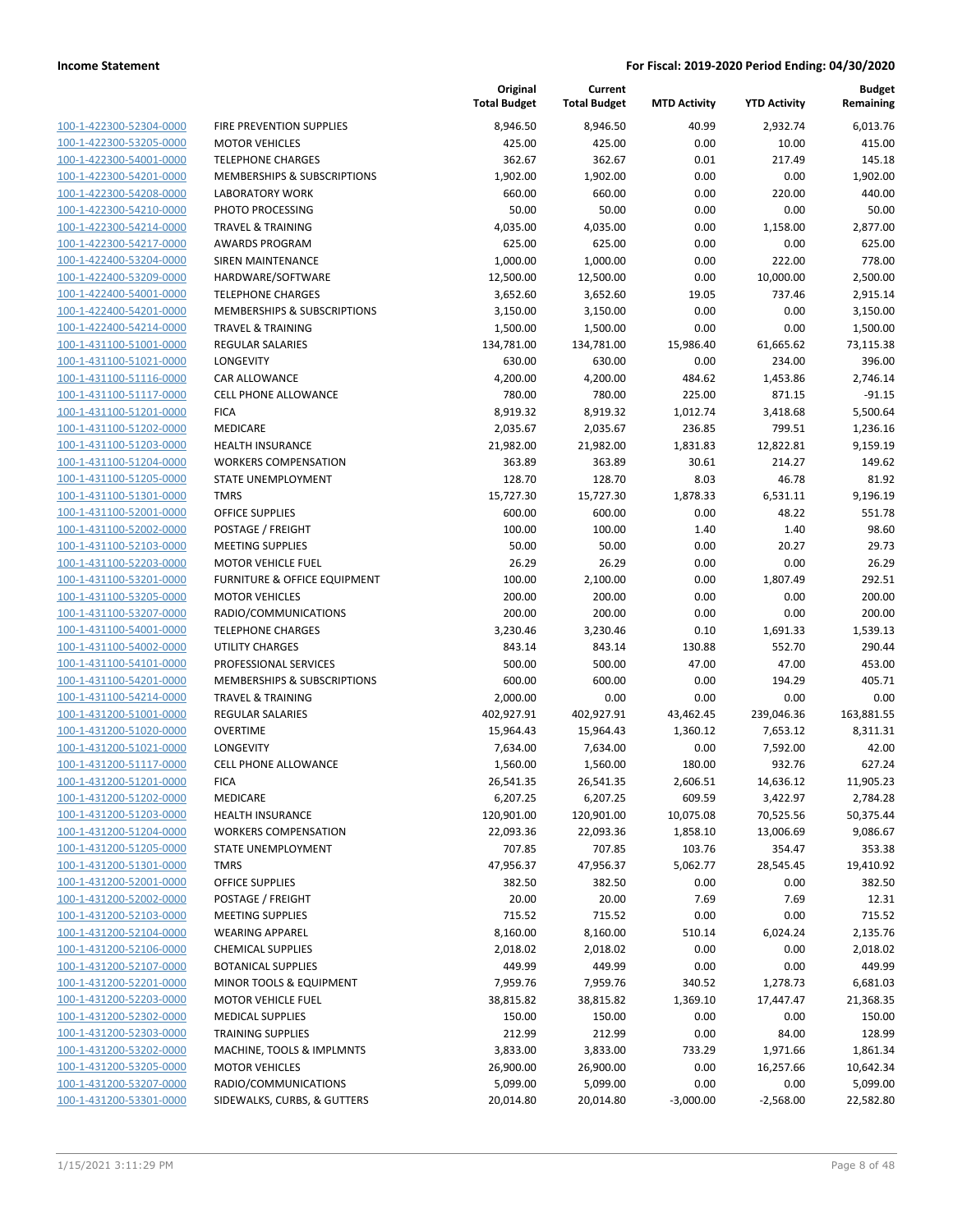| | | Original Total Budget | Current Total Budget | MTD Activity | YTD Activity | Budget Remaining |
|---|---|---|---|---|---|---|
| 100-1-422300-52304-0000 | FIRE PREVENTION SUPPLIES | 8,946.50 | 8,946.50 | 40.99 | 2,932.74 | 6,013.76 |
| 100-1-422300-53205-0000 | MOTOR VEHICLES | 425.00 | 425.00 | 0.00 | 10.00 | 415.00 |
| 100-1-422300-54001-0000 | TELEPHONE CHARGES | 362.67 | 362.67 | 0.01 | 217.49 | 145.18 |
| 100-1-422300-54201-0000 | MEMBERSHIPS & SUBSCRIPTIONS | 1,902.00 | 1,902.00 | 0.00 | 0.00 | 1,902.00 |
| 100-1-422300-54208-0000 | LABORATORY WORK | 660.00 | 660.00 | 0.00 | 220.00 | 440.00 |
| 100-1-422300-54210-0000 | PHOTO PROCESSING | 50.00 | 50.00 | 0.00 | 0.00 | 50.00 |
| 100-1-422300-54214-0000 | TRAVEL & TRAINING | 4,035.00 | 4,035.00 | 0.00 | 1,158.00 | 2,877.00 |
| 100-1-422300-54217-0000 | AWARDS PROGRAM | 625.00 | 625.00 | 0.00 | 0.00 | 625.00 |
| 100-1-422400-53204-0000 | SIREN MAINTENANCE | 1,000.00 | 1,000.00 | 0.00 | 222.00 | 778.00 |
| 100-1-422400-53209-0000 | HARDWARE/SOFTWARE | 12,500.00 | 12,500.00 | 0.00 | 10,000.00 | 2,500.00 |
| 100-1-422400-54001-0000 | TELEPHONE CHARGES | 3,652.60 | 3,652.60 | 19.05 | 737.46 | 2,915.14 |
| 100-1-422400-54201-0000 | MEMBERSHIPS & SUBSCRIPTIONS | 3,150.00 | 3,150.00 | 0.00 | 0.00 | 3,150.00 |
| 100-1-422400-54214-0000 | TRAVEL & TRAINING | 1,500.00 | 1,500.00 | 0.00 | 0.00 | 1,500.00 |
| 100-1-431100-51001-0000 | REGULAR SALARIES | 134,781.00 | 134,781.00 | 15,986.40 | 61,665.62 | 73,115.38 |
| 100-1-431100-51021-0000 | LONGEVITY | 630.00 | 630.00 | 0.00 | 234.00 | 396.00 |
| 100-1-431100-51116-0000 | CAR ALLOWANCE | 4,200.00 | 4,200.00 | 484.62 | 1,453.86 | 2,746.14 |
| 100-1-431100-51117-0000 | CELL PHONE ALLOWANCE | 780.00 | 780.00 | 225.00 | 871.15 | -91.15 |
| 100-1-431100-51201-0000 | FICA | 8,919.32 | 8,919.32 | 1,012.74 | 3,418.68 | 5,500.64 |
| 100-1-431100-51202-0000 | MEDICARE | 2,035.67 | 2,035.67 | 236.85 | 799.51 | 1,236.16 |
| 100-1-431100-51203-0000 | HEALTH INSURANCE | 21,982.00 | 21,982.00 | 1,831.83 | 12,822.81 | 9,159.19 |
| 100-1-431100-51204-0000 | WORKERS COMPENSATION | 363.89 | 363.89 | 30.61 | 214.27 | 149.62 |
| 100-1-431100-51205-0000 | STATE UNEMPLOYMENT | 128.70 | 128.70 | 8.03 | 46.78 | 81.92 |
| 100-1-431100-51301-0000 | TMRS | 15,727.30 | 15,727.30 | 1,878.33 | 6,531.11 | 9,196.19 |
| 100-1-431100-52001-0000 | OFFICE SUPPLIES | 600.00 | 600.00 | 0.00 | 48.22 | 551.78 |
| 100-1-431100-52002-0000 | POSTAGE / FREIGHT | 100.00 | 100.00 | 1.40 | 1.40 | 98.60 |
| 100-1-431100-52103-0000 | MEETING SUPPLIES | 50.00 | 50.00 | 0.00 | 20.27 | 29.73 |
| 100-1-431100-52203-0000 | MOTOR VEHICLE FUEL | 26.29 | 26.29 | 0.00 | 0.00 | 26.29 |
| 100-1-431100-53201-0000 | FURNITURE & OFFICE EQUIPMENT | 100.00 | 2,100.00 | 0.00 | 1,807.49 | 292.51 |
| 100-1-431100-53205-0000 | MOTOR VEHICLES | 200.00 | 200.00 | 0.00 | 0.00 | 200.00 |
| 100-1-431100-53207-0000 | RADIO/COMMUNICATIONS | 200.00 | 200.00 | 0.00 | 0.00 | 200.00 |
| 100-1-431100-54001-0000 | TELEPHONE CHARGES | 3,230.46 | 3,230.46 | 0.10 | 1,691.33 | 1,539.13 |
| 100-1-431100-54002-0000 | UTILITY CHARGES | 843.14 | 843.14 | 130.88 | 552.70 | 290.44 |
| 100-1-431100-54101-0000 | PROFESSIONAL SERVICES | 500.00 | 500.00 | 47.00 | 47.00 | 453.00 |
| 100-1-431100-54201-0000 | MEMBERSHIPS & SUBSCRIPTIONS | 600.00 | 600.00 | 0.00 | 194.29 | 405.71 |
| 100-1-431100-54214-0000 | TRAVEL & TRAINING | 2,000.00 | 0.00 | 0.00 | 0.00 | 0.00 |
| 100-1-431200-51001-0000 | REGULAR SALARIES | 402,927.91 | 402,927.91 | 43,462.45 | 239,046.36 | 163,881.55 |
| 100-1-431200-51020-0000 | OVERTIME | 15,964.43 | 15,964.43 | 1,360.12 | 7,653.12 | 8,311.31 |
| 100-1-431200-51021-0000 | LONGEVITY | 7,634.00 | 7,634.00 | 0.00 | 7,592.00 | 42.00 |
| 100-1-431200-51117-0000 | CELL PHONE ALLOWANCE | 1,560.00 | 1,560.00 | 180.00 | 932.76 | 627.24 |
| 100-1-431200-51201-0000 | FICA | 26,541.35 | 26,541.35 | 2,606.51 | 14,636.12 | 11,905.23 |
| 100-1-431200-51202-0000 | MEDICARE | 6,207.25 | 6,207.25 | 609.59 | 3,422.97 | 2,784.28 |
| 100-1-431200-51203-0000 | HEALTH INSURANCE | 120,901.00 | 120,901.00 | 10,075.08 | 70,525.56 | 50,375.44 |
| 100-1-431200-51204-0000 | WORKERS COMPENSATION | 22,093.36 | 22,093.36 | 1,858.10 | 13,006.69 | 9,086.67 |
| 100-1-431200-51205-0000 | STATE UNEMPLOYMENT | 707.85 | 707.85 | 103.76 | 354.47 | 353.38 |
| 100-1-431200-51301-0000 | TMRS | 47,956.37 | 47,956.37 | 5,062.77 | 28,545.45 | 19,410.92 |
| 100-1-431200-52001-0000 | OFFICE SUPPLIES | 382.50 | 382.50 | 0.00 | 0.00 | 382.50 |
| 100-1-431200-52002-0000 | POSTAGE / FREIGHT | 20.00 | 20.00 | 7.69 | 7.69 | 12.31 |
| 100-1-431200-52103-0000 | MEETING SUPPLIES | 715.52 | 715.52 | 0.00 | 0.00 | 715.52 |
| 100-1-431200-52104-0000 | WEARING APPAREL | 8,160.00 | 8,160.00 | 510.14 | 6,024.24 | 2,135.76 |
| 100-1-431200-52106-0000 | CHEMICAL SUPPLIES | 2,018.02 | 2,018.02 | 0.00 | 0.00 | 2,018.02 |
| 100-1-431200-52107-0000 | BOTANICAL SUPPLIES | 449.99 | 449.99 | 0.00 | 0.00 | 449.99 |
| 100-1-431200-52201-0000 | MINOR TOOLS & EQUIPMENT | 7,959.76 | 7,959.76 | 340.52 | 1,278.73 | 6,681.03 |
| 100-1-431200-52203-0000 | MOTOR VEHICLE FUEL | 38,815.82 | 38,815.82 | 1,369.10 | 17,447.47 | 21,368.35 |
| 100-1-431200-52302-0000 | MEDICAL SUPPLIES | 150.00 | 150.00 | 0.00 | 0.00 | 150.00 |
| 100-1-431200-52303-0000 | TRAINING SUPPLIES | 212.99 | 212.99 | 0.00 | 84.00 | 128.99 |
| 100-1-431200-53202-0000 | MACHINE, TOOLS & IMPLMNTS | 3,833.00 | 3,833.00 | 733.29 | 1,971.66 | 1,861.34 |
| 100-1-431200-53205-0000 | MOTOR VEHICLES | 26,900.00 | 26,900.00 | 0.00 | 16,257.66 | 10,642.34 |
| 100-1-431200-53207-0000 | RADIO/COMMUNICATIONS | 5,099.00 | 5,099.00 | 0.00 | 0.00 | 5,099.00 |
| 100-1-431200-53301-0000 | SIDEWALKS, CURBS, & GUTTERS | 20,014.80 | 20,014.80 | -3,000.00 | -2,568.00 | 22,582.80 |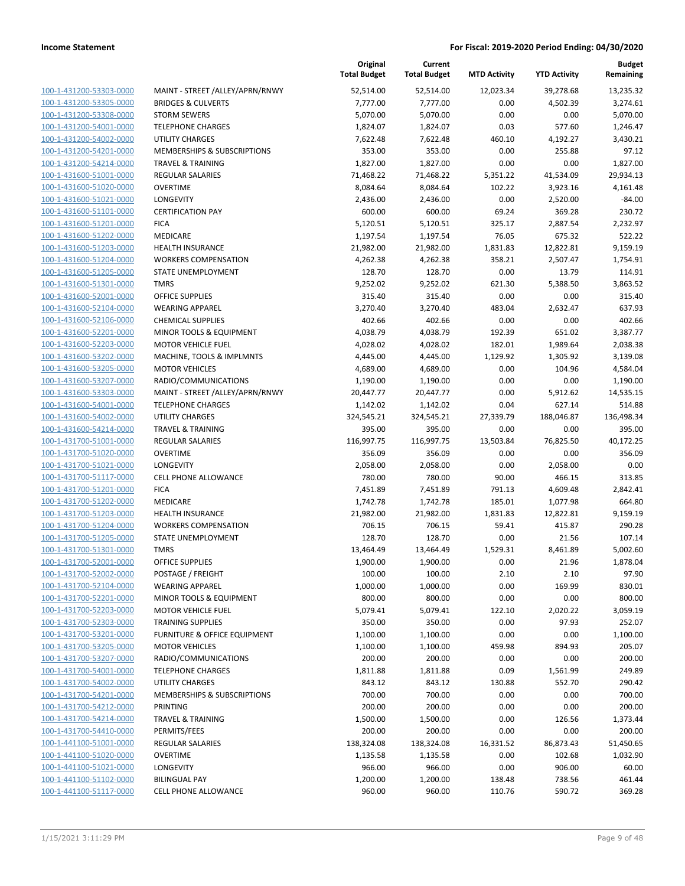| | | Original Total Budget | Current Total Budget | MTD Activity | YTD Activity | Budget Remaining |
|---|---|---|---|---|---|---|
| 100-1-431200-53303-0000 | MAINT - STREET /ALLEY/APRN/RNWY | 52,514.00 | 52,514.00 | 12,023.34 | 39,278.68 | 13,235.32 |
| 100-1-431200-53305-0000 | BRIDGES & CULVERTS | 7,777.00 | 7,777.00 | 0.00 | 4,502.39 | 3,274.61 |
| 100-1-431200-53308-0000 | STORM SEWERS | 5,070.00 | 5,070.00 | 0.00 | 0.00 | 5,070.00 |
| 100-1-431200-54001-0000 | TELEPHONE CHARGES | 1,824.07 | 1,824.07 | 0.03 | 577.60 | 1,246.47 |
| 100-1-431200-54002-0000 | UTILITY CHARGES | 7,622.48 | 7,622.48 | 460.10 | 4,192.27 | 3,430.21 |
| 100-1-431200-54201-0000 | MEMBERSHIPS & SUBSCRIPTIONS | 353.00 | 353.00 | 0.00 | 255.88 | 97.12 |
| 100-1-431200-54214-0000 | TRAVEL & TRAINING | 1,827.00 | 1,827.00 | 0.00 | 0.00 | 1,827.00 |
| 100-1-431600-51001-0000 | REGULAR SALARIES | 71,468.22 | 71,468.22 | 5,351.22 | 41,534.09 | 29,934.13 |
| 100-1-431600-51020-0000 | OVERTIME | 8,084.64 | 8,084.64 | 102.22 | 3,923.16 | 4,161.48 |
| 100-1-431600-51021-0000 | LONGEVITY | 2,436.00 | 2,436.00 | 0.00 | 2,520.00 | -84.00 |
| 100-1-431600-51101-0000 | CERTIFICATION PAY | 600.00 | 600.00 | 69.24 | 369.28 | 230.72 |
| 100-1-431600-51201-0000 | FICA | 5,120.51 | 5,120.51 | 325.17 | 2,887.54 | 2,232.97 |
| 100-1-431600-51202-0000 | MEDICARE | 1,197.54 | 1,197.54 | 76.05 | 675.32 | 522.22 |
| 100-1-431600-51203-0000 | HEALTH INSURANCE | 21,982.00 | 21,982.00 | 1,831.83 | 12,822.81 | 9,159.19 |
| 100-1-431600-51204-0000 | WORKERS COMPENSATION | 4,262.38 | 4,262.38 | 358.21 | 2,507.47 | 1,754.91 |
| 100-1-431600-51205-0000 | STATE UNEMPLOYMENT | 128.70 | 128.70 | 0.00 | 13.79 | 114.91 |
| 100-1-431600-51301-0000 | TMRS | 9,252.02 | 9,252.02 | 621.30 | 5,388.50 | 3,863.52 |
| 100-1-431600-52001-0000 | OFFICE SUPPLIES | 315.40 | 315.40 | 0.00 | 0.00 | 315.40 |
| 100-1-431600-52104-0000 | WEARING APPAREL | 3,270.40 | 3,270.40 | 483.04 | 2,632.47 | 637.93 |
| 100-1-431600-52106-0000 | CHEMICAL SUPPLIES | 402.66 | 402.66 | 0.00 | 0.00 | 402.66 |
| 100-1-431600-52201-0000 | MINOR TOOLS & EQUIPMENT | 4,038.79 | 4,038.79 | 192.39 | 651.02 | 3,387.77 |
| 100-1-431600-52203-0000 | MOTOR VEHICLE FUEL | 4,028.02 | 4,028.02 | 182.01 | 1,989.64 | 2,038.38 |
| 100-1-431600-53202-0000 | MACHINE, TOOLS & IMPLMNTS | 4,445.00 | 4,445.00 | 1,129.92 | 1,305.92 | 3,139.08 |
| 100-1-431600-53205-0000 | MOTOR VEHICLES | 4,689.00 | 4,689.00 | 0.00 | 104.96 | 4,584.04 |
| 100-1-431600-53207-0000 | RADIO/COMMUNICATIONS | 1,190.00 | 1,190.00 | 0.00 | 0.00 | 1,190.00 |
| 100-1-431600-53303-0000 | MAINT - STREET /ALLEY/APRN/RNWY | 20,447.77 | 20,447.77 | 0.00 | 5,912.62 | 14,535.15 |
| 100-1-431600-54001-0000 | TELEPHONE CHARGES | 1,142.02 | 1,142.02 | 0.04 | 627.14 | 514.88 |
| 100-1-431600-54002-0000 | UTILITY CHARGES | 324,545.21 | 324,545.21 | 27,339.79 | 188,046.87 | 136,498.34 |
| 100-1-431600-54214-0000 | TRAVEL & TRAINING | 395.00 | 395.00 | 0.00 | 0.00 | 395.00 |
| 100-1-431700-51001-0000 | REGULAR SALARIES | 116,997.75 | 116,997.75 | 13,503.84 | 76,825.50 | 40,172.25 |
| 100-1-431700-51020-0000 | OVERTIME | 356.09 | 356.09 | 0.00 | 0.00 | 356.09 |
| 100-1-431700-51021-0000 | LONGEVITY | 2,058.00 | 2,058.00 | 0.00 | 2,058.00 | 0.00 |
| 100-1-431700-51117-0000 | CELL PHONE ALLOWANCE | 780.00 | 780.00 | 90.00 | 466.15 | 313.85 |
| 100-1-431700-51201-0000 | FICA | 7,451.89 | 7,451.89 | 791.13 | 4,609.48 | 2,842.41 |
| 100-1-431700-51202-0000 | MEDICARE | 1,742.78 | 1,742.78 | 185.01 | 1,077.98 | 664.80 |
| 100-1-431700-51203-0000 | HEALTH INSURANCE | 21,982.00 | 21,982.00 | 1,831.83 | 12,822.81 | 9,159.19 |
| 100-1-431700-51204-0000 | WORKERS COMPENSATION | 706.15 | 706.15 | 59.41 | 415.87 | 290.28 |
| 100-1-431700-51205-0000 | STATE UNEMPLOYMENT | 128.70 | 128.70 | 0.00 | 21.56 | 107.14 |
| 100-1-431700-51301-0000 | TMRS | 13,464.49 | 13,464.49 | 1,529.31 | 8,461.89 | 5,002.60 |
| 100-1-431700-52001-0000 | OFFICE SUPPLIES | 1,900.00 | 1,900.00 | 0.00 | 21.96 | 1,878.04 |
| 100-1-431700-52002-0000 | POSTAGE / FREIGHT | 100.00 | 100.00 | 2.10 | 2.10 | 97.90 |
| 100-1-431700-52104-0000 | WEARING APPAREL | 1,000.00 | 1,000.00 | 0.00 | 169.99 | 830.01 |
| 100-1-431700-52201-0000 | MINOR TOOLS & EQUIPMENT | 800.00 | 800.00 | 0.00 | 0.00 | 800.00 |
| 100-1-431700-52203-0000 | MOTOR VEHICLE FUEL | 5,079.41 | 5,079.41 | 122.10 | 2,020.22 | 3,059.19 |
| 100-1-431700-52303-0000 | TRAINING SUPPLIES | 350.00 | 350.00 | 0.00 | 97.93 | 252.07 |
| 100-1-431700-53201-0000 | FURNITURE & OFFICE EQUIPMENT | 1,100.00 | 1,100.00 | 0.00 | 0.00 | 1,100.00 |
| 100-1-431700-53205-0000 | MOTOR VEHICLES | 1,100.00 | 1,100.00 | 459.98 | 894.93 | 205.07 |
| 100-1-431700-53207-0000 | RADIO/COMMUNICATIONS | 200.00 | 200.00 | 0.00 | 0.00 | 200.00 |
| 100-1-431700-54001-0000 | TELEPHONE CHARGES | 1,811.88 | 1,811.88 | 0.09 | 1,561.99 | 249.89 |
| 100-1-431700-54002-0000 | UTILITY CHARGES | 843.12 | 843.12 | 130.88 | 552.70 | 290.42 |
| 100-1-431700-54201-0000 | MEMBERSHIPS & SUBSCRIPTIONS | 700.00 | 700.00 | 0.00 | 0.00 | 700.00 |
| 100-1-431700-54212-0000 | PRINTING | 200.00 | 200.00 | 0.00 | 0.00 | 200.00 |
| 100-1-431700-54214-0000 | TRAVEL & TRAINING | 1,500.00 | 1,500.00 | 0.00 | 126.56 | 1,373.44 |
| 100-1-431700-54410-0000 | PERMITS/FEES | 200.00 | 200.00 | 0.00 | 0.00 | 200.00 |
| 100-1-441100-51001-0000 | REGULAR SALARIES | 138,324.08 | 138,324.08 | 16,331.52 | 86,873.43 | 51,450.65 |
| 100-1-441100-51020-0000 | OVERTIME | 1,135.58 | 1,135.58 | 0.00 | 102.68 | 1,032.90 |
| 100-1-441100-51021-0000 | LONGEVITY | 966.00 | 966.00 | 0.00 | 906.00 | 60.00 |
| 100-1-441100-51102-0000 | BILINGUAL PAY | 1,200.00 | 1,200.00 | 138.48 | 738.56 | 461.44 |
| 100-1-441100-51117-0000 | CELL PHONE ALLOWANCE | 960.00 | 960.00 | 110.76 | 590.72 | 369.28 |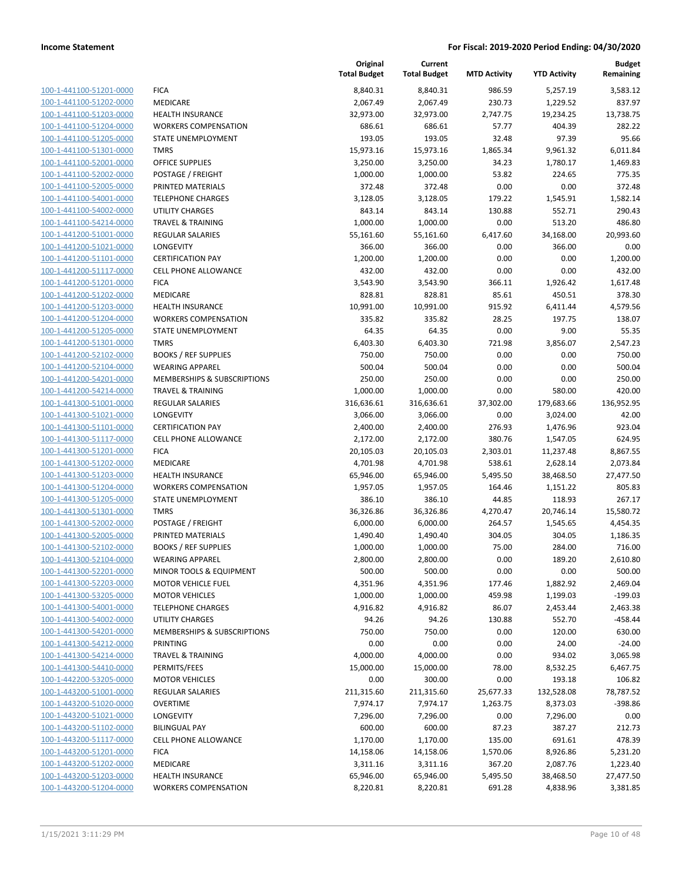## Income Statement

**For Fiscal: 2019-2020 Period Ending: 04/30/2020**

| | | Original Total Budget | Current Total Budget | MTD Activity | YTD Activity | Budget Remaining |
|---|---|---|---|---|---|---|
| 100-1-441100-51201-0000 | FICA | 8,840.31 | 8,840.31 | 986.59 | 5,257.19 | 3,583.12 |
| 100-1-441100-51202-0000 | MEDICARE | 2,067.49 | 2,067.49 | 230.73 | 1,229.52 | 837.97 |
| 100-1-441100-51203-0000 | HEALTH INSURANCE | 32,973.00 | 32,973.00 | 2,747.75 | 19,234.25 | 13,738.75 |
| 100-1-441100-51204-0000 | WORKERS COMPENSATION | 686.61 | 686.61 | 57.77 | 404.39 | 282.22 |
| 100-1-441100-51205-0000 | STATE UNEMPLOYMENT | 193.05 | 193.05 | 32.48 | 97.39 | 95.66 |
| 100-1-441100-51301-0000 | TMRS | 15,973.16 | 15,973.16 | 1,865.34 | 9,961.32 | 6,011.84 |
| 100-1-441100-52001-0000 | OFFICE SUPPLIES | 3,250.00 | 3,250.00 | 34.23 | 1,780.17 | 1,469.83 |
| 100-1-441100-52002-0000 | POSTAGE / FREIGHT | 1,000.00 | 1,000.00 | 53.82 | 224.65 | 775.35 |
| 100-1-441100-52005-0000 | PRINTED MATERIALS | 372.48 | 372.48 | 0.00 | 0.00 | 372.48 |
| 100-1-441100-54001-0000 | TELEPHONE CHARGES | 3,128.05 | 3,128.05 | 179.22 | 1,545.91 | 1,582.14 |
| 100-1-441100-54002-0000 | UTILITY CHARGES | 843.14 | 843.14 | 130.88 | 552.71 | 290.43 |
| 100-1-441100-54214-0000 | TRAVEL & TRAINING | 1,000.00 | 1,000.00 | 0.00 | 513.20 | 486.80 |
| 100-1-441200-51001-0000 | REGULAR SALARIES | 55,161.60 | 55,161.60 | 6,417.60 | 34,168.00 | 20,993.60 |
| 100-1-441200-51021-0000 | LONGEVITY | 366.00 | 366.00 | 0.00 | 366.00 | 0.00 |
| 100-1-441200-51101-0000 | CERTIFICATION PAY | 1,200.00 | 1,200.00 | 0.00 | 0.00 | 1,200.00 |
| 100-1-441200-51117-0000 | CELL PHONE ALLOWANCE | 432.00 | 432.00 | 0.00 | 0.00 | 432.00 |
| 100-1-441200-51201-0000 | FICA | 3,543.90 | 3,543.90 | 366.11 | 1,926.42 | 1,617.48 |
| 100-1-441200-51202-0000 | MEDICARE | 828.81 | 828.81 | 85.61 | 450.51 | 378.30 |
| 100-1-441200-51203-0000 | HEALTH INSURANCE | 10,991.00 | 10,991.00 | 915.92 | 6,411.44 | 4,579.56 |
| 100-1-441200-51204-0000 | WORKERS COMPENSATION | 335.82 | 335.82 | 28.25 | 197.75 | 138.07 |
| 100-1-441200-51205-0000 | STATE UNEMPLOYMENT | 64.35 | 64.35 | 0.00 | 9.00 | 55.35 |
| 100-1-441200-51301-0000 | TMRS | 6,403.30 | 6,403.30 | 721.98 | 3,856.07 | 2,547.23 |
| 100-1-441200-52102-0000 | BOOKS / REF SUPPLIES | 750.00 | 750.00 | 0.00 | 0.00 | 750.00 |
| 100-1-441200-52104-0000 | WEARING APPAREL | 500.04 | 500.04 | 0.00 | 0.00 | 500.04 |
| 100-1-441200-54201-0000 | MEMBERSHIPS & SUBSCRIPTIONS | 250.00 | 250.00 | 0.00 | 0.00 | 250.00 |
| 100-1-441200-54214-0000 | TRAVEL & TRAINING | 1,000.00 | 1,000.00 | 0.00 | 580.00 | 420.00 |
| 100-1-441300-51001-0000 | REGULAR SALARIES | 316,636.61 | 316,636.61 | 37,302.00 | 179,683.66 | 136,952.95 |
| 100-1-441300-51021-0000 | LONGEVITY | 3,066.00 | 3,066.00 | 0.00 | 3,024.00 | 42.00 |
| 100-1-441300-51101-0000 | CERTIFICATION PAY | 2,400.00 | 2,400.00 | 276.93 | 1,476.96 | 923.04 |
| 100-1-441300-51117-0000 | CELL PHONE ALLOWANCE | 2,172.00 | 2,172.00 | 380.76 | 1,547.05 | 624.95 |
| 100-1-441300-51201-0000 | FICA | 20,105.03 | 20,105.03 | 2,303.01 | 11,237.48 | 8,867.55 |
| 100-1-441300-51202-0000 | MEDICARE | 4,701.98 | 4,701.98 | 538.61 | 2,628.14 | 2,073.84 |
| 100-1-441300-51203-0000 | HEALTH INSURANCE | 65,946.00 | 65,946.00 | 5,495.50 | 38,468.50 | 27,477.50 |
| 100-1-441300-51204-0000 | WORKERS COMPENSATION | 1,957.05 | 1,957.05 | 164.46 | 1,151.22 | 805.83 |
| 100-1-441300-51205-0000 | STATE UNEMPLOYMENT | 386.10 | 386.10 | 44.85 | 118.93 | 267.17 |
| 100-1-441300-51301-0000 | TMRS | 36,326.86 | 36,326.86 | 4,270.47 | 20,746.14 | 15,580.72 |
| 100-1-441300-52002-0000 | POSTAGE / FREIGHT | 6,000.00 | 6,000.00 | 264.57 | 1,545.65 | 4,454.35 |
| 100-1-441300-52005-0000 | PRINTED MATERIALS | 1,490.40 | 1,490.40 | 304.05 | 304.05 | 1,186.35 |
| 100-1-441300-52102-0000 | BOOKS / REF SUPPLIES | 1,000.00 | 1,000.00 | 75.00 | 284.00 | 716.00 |
| 100-1-441300-52104-0000 | WEARING APPAREL | 2,800.00 | 2,800.00 | 0.00 | 189.20 | 2,610.80 |
| 100-1-441300-52201-0000 | MINOR TOOLS & EQUIPMENT | 500.00 | 500.00 | 0.00 | 0.00 | 500.00 |
| 100-1-441300-52203-0000 | MOTOR VEHICLE FUEL | 4,351.96 | 4,351.96 | 177.46 | 1,882.92 | 2,469.04 |
| 100-1-441300-53205-0000 | MOTOR VEHICLES | 1,000.00 | 1,000.00 | 459.98 | 1,199.03 | -199.03 |
| 100-1-441300-54001-0000 | TELEPHONE CHARGES | 4,916.82 | 4,916.82 | 86.07 | 2,453.44 | 2,463.38 |
| 100-1-441300-54002-0000 | UTILITY CHARGES | 94.26 | 94.26 | 130.88 | 552.70 | -458.44 |
| 100-1-441300-54201-0000 | MEMBERSHIPS & SUBSCRIPTIONS | 750.00 | 750.00 | 0.00 | 120.00 | 630.00 |
| 100-1-441300-54212-0000 | PRINTING | 0.00 | 0.00 | 0.00 | 24.00 | -24.00 |
| 100-1-441300-54214-0000 | TRAVEL & TRAINING | 4,000.00 | 4,000.00 | 0.00 | 934.02 | 3,065.98 |
| 100-1-441300-54410-0000 | PERMITS/FEES | 15,000.00 | 15,000.00 | 78.00 | 8,532.25 | 6,467.75 |
| 100-1-442200-53205-0000 | MOTOR VEHICLES | 0.00 | 300.00 | 0.00 | 193.18 | 106.82 |
| 100-1-443200-51001-0000 | REGULAR SALARIES | 211,315.60 | 211,315.60 | 25,677.33 | 132,528.08 | 78,787.52 |
| 100-1-443200-51020-0000 | OVERTIME | 7,974.17 | 7,974.17 | 1,263.75 | 8,373.03 | -398.86 |
| 100-1-443200-51021-0000 | LONGEVITY | 7,296.00 | 7,296.00 | 0.00 | 7,296.00 | 0.00 |
| 100-1-443200-51102-0000 | BILINGUAL PAY | 600.00 | 600.00 | 87.23 | 387.27 | 212.73 |
| 100-1-443200-51117-0000 | CELL PHONE ALLOWANCE | 1,170.00 | 1,170.00 | 135.00 | 691.61 | 478.39 |
| 100-1-443200-51201-0000 | FICA | 14,158.06 | 14,158.06 | 1,570.06 | 8,926.86 | 5,231.20 |
| 100-1-443200-51202-0000 | MEDICARE | 3,311.16 | 3,311.16 | 367.20 | 2,087.76 | 1,223.40 |
| 100-1-443200-51203-0000 | HEALTH INSURANCE | 65,946.00 | 65,946.00 | 5,495.50 | 38,468.50 | 27,477.50 |
| 100-1-443200-51204-0000 | WORKERS COMPENSATION | 8,220.81 | 8,220.81 | 691.28 | 4,838.96 | 3,381.85 |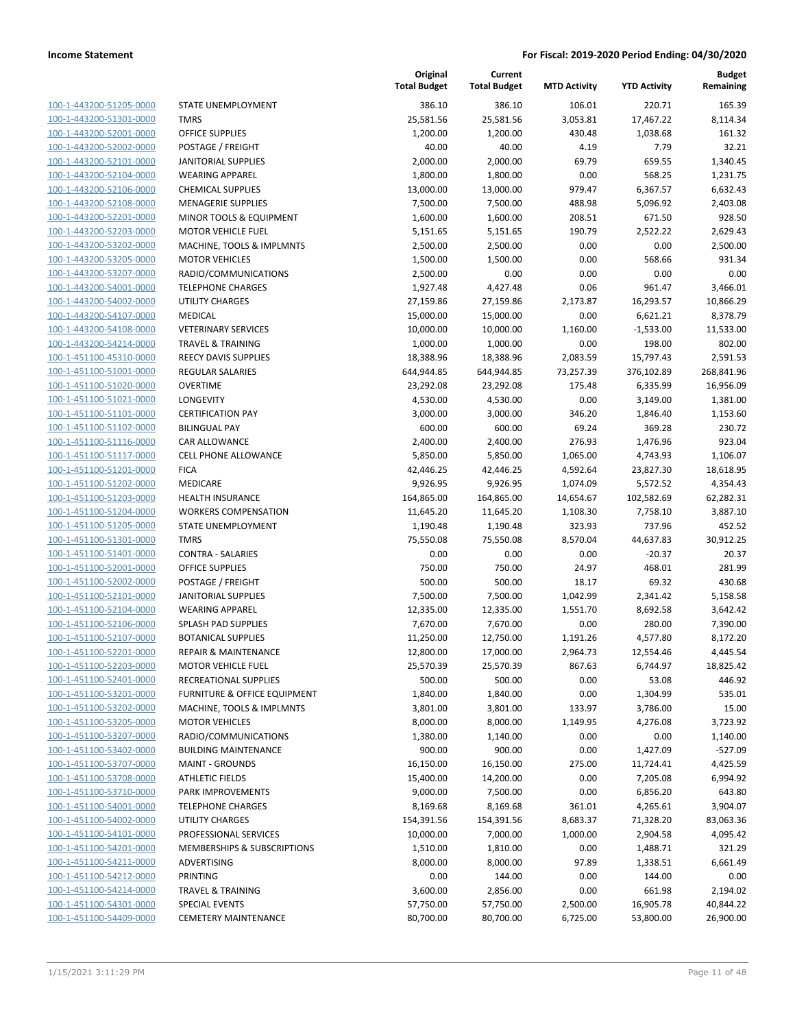| | | Original Total Budget | Current Total Budget | MTD Activity | YTD Activity | Budget Remaining |
|---|---|---|---|---|---|---|
| 100-1-443200-51205-0000 | STATE UNEMPLOYMENT | 386.10 | 386.10 | 106.01 | 220.71 | 165.39 |
| 100-1-443200-51301-0000 | TMRS | 25,581.56 | 25,581.56 | 3,053.81 | 17,467.22 | 8,114.34 |
| 100-1-443200-52001-0000 | OFFICE SUPPLIES | 1,200.00 | 1,200.00 | 430.48 | 1,038.68 | 161.32 |
| 100-1-443200-52002-0000 | POSTAGE / FREIGHT | 40.00 | 40.00 | 4.19 | 7.79 | 32.21 |
| 100-1-443200-52101-0000 | JANITORIAL SUPPLIES | 2,000.00 | 2,000.00 | 69.79 | 659.55 | 1,340.45 |
| 100-1-443200-52104-0000 | WEARING APPAREL | 1,800.00 | 1,800.00 | 0.00 | 568.25 | 1,231.75 |
| 100-1-443200-52106-0000 | CHEMICAL SUPPLIES | 13,000.00 | 13,000.00 | 979.47 | 6,367.57 | 6,632.43 |
| 100-1-443200-52108-0000 | MENAGERIE SUPPLIES | 7,500.00 | 7,500.00 | 488.98 | 5,096.92 | 2,403.08 |
| 100-1-443200-52201-0000 | MINOR TOOLS & EQUIPMENT | 1,600.00 | 1,600.00 | 208.51 | 671.50 | 928.50 |
| 100-1-443200-52203-0000 | MOTOR VEHICLE FUEL | 5,151.65 | 5,151.65 | 190.79 | 2,522.22 | 2,629.43 |
| 100-1-443200-53202-0000 | MACHINE, TOOLS & IMPLMNTS | 2,500.00 | 2,500.00 | 0.00 | 0.00 | 2,500.00 |
| 100-1-443200-53205-0000 | MOTOR VEHICLES | 1,500.00 | 1,500.00 | 0.00 | 568.66 | 931.34 |
| 100-1-443200-53207-0000 | RADIO/COMMUNICATIONS | 2,500.00 | 0.00 | 0.00 | 0.00 | 0.00 |
| 100-1-443200-54001-0000 | TELEPHONE CHARGES | 1,927.48 | 4,427.48 | 0.06 | 961.47 | 3,466.01 |
| 100-1-443200-54002-0000 | UTILITY CHARGES | 27,159.86 | 27,159.86 | 2,173.87 | 16,293.57 | 10,866.29 |
| 100-1-443200-54107-0000 | MEDICAL | 15,000.00 | 15,000.00 | 0.00 | 6,621.21 | 8,378.79 |
| 100-1-443200-54108-0000 | VETERINARY SERVICES | 10,000.00 | 10,000.00 | 1,160.00 | -1,533.00 | 11,533.00 |
| 100-1-443200-54214-0000 | TRAVEL & TRAINING | 1,000.00 | 1,000.00 | 0.00 | 198.00 | 802.00 |
| 100-1-451100-45310-0000 | REECY DAVIS SUPPLIES | 18,388.96 | 18,388.96 | 2,083.59 | 15,797.43 | 2,591.53 |
| 100-1-451100-51001-0000 | REGULAR SALARIES | 644,944.85 | 644,944.85 | 73,257.39 | 376,102.89 | 268,841.96 |
| 100-1-451100-51020-0000 | OVERTIME | 23,292.08 | 23,292.08 | 175.48 | 6,335.99 | 16,956.09 |
| 100-1-451100-51021-0000 | LONGEVITY | 4,530.00 | 4,530.00 | 0.00 | 3,149.00 | 1,381.00 |
| 100-1-451100-51101-0000 | CERTIFICATION PAY | 3,000.00 | 3,000.00 | 346.20 | 1,846.40 | 1,153.60 |
| 100-1-451100-51102-0000 | BILINGUAL PAY | 600.00 | 600.00 | 69.24 | 369.28 | 230.72 |
| 100-1-451100-51116-0000 | CAR ALLOWANCE | 2,400.00 | 2,400.00 | 276.93 | 1,476.96 | 923.04 |
| 100-1-451100-51117-0000 | CELL PHONE ALLOWANCE | 5,850.00 | 5,850.00 | 1,065.00 | 4,743.93 | 1,106.07 |
| 100-1-451100-51201-0000 | FICA | 42,446.25 | 42,446.25 | 4,592.64 | 23,827.30 | 18,618.95 |
| 100-1-451100-51202-0000 | MEDICARE | 9,926.95 | 9,926.95 | 1,074.09 | 5,572.52 | 4,354.43 |
| 100-1-451100-51203-0000 | HEALTH INSURANCE | 164,865.00 | 164,865.00 | 14,654.67 | 102,582.69 | 62,282.31 |
| 100-1-451100-51204-0000 | WORKERS COMPENSATION | 11,645.20 | 11,645.20 | 1,108.30 | 7,758.10 | 3,887.10 |
| 100-1-451100-51205-0000 | STATE UNEMPLOYMENT | 1,190.48 | 1,190.48 | 323.93 | 737.96 | 452.52 |
| 100-1-451100-51301-0000 | TMRS | 75,550.08 | 75,550.08 | 8,570.04 | 44,637.83 | 30,912.25 |
| 100-1-451100-51401-0000 | CONTRA - SALARIES | 0.00 | 0.00 | 0.00 | -20.37 | 20.37 |
| 100-1-451100-52001-0000 | OFFICE SUPPLIES | 750.00 | 750.00 | 24.97 | 468.01 | 281.99 |
| 100-1-451100-52002-0000 | POSTAGE / FREIGHT | 500.00 | 500.00 | 18.17 | 69.32 | 430.68 |
| 100-1-451100-52101-0000 | JANITORIAL SUPPLIES | 7,500.00 | 7,500.00 | 1,042.99 | 2,341.42 | 5,158.58 |
| 100-1-451100-52104-0000 | WEARING APPAREL | 12,335.00 | 12,335.00 | 1,551.70 | 8,692.58 | 3,642.42 |
| 100-1-451100-52106-0000 | SPLASH PAD SUPPLIES | 7,670.00 | 7,670.00 | 0.00 | 280.00 | 7,390.00 |
| 100-1-451100-52107-0000 | BOTANICAL SUPPLIES | 11,250.00 | 12,750.00 | 1,191.26 | 4,577.80 | 8,172.20 |
| 100-1-451100-52201-0000 | REPAIR & MAINTENANCE | 12,800.00 | 17,000.00 | 2,964.73 | 12,554.46 | 4,445.54 |
| 100-1-451100-52203-0000 | MOTOR VEHICLE FUEL | 25,570.39 | 25,570.39 | 867.63 | 6,744.97 | 18,825.42 |
| 100-1-451100-52401-0000 | RECREATIONAL SUPPLIES | 500.00 | 500.00 | 0.00 | 53.08 | 446.92 |
| 100-1-451100-53201-0000 | FURNITURE & OFFICE EQUIPMENT | 1,840.00 | 1,840.00 | 0.00 | 1,304.99 | 535.01 |
| 100-1-451100-53202-0000 | MACHINE, TOOLS & IMPLMNTS | 3,801.00 | 3,801.00 | 133.97 | 3,786.00 | 15.00 |
| 100-1-451100-53205-0000 | MOTOR VEHICLES | 8,000.00 | 8,000.00 | 1,149.95 | 4,276.08 | 3,723.92 |
| 100-1-451100-53207-0000 | RADIO/COMMUNICATIONS | 1,380.00 | 1,140.00 | 0.00 | 0.00 | 1,140.00 |
| 100-1-451100-53402-0000 | BUILDING MAINTENANCE | 900.00 | 900.00 | 0.00 | 1,427.09 | -527.09 |
| 100-1-451100-53707-0000 | MAINT - GROUNDS | 16,150.00 | 16,150.00 | 275.00 | 11,724.41 | 4,425.59 |
| 100-1-451100-53708-0000 | ATHLETIC FIELDS | 15,400.00 | 14,200.00 | 0.00 | 7,205.08 | 6,994.92 |
| 100-1-451100-53710-0000 | PARK IMPROVEMENTS | 9,000.00 | 7,500.00 | 0.00 | 6,856.20 | 643.80 |
| 100-1-451100-54001-0000 | TELEPHONE CHARGES | 8,169.68 | 8,169.68 | 361.01 | 4,265.61 | 3,904.07 |
| 100-1-451100-54002-0000 | UTILITY CHARGES | 154,391.56 | 154,391.56 | 8,683.37 | 71,328.20 | 83,063.36 |
| 100-1-451100-54101-0000 | PROFESSIONAL SERVICES | 10,000.00 | 7,000.00 | 1,000.00 | 2,904.58 | 4,095.42 |
| 100-1-451100-54201-0000 | MEMBERSHIPS & SUBSCRIPTIONS | 1,510.00 | 1,810.00 | 0.00 | 1,488.71 | 321.29 |
| 100-1-451100-54211-0000 | ADVERTISING | 8,000.00 | 8,000.00 | 97.89 | 1,338.51 | 6,661.49 |
| 100-1-451100-54212-0000 | PRINTING | 0.00 | 144.00 | 0.00 | 144.00 | 0.00 |
| 100-1-451100-54214-0000 | TRAVEL & TRAINING | 3,600.00 | 2,856.00 | 0.00 | 661.98 | 2,194.02 |
| 100-1-451100-54301-0000 | SPECIAL EVENTS | 57,750.00 | 57,750.00 | 2,500.00 | 16,905.78 | 40,844.22 |
| 100-1-451100-54409-0000 | CEMETERY MAINTENANCE | 80,700.00 | 80,700.00 | 6,725.00 | 53,800.00 | 26,900.00 |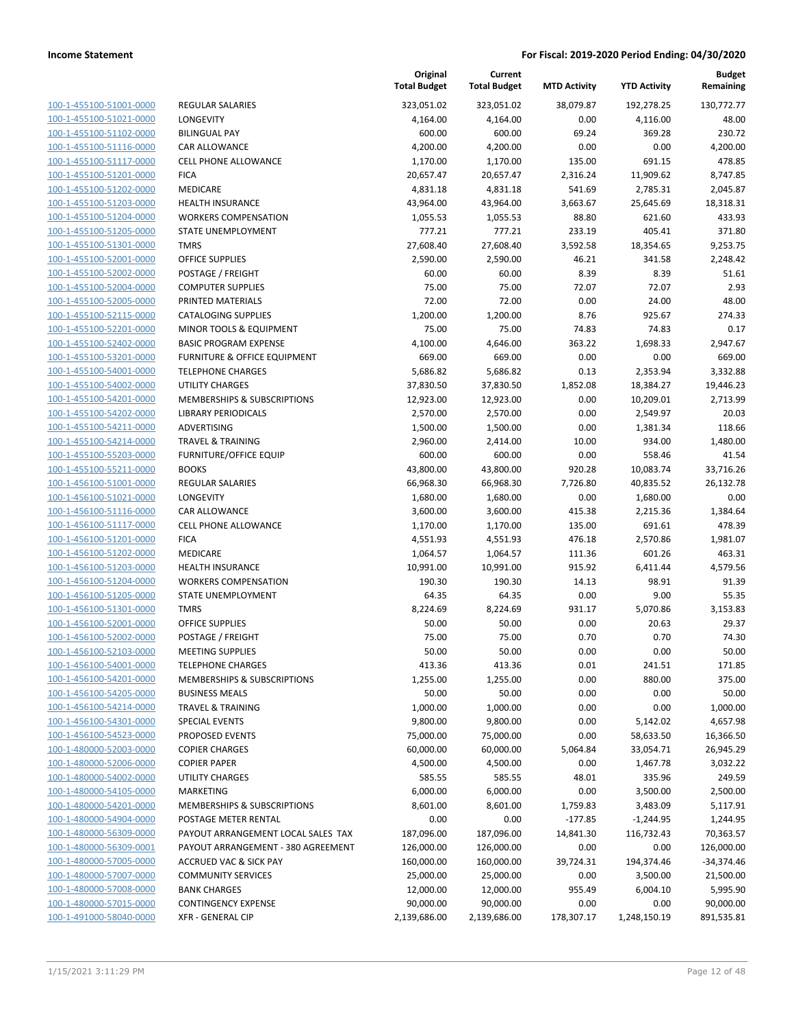| | | Original Total Budget | Current Total Budget | MTD Activity | YTD Activity | Budget Remaining |
|---|---|---|---|---|---|---|
| 100-1-455100-51001-0000 | REGULAR SALARIES | 323,051.02 | 323,051.02 | 38,079.87 | 192,278.25 | 130,772.77 |
| 100-1-455100-51021-0000 | LONGEVITY | 4,164.00 | 4,164.00 | 0.00 | 4,116.00 | 48.00 |
| 100-1-455100-51102-0000 | BILINGUAL PAY | 600.00 | 600.00 | 69.24 | 369.28 | 230.72 |
| 100-1-455100-51116-0000 | CAR ALLOWANCE | 4,200.00 | 4,200.00 | 0.00 | 0.00 | 4,200.00 |
| 100-1-455100-51117-0000 | CELL PHONE ALLOWANCE | 1,170.00 | 1,170.00 | 135.00 | 691.15 | 478.85 |
| 100-1-455100-51201-0000 | FICA | 20,657.47 | 20,657.47 | 2,316.24 | 11,909.62 | 8,747.85 |
| 100-1-455100-51202-0000 | MEDICARE | 4,831.18 | 4,831.18 | 541.69 | 2,785.31 | 2,045.87 |
| 100-1-455100-51203-0000 | HEALTH INSURANCE | 43,964.00 | 43,964.00 | 3,663.67 | 25,645.69 | 18,318.31 |
| 100-1-455100-51204-0000 | WORKERS COMPENSATION | 1,055.53 | 1,055.53 | 88.80 | 621.60 | 433.93 |
| 100-1-455100-51205-0000 | STATE UNEMPLOYMENT | 777.21 | 777.21 | 233.19 | 405.41 | 371.80 |
| 100-1-455100-51301-0000 | TMRS | 27,608.40 | 27,608.40 | 3,592.58 | 18,354.65 | 9,253.75 |
| 100-1-455100-52001-0000 | OFFICE SUPPLIES | 2,590.00 | 2,590.00 | 46.21 | 341.58 | 2,248.42 |
| 100-1-455100-52002-0000 | POSTAGE / FREIGHT | 60.00 | 60.00 | 8.39 | 8.39 | 51.61 |
| 100-1-455100-52004-0000 | COMPUTER SUPPLIES | 75.00 | 75.00 | 72.07 | 72.07 | 2.93 |
| 100-1-455100-52005-0000 | PRINTED MATERIALS | 72.00 | 72.00 | 0.00 | 24.00 | 48.00 |
| 100-1-455100-52115-0000 | CATALOGING SUPPLIES | 1,200.00 | 1,200.00 | 8.76 | 925.67 | 274.33 |
| 100-1-455100-52201-0000 | MINOR TOOLS & EQUIPMENT | 75.00 | 75.00 | 74.83 | 74.83 | 0.17 |
| 100-1-455100-52402-0000 | BASIC PROGRAM EXPENSE | 4,100.00 | 4,646.00 | 363.22 | 1,698.33 | 2,947.67 |
| 100-1-455100-53201-0000 | FURNITURE & OFFICE EQUIPMENT | 669.00 | 669.00 | 0.00 | 0.00 | 669.00 |
| 100-1-455100-54001-0000 | TELEPHONE CHARGES | 5,686.82 | 5,686.82 | 0.13 | 2,353.94 | 3,332.88 |
| 100-1-455100-54002-0000 | UTILITY CHARGES | 37,830.50 | 37,830.50 | 1,852.08 | 18,384.27 | 19,446.23 |
| 100-1-455100-54201-0000 | MEMBERSHIPS & SUBSCRIPTIONS | 12,923.00 | 12,923.00 | 0.00 | 10,209.01 | 2,713.99 |
| 100-1-455100-54202-0000 | LIBRARY PERIODICALS | 2,570.00 | 2,570.00 | 0.00 | 2,549.97 | 20.03 |
| 100-1-455100-54211-0000 | ADVERTISING | 1,500.00 | 1,500.00 | 0.00 | 1,381.34 | 118.66 |
| 100-1-455100-54214-0000 | TRAVEL & TRAINING | 2,960.00 | 2,414.00 | 10.00 | 934.00 | 1,480.00 |
| 100-1-455100-55203-0000 | FURNITURE/OFFICE EQUIP | 600.00 | 600.00 | 0.00 | 558.46 | 41.54 |
| 100-1-455100-55211-0000 | BOOKS | 43,800.00 | 43,800.00 | 920.28 | 10,083.74 | 33,716.26 |
| 100-1-456100-51001-0000 | REGULAR SALARIES | 66,968.30 | 66,968.30 | 7,726.80 | 40,835.52 | 26,132.78 |
| 100-1-456100-51021-0000 | LONGEVITY | 1,680.00 | 1,680.00 | 0.00 | 1,680.00 | 0.00 |
| 100-1-456100-51116-0000 | CAR ALLOWANCE | 3,600.00 | 3,600.00 | 415.38 | 2,215.36 | 1,384.64 |
| 100-1-456100-51117-0000 | CELL PHONE ALLOWANCE | 1,170.00 | 1,170.00 | 135.00 | 691.61 | 478.39 |
| 100-1-456100-51201-0000 | FICA | 4,551.93 | 4,551.93 | 476.18 | 2,570.86 | 1,981.07 |
| 100-1-456100-51202-0000 | MEDICARE | 1,064.57 | 1,064.57 | 111.36 | 601.26 | 463.31 |
| 100-1-456100-51203-0000 | HEALTH INSURANCE | 10,991.00 | 10,991.00 | 915.92 | 6,411.44 | 4,579.56 |
| 100-1-456100-51204-0000 | WORKERS COMPENSATION | 190.30 | 190.30 | 14.13 | 98.91 | 91.39 |
| 100-1-456100-51205-0000 | STATE UNEMPLOYMENT | 64.35 | 64.35 | 0.00 | 9.00 | 55.35 |
| 100-1-456100-51301-0000 | TMRS | 8,224.69 | 8,224.69 | 931.17 | 5,070.86 | 3,153.83 |
| 100-1-456100-52001-0000 | OFFICE SUPPLIES | 50.00 | 50.00 | 0.00 | 20.63 | 29.37 |
| 100-1-456100-52002-0000 | POSTAGE / FREIGHT | 75.00 | 75.00 | 0.70 | 0.70 | 74.30 |
| 100-1-456100-52103-0000 | MEETING SUPPLIES | 50.00 | 50.00 | 0.00 | 0.00 | 50.00 |
| 100-1-456100-54001-0000 | TELEPHONE CHARGES | 413.36 | 413.36 | 0.01 | 241.51 | 171.85 |
| 100-1-456100-54201-0000 | MEMBERSHIPS & SUBSCRIPTIONS | 1,255.00 | 1,255.00 | 0.00 | 880.00 | 375.00 |
| 100-1-456100-54205-0000 | BUSINESS MEALS | 50.00 | 50.00 | 0.00 | 0.00 | 50.00 |
| 100-1-456100-54214-0000 | TRAVEL & TRAINING | 1,000.00 | 1,000.00 | 0.00 | 0.00 | 1,000.00 |
| 100-1-456100-54301-0000 | SPECIAL EVENTS | 9,800.00 | 9,800.00 | 0.00 | 5,142.02 | 4,657.98 |
| 100-1-456100-54523-0000 | PROPOSED EVENTS | 75,000.00 | 75,000.00 | 0.00 | 58,633.50 | 16,366.50 |
| 100-1-480000-52003-0000 | COPIER CHARGES | 60,000.00 | 60,000.00 | 5,064.84 | 33,054.71 | 26,945.29 |
| 100-1-480000-52006-0000 | COPIER PAPER | 4,500.00 | 4,500.00 | 0.00 | 1,467.78 | 3,032.22 |
| 100-1-480000-54002-0000 | UTILITY CHARGES | 585.55 | 585.55 | 48.01 | 335.96 | 249.59 |
| 100-1-480000-54105-0000 | MARKETING | 6,000.00 | 6,000.00 | 0.00 | 3,500.00 | 2,500.00 |
| 100-1-480000-54201-0000 | MEMBERSHIPS & SUBSCRIPTIONS | 8,601.00 | 8,601.00 | 1,759.83 | 3,483.09 | 5,117.91 |
| 100-1-480000-54904-0000 | POSTAGE METER RENTAL | 0.00 | 0.00 | -177.85 | -1,244.95 | 1,244.95 |
| 100-1-480000-56309-0000 | PAYOUT ARRANGEMENT LOCAL SALES TAX | 187,096.00 | 187,096.00 | 14,841.30 | 116,732.43 | 70,363.57 |
| 100-1-480000-56309-0001 | PAYOUT ARRANGEMENT - 380 AGREEMENT | 126,000.00 | 126,000.00 | 0.00 | 0.00 | 126,000.00 |
| 100-1-480000-57005-0000 | ACCRUED VAC & SICK PAY | 160,000.00 | 160,000.00 | 39,724.31 | 194,374.46 | -34,374.46 |
| 100-1-480000-57007-0000 | COMMUNITY SERVICES | 25,000.00 | 25,000.00 | 0.00 | 3,500.00 | 21,500.00 |
| 100-1-480000-57008-0000 | BANK CHARGES | 12,000.00 | 12,000.00 | 955.49 | 6,004.10 | 5,995.90 |
| 100-1-480000-57015-0000 | CONTINGENCY EXPENSE | 90,000.00 | 90,000.00 | 0.00 | 0.00 | 90,000.00 |
| 100-1-491000-58040-0000 | XFR - GENERAL CIP | 2,139,686.00 | 2,139,686.00 | 178,307.17 | 1,248,150.19 | 891,535.81 |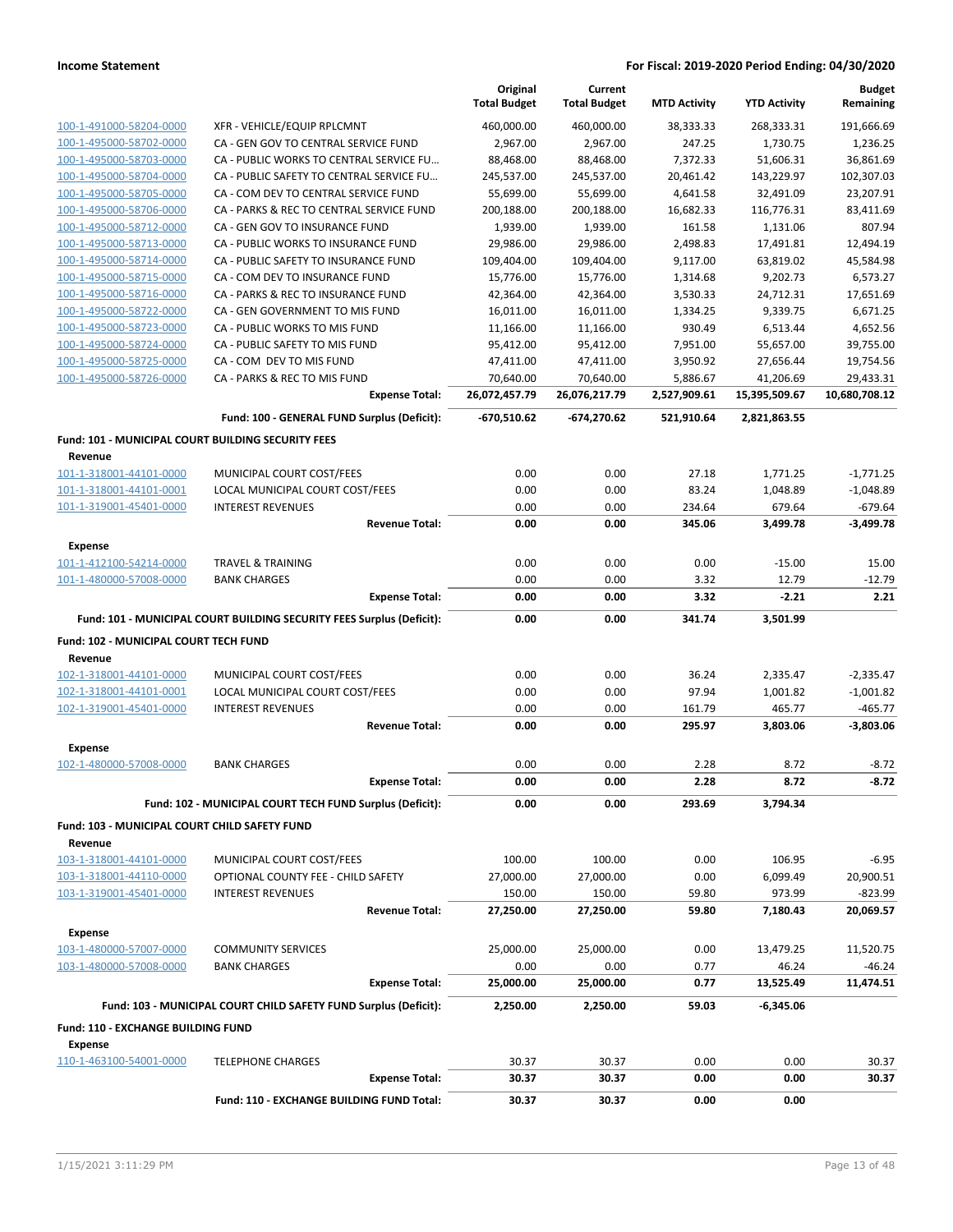| | | Original Total Budget | Current Total Budget | MTD Activity | YTD Activity | Budget Remaining |
|---|---|---|---|---|---|---|
| 100-1-491000-58204-0000 | XFR - VEHICLE/EQUIP RPLCMNT | 460,000.00 | 460,000.00 | 38,333.33 | 268,333.31 | 191,666.69 |
| 100-1-495000-58702-0000 | CA - GEN GOV TO CENTRAL SERVICE FUND | 2,967.00 | 2,967.00 | 247.25 | 1,730.75 | 1,236.25 |
| 100-1-495000-58703-0000 | CA - PUBLIC WORKS TO CENTRAL SERVICE FU… | 88,468.00 | 88,468.00 | 7,372.33 | 51,606.31 | 36,861.69 |
| 100-1-495000-58704-0000 | CA - PUBLIC SAFETY TO CENTRAL SERVICE FU… | 245,537.00 | 245,537.00 | 20,461.42 | 143,229.97 | 102,307.03 |
| 100-1-495000-58705-0000 | CA - COM DEV TO CENTRAL SERVICE FUND | 55,699.00 | 55,699.00 | 4,641.58 | 32,491.09 | 23,207.91 |
| 100-1-495000-58706-0000 | CA - PARKS & REC TO CENTRAL SERVICE FUND | 200,188.00 | 200,188.00 | 16,682.33 | 116,776.31 | 83,411.69 |
| 100-1-495000-58712-0000 | CA - GEN GOV TO INSURANCE FUND | 1,939.00 | 1,939.00 | 161.58 | 1,131.06 | 807.94 |
| 100-1-495000-58713-0000 | CA - PUBLIC WORKS TO INSURANCE FUND | 29,986.00 | 29,986.00 | 2,498.83 | 17,491.81 | 12,494.19 |
| 100-1-495000-58714-0000 | CA - PUBLIC SAFETY TO INSURANCE FUND | 109,404.00 | 109,404.00 | 9,117.00 | 63,819.02 | 45,584.98 |
| 100-1-495000-58715-0000 | CA - COM DEV TO INSURANCE FUND | 15,776.00 | 15,776.00 | 1,314.68 | 9,202.73 | 6,573.27 |
| 100-1-495000-58716-0000 | CA - PARKS & REC TO INSURANCE FUND | 42,364.00 | 42,364.00 | 3,530.33 | 24,712.31 | 17,651.69 |
| 100-1-495000-58722-0000 | CA - GEN GOVERNMENT TO MIS FUND | 16,011.00 | 16,011.00 | 1,334.25 | 9,339.75 | 6,671.25 |
| 100-1-495000-58723-0000 | CA - PUBLIC WORKS TO MIS FUND | 11,166.00 | 11,166.00 | 930.49 | 6,513.44 | 4,652.56 |
| 100-1-495000-58724-0000 | CA - PUBLIC SAFETY TO MIS FUND | 95,412.00 | 95,412.00 | 7,951.00 | 55,657.00 | 39,755.00 |
| 100-1-495000-58725-0000 | CA - COM DEV TO MIS FUND | 47,411.00 | 47,411.00 | 3,950.92 | 27,656.44 | 19,754.56 |
| 100-1-495000-58726-0000 | CA - PARKS & REC TO MIS FUND | 70,640.00 | 70,640.00 | 5,886.67 | 41,206.69 | 29,433.31 |
| | **Expense Total:** | **26,072,457.79** | **26,076,217.79** | **2,527,909.61** | **15,395,509.67** | **10,680,708.12** |
| | **Fund: 100 - GENERAL FUND Surplus (Deficit):** | **-670,510.62** | **-674,270.62** | **521,910.64** | **2,821,863.55** | |
| **Fund: 101 - MUNICIPAL COURT BUILDING SECURITY FEES** | | | | | | |
| **Revenue** | | | | | | |
| 101-1-318001-44101-0000 | MUNICIPAL COURT COST/FEES | 0.00 | 0.00 | 27.18 | 1,771.25 | -1,771.25 |
| 101-1-318001-44101-0001 | LOCAL MUNICIPAL COURT COST/FEES | 0.00 | 0.00 | 83.24 | 1,048.89 | -1,048.89 |
| 101-1-319001-45401-0000 | INTEREST REVENUES | 0.00 | 0.00 | 234.64 | 679.64 | -679.64 |
| | **Revenue Total:** | **0.00** | **0.00** | **345.06** | **3,499.78** | **-3,499.78** |
| **Expense** | | | | | | |
| 101-1-412100-54214-0000 | TRAVEL & TRAINING | 0.00 | 0.00 | 0.00 | -15.00 | 15.00 |
| 101-1-480000-57008-0000 | BANK CHARGES | 0.00 | 0.00 | 3.32 | 12.79 | -12.79 |
| | **Expense Total:** | **0.00** | **0.00** | **3.32** | **-2.21** | **2.21** |
| | **Fund: 101 - MUNICIPAL COURT BUILDING SECURITY FEES Surplus (Deficit):** | **0.00** | **0.00** | **341.74** | **3,501.99** | |
| **Fund: 102 - MUNICIPAL COURT TECH FUND** | | | | | | |
| **Revenue** | | | | | | |
| 102-1-318001-44101-0000 | MUNICIPAL COURT COST/FEES | 0.00 | 0.00 | 36.24 | 2,335.47 | -2,335.47 |
| 102-1-318001-44101-0001 | LOCAL MUNICIPAL COURT COST/FEES | 0.00 | 0.00 | 97.94 | 1,001.82 | -1,001.82 |
| 102-1-319001-45401-0000 | INTEREST REVENUES | 0.00 | 0.00 | 161.79 | 465.77 | -465.77 |
| | **Revenue Total:** | **0.00** | **0.00** | **295.97** | **3,803.06** | **-3,803.06** |
| **Expense** | | | | | | |
| 102-1-480000-57008-0000 | BANK CHARGES | 0.00 | 0.00 | 2.28 | 8.72 | -8.72 |
| | **Expense Total:** | **0.00** | **0.00** | **2.28** | **8.72** | **-8.72** |
| | **Fund: 102 - MUNICIPAL COURT TECH FUND Surplus (Deficit):** | **0.00** | **0.00** | **293.69** | **3,794.34** | |
| **Fund: 103 - MUNICIPAL COURT CHILD SAFETY FUND** | | | | | | |
| **Revenue** | | | | | | |
| 103-1-318001-44101-0000 | MUNICIPAL COURT COST/FEES | 100.00 | 100.00 | 0.00 | 106.95 | -6.95 |
| 103-1-318001-44110-0000 | OPTIONAL COUNTY FEE - CHILD SAFETY | 27,000.00 | 27,000.00 | 0.00 | 6,099.49 | 20,900.51 |
| 103-1-319001-45401-0000 | INTEREST REVENUES | 150.00 | 150.00 | 59.80 | 973.99 | -823.99 |
| | **Revenue Total:** | **27,250.00** | **27,250.00** | **59.80** | **7,180.43** | **20,069.57** |
| **Expense** | | | | | | |
| 103-1-480000-57007-0000 | COMMUNITY SERVICES | 25,000.00 | 25,000.00 | 0.00 | 13,479.25 | 11,520.75 |
| 103-1-480000-57008-0000 | BANK CHARGES | 0.00 | 0.00 | 0.77 | 46.24 | -46.24 |
| | **Expense Total:** | **25,000.00** | **25,000.00** | **0.77** | **13,525.49** | **11,474.51** |
| | **Fund: 103 - MUNICIPAL COURT CHILD SAFETY FUND Surplus (Deficit):** | **2,250.00** | **2,250.00** | **59.03** | **-6,345.06** | |
| **Fund: 110 - EXCHANGE BUILDING FUND** | | | | | | |
| **Expense** | | | | | | |
| 110-1-463100-54001-0000 | TELEPHONE CHARGES | 30.37 | 30.37 | 0.00 | 0.00 | 30.37 |
| | **Expense Total:** | **30.37** | **30.37** | **0.00** | **0.00** | **30.37** |
| | **Fund: 110 - EXCHANGE BUILDING FUND Total:** | **30.37** | **30.37** | **0.00** | **0.00** | |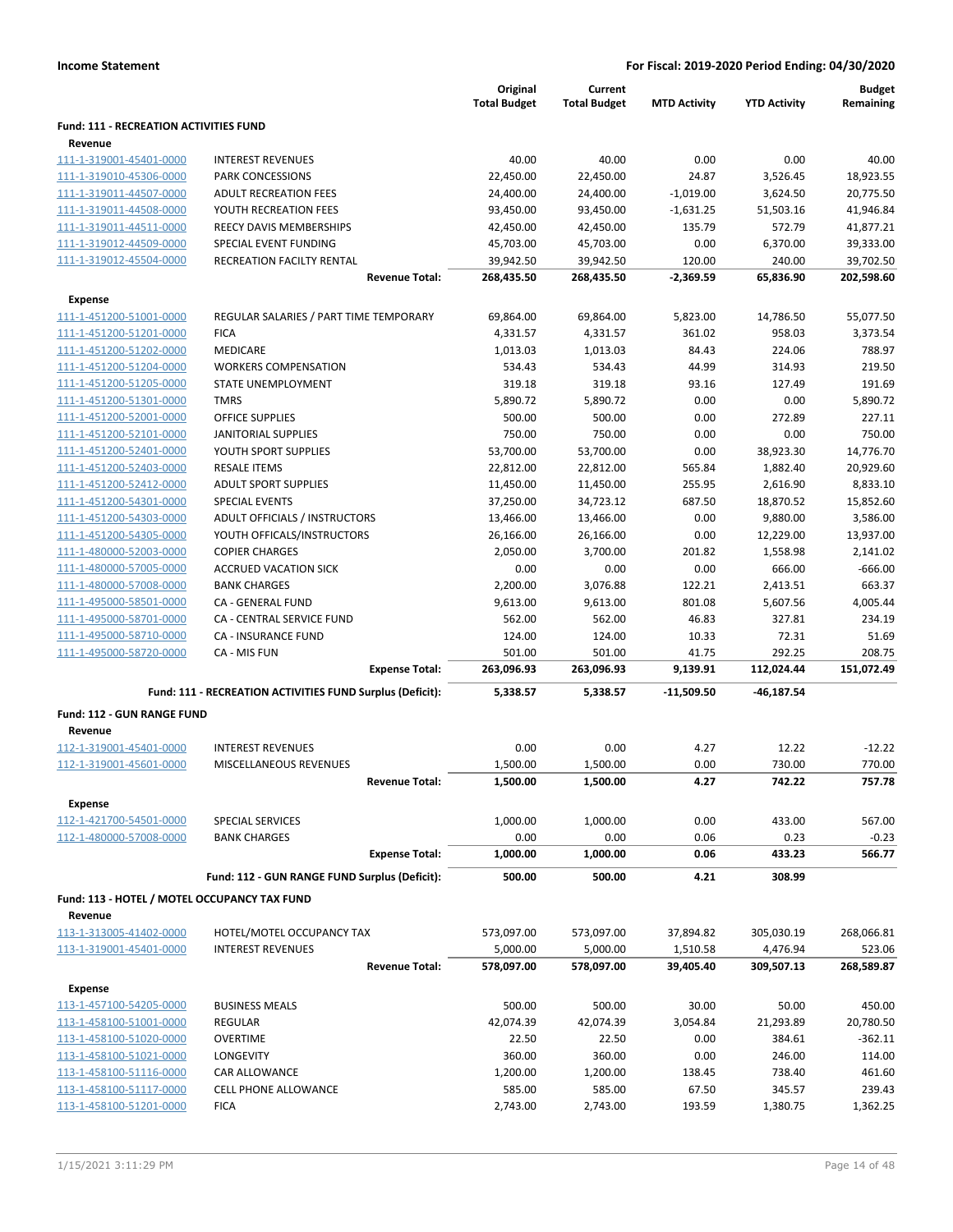**Income Statement** — For Fiscal: 2019-2020 Period Ending: 04/30/2020

| | | Original Total Budget | Current Total Budget | MTD Activity | YTD Activity | Budget Remaining |
|---|---|---|---|---|---|---|
| **Fund: 111 - RECREATION ACTIVITIES FUND** | | | | | | |
| **Revenue** | | | | | | |
| 111-1-319001-45401-0000 | INTEREST REVENUES | 40.00 | 40.00 | 0.00 | 0.00 | 40.00 |
| 111-1-319010-45306-0000 | PARK CONCESSIONS | 22,450.00 | 22,450.00 | 24.87 | 3,526.45 | 18,923.55 |
| 111-1-319011-44507-0000 | ADULT RECREATION FEES | 24,400.00 | 24,400.00 | -1,019.00 | 3,624.50 | 20,775.50 |
| 111-1-319011-44508-0000 | YOUTH RECREATION FEES | 93,450.00 | 93,450.00 | -1,631.25 | 51,503.16 | 41,946.84 |
| 111-1-319011-44511-0000 | REECY DAVIS MEMBERSHIPS | 42,450.00 | 42,450.00 | 135.79 | 572.79 | 41,877.21 |
| 111-1-319012-44509-0000 | SPECIAL EVENT FUNDING | 45,703.00 | 45,703.00 | 0.00 | 6,370.00 | 39,333.00 |
| 111-1-319012-45504-0000 | RECREATION FACILTY RENTAL | 39,942.50 | 39,942.50 | 120.00 | 240.00 | 39,702.50 |
| | **Revenue Total:** | **268,435.50** | **268,435.50** | **-2,369.59** | **65,836.90** | **202,598.60** |
| **Expense** | | | | | | |
| 111-1-451200-51001-0000 | REGULAR SALARIES / PART TIME TEMPORARY | 69,864.00 | 69,864.00 | 5,823.00 | 14,786.50 | 55,077.50 |
| 111-1-451200-51201-0000 | FICA | 4,331.57 | 4,331.57 | 361.02 | 958.03 | 3,373.54 |
| 111-1-451200-51202-0000 | MEDICARE | 1,013.03 | 1,013.03 | 84.43 | 224.06 | 788.97 |
| 111-1-451200-51204-0000 | WORKERS COMPENSATION | 534.43 | 534.43 | 44.99 | 314.93 | 219.50 |
| 111-1-451200-51205-0000 | STATE UNEMPLOYMENT | 319.18 | 319.18 | 93.16 | 127.49 | 191.69 |
| 111-1-451200-51301-0000 | TMRS | 5,890.72 | 5,890.72 | 0.00 | 0.00 | 5,890.72 |
| 111-1-451200-52001-0000 | OFFICE SUPPLIES | 500.00 | 500.00 | 0.00 | 272.89 | 227.11 |
| 111-1-451200-52101-0000 | JANITORIAL SUPPLIES | 750.00 | 750.00 | 0.00 | 0.00 | 750.00 |
| 111-1-451200-52401-0000 | YOUTH SPORT SUPPLIES | 53,700.00 | 53,700.00 | 0.00 | 38,923.30 | 14,776.70 |
| 111-1-451200-52403-0000 | RESALE ITEMS | 22,812.00 | 22,812.00 | 565.84 | 1,882.40 | 20,929.60 |
| 111-1-451200-52412-0000 | ADULT SPORT SUPPLIES | 11,450.00 | 11,450.00 | 255.95 | 2,616.90 | 8,833.10 |
| 111-1-451200-54301-0000 | SPECIAL EVENTS | 37,250.00 | 34,723.12 | 687.50 | 18,870.52 | 15,852.60 |
| 111-1-451200-54303-0000 | ADULT OFFICIALS / INSTRUCTORS | 13,466.00 | 13,466.00 | 0.00 | 9,880.00 | 3,586.00 |
| 111-1-451200-54305-0000 | YOUTH OFFICALS/INSTRUCTORS | 26,166.00 | 26,166.00 | 0.00 | 12,229.00 | 13,937.00 |
| 111-1-480000-52003-0000 | COPIER CHARGES | 2,050.00 | 3,700.00 | 201.82 | 1,558.98 | 2,141.02 |
| 111-1-480000-57005-0000 | ACCRUED VACATION SICK | 0.00 | 0.00 | 0.00 | 666.00 | -666.00 |
| 111-1-480000-57008-0000 | BANK CHARGES | 2,200.00 | 3,076.88 | 122.21 | 2,413.51 | 663.37 |
| 111-1-495000-58501-0000 | CA - GENERAL FUND | 9,613.00 | 9,613.00 | 801.08 | 5,607.56 | 4,005.44 |
| 111-1-495000-58701-0000 | CA - CENTRAL SERVICE FUND | 562.00 | 562.00 | 46.83 | 327.81 | 234.19 |
| 111-1-495000-58710-0000 | CA - INSURANCE FUND | 124.00 | 124.00 | 10.33 | 72.31 | 51.69 |
| 111-1-495000-58720-0000 | CA - MIS FUN | 501.00 | 501.00 | 41.75 | 292.25 | 208.75 |
| | **Expense Total:** | **263,096.93** | **263,096.93** | **9,139.91** | **112,024.44** | **151,072.49** |
| | **Fund: 111 - RECREATION ACTIVITIES FUND Surplus (Deficit):** | **5,338.57** | **5,338.57** | **-11,509.50** | **-46,187.54** | |
| **Fund: 112 - GUN RANGE FUND** | | | | | | |
| **Revenue** | | | | | | |
| 112-1-319001-45401-0000 | INTEREST REVENUES | 0.00 | 0.00 | 4.27 | 12.22 | -12.22 |
| 112-1-319001-45601-0000 | MISCELLANEOUS REVENUES | 1,500.00 | 1,500.00 | 0.00 | 730.00 | 770.00 |
| | **Revenue Total:** | **1,500.00** | **1,500.00** | **4.27** | **742.22** | **757.78** |
| **Expense** | | | | | | |
| 112-1-421700-54501-0000 | SPECIAL SERVICES | 1,000.00 | 1,000.00 | 0.00 | 433.00 | 567.00 |
| 112-1-480000-57008-0000 | BANK CHARGES | 0.00 | 0.00 | 0.06 | 0.23 | -0.23 |
| | **Expense Total:** | **1,000.00** | **1,000.00** | **0.06** | **433.23** | **566.77** |
| | **Fund: 112 - GUN RANGE FUND Surplus (Deficit):** | **500.00** | **500.00** | **4.21** | **308.99** | |
| **Fund: 113 - HOTEL / MOTEL OCCUPANCY TAX FUND** | | | | | | |
| **Revenue** | | | | | | |
| 113-1-313005-41402-0000 | HOTEL/MOTEL OCCUPANCY TAX | 573,097.00 | 573,097.00 | 37,894.82 | 305,030.19 | 268,066.81 |
| 113-1-319001-45401-0000 | INTEREST REVENUES | 5,000.00 | 5,000.00 | 1,510.58 | 4,476.94 | 523.06 |
| | **Revenue Total:** | **578,097.00** | **578,097.00** | **39,405.40** | **309,507.13** | **268,589.87** |
| **Expense** | | | | | | |
| 113-1-457100-54205-0000 | BUSINESS MEALS | 500.00 | 500.00 | 30.00 | 50.00 | 450.00 |
| 113-1-458100-51001-0000 | REGULAR | 42,074.39 | 42,074.39 | 3,054.84 | 21,293.89 | 20,780.50 |
| 113-1-458100-51020-0000 | OVERTIME | 22.50 | 22.50 | 0.00 | 384.61 | -362.11 |
| 113-1-458100-51021-0000 | LONGEVITY | 360.00 | 360.00 | 0.00 | 246.00 | 114.00 |
| 113-1-458100-51116-0000 | CAR ALLOWANCE | 1,200.00 | 1,200.00 | 138.45 | 738.40 | 461.60 |
| 113-1-458100-51117-0000 | CELL PHONE ALLOWANCE | 585.00 | 585.00 | 67.50 | 345.57 | 239.43 |
| 113-1-458100-51201-0000 | FICA | 2,743.00 | 2,743.00 | 193.59 | 1,380.75 | 1,362.25 |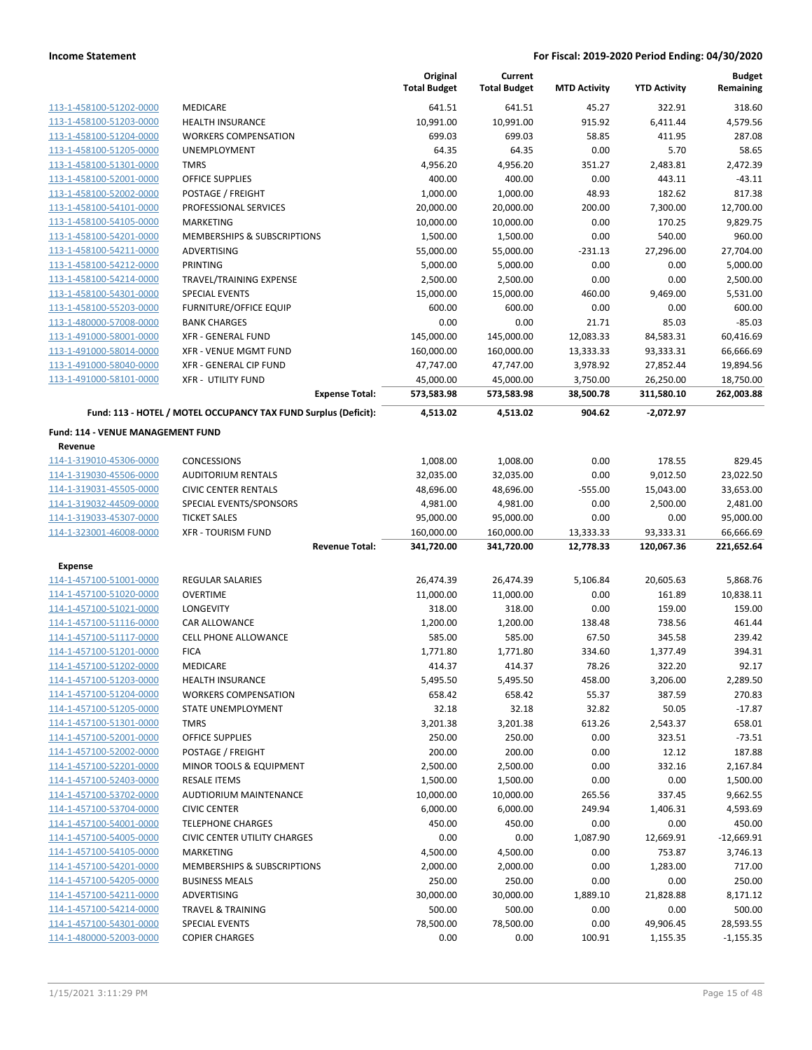| | | Original Total Budget | Current Total Budget | MTD Activity | YTD Activity | Budget Remaining |
|---|---|---|---|---|---|---|
| 113-1-458100-51202-0000 | MEDICARE | 641.51 | 641.51 | 45.27 | 322.91 | 318.60 |
| 113-1-458100-51203-0000 | HEALTH INSURANCE | 10,991.00 | 10,991.00 | 915.92 | 6,411.44 | 4,579.56 |
| 113-1-458100-51204-0000 | WORKERS COMPENSATION | 699.03 | 699.03 | 58.85 | 411.95 | 287.08 |
| 113-1-458100-51205-0000 | UNEMPLOYMENT | 64.35 | 64.35 | 0.00 | 5.70 | 58.65 |
| 113-1-458100-51301-0000 | TMRS | 4,956.20 | 4,956.20 | 351.27 | 2,483.81 | 2,472.39 |
| 113-1-458100-52001-0000 | OFFICE SUPPLIES | 400.00 | 400.00 | 0.00 | 443.11 | -43.11 |
| 113-1-458100-52002-0000 | POSTAGE / FREIGHT | 1,000.00 | 1,000.00 | 48.93 | 182.62 | 817.38 |
| 113-1-458100-54101-0000 | PROFESSIONAL SERVICES | 20,000.00 | 20,000.00 | 200.00 | 7,300.00 | 12,700.00 |
| 113-1-458100-54105-0000 | MARKETING | 10,000.00 | 10,000.00 | 0.00 | 170.25 | 9,829.75 |
| 113-1-458100-54201-0000 | MEMBERSHIPS & SUBSCRIPTIONS | 1,500.00 | 1,500.00 | 0.00 | 540.00 | 960.00 |
| 113-1-458100-54211-0000 | ADVERTISING | 55,000.00 | 55,000.00 | -231.13 | 27,296.00 | 27,704.00 |
| 113-1-458100-54212-0000 | PRINTING | 5,000.00 | 5,000.00 | 0.00 | 0.00 | 5,000.00 |
| 113-1-458100-54214-0000 | TRAVEL/TRAINING EXPENSE | 2,500.00 | 2,500.00 | 0.00 | 0.00 | 2,500.00 |
| 113-1-458100-54301-0000 | SPECIAL EVENTS | 15,000.00 | 15,000.00 | 460.00 | 9,469.00 | 5,531.00 |
| 113-1-458100-55203-0000 | FURNITURE/OFFICE EQUIP | 600.00 | 600.00 | 0.00 | 0.00 | 600.00 |
| 113-1-480000-57008-0000 | BANK CHARGES | 0.00 | 0.00 | 21.71 | 85.03 | -85.03 |
| 113-1-491000-58001-0000 | XFR - GENERAL FUND | 145,000.00 | 145,000.00 | 12,083.33 | 84,583.31 | 60,416.69 |
| 113-1-491000-58014-0000 | XFR - VENUE MGMT FUND | 160,000.00 | 160,000.00 | 13,333.33 | 93,333.31 | 66,666.69 |
| 113-1-491000-58040-0000 | XFR - GENERAL CIP FUND | 47,747.00 | 47,747.00 | 3,978.92 | 27,852.44 | 19,894.56 |
| 113-1-491000-58101-0000 | XFR - UTILITY FUND | 45,000.00 | 45,000.00 | 3,750.00 | 26,250.00 | 18,750.00 |
| | **Expense Total:** | **573,583.98** | **573,583.98** | **38,500.78** | **311,580.10** | **262,003.88** |
| | **Fund: 113 - HOTEL / MOTEL OCCUPANCY TAX FUND Surplus (Deficit):** | **4,513.02** | **4,513.02** | **904.62** | **-2,072.97** | |
| **Fund: 114 - VENUE MANAGEMENT FUND** | | | | | | |
| **Revenue** | | | | | | |
| 114-1-319010-45306-0000 | CONCESSIONS | 1,008.00 | 1,008.00 | 0.00 | 178.55 | 829.45 |
| 114-1-319030-45506-0000 | AUDITORIUM RENTALS | 32,035.00 | 32,035.00 | 0.00 | 9,012.50 | 23,022.50 |
| 114-1-319031-45505-0000 | CIVIC CENTER RENTALS | 48,696.00 | 48,696.00 | -555.00 | 15,043.00 | 33,653.00 |
| 114-1-319032-44509-0000 | SPECIAL EVENTS/SPONSORS | 4,981.00 | 4,981.00 | 0.00 | 2,500.00 | 2,481.00 |
| 114-1-319033-45307-0000 | TICKET SALES | 95,000.00 | 95,000.00 | 0.00 | 0.00 | 95,000.00 |
| 114-1-323001-46008-0000 | XFR - TOURISM FUND | 160,000.00 | 160,000.00 | 13,333.33 | 93,333.31 | 66,666.69 |
| | **Revenue Total:** | **341,720.00** | **341,720.00** | **12,778.33** | **120,067.36** | **221,652.64** |
| **Expense** | | | | | | |
| 114-1-457100-51001-0000 | REGULAR SALARIES | 26,474.39 | 26,474.39 | 5,106.84 | 20,605.63 | 5,868.76 |
| 114-1-457100-51020-0000 | OVERTIME | 11,000.00 | 11,000.00 | 0.00 | 161.89 | 10,838.11 |
| 114-1-457100-51021-0000 | LONGEVITY | 318.00 | 318.00 | 0.00 | 159.00 | 159.00 |
| 114-1-457100-51116-0000 | CAR ALLOWANCE | 1,200.00 | 1,200.00 | 138.48 | 738.56 | 461.44 |
| 114-1-457100-51117-0000 | CELL PHONE ALLOWANCE | 585.00 | 585.00 | 67.50 | 345.58 | 239.42 |
| 114-1-457100-51201-0000 | FICA | 1,771.80 | 1,771.80 | 334.60 | 1,377.49 | 394.31 |
| 114-1-457100-51202-0000 | MEDICARE | 414.37 | 414.37 | 78.26 | 322.20 | 92.17 |
| 114-1-457100-51203-0000 | HEALTH INSURANCE | 5,495.50 | 5,495.50 | 458.00 | 3,206.00 | 2,289.50 |
| 114-1-457100-51204-0000 | WORKERS COMPENSATION | 658.42 | 658.42 | 55.37 | 387.59 | 270.83 |
| 114-1-457100-51205-0000 | STATE UNEMPLOYMENT | 32.18 | 32.18 | 32.82 | 50.05 | -17.87 |
| 114-1-457100-51301-0000 | TMRS | 3,201.38 | 3,201.38 | 613.26 | 2,543.37 | 658.01 |
| 114-1-457100-52001-0000 | OFFICE SUPPLIES | 250.00 | 250.00 | 0.00 | 323.51 | -73.51 |
| 114-1-457100-52002-0000 | POSTAGE / FREIGHT | 200.00 | 200.00 | 0.00 | 12.12 | 187.88 |
| 114-1-457100-52201-0000 | MINOR TOOLS & EQUIPMENT | 2,500.00 | 2,500.00 | 0.00 | 332.16 | 2,167.84 |
| 114-1-457100-52403-0000 | RESALE ITEMS | 1,500.00 | 1,500.00 | 0.00 | 0.00 | 1,500.00 |
| 114-1-457100-53702-0000 | AUDTIORIUM MAINTENANCE | 10,000.00 | 10,000.00 | 265.56 | 337.45 | 9,662.55 |
| 114-1-457100-53704-0000 | CIVIC CENTER | 6,000.00 | 6,000.00 | 249.94 | 1,406.31 | 4,593.69 |
| 114-1-457100-54001-0000 | TELEPHONE CHARGES | 450.00 | 450.00 | 0.00 | 0.00 | 450.00 |
| 114-1-457100-54005-0000 | CIVIC CENTER UTILITY CHARGES | 0.00 | 0.00 | 1,087.90 | 12,669.91 | -12,669.91 |
| 114-1-457100-54105-0000 | MARKETING | 4,500.00 | 4,500.00 | 0.00 | 753.87 | 3,746.13 |
| 114-1-457100-54201-0000 | MEMBERSHIPS & SUBSCRIPTIONS | 2,000.00 | 2,000.00 | 0.00 | 1,283.00 | 717.00 |
| 114-1-457100-54205-0000 | BUSINESS MEALS | 250.00 | 250.00 | 0.00 | 0.00 | 250.00 |
| 114-1-457100-54211-0000 | ADVERTISING | 30,000.00 | 30,000.00 | 1,889.10 | 21,828.88 | 8,171.12 |
| 114-1-457100-54214-0000 | TRAVEL & TRAINING | 500.00 | 500.00 | 0.00 | 0.00 | 500.00 |
| 114-1-457100-54301-0000 | SPECIAL EVENTS | 78,500.00 | 78,500.00 | 0.00 | 49,906.45 | 28,593.55 |
| 114-1-480000-52003-0000 | COPIER CHARGES | 0.00 | 0.00 | 100.91 | 1,155.35 | -1,155.35 |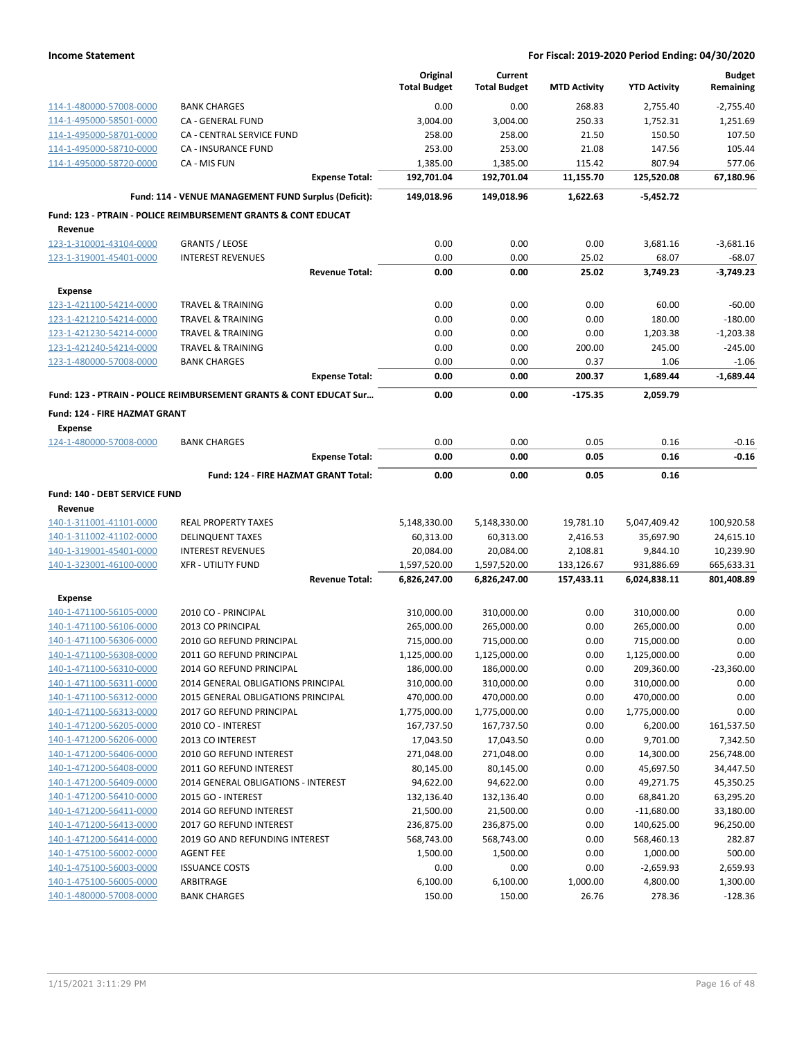| | | Original Total Budget | Current Total Budget | MTD Activity | YTD Activity | Budget Remaining |
|---|---|---|---|---|---|---|
| 114-1-480000-57008-0000 | BANK CHARGES | 0.00 | 0.00 | 268.83 | 2,755.40 | -2,755.40 |
| 114-1-495000-58501-0000 | CA - GENERAL FUND | 3,004.00 | 3,004.00 | 250.33 | 1,752.31 | 1,251.69 |
| 114-1-495000-58701-0000 | CA - CENTRAL SERVICE FUND | 258.00 | 258.00 | 21.50 | 150.50 | 107.50 |
| 114-1-495000-58710-0000 | CA - INSURANCE FUND | 253.00 | 253.00 | 21.08 | 147.56 | 105.44 |
| 114-1-495000-58720-0000 | CA - MIS FUN | 1,385.00 | 1,385.00 | 115.42 | 807.94 | 577.06 |
| | **Expense Total:** | **192,701.04** | **192,701.04** | **11,155.70** | **125,520.08** | **67,180.96** |
| | **Fund: 114 - VENUE MANAGEMENT FUND Surplus (Deficit):** | **149,018.96** | **149,018.96** | **1,622.63** | **-5,452.72** | |
| **Fund: 123 - PTRAIN - POLICE REIMBURSEMENT GRANTS & CONT EDUCAT** | | | | | | |
| **Revenue** | | | | | | |
| 123-1-310001-43104-0000 | GRANTS / LEOSE | 0.00 | 0.00 | 0.00 | 3,681.16 | -3,681.16 |
| 123-1-319001-45401-0000 | INTEREST REVENUES | 0.00 | 0.00 | 25.02 | 68.07 | -68.07 |
| | **Revenue Total:** | **0.00** | **0.00** | **25.02** | **3,749.23** | **-3,749.23** |
| **Expense** | | | | | | |
| 123-1-421100-54214-0000 | TRAVEL & TRAINING | 0.00 | 0.00 | 0.00 | 60.00 | -60.00 |
| 123-1-421210-54214-0000 | TRAVEL & TRAINING | 0.00 | 0.00 | 0.00 | 180.00 | -180.00 |
| 123-1-421230-54214-0000 | TRAVEL & TRAINING | 0.00 | 0.00 | 0.00 | 1,203.38 | -1,203.38 |
| 123-1-421240-54214-0000 | TRAVEL & TRAINING | 0.00 | 0.00 | 200.00 | 245.00 | -245.00 |
| 123-1-480000-57008-0000 | BANK CHARGES | 0.00 | 0.00 | 0.37 | 1.06 | -1.06 |
| | **Expense Total:** | **0.00** | **0.00** | **200.37** | **1,689.44** | **-1,689.44** |
| **Fund: 123 - PTRAIN - POLICE REIMBURSEMENT GRANTS & CONT EDUCAT Sur...** | | **0.00** | **0.00** | **-175.35** | **2,059.79** | |
| **Fund: 124 - FIRE HAZMAT GRANT** | | | | | | |
| **Expense** | | | | | | |
| 124-1-480000-57008-0000 | BANK CHARGES | 0.00 | 0.00 | 0.05 | 0.16 | -0.16 |
| | **Expense Total:** | **0.00** | **0.00** | **0.05** | **0.16** | **-0.16** |
| | **Fund: 124 - FIRE HAZMAT GRANT Total:** | **0.00** | **0.00** | **0.05** | **0.16** | |
| **Fund: 140 - DEBT SERVICE FUND** | | | | | | |
| **Revenue** | | | | | | |
| 140-1-311001-41101-0000 | REAL PROPERTY TAXES | 5,148,330.00 | 5,148,330.00 | 19,781.10 | 5,047,409.42 | 100,920.58 |
| 140-1-311002-41102-0000 | DELINQUENT TAXES | 60,313.00 | 60,313.00 | 2,416.53 | 35,697.90 | 24,615.10 |
| 140-1-319001-45401-0000 | INTEREST REVENUES | 20,084.00 | 20,084.00 | 2,108.81 | 9,844.10 | 10,239.90 |
| 140-1-323001-46100-0000 | XFR - UTILITY FUND | 1,597,520.00 | 1,597,520.00 | 133,126.67 | 931,886.69 | 665,633.31 |
| | **Revenue Total:** | **6,826,247.00** | **6,826,247.00** | **157,433.11** | **6,024,838.11** | **801,408.89** |
| **Expense** | | | | | | |
| 140-1-471100-56105-0000 | 2010 CO - PRINCIPAL | 310,000.00 | 310,000.00 | 0.00 | 310,000.00 | 0.00 |
| 140-1-471100-56106-0000 | 2013 CO PRINCIPAL | 265,000.00 | 265,000.00 | 0.00 | 265,000.00 | 0.00 |
| 140-1-471100-56306-0000 | 2010 GO REFUND PRINCIPAL | 715,000.00 | 715,000.00 | 0.00 | 715,000.00 | 0.00 |
| 140-1-471100-56308-0000 | 2011 GO REFUND PRINCIPAL | 1,125,000.00 | 1,125,000.00 | 0.00 | 1,125,000.00 | 0.00 |
| 140-1-471100-56310-0000 | 2014 GO REFUND PRINCIPAL | 186,000.00 | 186,000.00 | 0.00 | 209,360.00 | -23,360.00 |
| 140-1-471100-56311-0000 | 2014 GENERAL OBLIGATIONS PRINCIPAL | 310,000.00 | 310,000.00 | 0.00 | 310,000.00 | 0.00 |
| 140-1-471100-56312-0000 | 2015 GENERAL OBLIGATIONS PRINCIPAL | 470,000.00 | 470,000.00 | 0.00 | 470,000.00 | 0.00 |
| 140-1-471100-56313-0000 | 2017 GO REFUND PRINCIPAL | 1,775,000.00 | 1,775,000.00 | 0.00 | 1,775,000.00 | 0.00 |
| 140-1-471200-56205-0000 | 2010 CO - INTEREST | 167,737.50 | 167,737.50 | 0.00 | 6,200.00 | 161,537.50 |
| 140-1-471200-56206-0000 | 2013 CO INTEREST | 17,043.50 | 17,043.50 | 0.00 | 9,701.00 | 7,342.50 |
| 140-1-471200-56406-0000 | 2010 GO REFUND INTEREST | 271,048.00 | 271,048.00 | 0.00 | 14,300.00 | 256,748.00 |
| 140-1-471200-56408-0000 | 2011 GO REFUND INTEREST | 80,145.00 | 80,145.00 | 0.00 | 45,697.50 | 34,447.50 |
| 140-1-471200-56409-0000 | 2014 GENERAL OBLIGATIONS - INTEREST | 94,622.00 | 94,622.00 | 0.00 | 49,271.75 | 45,350.25 |
| 140-1-471200-56410-0000 | 2015 GO - INTEREST | 132,136.40 | 132,136.40 | 0.00 | 68,841.20 | 63,295.20 |
| 140-1-471200-56411-0000 | 2014 GO REFUND INTEREST | 21,500.00 | 21,500.00 | 0.00 | -11,680.00 | 33,180.00 |
| 140-1-471200-56413-0000 | 2017 GO REFUND INTEREST | 236,875.00 | 236,875.00 | 0.00 | 140,625.00 | 96,250.00 |
| 140-1-471200-56414-0000 | 2019 GO AND REFUNDING INTEREST | 568,743.00 | 568,743.00 | 0.00 | 568,460.13 | 282.87 |
| 140-1-475100-56002-0000 | AGENT FEE | 1,500.00 | 1,500.00 | 0.00 | 1,000.00 | 500.00 |
| 140-1-475100-56003-0000 | ISSUANCE COSTS | 0.00 | 0.00 | 0.00 | -2,659.93 | 2,659.93 |
| 140-1-475100-56005-0000 | ARBITRAGE | 6,100.00 | 6,100.00 | 1,000.00 | 4,800.00 | 1,300.00 |
| 140-1-480000-57008-0000 | BANK CHARGES | 150.00 | 150.00 | 26.76 | 278.36 | -128.36 |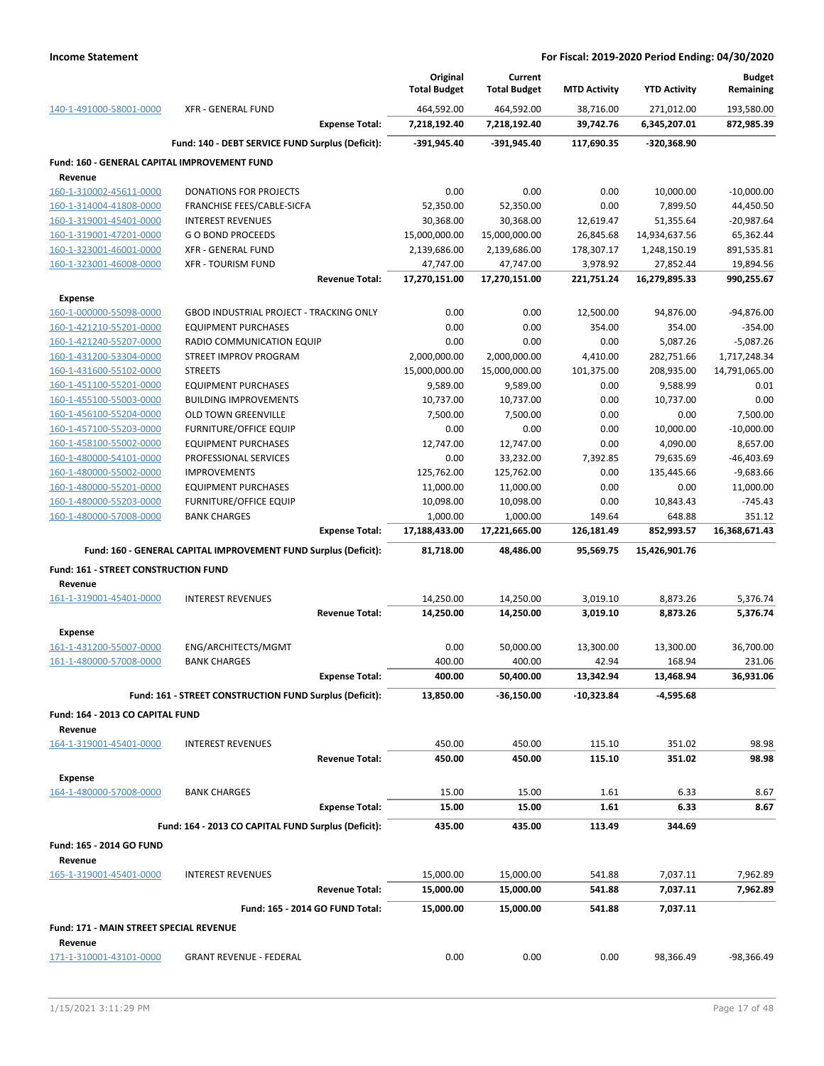**Income Statement** — **For Fiscal: 2019-2020 Period Ending: 04/30/2020**

| | | Original Total Budget | Current Total Budget | MTD Activity | YTD Activity | Budget Remaining |
|---|---|---|---|---|---|---|
| 140-1-491000-58001-0000 | XFR - GENERAL FUND | 464,592.00 | 464,592.00 | 38,716.00 | 271,012.00 | 193,580.00 |
| | **Expense Total:** | **7,218,192.40** | **7,218,192.40** | **39,742.76** | **6,345,207.01** | **872,985.39** |
| | **Fund: 140 - DEBT SERVICE FUND Surplus (Deficit):** | **-391,945.40** | **-391,945.40** | **117,690.35** | **-320,368.90** | |
| **Fund: 160 - GENERAL CAPITAL IMPROVEMENT FUND** | | | | | | |
| **Revenue** | | | | | | |
| 160-1-310002-45611-0000 | DONATIONS FOR PROJECTS | 0.00 | 0.00 | 0.00 | 10,000.00 | -10,000.00 |
| 160-1-314004-41808-0000 | FRANCHISE FEES/CABLE-SICFA | 52,350.00 | 52,350.00 | 0.00 | 7,899.50 | 44,450.50 |
| 160-1-319001-45401-0000 | INTEREST REVENUES | 30,368.00 | 30,368.00 | 12,619.47 | 51,355.64 | -20,987.64 |
| 160-1-319001-47201-0000 | G O BOND PROCEEDS | 15,000,000.00 | 15,000,000.00 | 26,845.68 | 14,934,637.56 | 65,362.44 |
| 160-1-323001-46001-0000 | XFR - GENERAL FUND | 2,139,686.00 | 2,139,686.00 | 178,307.17 | 1,248,150.19 | 891,535.81 |
| 160-1-323001-46008-0000 | XFR - TOURISM FUND | 47,747.00 | 47,747.00 | 3,978.92 | 27,852.44 | 19,894.56 |
| | **Revenue Total:** | **17,270,151.00** | **17,270,151.00** | **221,751.24** | **16,279,895.33** | **990,255.67** |
| **Expense** | | | | | | |
| 160-1-000000-55098-0000 | GBOD INDUSTRIAL PROJECT - TRACKING ONLY | 0.00 | 0.00 | 12,500.00 | 94,876.00 | -94,876.00 |
| 160-1-421210-55201-0000 | EQUIPMENT PURCHASES | 0.00 | 0.00 | 354.00 | 354.00 | -354.00 |
| 160-1-421240-55207-0000 | RADIO COMMUNICATION EQUIP | 0.00 | 0.00 | 0.00 | 5,087.26 | -5,087.26 |
| 160-1-431200-53304-0000 | STREET IMPROV PROGRAM | 2,000,000.00 | 2,000,000.00 | 4,410.00 | 282,751.66 | 1,717,248.34 |
| 160-1-431600-55102-0000 | STREETS | 15,000,000.00 | 15,000,000.00 | 101,375.00 | 208,935.00 | 14,791,065.00 |
| 160-1-451100-55201-0000 | EQUIPMENT PURCHASES | 9,589.00 | 9,589.00 | 0.00 | 9,588.99 | 0.01 |
| 160-1-455100-55003-0000 | BUILDING IMPROVEMENTS | 10,737.00 | 10,737.00 | 0.00 | 10,737.00 | 0.00 |
| 160-1-456100-55204-0000 | OLD TOWN GREENVILLE | 7,500.00 | 7,500.00 | 0.00 | 0.00 | 7,500.00 |
| 160-1-457100-55203-0000 | FURNITURE/OFFICE EQUIP | 0.00 | 0.00 | 0.00 | 10,000.00 | -10,000.00 |
| 160-1-458100-55002-0000 | EQUIPMENT PURCHASES | 12,747.00 | 12,747.00 | 0.00 | 4,090.00 | 8,657.00 |
| 160-1-480000-54101-0000 | PROFESSIONAL SERVICES | 0.00 | 33,232.00 | 7,392.85 | 79,635.69 | -46,403.69 |
| 160-1-480000-55002-0000 | IMPROVEMENTS | 125,762.00 | 125,762.00 | 0.00 | 135,445.66 | -9,683.66 |
| 160-1-480000-55201-0000 | EQUIPMENT PURCHASES | 11,000.00 | 11,000.00 | 0.00 | 0.00 | 11,000.00 |
| 160-1-480000-55203-0000 | FURNITURE/OFFICE EQUIP | 10,098.00 | 10,098.00 | 0.00 | 10,843.43 | -745.43 |
| 160-1-480000-57008-0000 | BANK CHARGES | 1,000.00 | 1,000.00 | 149.64 | 648.88 | 351.12 |
| | **Expense Total:** | **17,188,433.00** | **17,221,665.00** | **126,181.49** | **852,993.57** | **16,368,671.43** |
| | **Fund: 160 - GENERAL CAPITAL IMPROVEMENT FUND Surplus (Deficit):** | **81,718.00** | **48,486.00** | **95,569.75** | **15,426,901.76** | |
| **Fund: 161 - STREET CONSTRUCTION FUND** | | | | | | |
| **Revenue** | | | | | | |
| 161-1-319001-45401-0000 | INTEREST REVENUES | 14,250.00 | 14,250.00 | 3,019.10 | 8,873.26 | 5,376.74 |
| | **Revenue Total:** | **14,250.00** | **14,250.00** | **3,019.10** | **8,873.26** | **5,376.74** |
| **Expense** | | | | | | |
| 161-1-431200-55007-0000 | ENG/ARCHITECTS/MGMT | 0.00 | 50,000.00 | 13,300.00 | 13,300.00 | 36,700.00 |
| 161-1-480000-57008-0000 | BANK CHARGES | 400.00 | 400.00 | 42.94 | 168.94 | 231.06 |
| | **Expense Total:** | **400.00** | **50,400.00** | **13,342.94** | **13,468.94** | **36,931.06** |
| | **Fund: 161 - STREET CONSTRUCTION FUND Surplus (Deficit):** | **13,850.00** | **-36,150.00** | **-10,323.84** | **-4,595.68** | |
| **Fund: 164 - 2013 CO CAPITAL FUND** | | | | | | |
| **Revenue** | | | | | | |
| 164-1-319001-45401-0000 | INTEREST REVENUES | 450.00 | 450.00 | 115.10 | 351.02 | 98.98 |
| | **Revenue Total:** | **450.00** | **450.00** | **115.10** | **351.02** | **98.98** |
| **Expense** | | | | | | |
| 164-1-480000-57008-0000 | BANK CHARGES | 15.00 | 15.00 | 1.61 | 6.33 | 8.67 |
| | **Expense Total:** | **15.00** | **15.00** | **1.61** | **6.33** | **8.67** |
| | **Fund: 164 - 2013 CO CAPITAL FUND Surplus (Deficit):** | **435.00** | **435.00** | **113.49** | **344.69** | |
| **Fund: 165 - 2014 GO FUND** | | | | | | |
| **Revenue** | | | | | | |
| 165-1-319001-45401-0000 | INTEREST REVENUES | 15,000.00 | 15,000.00 | 541.88 | 7,037.11 | 7,962.89 |
| | **Revenue Total:** | **15,000.00** | **15,000.00** | **541.88** | **7,037.11** | **7,962.89** |
| | **Fund: 165 - 2014 GO FUND Total:** | **15,000.00** | **15,000.00** | **541.88** | **7,037.11** | |
| **Fund: 171 - MAIN STREET SPECIAL REVENUE** | | | | | | |
| **Revenue** | | | | | | |
| 171-1-310001-43101-0000 | GRANT REVENUE - FEDERAL | 0.00 | 0.00 | 0.00 | 98,366.49 | -98,366.49 |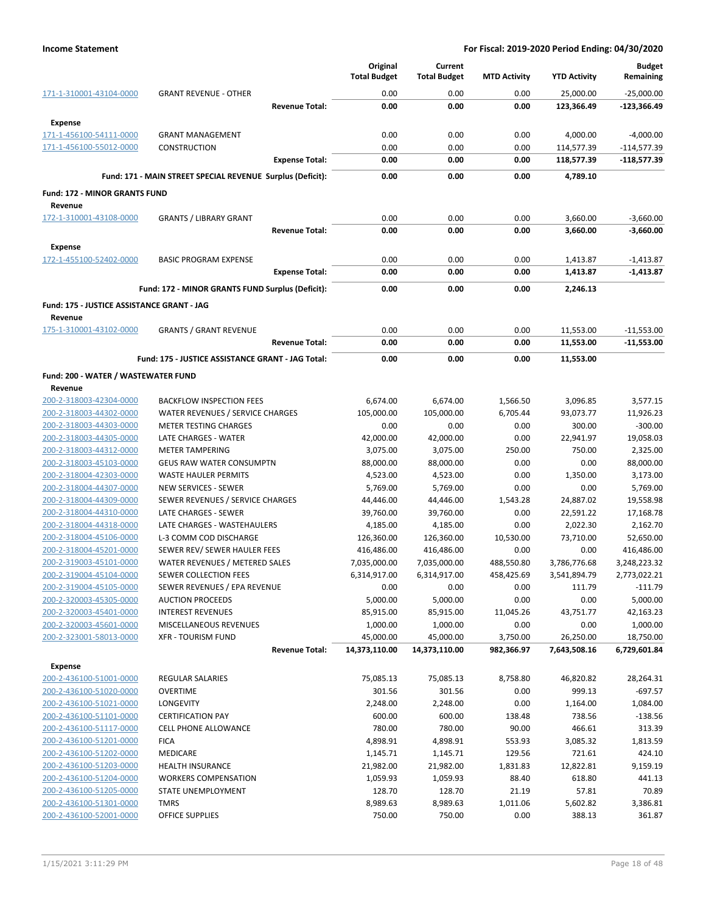| | | Original Total Budget | Current Total Budget | MTD Activity | YTD Activity | Budget Remaining |
|---|---|---|---|---|---|---|
| 171-1-310001-43104-0000 | GRANT REVENUE - OTHER | 0.00 | 0.00 | 0.00 | 25,000.00 | -25,000.00 |
| | **Revenue Total:** | **0.00** | **0.00** | **0.00** | **123,366.49** | **-123,366.49** |
| **Expense** | | | | | | |
| 171-1-456100-54111-0000 | GRANT MANAGEMENT | 0.00 | 0.00 | 0.00 | 4,000.00 | -4,000.00 |
| 171-1-456100-55012-0000 | CONSTRUCTION | 0.00 | 0.00 | 0.00 | 114,577.39 | -114,577.39 |
| | **Expense Total:** | **0.00** | **0.00** | **0.00** | **118,577.39** | **-118,577.39** |
| | **Fund: 171 - MAIN STREET SPECIAL REVENUE Surplus (Deficit):** | **0.00** | **0.00** | **0.00** | **4,789.10** | |
| **Fund: 172 - MINOR GRANTS FUND** | | | | | | |
| **Revenue** | | | | | | |
| 172-1-310001-43108-0000 | GRANTS / LIBRARY GRANT | 0.00 | 0.00 | 0.00 | 3,660.00 | -3,660.00 |
| | **Revenue Total:** | **0.00** | **0.00** | **0.00** | **3,660.00** | **-3,660.00** |
| **Expense** | | | | | | |
| 172-1-455100-52402-0000 | BASIC PROGRAM EXPENSE | 0.00 | 0.00 | 0.00 | 1,413.87 | -1,413.87 |
| | **Expense Total:** | **0.00** | **0.00** | **0.00** | **1,413.87** | **-1,413.87** |
| | **Fund: 172 - MINOR GRANTS FUND Surplus (Deficit):** | **0.00** | **0.00** | **0.00** | **2,246.13** | |
| **Fund: 175 - JUSTICE ASSISTANCE GRANT - JAG** | | | | | | |
| **Revenue** | | | | | | |
| 175-1-310001-43102-0000 | GRANTS / GRANT REVENUE | 0.00 | 0.00 | 0.00 | 11,553.00 | -11,553.00 |
| | **Revenue Total:** | **0.00** | **0.00** | **0.00** | **11,553.00** | **-11,553.00** |
| | **Fund: 175 - JUSTICE ASSISTANCE GRANT - JAG Total:** | **0.00** | **0.00** | **0.00** | **11,553.00** | |
| **Fund: 200 - WATER / WASTEWATER FUND** | | | | | | |
| **Revenue** | | | | | | |
| 200-2-318003-42304-0000 | BACKFLOW INSPECTION FEES | 6,674.00 | 6,674.00 | 1,566.50 | 3,096.85 | 3,577.15 |
| 200-2-318003-44302-0000 | WATER REVENUES / SERVICE CHARGES | 105,000.00 | 105,000.00 | 6,705.44 | 93,073.77 | 11,926.23 |
| 200-2-318003-44303-0000 | METER TESTING CHARGES | 0.00 | 0.00 | 0.00 | 300.00 | -300.00 |
| 200-2-318003-44305-0000 | LATE CHARGES - WATER | 42,000.00 | 42,000.00 | 0.00 | 22,941.97 | 19,058.03 |
| 200-2-318003-44312-0000 | METER TAMPERING | 3,075.00 | 3,075.00 | 250.00 | 750.00 | 2,325.00 |
| 200-2-318003-45103-0000 | GEUS RAW WATER CONSUMPTN | 88,000.00 | 88,000.00 | 0.00 | 0.00 | 88,000.00 |
| 200-2-318004-42303-0000 | WASTE HAULER PERMITS | 4,523.00 | 4,523.00 | 0.00 | 1,350.00 | 3,173.00 |
| 200-2-318004-44307-0000 | NEW SERVICES - SEWER | 5,769.00 | 5,769.00 | 0.00 | 0.00 | 5,769.00 |
| 200-2-318004-44309-0000 | SEWER REVENUES / SERVICE CHARGES | 44,446.00 | 44,446.00 | 1,543.28 | 24,887.02 | 19,558.98 |
| 200-2-318004-44310-0000 | LATE CHARGES - SEWER | 39,760.00 | 39,760.00 | 0.00 | 22,591.22 | 17,168.78 |
| 200-2-318004-44318-0000 | LATE CHARGES - WASTEHAULERS | 4,185.00 | 4,185.00 | 0.00 | 2,022.30 | 2,162.70 |
| 200-2-318004-45106-0000 | L-3 COMM COD DISCHARGE | 126,360.00 | 126,360.00 | 10,530.00 | 73,710.00 | 52,650.00 |
| 200-2-318004-45201-0000 | SEWER REV/ SEWER HAULER FEES | 416,486.00 | 416,486.00 | 0.00 | 0.00 | 416,486.00 |
| 200-2-319003-45101-0000 | WATER REVENUES / METERED SALES | 7,035,000.00 | 7,035,000.00 | 488,550.80 | 3,786,776.68 | 3,248,223.32 |
| 200-2-319004-45104-0000 | SEWER COLLECTION FEES | 6,314,917.00 | 6,314,917.00 | 458,425.69 | 3,541,894.79 | 2,773,022.21 |
| 200-2-319004-45105-0000 | SEWER REVENUES / EPA REVENUE | 0.00 | 0.00 | 0.00 | 111.79 | -111.79 |
| 200-2-320003-45305-0000 | AUCTION PROCEEDS | 5,000.00 | 5,000.00 | 0.00 | 0.00 | 5,000.00 |
| 200-2-320003-45401-0000 | INTEREST REVENUES | 85,915.00 | 85,915.00 | 11,045.26 | 43,751.77 | 42,163.23 |
| 200-2-320003-45601-0000 | MISCELLANEOUS REVENUES | 1,000.00 | 1,000.00 | 0.00 | 0.00 | 1,000.00 |
| 200-2-323001-58013-0000 | XFR - TOURISM FUND | 45,000.00 | 45,000.00 | 3,750.00 | 26,250.00 | 18,750.00 |
| | **Revenue Total:** | **14,373,110.00** | **14,373,110.00** | **982,366.97** | **7,643,508.16** | **6,729,601.84** |
| **Expense** | | | | | | |
| 200-2-436100-51001-0000 | REGULAR SALARIES | 75,085.13 | 75,085.13 | 8,758.80 | 46,820.82 | 28,264.31 |
| 200-2-436100-51020-0000 | OVERTIME | 301.56 | 301.56 | 0.00 | 999.13 | -697.57 |
| 200-2-436100-51021-0000 | LONGEVITY | 2,248.00 | 2,248.00 | 0.00 | 1,164.00 | 1,084.00 |
| 200-2-436100-51101-0000 | CERTIFICATION PAY | 600.00 | 600.00 | 138.48 | 738.56 | -138.56 |
| 200-2-436100-51117-0000 | CELL PHONE ALLOWANCE | 780.00 | 780.00 | 90.00 | 466.61 | 313.39 |
| 200-2-436100-51201-0000 | FICA | 4,898.91 | 4,898.91 | 553.93 | 3,085.32 | 1,813.59 |
| 200-2-436100-51202-0000 | MEDICARE | 1,145.71 | 1,145.71 | 129.56 | 721.61 | 424.10 |
| 200-2-436100-51203-0000 | HEALTH INSURANCE | 21,982.00 | 21,982.00 | 1,831.83 | 12,822.81 | 9,159.19 |
| 200-2-436100-51204-0000 | WORKERS COMPENSATION | 1,059.93 | 1,059.93 | 88.40 | 618.80 | 441.13 |
| 200-2-436100-51205-0000 | STATE UNEMPLOYMENT | 128.70 | 128.70 | 21.19 | 57.81 | 70.89 |
| 200-2-436100-51301-0000 | TMRS | 8,989.63 | 8,989.63 | 1,011.06 | 5,602.82 | 3,386.81 |
| 200-2-436100-52001-0000 | OFFICE SUPPLIES | 750.00 | 750.00 | 0.00 | 388.13 | 361.87 |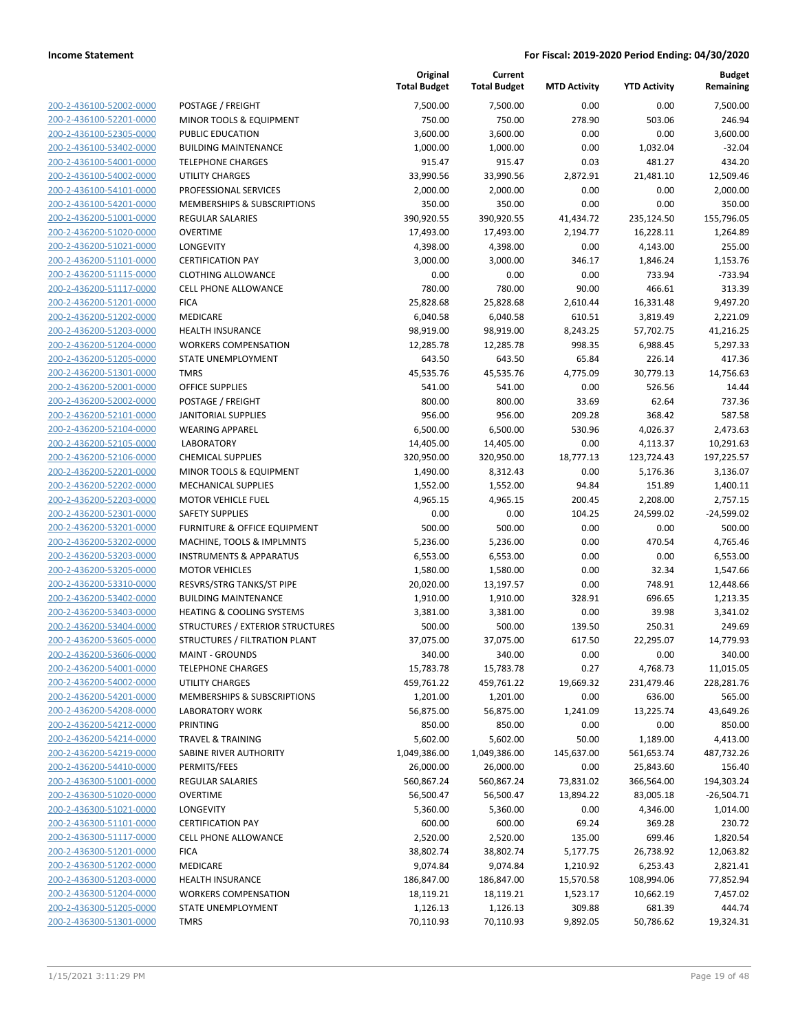| | | Original Total Budget | Current Total Budget | MTD Activity | YTD Activity | Budget Remaining |
|---|---|---|---|---|---|---|
| 200-2-436100-52002-0000 | POSTAGE / FREIGHT | 7,500.00 | 7,500.00 | 0.00 | 0.00 | 7,500.00 |
| 200-2-436100-52201-0000 | MINOR TOOLS & EQUIPMENT | 750.00 | 750.00 | 278.90 | 503.06 | 246.94 |
| 200-2-436100-52305-0000 | PUBLIC EDUCATION | 3,600.00 | 3,600.00 | 0.00 | 0.00 | 3,600.00 |
| 200-2-436100-53402-0000 | BUILDING MAINTENANCE | 1,000.00 | 1,000.00 | 0.00 | 1,032.04 | -32.04 |
| 200-2-436100-54001-0000 | TELEPHONE CHARGES | 915.47 | 915.47 | 0.03 | 481.27 | 434.20 |
| 200-2-436100-54002-0000 | UTILITY CHARGES | 33,990.56 | 33,990.56 | 2,872.91 | 21,481.10 | 12,509.46 |
| 200-2-436100-54101-0000 | PROFESSIONAL SERVICES | 2,000.00 | 2,000.00 | 0.00 | 0.00 | 2,000.00 |
| 200-2-436100-54201-0000 | MEMBERSHIPS & SUBSCRIPTIONS | 350.00 | 350.00 | 0.00 | 0.00 | 350.00 |
| 200-2-436200-51001-0000 | REGULAR SALARIES | 390,920.55 | 390,920.55 | 41,434.72 | 235,124.50 | 155,796.05 |
| 200-2-436200-51020-0000 | OVERTIME | 17,493.00 | 17,493.00 | 2,194.77 | 16,228.11 | 1,264.89 |
| 200-2-436200-51021-0000 | LONGEVITY | 4,398.00 | 4,398.00 | 0.00 | 4,143.00 | 255.00 |
| 200-2-436200-51101-0000 | CERTIFICATION PAY | 3,000.00 | 3,000.00 | 346.17 | 1,846.24 | 1,153.76 |
| 200-2-436200-51115-0000 | CLOTHING ALLOWANCE | 0.00 | 0.00 | 0.00 | 733.94 | -733.94 |
| 200-2-436200-51117-0000 | CELL PHONE ALLOWANCE | 780.00 | 780.00 | 90.00 | 466.61 | 313.39 |
| 200-2-436200-51201-0000 | FICA | 25,828.68 | 25,828.68 | 2,610.44 | 16,331.48 | 9,497.20 |
| 200-2-436200-51202-0000 | MEDICARE | 6,040.58 | 6,040.58 | 610.51 | 3,819.49 | 2,221.09 |
| 200-2-436200-51203-0000 | HEALTH INSURANCE | 98,919.00 | 98,919.00 | 8,243.25 | 57,702.75 | 41,216.25 |
| 200-2-436200-51204-0000 | WORKERS COMPENSATION | 12,285.78 | 12,285.78 | 998.35 | 6,988.45 | 5,297.33 |
| 200-2-436200-51205-0000 | STATE UNEMPLOYMENT | 643.50 | 643.50 | 65.84 | 226.14 | 417.36 |
| 200-2-436200-51301-0000 | TMRS | 45,535.76 | 45,535.76 | 4,775.09 | 30,779.13 | 14,756.63 |
| 200-2-436200-52001-0000 | OFFICE SUPPLIES | 541.00 | 541.00 | 0.00 | 526.56 | 14.44 |
| 200-2-436200-52002-0000 | POSTAGE / FREIGHT | 800.00 | 800.00 | 33.69 | 62.64 | 737.36 |
| 200-2-436200-52101-0000 | JANITORIAL SUPPLIES | 956.00 | 956.00 | 209.28 | 368.42 | 587.58 |
| 200-2-436200-52104-0000 | WEARING APPAREL | 6,500.00 | 6,500.00 | 530.96 | 4,026.37 | 2,473.63 |
| 200-2-436200-52105-0000 | LABORATORY | 14,405.00 | 14,405.00 | 0.00 | 4,113.37 | 10,291.63 |
| 200-2-436200-52106-0000 | CHEMICAL SUPPLIES | 320,950.00 | 320,950.00 | 18,777.13 | 123,724.43 | 197,225.57 |
| 200-2-436200-52201-0000 | MINOR TOOLS & EQUIPMENT | 1,490.00 | 8,312.43 | 0.00 | 5,176.36 | 3,136.07 |
| 200-2-436200-52202-0000 | MECHANICAL SUPPLIES | 1,552.00 | 1,552.00 | 94.84 | 151.89 | 1,400.11 |
| 200-2-436200-52203-0000 | MOTOR VEHICLE FUEL | 4,965.15 | 4,965.15 | 200.45 | 2,208.00 | 2,757.15 |
| 200-2-436200-52301-0000 | SAFETY SUPPLIES | 0.00 | 0.00 | 104.25 | 24,599.02 | -24,599.02 |
| 200-2-436200-53201-0000 | FURNITURE & OFFICE EQUIPMENT | 500.00 | 500.00 | 0.00 | 0.00 | 500.00 |
| 200-2-436200-53202-0000 | MACHINE, TOOLS & IMPLMNTS | 5,236.00 | 5,236.00 | 0.00 | 470.54 | 4,765.46 |
| 200-2-436200-53203-0000 | INSTRUMENTS & APPARATUS | 6,553.00 | 6,553.00 | 0.00 | 0.00 | 6,553.00 |
| 200-2-436200-53205-0000 | MOTOR VEHICLES | 1,580.00 | 1,580.00 | 0.00 | 32.34 | 1,547.66 |
| 200-2-436200-53310-0000 | RESVRS/STRG TANKS/ST PIPE | 20,020.00 | 13,197.57 | 0.00 | 748.91 | 12,448.66 |
| 200-2-436200-53402-0000 | BUILDING MAINTENANCE | 1,910.00 | 1,910.00 | 328.91 | 696.65 | 1,213.35 |
| 200-2-436200-53403-0000 | HEATING & COOLING SYSTEMS | 3,381.00 | 3,381.00 | 0.00 | 39.98 | 3,341.02 |
| 200-2-436200-53404-0000 | STRUCTURES / EXTERIOR STRUCTURES | 500.00 | 500.00 | 139.50 | 250.31 | 249.69 |
| 200-2-436200-53605-0000 | STRUCTURES / FILTRATION PLANT | 37,075.00 | 37,075.00 | 617.50 | 22,295.07 | 14,779.93 |
| 200-2-436200-53606-0000 | MAINT - GROUNDS | 340.00 | 340.00 | 0.00 | 0.00 | 340.00 |
| 200-2-436200-54001-0000 | TELEPHONE CHARGES | 15,783.78 | 15,783.78 | 0.27 | 4,768.73 | 11,015.05 |
| 200-2-436200-54002-0000 | UTILITY CHARGES | 459,761.22 | 459,761.22 | 19,669.32 | 231,479.46 | 228,281.76 |
| 200-2-436200-54201-0000 | MEMBERSHIPS & SUBSCRIPTIONS | 1,201.00 | 1,201.00 | 0.00 | 636.00 | 565.00 |
| 200-2-436200-54208-0000 | LABORATORY WORK | 56,875.00 | 56,875.00 | 1,241.09 | 13,225.74 | 43,649.26 |
| 200-2-436200-54212-0000 | PRINTING | 850.00 | 850.00 | 0.00 | 0.00 | 850.00 |
| 200-2-436200-54214-0000 | TRAVEL & TRAINING | 5,602.00 | 5,602.00 | 50.00 | 1,189.00 | 4,413.00 |
| 200-2-436200-54219-0000 | SABINE RIVER AUTHORITY | 1,049,386.00 | 1,049,386.00 | 145,637.00 | 561,653.74 | 487,732.26 |
| 200-2-436200-54410-0000 | PERMITS/FEES | 26,000.00 | 26,000.00 | 0.00 | 25,843.60 | 156.40 |
| 200-2-436300-51001-0000 | REGULAR SALARIES | 560,867.24 | 560,867.24 | 73,831.02 | 366,564.00 | 194,303.24 |
| 200-2-436300-51020-0000 | OVERTIME | 56,500.47 | 56,500.47 | 13,894.22 | 83,005.18 | -26,504.71 |
| 200-2-436300-51021-0000 | LONGEVITY | 5,360.00 | 5,360.00 | 0.00 | 4,346.00 | 1,014.00 |
| 200-2-436300-51101-0000 | CERTIFICATION PAY | 600.00 | 600.00 | 69.24 | 369.28 | 230.72 |
| 200-2-436300-51117-0000 | CELL PHONE ALLOWANCE | 2,520.00 | 2,520.00 | 135.00 | 699.46 | 1,820.54 |
| 200-2-436300-51201-0000 | FICA | 38,802.74 | 38,802.74 | 5,177.75 | 26,738.92 | 12,063.82 |
| 200-2-436300-51202-0000 | MEDICARE | 9,074.84 | 9,074.84 | 1,210.92 | 6,253.43 | 2,821.41 |
| 200-2-436300-51203-0000 | HEALTH INSURANCE | 186,847.00 | 186,847.00 | 15,570.58 | 108,994.06 | 77,852.94 |
| 200-2-436300-51204-0000 | WORKERS COMPENSATION | 18,119.21 | 18,119.21 | 1,523.17 | 10,662.19 | 7,457.02 |
| 200-2-436300-51205-0000 | STATE UNEMPLOYMENT | 1,126.13 | 1,126.13 | 309.88 | 681.39 | 444.74 |
| 200-2-436300-51301-0000 | TMRS | 70,110.93 | 70,110.93 | 9,892.05 | 50,786.62 | 19,324.31 |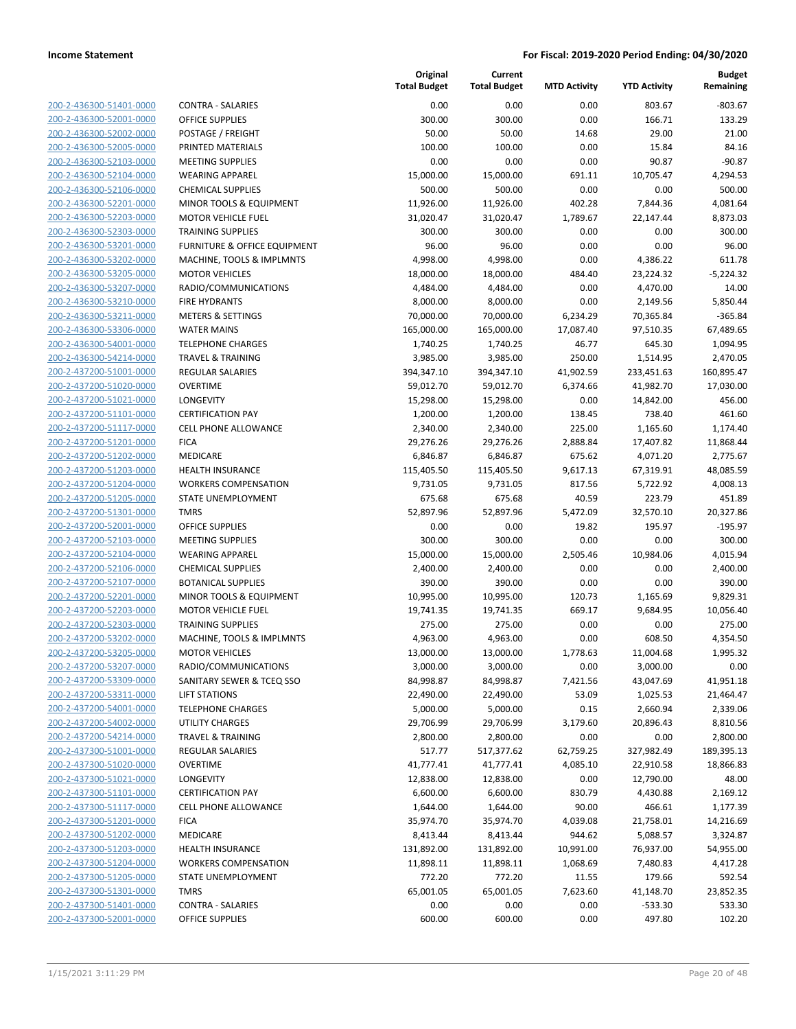| | | Original Total Budget | Current Total Budget | MTD Activity | YTD Activity | Budget Remaining |
|---|---|---|---|---|---|---|
| 200-2-436300-51401-0000 | CONTRA - SALARIES | 0.00 | 0.00 | 0.00 | 803.67 | -803.67 |
| 200-2-436300-52001-0000 | OFFICE SUPPLIES | 300.00 | 300.00 | 0.00 | 166.71 | 133.29 |
| 200-2-436300-52002-0000 | POSTAGE / FREIGHT | 50.00 | 50.00 | 14.68 | 29.00 | 21.00 |
| 200-2-436300-52005-0000 | PRINTED MATERIALS | 100.00 | 100.00 | 0.00 | 15.84 | 84.16 |
| 200-2-436300-52103-0000 | MEETING SUPPLIES | 0.00 | 0.00 | 0.00 | 90.87 | -90.87 |
| 200-2-436300-52104-0000 | WEARING APPAREL | 15,000.00 | 15,000.00 | 691.11 | 10,705.47 | 4,294.53 |
| 200-2-436300-52106-0000 | CHEMICAL SUPPLIES | 500.00 | 500.00 | 0.00 | 0.00 | 500.00 |
| 200-2-436300-52201-0000 | MINOR TOOLS & EQUIPMENT | 11,926.00 | 11,926.00 | 402.28 | 7,844.36 | 4,081.64 |
| 200-2-436300-52203-0000 | MOTOR VEHICLE FUEL | 31,020.47 | 31,020.47 | 1,789.67 | 22,147.44 | 8,873.03 |
| 200-2-436300-52303-0000 | TRAINING SUPPLIES | 300.00 | 300.00 | 0.00 | 0.00 | 300.00 |
| 200-2-436300-53201-0000 | FURNITURE & OFFICE EQUIPMENT | 96.00 | 96.00 | 0.00 | 0.00 | 96.00 |
| 200-2-436300-53202-0000 | MACHINE, TOOLS & IMPLMNTS | 4,998.00 | 4,998.00 | 0.00 | 4,386.22 | 611.78 |
| 200-2-436300-53205-0000 | MOTOR VEHICLES | 18,000.00 | 18,000.00 | 484.40 | 23,224.32 | -5,224.32 |
| 200-2-436300-53207-0000 | RADIO/COMMUNICATIONS | 4,484.00 | 4,484.00 | 0.00 | 4,470.00 | 14.00 |
| 200-2-436300-53210-0000 | FIRE HYDRANTS | 8,000.00 | 8,000.00 | 0.00 | 2,149.56 | 5,850.44 |
| 200-2-436300-53211-0000 | METERS & SETTINGS | 70,000.00 | 70,000.00 | 6,234.29 | 70,365.84 | -365.84 |
| 200-2-436300-53306-0000 | WATER MAINS | 165,000.00 | 165,000.00 | 17,087.40 | 97,510.35 | 67,489.65 |
| 200-2-436300-54001-0000 | TELEPHONE CHARGES | 1,740.25 | 1,740.25 | 46.77 | 645.30 | 1,094.95 |
| 200-2-436300-54214-0000 | TRAVEL & TRAINING | 3,985.00 | 3,985.00 | 250.00 | 1,514.95 | 2,470.05 |
| 200-2-437200-51001-0000 | REGULAR SALARIES | 394,347.10 | 394,347.10 | 41,902.59 | 233,451.63 | 160,895.47 |
| 200-2-437200-51020-0000 | OVERTIME | 59,012.70 | 59,012.70 | 6,374.66 | 41,982.70 | 17,030.00 |
| 200-2-437200-51021-0000 | LONGEVITY | 15,298.00 | 15,298.00 | 0.00 | 14,842.00 | 456.00 |
| 200-2-437200-51101-0000 | CERTIFICATION PAY | 1,200.00 | 1,200.00 | 138.45 | 738.40 | 461.60 |
| 200-2-437200-51117-0000 | CELL PHONE ALLOWANCE | 2,340.00 | 2,340.00 | 225.00 | 1,165.60 | 1,174.40 |
| 200-2-437200-51201-0000 | FICA | 29,276.26 | 29,276.26 | 2,888.84 | 17,407.82 | 11,868.44 |
| 200-2-437200-51202-0000 | MEDICARE | 6,846.87 | 6,846.87 | 675.62 | 4,071.20 | 2,775.67 |
| 200-2-437200-51203-0000 | HEALTH INSURANCE | 115,405.50 | 115,405.50 | 9,617.13 | 67,319.91 | 48,085.59 |
| 200-2-437200-51204-0000 | WORKERS COMPENSATION | 9,731.05 | 9,731.05 | 817.56 | 5,722.92 | 4,008.13 |
| 200-2-437200-51205-0000 | STATE UNEMPLOYMENT | 675.68 | 675.68 | 40.59 | 223.79 | 451.89 |
| 200-2-437200-51301-0000 | TMRS | 52,897.96 | 52,897.96 | 5,472.09 | 32,570.10 | 20,327.86 |
| 200-2-437200-52001-0000 | OFFICE SUPPLIES | 0.00 | 0.00 | 19.82 | 195.97 | -195.97 |
| 200-2-437200-52103-0000 | MEETING SUPPLIES | 300.00 | 300.00 | 0.00 | 0.00 | 300.00 |
| 200-2-437200-52104-0000 | WEARING APPAREL | 15,000.00 | 15,000.00 | 2,505.46 | 10,984.06 | 4,015.94 |
| 200-2-437200-52106-0000 | CHEMICAL SUPPLIES | 2,400.00 | 2,400.00 | 0.00 | 0.00 | 2,400.00 |
| 200-2-437200-52107-0000 | BOTANICAL SUPPLIES | 390.00 | 390.00 | 0.00 | 0.00 | 390.00 |
| 200-2-437200-52201-0000 | MINOR TOOLS & EQUIPMENT | 10,995.00 | 10,995.00 | 120.73 | 1,165.69 | 9,829.31 |
| 200-2-437200-52203-0000 | MOTOR VEHICLE FUEL | 19,741.35 | 19,741.35 | 669.17 | 9,684.95 | 10,056.40 |
| 200-2-437200-52303-0000 | TRAINING SUPPLIES | 275.00 | 275.00 | 0.00 | 0.00 | 275.00 |
| 200-2-437200-53202-0000 | MACHINE, TOOLS & IMPLMNTS | 4,963.00 | 4,963.00 | 0.00 | 608.50 | 4,354.50 |
| 200-2-437200-53205-0000 | MOTOR VEHICLES | 13,000.00 | 13,000.00 | 1,778.63 | 11,004.68 | 1,995.32 |
| 200-2-437200-53207-0000 | RADIO/COMMUNICATIONS | 3,000.00 | 3,000.00 | 0.00 | 3,000.00 | 0.00 |
| 200-2-437200-53309-0000 | SANITARY SEWER & TCEQ SSO | 84,998.87 | 84,998.87 | 7,421.56 | 43,047.69 | 41,951.18 |
| 200-2-437200-53311-0000 | LIFT STATIONS | 22,490.00 | 22,490.00 | 53.09 | 1,025.53 | 21,464.47 |
| 200-2-437200-54001-0000 | TELEPHONE CHARGES | 5,000.00 | 5,000.00 | 0.15 | 2,660.94 | 2,339.06 |
| 200-2-437200-54002-0000 | UTILITY CHARGES | 29,706.99 | 29,706.99 | 3,179.60 | 20,896.43 | 8,810.56 |
| 200-2-437200-54214-0000 | TRAVEL & TRAINING | 2,800.00 | 2,800.00 | 0.00 | 0.00 | 2,800.00 |
| 200-2-437300-51001-0000 | REGULAR SALARIES | 517.77 | 517,377.62 | 62,759.25 | 327,982.49 | 189,395.13 |
| 200-2-437300-51020-0000 | OVERTIME | 41,777.41 | 41,777.41 | 4,085.10 | 22,910.58 | 18,866.83 |
| 200-2-437300-51021-0000 | LONGEVITY | 12,838.00 | 12,838.00 | 0.00 | 12,790.00 | 48.00 |
| 200-2-437300-51101-0000 | CERTIFICATION PAY | 6,600.00 | 6,600.00 | 830.79 | 4,430.88 | 2,169.12 |
| 200-2-437300-51117-0000 | CELL PHONE ALLOWANCE | 1,644.00 | 1,644.00 | 90.00 | 466.61 | 1,177.39 |
| 200-2-437300-51201-0000 | FICA | 35,974.70 | 35,974.70 | 4,039.08 | 21,758.01 | 14,216.69 |
| 200-2-437300-51202-0000 | MEDICARE | 8,413.44 | 8,413.44 | 944.62 | 5,088.57 | 3,324.87 |
| 200-2-437300-51203-0000 | HEALTH INSURANCE | 131,892.00 | 131,892.00 | 10,991.00 | 76,937.00 | 54,955.00 |
| 200-2-437300-51204-0000 | WORKERS COMPENSATION | 11,898.11 | 11,898.11 | 1,068.69 | 7,480.83 | 4,417.28 |
| 200-2-437300-51205-0000 | STATE UNEMPLOYMENT | 772.20 | 772.20 | 11.55 | 179.66 | 592.54 |
| 200-2-437300-51301-0000 | TMRS | 65,001.05 | 65,001.05 | 7,623.60 | 41,148.70 | 23,852.35 |
| 200-2-437300-51401-0000 | CONTRA - SALARIES | 0.00 | 0.00 | 0.00 | -533.30 | 533.30 |
| 200-2-437300-52001-0000 | OFFICE SUPPLIES | 600.00 | 600.00 | 0.00 | 497.80 | 102.20 |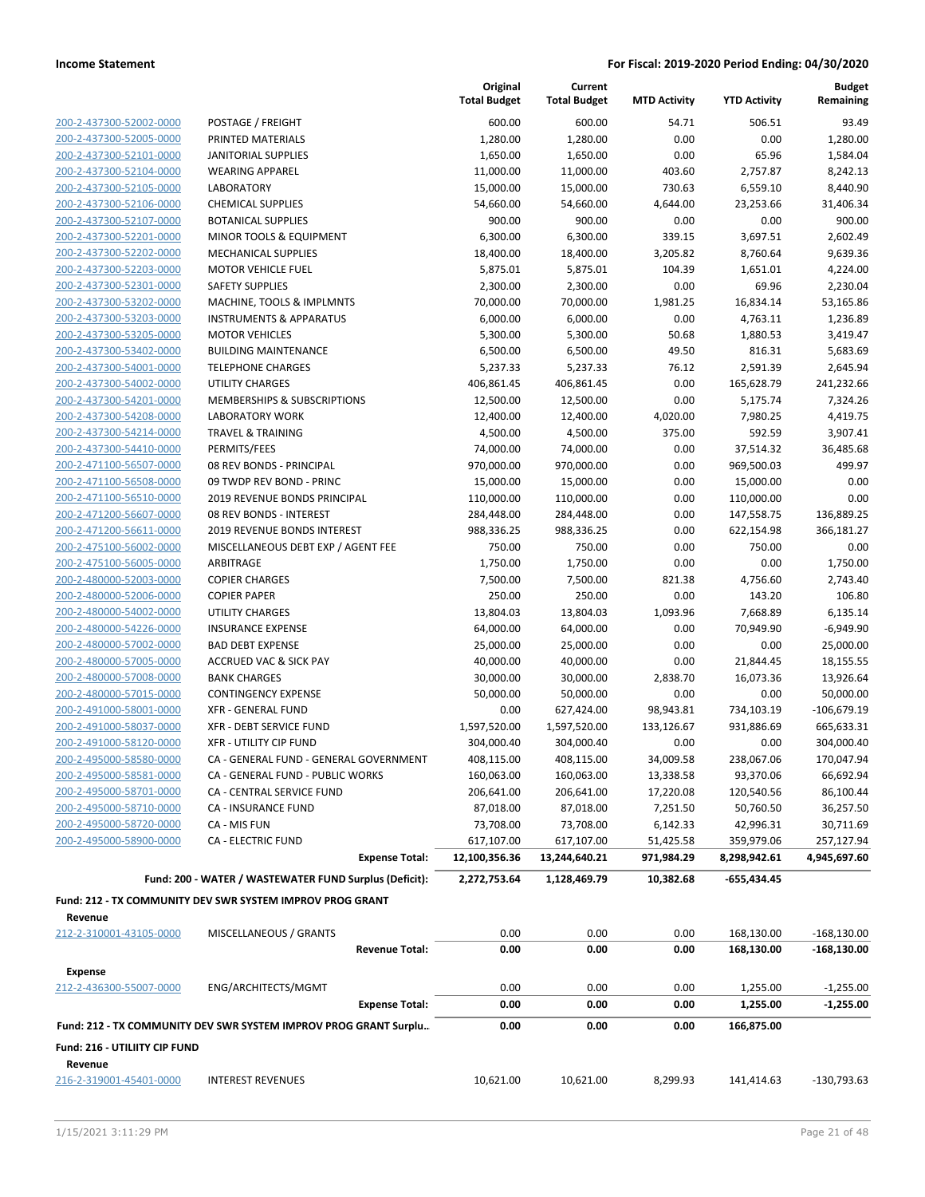| | | Original Total Budget | Current Total Budget | MTD Activity | YTD Activity | Budget Remaining |
|---|---|---|---|---|---|---|
| 200-2-437300-52002-0000 | POSTAGE / FREIGHT | 600.00 | 600.00 | 54.71 | 506.51 | 93.49 |
| 200-2-437300-52005-0000 | PRINTED MATERIALS | 1,280.00 | 1,280.00 | 0.00 | 0.00 | 1,280.00 |
| 200-2-437300-52101-0000 | JANITORIAL SUPPLIES | 1,650.00 | 1,650.00 | 0.00 | 65.96 | 1,584.04 |
| 200-2-437300-52104-0000 | WEARING APPAREL | 11,000.00 | 11,000.00 | 403.60 | 2,757.87 | 8,242.13 |
| 200-2-437300-52105-0000 | LABORATORY | 15,000.00 | 15,000.00 | 730.63 | 6,559.10 | 8,440.90 |
| 200-2-437300-52106-0000 | CHEMICAL SUPPLIES | 54,660.00 | 54,660.00 | 4,644.00 | 23,253.66 | 31,406.34 |
| 200-2-437300-52107-0000 | BOTANICAL SUPPLIES | 900.00 | 900.00 | 0.00 | 0.00 | 900.00 |
| 200-2-437300-52201-0000 | MINOR TOOLS & EQUIPMENT | 6,300.00 | 6,300.00 | 339.15 | 3,697.51 | 2,602.49 |
| 200-2-437300-52202-0000 | MECHANICAL SUPPLIES | 18,400.00 | 18,400.00 | 3,205.82 | 8,760.64 | 9,639.36 |
| 200-2-437300-52203-0000 | MOTOR VEHICLE FUEL | 5,875.01 | 5,875.01 | 104.39 | 1,651.01 | 4,224.00 |
| 200-2-437300-52301-0000 | SAFETY SUPPLIES | 2,300.00 | 2,300.00 | 0.00 | 69.96 | 2,230.04 |
| 200-2-437300-53202-0000 | MACHINE, TOOLS & IMPLMNTS | 70,000.00 | 70,000.00 | 1,981.25 | 16,834.14 | 53,165.86 |
| 200-2-437300-53203-0000 | INSTRUMENTS & APPARATUS | 6,000.00 | 6,000.00 | 0.00 | 4,763.11 | 1,236.89 |
| 200-2-437300-53205-0000 | MOTOR VEHICLES | 5,300.00 | 5,300.00 | 50.68 | 1,880.53 | 3,419.47 |
| 200-2-437300-53402-0000 | BUILDING MAINTENANCE | 6,500.00 | 6,500.00 | 49.50 | 816.31 | 5,683.69 |
| 200-2-437300-54001-0000 | TELEPHONE CHARGES | 5,237.33 | 5,237.33 | 76.12 | 2,591.39 | 2,645.94 |
| 200-2-437300-54002-0000 | UTILITY CHARGES | 406,861.45 | 406,861.45 | 0.00 | 165,628.79 | 241,232.66 |
| 200-2-437300-54201-0000 | MEMBERSHIPS & SUBSCRIPTIONS | 12,500.00 | 12,500.00 | 0.00 | 5,175.74 | 7,324.26 |
| 200-2-437300-54208-0000 | LABORATORY WORK | 12,400.00 | 12,400.00 | 4,020.00 | 7,980.25 | 4,419.75 |
| 200-2-437300-54214-0000 | TRAVEL & TRAINING | 4,500.00 | 4,500.00 | 375.00 | 592.59 | 3,907.41 |
| 200-2-437300-54410-0000 | PERMITS/FEES | 74,000.00 | 74,000.00 | 0.00 | 37,514.32 | 36,485.68 |
| 200-2-471100-56507-0000 | 08 REV BONDS - PRINCIPAL | 970,000.00 | 970,000.00 | 0.00 | 969,500.03 | 499.97 |
| 200-2-471100-56508-0000 | 09 TWDP REV BOND - PRINC | 15,000.00 | 15,000.00 | 0.00 | 15,000.00 | 0.00 |
| 200-2-471100-56510-0000 | 2019 REVENUE BONDS PRINCIPAL | 110,000.00 | 110,000.00 | 0.00 | 110,000.00 | 0.00 |
| 200-2-471200-56607-0000 | 08 REV BONDS - INTEREST | 284,448.00 | 284,448.00 | 0.00 | 147,558.75 | 136,889.25 |
| 200-2-471200-56611-0000 | 2019 REVENUE BONDS INTEREST | 988,336.25 | 988,336.25 | 0.00 | 622,154.98 | 366,181.27 |
| 200-2-475100-56002-0000 | MISCELLANEOUS DEBT EXP / AGENT FEE | 750.00 | 750.00 | 0.00 | 750.00 | 0.00 |
| 200-2-475100-56005-0000 | ARBITRAGE | 1,750.00 | 1,750.00 | 0.00 | 0.00 | 1,750.00 |
| 200-2-480000-52003-0000 | COPIER CHARGES | 7,500.00 | 7,500.00 | 821.38 | 4,756.60 | 2,743.40 |
| 200-2-480000-52006-0000 | COPIER PAPER | 250.00 | 250.00 | 0.00 | 143.20 | 106.80 |
| 200-2-480000-54002-0000 | UTILITY CHARGES | 13,804.03 | 13,804.03 | 1,093.96 | 7,668.89 | 6,135.14 |
| 200-2-480000-54226-0000 | INSURANCE EXPENSE | 64,000.00 | 64,000.00 | 0.00 | 70,949.90 | -6,949.90 |
| 200-2-480000-57002-0000 | BAD DEBT EXPENSE | 25,000.00 | 25,000.00 | 0.00 | 0.00 | 25,000.00 |
| 200-2-480000-57005-0000 | ACCRUED VAC & SICK PAY | 40,000.00 | 40,000.00 | 0.00 | 21,844.45 | 18,155.55 |
| 200-2-480000-57008-0000 | BANK CHARGES | 30,000.00 | 30,000.00 | 2,838.70 | 16,073.36 | 13,926.64 |
| 200-2-480000-57015-0000 | CONTINGENCY EXPENSE | 50,000.00 | 50,000.00 | 0.00 | 0.00 | 50,000.00 |
| 200-2-491000-58001-0000 | XFR - GENERAL FUND | 0.00 | 627,424.00 | 98,943.81 | 734,103.19 | -106,679.19 |
| 200-2-491000-58037-0000 | XFR - DEBT SERVICE FUND | 1,597,520.00 | 1,597,520.00 | 133,126.67 | 931,886.69 | 665,633.31 |
| 200-2-491000-58120-0000 | XFR - UTILITY CIP FUND | 304,000.40 | 304,000.40 | 0.00 | 0.00 | 304,000.40 |
| 200-2-495000-58580-0000 | CA - GENERAL FUND - GENERAL GOVERNMENT | 408,115.00 | 408,115.00 | 34,009.58 | 238,067.06 | 170,047.94 |
| 200-2-495000-58581-0000 | CA - GENERAL FUND - PUBLIC WORKS | 160,063.00 | 160,063.00 | 13,338.58 | 93,370.06 | 66,692.94 |
| 200-2-495000-58701-0000 | CA - CENTRAL SERVICE FUND | 206,641.00 | 206,641.00 | 17,220.08 | 120,540.56 | 86,100.44 |
| 200-2-495000-58710-0000 | CA - INSURANCE FUND | 87,018.00 | 87,018.00 | 7,251.50 | 50,760.50 | 36,257.50 |
| 200-2-495000-58720-0000 | CA - MIS FUN | 73,708.00 | 73,708.00 | 6,142.33 | 42,996.31 | 30,711.69 |
| 200-2-495000-58900-0000 | CA - ELECTRIC FUND | 617,107.00 | 617,107.00 | 51,425.58 | 359,979.06 | 257,127.94 |
| | **Expense Total:** | **12,100,356.36** | **13,244,640.21** | **971,984.29** | **8,298,942.61** | **4,945,697.60** |
| | **Fund: 200 - WATER / WASTEWATER FUND Surplus (Deficit):** | **2,272,753.64** | **1,128,469.79** | **10,382.68** | **-655,434.45** | |

**Fund: 212 - TX COMMUNITY DEV SWR SYSTEM IMPROV PROG GRANT**

**Revenue**

| | | Original Total Budget | Current Total Budget | MTD Activity | YTD Activity | Budget Remaining |
|---|---|---|---|---|---|---|
| 212-2-310001-43105-0000 | MISCELLANEOUS / GRANTS | 0.00 | 0.00 | 0.00 | 168,130.00 | -168,130.00 |
| | **Revenue Total:** | **0.00** | **0.00** | **0.00** | **168,130.00** | **-168,130.00** |

**Expense**

| | | Original Total Budget | Current Total Budget | MTD Activity | YTD Activity | Budget Remaining |
|---|---|---|---|---|---|---|
| 212-2-436300-55007-0000 | ENG/ARCHITECTS/MGMT | 0.00 | 0.00 | 0.00 | 1,255.00 | -1,255.00 |
| | **Expense Total:** | **0.00** | **0.00** | **0.00** | **1,255.00** | **-1,255.00** |
| | **Fund: 212 - TX COMMUNITY DEV SWR SYSTEM IMPROV PROG GRANT Surplu..** | **0.00** | **0.00** | **0.00** | **166,875.00** | |

**Fund: 216 - UTILIITY CIP FUND**

**Revenue**

| | | Original Total Budget | Current Total Budget | MTD Activity | YTD Activity | Budget Remaining |
|---|---|---|---|---|---|---|
| 216-2-319001-45401-0000 | INTEREST REVENUES | 10,621.00 | 10,621.00 | 8,299.93 | 141,414.63 | -130,793.63 |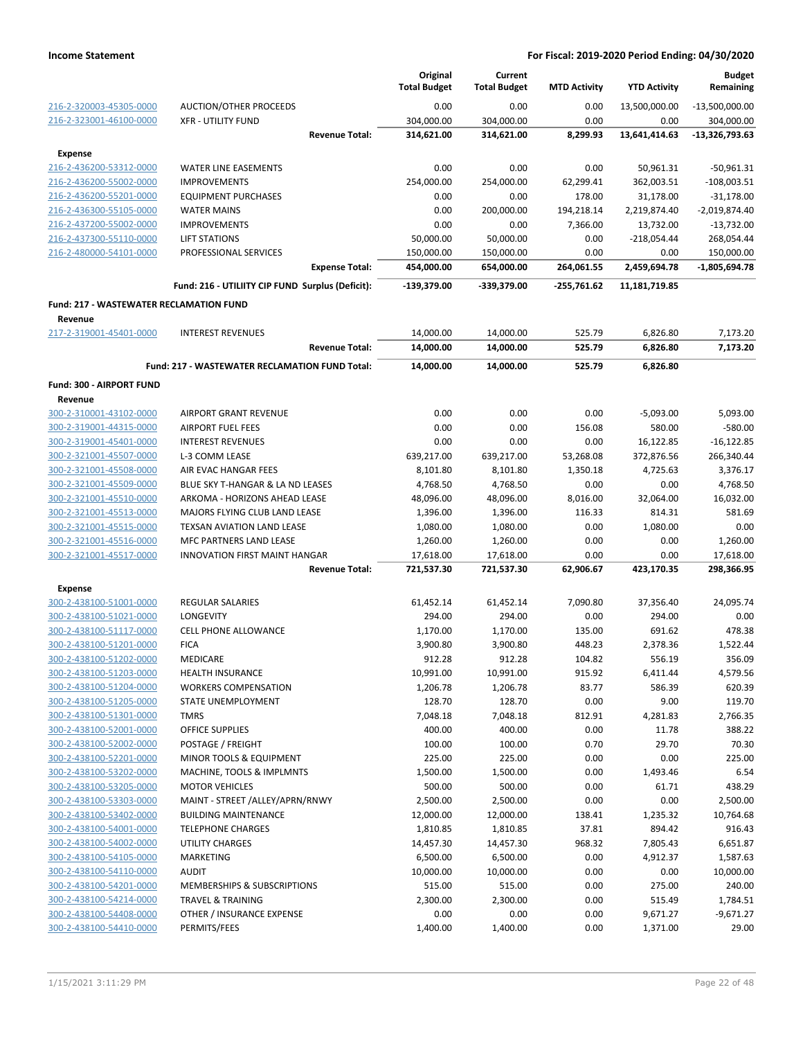| | | Original Total Budget | Current Total Budget | MTD Activity | YTD Activity | Budget Remaining |
|---|---|---|---|---|---|---|
| 216-2-320003-45305-0000 | AUCTION/OTHER PROCEEDS | 0.00 | 0.00 | 0.00 | 13,500,000.00 | -13,500,000.00 |
| 216-2-323001-46100-0000 | XFR - UTILITY FUND | 304,000.00 | 304,000.00 | 0.00 | 0.00 | 304,000.00 |
| | **Revenue Total:** | **314,621.00** | **314,621.00** | **8,299.93** | **13,641,414.63** | **-13,326,793.63** |
| **Expense** | | | | | | |
| 216-2-436200-53312-0000 | WATER LINE EASEMENTS | 0.00 | 0.00 | 0.00 | 50,961.31 | -50,961.31 |
| 216-2-436200-55002-0000 | IMPROVEMENTS | 254,000.00 | 254,000.00 | 62,299.41 | 362,003.51 | -108,003.51 |
| 216-2-436200-55201-0000 | EQUIPMENT PURCHASES | 0.00 | 0.00 | 178.00 | 31,178.00 | -31,178.00 |
| 216-2-436300-55105-0000 | WATER MAINS | 0.00 | 200,000.00 | 194,218.14 | 2,219,874.40 | -2,019,874.40 |
| 216-2-437200-55002-0000 | IMPROVEMENTS | 0.00 | 0.00 | 7,366.00 | 13,732.00 | -13,732.00 |
| 216-2-437300-55110-0000 | LIFT STATIONS | 50,000.00 | 50,000.00 | 0.00 | -218,054.44 | 268,054.44 |
| 216-2-480000-54101-0000 | PROFESSIONAL SERVICES | 150,000.00 | 150,000.00 | 0.00 | 0.00 | 150,000.00 |
| | **Expense Total:** | **454,000.00** | **654,000.00** | **264,061.55** | **2,459,694.78** | **-1,805,694.78** |
| | **Fund: 216 - UTILIITY CIP FUND Surplus (Deficit):** | **-139,379.00** | **-339,379.00** | **-255,761.62** | **11,181,719.85** | |
| **Fund: 217 - WASTEWATER RECLAMATION FUND** | | | | | | |
| **Revenue** | | | | | | |
| 217-2-319001-45401-0000 | INTEREST REVENUES | 14,000.00 | 14,000.00 | 525.79 | 6,826.80 | 7,173.20 |
| | **Revenue Total:** | **14,000.00** | **14,000.00** | **525.79** | **6,826.80** | **7,173.20** |
| | **Fund: 217 - WASTEWATER RECLAMATION FUND Total:** | **14,000.00** | **14,000.00** | **525.79** | **6,826.80** | |
| **Fund: 300 - AIRPORT FUND** | | | | | | |
| **Revenue** | | | | | | |
| 300-2-310001-43102-0000 | AIRPORT GRANT REVENUE | 0.00 | 0.00 | 0.00 | -5,093.00 | 5,093.00 |
| 300-2-319001-44315-0000 | AIRPORT FUEL FEES | 0.00 | 0.00 | 156.08 | 580.00 | -580.00 |
| 300-2-319001-45401-0000 | INTEREST REVENUES | 0.00 | 0.00 | 0.00 | 16,122.85 | -16,122.85 |
| 300-2-321001-45507-0000 | L-3 COMM LEASE | 639,217.00 | 639,217.00 | 53,268.08 | 372,876.56 | 266,340.44 |
| 300-2-321001-45508-0000 | AIR EVAC HANGAR FEES | 8,101.80 | 8,101.80 | 1,350.18 | 4,725.63 | 3,376.17 |
| 300-2-321001-45509-0000 | BLUE SKY T-HANGAR & LA ND LEASES | 4,768.50 | 4,768.50 | 0.00 | 0.00 | 4,768.50 |
| 300-2-321001-45510-0000 | ARKOMA - HORIZONS AHEAD LEASE | 48,096.00 | 48,096.00 | 8,016.00 | 32,064.00 | 16,032.00 |
| 300-2-321001-45513-0000 | MAJORS FLYING CLUB LAND LEASE | 1,396.00 | 1,396.00 | 116.33 | 814.31 | 581.69 |
| 300-2-321001-45515-0000 | TEXSAN AVIATION LAND LEASE | 1,080.00 | 1,080.00 | 0.00 | 1,080.00 | 0.00 |
| 300-2-321001-45516-0000 | MFC PARTNERS LAND LEASE | 1,260.00 | 1,260.00 | 0.00 | 0.00 | 1,260.00 |
| 300-2-321001-45517-0000 | INNOVATION FIRST MAINT HANGAR | 17,618.00 | 17,618.00 | 0.00 | 0.00 | 17,618.00 |
| | **Revenue Total:** | **721,537.30** | **721,537.30** | **62,906.67** | **423,170.35** | **298,366.95** |
| **Expense** | | | | | | |
| 300-2-438100-51001-0000 | REGULAR SALARIES | 61,452.14 | 61,452.14 | 7,090.80 | 37,356.40 | 24,095.74 |
| 300-2-438100-51021-0000 | LONGEVITY | 294.00 | 294.00 | 0.00 | 294.00 | 0.00 |
| 300-2-438100-51117-0000 | CELL PHONE ALLOWANCE | 1,170.00 | 1,170.00 | 135.00 | 691.62 | 478.38 |
| 300-2-438100-51201-0000 | FICA | 3,900.80 | 3,900.80 | 448.23 | 2,378.36 | 1,522.44 |
| 300-2-438100-51202-0000 | MEDICARE | 912.28 | 912.28 | 104.82 | 556.19 | 356.09 |
| 300-2-438100-51203-0000 | HEALTH INSURANCE | 10,991.00 | 10,991.00 | 915.92 | 6,411.44 | 4,579.56 |
| 300-2-438100-51204-0000 | WORKERS COMPENSATION | 1,206.78 | 1,206.78 | 83.77 | 586.39 | 620.39 |
| 300-2-438100-51205-0000 | STATE UNEMPLOYMENT | 128.70 | 128.70 | 0.00 | 9.00 | 119.70 |
| 300-2-438100-51301-0000 | TMRS | 7,048.18 | 7,048.18 | 812.91 | 4,281.83 | 2,766.35 |
| 300-2-438100-52001-0000 | OFFICE SUPPLIES | 400.00 | 400.00 | 0.00 | 11.78 | 388.22 |
| 300-2-438100-52002-0000 | POSTAGE / FREIGHT | 100.00 | 100.00 | 0.70 | 29.70 | 70.30 |
| 300-2-438100-52201-0000 | MINOR TOOLS & EQUIPMENT | 225.00 | 225.00 | 0.00 | 0.00 | 225.00 |
| 300-2-438100-53202-0000 | MACHINE, TOOLS & IMPLMNTS | 1,500.00 | 1,500.00 | 0.00 | 1,493.46 | 6.54 |
| 300-2-438100-53205-0000 | MOTOR VEHICLES | 500.00 | 500.00 | 0.00 | 61.71 | 438.29 |
| 300-2-438100-53303-0000 | MAINT - STREET /ALLEY/APRN/RNWY | 2,500.00 | 2,500.00 | 0.00 | 0.00 | 2,500.00 |
| 300-2-438100-53402-0000 | BUILDING MAINTENANCE | 12,000.00 | 12,000.00 | 138.41 | 1,235.32 | 10,764.68 |
| 300-2-438100-54001-0000 | TELEPHONE CHARGES | 1,810.85 | 1,810.85 | 37.81 | 894.42 | 916.43 |
| 300-2-438100-54002-0000 | UTILITY CHARGES | 14,457.30 | 14,457.30 | 968.32 | 7,805.43 | 6,651.87 |
| 300-2-438100-54105-0000 | MARKETING | 6,500.00 | 6,500.00 | 0.00 | 4,912.37 | 1,587.63 |
| 300-2-438100-54110-0000 | AUDIT | 10,000.00 | 10,000.00 | 0.00 | 0.00 | 10,000.00 |
| 300-2-438100-54201-0000 | MEMBERSHIPS & SUBSCRIPTIONS | 515.00 | 515.00 | 0.00 | 275.00 | 240.00 |
| 300-2-438100-54214-0000 | TRAVEL & TRAINING | 2,300.00 | 2,300.00 | 0.00 | 515.49 | 1,784.51 |
| 300-2-438100-54408-0000 | OTHER / INSURANCE EXPENSE | 0.00 | 0.00 | 0.00 | 9,671.27 | -9,671.27 |
| 300-2-438100-54410-0000 | PERMITS/FEES | 1,400.00 | 1,400.00 | 0.00 | 1,371.00 | 29.00 |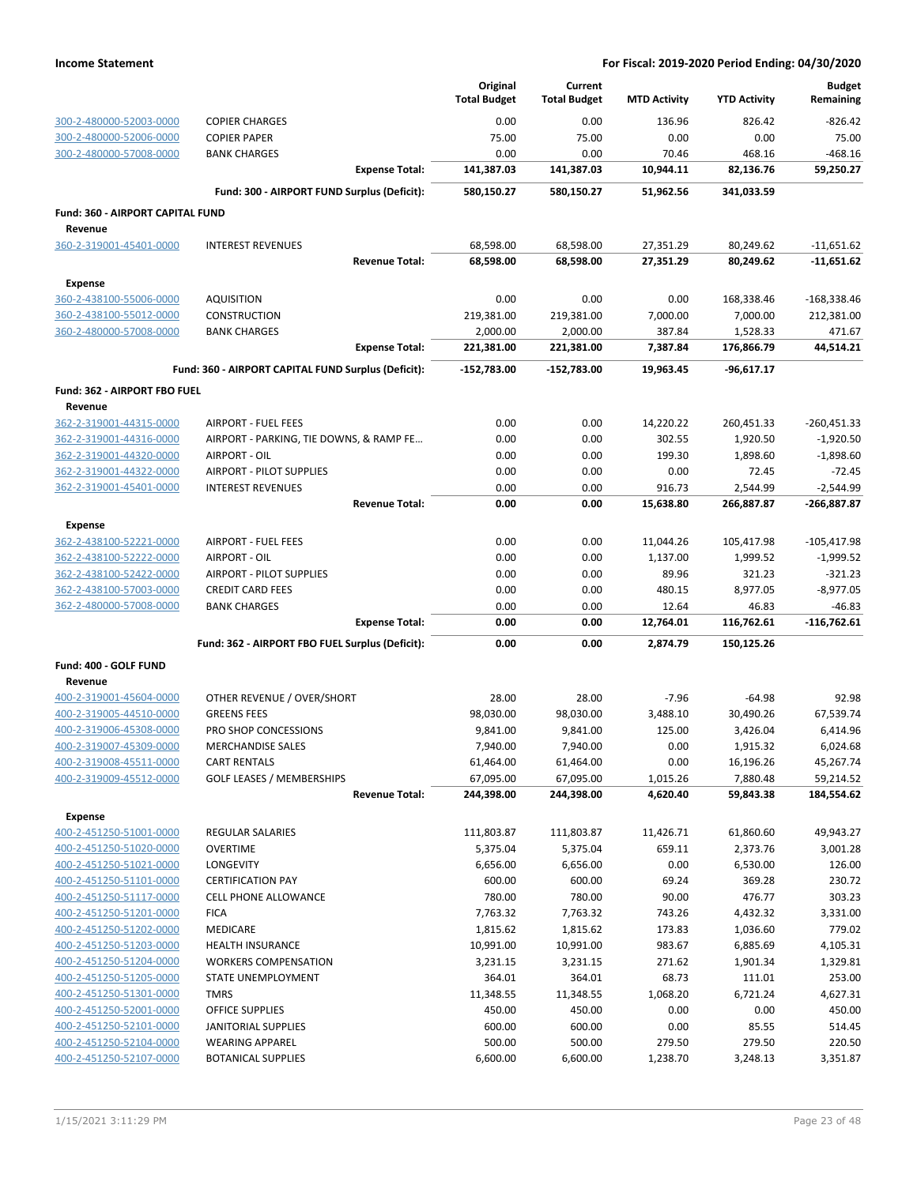| | | Original Total Budget | Current Total Budget | MTD Activity | YTD Activity | Budget Remaining |
|---|---|---|---|---|---|---|
| 300-2-480000-52003-0000 | COPIER CHARGES | 0.00 | 0.00 | 136.96 | 826.42 | -826.42 |
| 300-2-480000-52006-0000 | COPIER PAPER | 75.00 | 75.00 | 0.00 | 0.00 | 75.00 |
| 300-2-480000-57008-0000 | BANK CHARGES | 0.00 | 0.00 | 70.46 | 468.16 | -468.16 |
| | **Expense Total:** | **141,387.03** | **141,387.03** | **10,944.11** | **82,136.76** | **59,250.27** |
| | **Fund: 300 - AIRPORT FUND Surplus (Deficit):** | **580,150.27** | **580,150.27** | **51,962.56** | **341,033.59** | |
| **Fund: 360 - AIRPORT CAPITAL FUND** | | | | | | |
| **Revenue** | | | | | | |
| 360-2-319001-45401-0000 | INTEREST REVENUES | 68,598.00 | 68,598.00 | 27,351.29 | 80,249.62 | -11,651.62 |
| | **Revenue Total:** | **68,598.00** | **68,598.00** | **27,351.29** | **80,249.62** | **-11,651.62** |
| **Expense** | | | | | | |
| 360-2-438100-55006-0000 | AQUISITION | 0.00 | 0.00 | 0.00 | 168,338.46 | -168,338.46 |
| 360-2-438100-55012-0000 | CONSTRUCTION | 219,381.00 | 219,381.00 | 7,000.00 | 7,000.00 | 212,381.00 |
| 360-2-480000-57008-0000 | BANK CHARGES | 2,000.00 | 2,000.00 | 387.84 | 1,528.33 | 471.67 |
| | **Expense Total:** | **221,381.00** | **221,381.00** | **7,387.84** | **176,866.79** | **44,514.21** |
| | **Fund: 360 - AIRPORT CAPITAL FUND Surplus (Deficit):** | **-152,783.00** | **-152,783.00** | **19,963.45** | **-96,617.17** | |
| **Fund: 362 - AIRPORT FBO FUEL** | | | | | | |
| **Revenue** | | | | | | |
| 362-2-319001-44315-0000 | AIRPORT - FUEL FEES | 0.00 | 0.00 | 14,220.22 | 260,451.33 | -260,451.33 |
| 362-2-319001-44316-0000 | AIRPORT - PARKING, TIE DOWNS, & RAMP FE… | 0.00 | 0.00 | 302.55 | 1,920.50 | -1,920.50 |
| 362-2-319001-44320-0000 | AIRPORT - OIL | 0.00 | 0.00 | 199.30 | 1,898.60 | -1,898.60 |
| 362-2-319001-44322-0000 | AIRPORT - PILOT SUPPLIES | 0.00 | 0.00 | 0.00 | 72.45 | -72.45 |
| 362-2-319001-45401-0000 | INTEREST REVENUES | 0.00 | 0.00 | 916.73 | 2,544.99 | -2,544.99 |
| | **Revenue Total:** | **0.00** | **0.00** | **15,638.80** | **266,887.87** | **-266,887.87** |
| **Expense** | | | | | | |
| 362-2-438100-52221-0000 | AIRPORT - FUEL FEES | 0.00 | 0.00 | 11,044.26 | 105,417.98 | -105,417.98 |
| 362-2-438100-52222-0000 | AIRPORT - OIL | 0.00 | 0.00 | 1,137.00 | 1,999.52 | -1,999.52 |
| 362-2-438100-52422-0000 | AIRPORT - PILOT SUPPLIES | 0.00 | 0.00 | 89.96 | 321.23 | -321.23 |
| 362-2-438100-57003-0000 | CREDIT CARD FEES | 0.00 | 0.00 | 480.15 | 8,977.05 | -8,977.05 |
| 362-2-480000-57008-0000 | BANK CHARGES | 0.00 | 0.00 | 12.64 | 46.83 | -46.83 |
| | **Expense Total:** | **0.00** | **0.00** | **12,764.01** | **116,762.61** | **-116,762.61** |
| | **Fund: 362 - AIRPORT FBO FUEL Surplus (Deficit):** | **0.00** | **0.00** | **2,874.79** | **150,125.26** | |
| **Fund: 400 - GOLF FUND** | | | | | | |
| **Revenue** | | | | | | |
| 400-2-319001-45604-0000 | OTHER REVENUE / OVER/SHORT | 28.00 | 28.00 | -7.96 | -64.98 | 92.98 |
| 400-2-319005-44510-0000 | GREENS FEES | 98,030.00 | 98,030.00 | 3,488.10 | 30,490.26 | 67,539.74 |
| 400-2-319006-45308-0000 | PRO SHOP CONCESSIONS | 9,841.00 | 9,841.00 | 125.00 | 3,426.04 | 6,414.96 |
| 400-2-319007-45309-0000 | MERCHANDISE SALES | 7,940.00 | 7,940.00 | 0.00 | 1,915.32 | 6,024.68 |
| 400-2-319008-45511-0000 | CART RENTALS | 61,464.00 | 61,464.00 | 0.00 | 16,196.26 | 45,267.74 |
| 400-2-319009-45512-0000 | GOLF LEASES / MEMBERSHIPS | 67,095.00 | 67,095.00 | 1,015.26 | 7,880.48 | 59,214.52 |
| | **Revenue Total:** | **244,398.00** | **244,398.00** | **4,620.40** | **59,843.38** | **184,554.62** |
| **Expense** | | | | | | |
| 400-2-451250-51001-0000 | REGULAR SALARIES | 111,803.87 | 111,803.87 | 11,426.71 | 61,860.60 | 49,943.27 |
| 400-2-451250-51020-0000 | OVERTIME | 5,375.04 | 5,375.04 | 659.11 | 2,373.76 | 3,001.28 |
| 400-2-451250-51021-0000 | LONGEVITY | 6,656.00 | 6,656.00 | 0.00 | 6,530.00 | 126.00 |
| 400-2-451250-51101-0000 | CERTIFICATION PAY | 600.00 | 600.00 | 69.24 | 369.28 | 230.72 |
| 400-2-451250-51117-0000 | CELL PHONE ALLOWANCE | 780.00 | 780.00 | 90.00 | 476.77 | 303.23 |
| 400-2-451250-51201-0000 | FICA | 7,763.32 | 7,763.32 | 743.26 | 4,432.32 | 3,331.00 |
| 400-2-451250-51202-0000 | MEDICARE | 1,815.62 | 1,815.62 | 173.83 | 1,036.60 | 779.02 |
| 400-2-451250-51203-0000 | HEALTH INSURANCE | 10,991.00 | 10,991.00 | 983.67 | 6,885.69 | 4,105.31 |
| 400-2-451250-51204-0000 | WORKERS COMPENSATION | 3,231.15 | 3,231.15 | 271.62 | 1,901.34 | 1,329.81 |
| 400-2-451250-51205-0000 | STATE UNEMPLOYMENT | 364.01 | 364.01 | 68.73 | 111.01 | 253.00 |
| 400-2-451250-51301-0000 | TMRS | 11,348.55 | 11,348.55 | 1,068.20 | 6,721.24 | 4,627.31 |
| 400-2-451250-52001-0000 | OFFICE SUPPLIES | 450.00 | 450.00 | 0.00 | 0.00 | 450.00 |
| 400-2-451250-52101-0000 | JANITORIAL SUPPLIES | 600.00 | 600.00 | 0.00 | 85.55 | 514.45 |
| 400-2-451250-52104-0000 | WEARING APPAREL | 500.00 | 500.00 | 279.50 | 279.50 | 220.50 |
| 400-2-451250-52107-0000 | BOTANICAL SUPPLIES | 6,600.00 | 6,600.00 | 1,238.70 | 3,248.13 | 3,351.87 |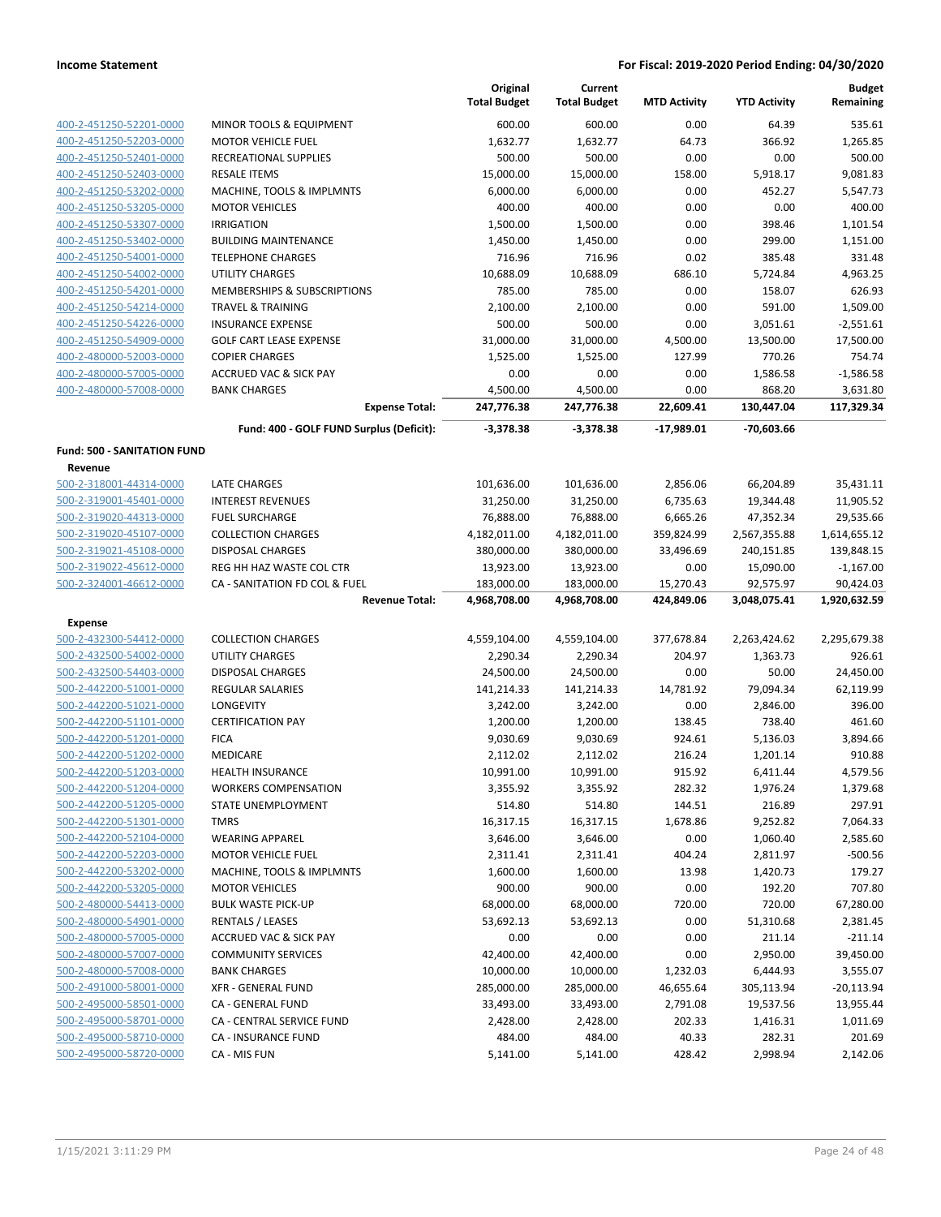**Income Statement** | **For Fiscal: 2019-2020 Period Ending: 04/30/2020**

| | | Original Total Budget | Current Total Budget | MTD Activity | YTD Activity | Budget Remaining |
|---|---|---|---|---|---|---|
| 400-2-451250-52201-0000 | MINOR TOOLS & EQUIPMENT | 600.00 | 600.00 | 0.00 | 64.39 | 535.61 |
| 400-2-451250-52203-0000 | MOTOR VEHICLE FUEL | 1,632.77 | 1,632.77 | 64.73 | 366.92 | 1,265.85 |
| 400-2-451250-52401-0000 | RECREATIONAL SUPPLIES | 500.00 | 500.00 | 0.00 | 0.00 | 500.00 |
| 400-2-451250-52403-0000 | RESALE ITEMS | 15,000.00 | 15,000.00 | 158.00 | 5,918.17 | 9,081.83 |
| 400-2-451250-53202-0000 | MACHINE, TOOLS & IMPLMNTS | 6,000.00 | 6,000.00 | 0.00 | 452.27 | 5,547.73 |
| 400-2-451250-53205-0000 | MOTOR VEHICLES | 400.00 | 400.00 | 0.00 | 0.00 | 400.00 |
| 400-2-451250-53307-0000 | IRRIGATION | 1,500.00 | 1,500.00 | 0.00 | 398.46 | 1,101.54 |
| 400-2-451250-53402-0000 | BUILDING MAINTENANCE | 1,450.00 | 1,450.00 | 0.00 | 299.00 | 1,151.00 |
| 400-2-451250-54001-0000 | TELEPHONE CHARGES | 716.96 | 716.96 | 0.02 | 385.48 | 331.48 |
| 400-2-451250-54002-0000 | UTILITY CHARGES | 10,688.09 | 10,688.09 | 686.10 | 5,724.84 | 4,963.25 |
| 400-2-451250-54201-0000 | MEMBERSHIPS & SUBSCRIPTIONS | 785.00 | 785.00 | 0.00 | 158.07 | 626.93 |
| 400-2-451250-54214-0000 | TRAVEL & TRAINING | 2,100.00 | 2,100.00 | 0.00 | 591.00 | 1,509.00 |
| 400-2-451250-54226-0000 | INSURANCE EXPENSE | 500.00 | 500.00 | 0.00 | 3,051.61 | -2,551.61 |
| 400-2-451250-54909-0000 | GOLF CART LEASE EXPENSE | 31,000.00 | 31,000.00 | 4,500.00 | 13,500.00 | 17,500.00 |
| 400-2-480000-52003-0000 | COPIER CHARGES | 1,525.00 | 1,525.00 | 127.99 | 770.26 | 754.74 |
| 400-2-480000-57005-0000 | ACCRUED VAC & SICK PAY | 0.00 | 0.00 | 0.00 | 1,586.58 | -1,586.58 |
| 400-2-480000-57008-0000 | BANK CHARGES | 4,500.00 | 4,500.00 | 0.00 | 868.20 | 3,631.80 |
| | **Expense Total:** | **247,776.38** | **247,776.38** | **22,609.41** | **130,447.04** | **117,329.34** |
| | **Fund: 400 - GOLF FUND Surplus (Deficit):** | **-3,378.38** | **-3,378.38** | **-17,989.01** | **-70,603.66** | |
| **Fund: 500 - SANITATION FUND** | | | | | | |
| **Revenue** | | | | | | |
| 500-2-318001-44314-0000 | LATE CHARGES | 101,636.00 | 101,636.00 | 2,856.06 | 66,204.89 | 35,431.11 |
| 500-2-319001-45401-0000 | INTEREST REVENUES | 31,250.00 | 31,250.00 | 6,735.63 | 19,344.48 | 11,905.52 |
| 500-2-319020-44313-0000 | FUEL SURCHARGE | 76,888.00 | 76,888.00 | 6,665.26 | 47,352.34 | 29,535.66 |
| 500-2-319020-45107-0000 | COLLECTION CHARGES | 4,182,011.00 | 4,182,011.00 | 359,824.99 | 2,567,355.88 | 1,614,655.12 |
| 500-2-319021-45108-0000 | DISPOSAL CHARGES | 380,000.00 | 380,000.00 | 33,496.69 | 240,151.85 | 139,848.15 |
| 500-2-319022-45612-0000 | REG HH HAZ WASTE COL CTR | 13,923.00 | 13,923.00 | 0.00 | 15,090.00 | -1,167.00 |
| 500-2-324001-46612-0000 | CA - SANITATION FD COL & FUEL | 183,000.00 | 183,000.00 | 15,270.43 | 92,575.97 | 90,424.03 |
| | **Revenue Total:** | **4,968,708.00** | **4,968,708.00** | **424,849.06** | **3,048,075.41** | **1,920,632.59** |
| **Expense** | | | | | | |
| 500-2-432300-54412-0000 | COLLECTION CHARGES | 4,559,104.00 | 4,559,104.00 | 377,678.84 | 2,263,424.62 | 2,295,679.38 |
| 500-2-432500-54002-0000 | UTILITY CHARGES | 2,290.34 | 2,290.34 | 204.97 | 1,363.73 | 926.61 |
| 500-2-432500-54403-0000 | DISPOSAL CHARGES | 24,500.00 | 24,500.00 | 0.00 | 50.00 | 24,450.00 |
| 500-2-442200-51001-0000 | REGULAR SALARIES | 141,214.33 | 141,214.33 | 14,781.92 | 79,094.34 | 62,119.99 |
| 500-2-442200-51021-0000 | LONGEVITY | 3,242.00 | 3,242.00 | 0.00 | 2,846.00 | 396.00 |
| 500-2-442200-51101-0000 | CERTIFICATION PAY | 1,200.00 | 1,200.00 | 138.45 | 738.40 | 461.60 |
| 500-2-442200-51201-0000 | FICA | 9,030.69 | 9,030.69 | 924.61 | 5,136.03 | 3,894.66 |
| 500-2-442200-51202-0000 | MEDICARE | 2,112.02 | 2,112.02 | 216.24 | 1,201.14 | 910.88 |
| 500-2-442200-51203-0000 | HEALTH INSURANCE | 10,991.00 | 10,991.00 | 915.92 | 6,411.44 | 4,579.56 |
| 500-2-442200-51204-0000 | WORKERS COMPENSATION | 3,355.92 | 3,355.92 | 282.32 | 1,976.24 | 1,379.68 |
| 500-2-442200-51205-0000 | STATE UNEMPLOYMENT | 514.80 | 514.80 | 144.51 | 216.89 | 297.91 |
| 500-2-442200-51301-0000 | TMRS | 16,317.15 | 16,317.15 | 1,678.86 | 9,252.82 | 7,064.33 |
| 500-2-442200-52104-0000 | WEARING APPAREL | 3,646.00 | 3,646.00 | 0.00 | 1,060.40 | 2,585.60 |
| 500-2-442200-52203-0000 | MOTOR VEHICLE FUEL | 2,311.41 | 2,311.41 | 404.24 | 2,811.97 | -500.56 |
| 500-2-442200-53202-0000 | MACHINE, TOOLS & IMPLMNTS | 1,600.00 | 1,600.00 | 13.98 | 1,420.73 | 179.27 |
| 500-2-442200-53205-0000 | MOTOR VEHICLES | 900.00 | 900.00 | 0.00 | 192.20 | 707.80 |
| 500-2-480000-54413-0000 | BULK WASTE PICK-UP | 68,000.00 | 68,000.00 | 720.00 | 720.00 | 67,280.00 |
| 500-2-480000-54901-0000 | RENTALS / LEASES | 53,692.13 | 53,692.13 | 0.00 | 51,310.68 | 2,381.45 |
| 500-2-480000-57005-0000 | ACCRUED VAC & SICK PAY | 0.00 | 0.00 | 0.00 | 211.14 | -211.14 |
| 500-2-480000-57007-0000 | COMMUNITY SERVICES | 42,400.00 | 42,400.00 | 0.00 | 2,950.00 | 39,450.00 |
| 500-2-480000-57008-0000 | BANK CHARGES | 10,000.00 | 10,000.00 | 1,232.03 | 6,444.93 | 3,555.07 |
| 500-2-491000-58001-0000 | XFR - GENERAL FUND | 285,000.00 | 285,000.00 | 46,655.64 | 305,113.94 | -20,113.94 |
| 500-2-495000-58501-0000 | CA - GENERAL FUND | 33,493.00 | 33,493.00 | 2,791.08 | 19,537.56 | 13,955.44 |
| 500-2-495000-58701-0000 | CA - CENTRAL SERVICE FUND | 2,428.00 | 2,428.00 | 202.33 | 1,416.31 | 1,011.69 |
| 500-2-495000-58710-0000 | CA - INSURANCE FUND | 484.00 | 484.00 | 40.33 | 282.31 | 201.69 |
| 500-2-495000-58720-0000 | CA - MIS FUN | 5,141.00 | 5,141.00 | 428.42 | 2,998.94 | 2,142.06 |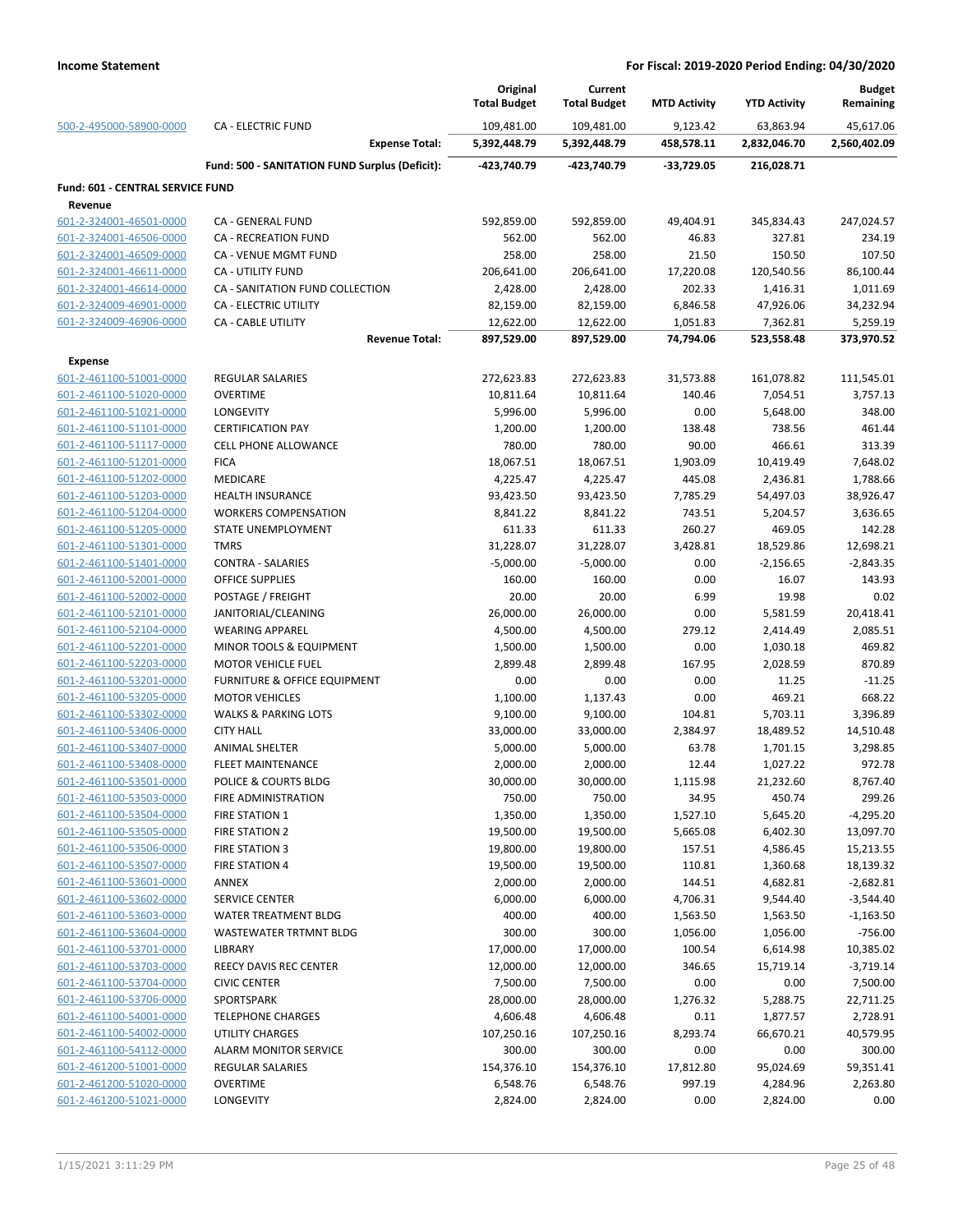**Income Statement** — **For Fiscal: 2019-2020 Period Ending: 04/30/2020**

| | | Original Total Budget | Current Total Budget | MTD Activity | YTD Activity | Budget Remaining |
|---|---|---|---|---|---|---|
| 500-2-495000-58900-0000 | CA - ELECTRIC FUND | 109,481.00 | 109,481.00 | 9,123.42 | 63,863.94 | 45,617.06 |
| | **Expense Total:** | **5,392,448.79** | **5,392,448.79** | **458,578.11** | **2,832,046.70** | **2,560,402.09** |
| | **Fund: 500 - SANITATION FUND Surplus (Deficit):** | **-423,740.79** | **-423,740.79** | **-33,729.05** | **216,028.71** | |
| **Fund: 601 - CENTRAL SERVICE FUND** | | | | | | |
| **Revenue** | | | | | | |
| 601-2-324001-46501-0000 | CA - GENERAL FUND | 592,859.00 | 592,859.00 | 49,404.91 | 345,834.43 | 247,024.57 |
| 601-2-324001-46506-0000 | CA - RECREATION FUND | 562.00 | 562.00 | 46.83 | 327.81 | 234.19 |
| 601-2-324001-46509-0000 | CA - VENUE MGMT FUND | 258.00 | 258.00 | 21.50 | 150.50 | 107.50 |
| 601-2-324001-46611-0000 | CA - UTILITY FUND | 206,641.00 | 206,641.00 | 17,220.08 | 120,540.56 | 86,100.44 |
| 601-2-324001-46614-0000 | CA - SANITATION FUND COLLECTION | 2,428.00 | 2,428.00 | 202.33 | 1,416.31 | 1,011.69 |
| 601-2-324009-46901-0000 | CA - ELECTRIC UTILITY | 82,159.00 | 82,159.00 | 6,846.58 | 47,926.06 | 34,232.94 |
| 601-2-324009-46906-0000 | CA - CABLE UTILITY | 12,622.00 | 12,622.00 | 1,051.83 | 7,362.81 | 5,259.19 |
| | **Revenue Total:** | **897,529.00** | **897,529.00** | **74,794.06** | **523,558.48** | **373,970.52** |
| **Expense** | | | | | | |
| 601-2-461100-51001-0000 | REGULAR SALARIES | 272,623.83 | 272,623.83 | 31,573.88 | 161,078.82 | 111,545.01 |
| 601-2-461100-51020-0000 | OVERTIME | 10,811.64 | 10,811.64 | 140.46 | 7,054.51 | 3,757.13 |
| 601-2-461100-51021-0000 | LONGEVITY | 5,996.00 | 5,996.00 | 0.00 | 5,648.00 | 348.00 |
| 601-2-461100-51101-0000 | CERTIFICATION PAY | 1,200.00 | 1,200.00 | 138.48 | 738.56 | 461.44 |
| 601-2-461100-51117-0000 | CELL PHONE ALLOWANCE | 780.00 | 780.00 | 90.00 | 466.61 | 313.39 |
| 601-2-461100-51201-0000 | FICA | 18,067.51 | 18,067.51 | 1,903.09 | 10,419.49 | 7,648.02 |
| 601-2-461100-51202-0000 | MEDICARE | 4,225.47 | 4,225.47 | 445.08 | 2,436.81 | 1,788.66 |
| 601-2-461100-51203-0000 | HEALTH INSURANCE | 93,423.50 | 93,423.50 | 7,785.29 | 54,497.03 | 38,926.47 |
| 601-2-461100-51204-0000 | WORKERS COMPENSATION | 8,841.22 | 8,841.22 | 743.51 | 5,204.57 | 3,636.65 |
| 601-2-461100-51205-0000 | STATE UNEMPLOYMENT | 611.33 | 611.33 | 260.27 | 469.05 | 142.28 |
| 601-2-461100-51301-0000 | TMRS | 31,228.07 | 31,228.07 | 3,428.81 | 18,529.86 | 12,698.21 |
| 601-2-461100-51401-0000 | CONTRA - SALARIES | -5,000.00 | -5,000.00 | 0.00 | -2,156.65 | -2,843.35 |
| 601-2-461100-52001-0000 | OFFICE SUPPLIES | 160.00 | 160.00 | 0.00 | 16.07 | 143.93 |
| 601-2-461100-52002-0000 | POSTAGE / FREIGHT | 20.00 | 20.00 | 6.99 | 19.98 | 0.02 |
| 601-2-461100-52101-0000 | JANITORIAL/CLEANING | 26,000.00 | 26,000.00 | 0.00 | 5,581.59 | 20,418.41 |
| 601-2-461100-52104-0000 | WEARING APPAREL | 4,500.00 | 4,500.00 | 279.12 | 2,414.49 | 2,085.51 |
| 601-2-461100-52201-0000 | MINOR TOOLS & EQUIPMENT | 1,500.00 | 1,500.00 | 0.00 | 1,030.18 | 469.82 |
| 601-2-461100-52203-0000 | MOTOR VEHICLE FUEL | 2,899.48 | 2,899.48 | 167.95 | 2,028.59 | 870.89 |
| 601-2-461100-53201-0000 | FURNITURE & OFFICE EQUIPMENT | 0.00 | 0.00 | 0.00 | 11.25 | -11.25 |
| 601-2-461100-53205-0000 | MOTOR VEHICLES | 1,100.00 | 1,137.43 | 0.00 | 469.21 | 668.22 |
| 601-2-461100-53302-0000 | WALKS & PARKING LOTS | 9,100.00 | 9,100.00 | 104.81 | 5,703.11 | 3,396.89 |
| 601-2-461100-53406-0000 | CITY HALL | 33,000.00 | 33,000.00 | 2,384.97 | 18,489.52 | 14,510.48 |
| 601-2-461100-53407-0000 | ANIMAL SHELTER | 5,000.00 | 5,000.00 | 63.78 | 1,701.15 | 3,298.85 |
| 601-2-461100-53408-0000 | FLEET MAINTENANCE | 2,000.00 | 2,000.00 | 12.44 | 1,027.22 | 972.78 |
| 601-2-461100-53501-0000 | POLICE & COURTS BLDG | 30,000.00 | 30,000.00 | 1,115.98 | 21,232.60 | 8,767.40 |
| 601-2-461100-53503-0000 | FIRE ADMINISTRATION | 750.00 | 750.00 | 34.95 | 450.74 | 299.26 |
| 601-2-461100-53504-0000 | FIRE STATION 1 | 1,350.00 | 1,350.00 | 1,527.10 | 5,645.20 | -4,295.20 |
| 601-2-461100-53505-0000 | FIRE STATION 2 | 19,500.00 | 19,500.00 | 5,665.08 | 6,402.30 | 13,097.70 |
| 601-2-461100-53506-0000 | FIRE STATION 3 | 19,800.00 | 19,800.00 | 157.51 | 4,586.45 | 15,213.55 |
| 601-2-461100-53507-0000 | FIRE STATION 4 | 19,500.00 | 19,500.00 | 110.81 | 1,360.68 | 18,139.32 |
| 601-2-461100-53601-0000 | ANNEX | 2,000.00 | 2,000.00 | 144.51 | 4,682.81 | -2,682.81 |
| 601-2-461100-53602-0000 | SERVICE CENTER | 6,000.00 | 6,000.00 | 4,706.31 | 9,544.40 | -3,544.40 |
| 601-2-461100-53603-0000 | WATER TREATMENT BLDG | 400.00 | 400.00 | 1,563.50 | 1,563.50 | -1,163.50 |
| 601-2-461100-53604-0000 | WASTEWATER TRTMNT BLDG | 300.00 | 300.00 | 1,056.00 | 1,056.00 | -756.00 |
| 601-2-461100-53701-0000 | LIBRARY | 17,000.00 | 17,000.00 | 100.54 | 6,614.98 | 10,385.02 |
| 601-2-461100-53703-0000 | REECY DAVIS REC CENTER | 12,000.00 | 12,000.00 | 346.65 | 15,719.14 | -3,719.14 |
| 601-2-461100-53704-0000 | CIVIC CENTER | 7,500.00 | 7,500.00 | 0.00 | 0.00 | 7,500.00 |
| 601-2-461100-53706-0000 | SPORTSPARK | 28,000.00 | 28,000.00 | 1,276.32 | 5,288.75 | 22,711.25 |
| 601-2-461100-54001-0000 | TELEPHONE CHARGES | 4,606.48 | 4,606.48 | 0.11 | 1,877.57 | 2,728.91 |
| 601-2-461100-54002-0000 | UTILITY CHARGES | 107,250.16 | 107,250.16 | 8,293.74 | 66,670.21 | 40,579.95 |
| 601-2-461100-54112-0000 | ALARM MONITOR SERVICE | 300.00 | 300.00 | 0.00 | 0.00 | 300.00 |
| 601-2-461200-51001-0000 | REGULAR SALARIES | 154,376.10 | 154,376.10 | 17,812.80 | 95,024.69 | 59,351.41 |
| 601-2-461200-51020-0000 | OVERTIME | 6,548.76 | 6,548.76 | 997.19 | 4,284.96 | 2,263.80 |
| 601-2-461200-51021-0000 | LONGEVITY | 2,824.00 | 2,824.00 | 0.00 | 2,824.00 | 0.00 |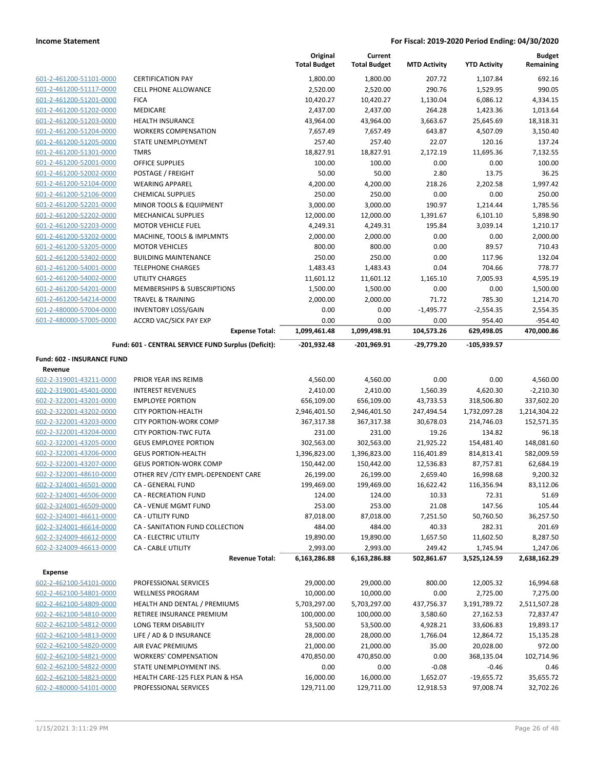**Income Statement** — For Fiscal: 2019-2020 Period Ending: 04/30/2020

| | | Original Total Budget | Current Total Budget | MTD Activity | YTD Activity | Budget Remaining |
|---|---|---|---|---|---|---|
| 601-2-461200-51101-0000 | CERTIFICATION PAY | 1,800.00 | 1,800.00 | 207.72 | 1,107.84 | 692.16 |
| 601-2-461200-51117-0000 | CELL PHONE ALLOWANCE | 2,520.00 | 2,520.00 | 290.76 | 1,529.95 | 990.05 |
| 601-2-461200-51201-0000 | FICA | 10,420.27 | 10,420.27 | 1,130.04 | 6,086.12 | 4,334.15 |
| 601-2-461200-51202-0000 | MEDICARE | 2,437.00 | 2,437.00 | 264.28 | 1,423.36 | 1,013.64 |
| 601-2-461200-51203-0000 | HEALTH INSURANCE | 43,964.00 | 43,964.00 | 3,663.67 | 25,645.69 | 18,318.31 |
| 601-2-461200-51204-0000 | WORKERS COMPENSATION | 7,657.49 | 7,657.49 | 643.87 | 4,507.09 | 3,150.40 |
| 601-2-461200-51205-0000 | STATE UNEMPLOYMENT | 257.40 | 257.40 | 22.07 | 120.16 | 137.24 |
| 601-2-461200-51301-0000 | TMRS | 18,827.91 | 18,827.91 | 2,172.19 | 11,695.36 | 7,132.55 |
| 601-2-461200-52001-0000 | OFFICE SUPPLIES | 100.00 | 100.00 | 0.00 | 0.00 | 100.00 |
| 601-2-461200-52002-0000 | POSTAGE / FREIGHT | 50.00 | 50.00 | 2.80 | 13.75 | 36.25 |
| 601-2-461200-52104-0000 | WEARING APPAREL | 4,200.00 | 4,200.00 | 218.26 | 2,202.58 | 1,997.42 |
| 601-2-461200-52106-0000 | CHEMICAL SUPPLIES | 250.00 | 250.00 | 0.00 | 0.00 | 250.00 |
| 601-2-461200-52201-0000 | MINOR TOOLS & EQUIPMENT | 3,000.00 | 3,000.00 | 190.97 | 1,214.44 | 1,785.56 |
| 601-2-461200-52202-0000 | MECHANICAL SUPPLIES | 12,000.00 | 12,000.00 | 1,391.67 | 6,101.10 | 5,898.90 |
| 601-2-461200-52203-0000 | MOTOR VEHICLE FUEL | 4,249.31 | 4,249.31 | 195.84 | 3,039.14 | 1,210.17 |
| 601-2-461200-53202-0000 | MACHINE, TOOLS & IMPLMNTS | 2,000.00 | 2,000.00 | 0.00 | 0.00 | 2,000.00 |
| 601-2-461200-53205-0000 | MOTOR VEHICLES | 800.00 | 800.00 | 0.00 | 89.57 | 710.43 |
| 601-2-461200-53402-0000 | BUILDING MAINTENANCE | 250.00 | 250.00 | 0.00 | 117.96 | 132.04 |
| 601-2-461200-54001-0000 | TELEPHONE CHARGES | 1,483.43 | 1,483.43 | 0.04 | 704.66 | 778.77 |
| 601-2-461200-54002-0000 | UTILITY CHARGES | 11,601.12 | 11,601.12 | 1,165.10 | 7,005.93 | 4,595.19 |
| 601-2-461200-54201-0000 | MEMBERSHIPS & SUBSCRIPTIONS | 1,500.00 | 1,500.00 | 0.00 | 0.00 | 1,500.00 |
| 601-2-461200-54214-0000 | TRAVEL & TRAINING | 2,000.00 | 2,000.00 | 71.72 | 785.30 | 1,214.70 |
| 601-2-480000-57004-0000 | INVENTORY LOSS/GAIN | 0.00 | 0.00 | -1,495.77 | -2,554.35 | 2,554.35 |
| 601-2-480000-57005-0000 | ACCRD VAC/SICK PAY EXP | 0.00 | 0.00 | 0.00 | 954.40 | -954.40 |
| | **Expense Total:** | **1,099,461.48** | **1,099,498.91** | **104,573.26** | **629,498.05** | **470,000.86** |
| | **Fund: 601 - CENTRAL SERVICE FUND Surplus (Deficit):** | **-201,932.48** | **-201,969.91** | **-29,779.20** | **-105,939.57** | |

**Fund: 602 - INSURANCE FUND**

**Revenue**

| | | Original Total Budget | Current Total Budget | MTD Activity | YTD Activity | Budget Remaining |
|---|---|---|---|---|---|---|
| 602-2-319001-43211-0000 | PRIOR YEAR INS REIMB | 4,560.00 | 4,560.00 | 0.00 | 0.00 | 4,560.00 |
| 602-2-319001-45401-0000 | INTEREST REVENUES | 2,410.00 | 2,410.00 | 1,560.39 | 4,620.30 | -2,210.30 |
| 602-2-322001-43201-0000 | EMPLOYEE PORTION | 656,109.00 | 656,109.00 | 43,733.53 | 318,506.80 | 337,602.20 |
| 602-2-322001-43202-0000 | CITY PORTION-HEALTH | 2,946,401.50 | 2,946,401.50 | 247,494.54 | 1,732,097.28 | 1,214,304.22 |
| 602-2-322001-43203-0000 | CITY PORTION-WORK COMP | 367,317.38 | 367,317.38 | 30,678.03 | 214,746.03 | 152,571.35 |
| 602-2-322001-43204-0000 | CITY PORTION-TWC FUTA | 231.00 | 231.00 | 19.26 | 134.82 | 96.18 |
| 602-2-322001-43205-0000 | GEUS EMPLOYEE PORTION | 302,563.00 | 302,563.00 | 21,925.22 | 154,481.40 | 148,081.60 |
| 602-2-322001-43206-0000 | GEUS PORTION-HEALTH | 1,396,823.00 | 1,396,823.00 | 116,401.89 | 814,813.41 | 582,009.59 |
| 602-2-322001-43207-0000 | GEUS PORTION-WORK COMP | 150,442.00 | 150,442.00 | 12,536.83 | 87,757.81 | 62,684.19 |
| 602-2-322001-48610-0000 | OTHER REV /CITY EMPL-DEPENDENT CARE | 26,199.00 | 26,199.00 | 2,659.40 | 16,998.68 | 9,200.32 |
| 602-2-324001-46501-0000 | CA - GENERAL FUND | 199,469.00 | 199,469.00 | 16,622.42 | 116,356.94 | 83,112.06 |
| 602-2-324001-46506-0000 | CA - RECREATION FUND | 124.00 | 124.00 | 10.33 | 72.31 | 51.69 |
| 602-2-324001-46509-0000 | CA - VENUE MGMT FUND | 253.00 | 253.00 | 21.08 | 147.56 | 105.44 |
| 602-2-324001-46611-0000 | CA - UTILITY FUND | 87,018.00 | 87,018.00 | 7,251.50 | 50,760.50 | 36,257.50 |
| 602-2-324001-46614-0000 | CA - SANITATION FUND COLLECTION | 484.00 | 484.00 | 40.33 | 282.31 | 201.69 |
| 602-2-324009-46612-0000 | CA - ELECTRIC UTILITY | 19,890.00 | 19,890.00 | 1,657.50 | 11,602.50 | 8,287.50 |
| 602-2-324009-46613-0000 | CA - CABLE UTILITY | 2,993.00 | 2,993.00 | 249.42 | 1,745.94 | 1,247.06 |
| | **Revenue Total:** | **6,163,286.88** | **6,163,286.88** | **502,861.67** | **3,525,124.59** | **2,638,162.29** |

**Expense**

| | | Original Total Budget | Current Total Budget | MTD Activity | YTD Activity | Budget Remaining |
|---|---|---|---|---|---|---|
| 602-2-462100-54101-0000 | PROFESSIONAL SERVICES | 29,000.00 | 29,000.00 | 800.00 | 12,005.32 | 16,994.68 |
| 602-2-462100-54801-0000 | WELLNESS PROGRAM | 10,000.00 | 10,000.00 | 0.00 | 2,725.00 | 7,275.00 |
| 602-2-462100-54809-0000 | HEALTH AND DENTAL / PREMIUMS | 5,703,297.00 | 5,703,297.00 | 437,756.37 | 3,191,789.72 | 2,511,507.28 |
| 602-2-462100-54810-0000 | RETIREE INSURANCE PREMIUM | 100,000.00 | 100,000.00 | 3,580.60 | 27,162.53 | 72,837.47 |
| 602-2-462100-54812-0000 | LONG TERM DISABILITY | 53,500.00 | 53,500.00 | 4,928.21 | 33,606.83 | 19,893.17 |
| 602-2-462100-54813-0000 | LIFE / AD & D INSURANCE | 28,000.00 | 28,000.00 | 1,766.04 | 12,864.72 | 15,135.28 |
| 602-2-462100-54820-0000 | AIR EVAC PREMIUMS | 21,000.00 | 21,000.00 | 35.00 | 20,028.00 | 972.00 |
| 602-2-462100-54821-0000 | WORKERS' COMPENSATION | 470,850.00 | 470,850.00 | 0.00 | 368,135.04 | 102,714.96 |
| 602-2-462100-54822-0000 | STATE UNEMPLOYMENT INS. | 0.00 | 0.00 | -0.08 | -0.46 | 0.46 |
| 602-2-462100-54823-0000 | HEALTH CARE-125 FLEX PLAN & HSA | 16,000.00 | 16,000.00 | 1,652.07 | -19,655.72 | 35,655.72 |
| 602-2-480000-54101-0000 | PROFESSIONAL SERVICES | 129,711.00 | 129,711.00 | 12,918.53 | 97,008.74 | 32,702.26 |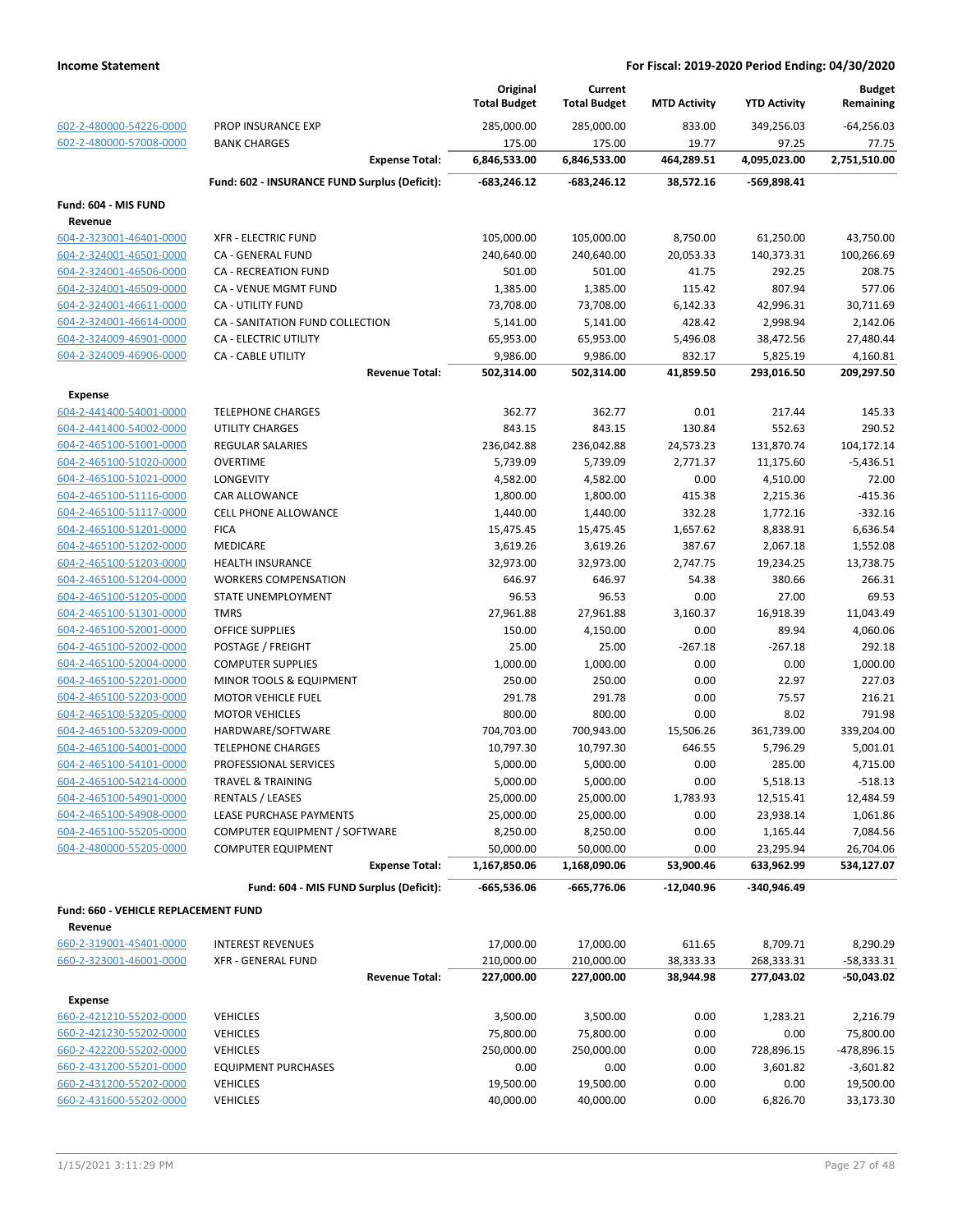| | | Original Total Budget | Current Total Budget | MTD Activity | YTD Activity | Budget Remaining |
|---|---|---|---|---|---|---|
| 602-2-480000-54226-0000 | PROP INSURANCE EXP | 285,000.00 | 285,000.00 | 833.00 | 349,256.03 | -64,256.03 |
| 602-2-480000-57008-0000 | BANK CHARGES | 175.00 | 175.00 | 19.77 | 97.25 | 77.75 |
| | **Expense Total:** | **6,846,533.00** | **6,846,533.00** | **464,289.51** | **4,095,023.00** | **2,751,510.00** |
| | **Fund: 602 - INSURANCE FUND Surplus (Deficit):** | **-683,246.12** | **-683,246.12** | **38,572.16** | **-569,898.41** | |
| **Fund: 604 - MIS FUND** | | | | | | |
| **Revenue** | | | | | | |
| 604-2-323001-46401-0000 | XFR - ELECTRIC FUND | 105,000.00 | 105,000.00 | 8,750.00 | 61,250.00 | 43,750.00 |
| 604-2-324001-46501-0000 | CA - GENERAL FUND | 240,640.00 | 240,640.00 | 20,053.33 | 140,373.31 | 100,266.69 |
| 604-2-324001-46506-0000 | CA - RECREATION FUND | 501.00 | 501.00 | 41.75 | 292.25 | 208.75 |
| 604-2-324001-46509-0000 | CA - VENUE MGMT FUND | 1,385.00 | 1,385.00 | 115.42 | 807.94 | 577.06 |
| 604-2-324001-46611-0000 | CA - UTILITY FUND | 73,708.00 | 73,708.00 | 6,142.33 | 42,996.31 | 30,711.69 |
| 604-2-324001-46614-0000 | CA - SANITATION FUND COLLECTION | 5,141.00 | 5,141.00 | 428.42 | 2,998.94 | 2,142.06 |
| 604-2-324009-46901-0000 | CA - ELECTRIC UTILITY | 65,953.00 | 65,953.00 | 5,496.08 | 38,472.56 | 27,480.44 |
| 604-2-324009-46906-0000 | CA - CABLE UTILITY | 9,986.00 | 9,986.00 | 832.17 | 5,825.19 | 4,160.81 |
| | **Revenue Total:** | **502,314.00** | **502,314.00** | **41,859.50** | **293,016.50** | **209,297.50** |
| **Expense** | | | | | | |
| 604-2-441400-54001-0000 | TELEPHONE CHARGES | 362.77 | 362.77 | 0.01 | 217.44 | 145.33 |
| 604-2-441400-54002-0000 | UTILITY CHARGES | 843.15 | 843.15 | 130.84 | 552.63 | 290.52 |
| 604-2-465100-51001-0000 | REGULAR SALARIES | 236,042.88 | 236,042.88 | 24,573.23 | 131,870.74 | 104,172.14 |
| 604-2-465100-51020-0000 | OVERTIME | 5,739.09 | 5,739.09 | 2,771.37 | 11,175.60 | -5,436.51 |
| 604-2-465100-51021-0000 | LONGEVITY | 4,582.00 | 4,582.00 | 0.00 | 4,510.00 | 72.00 |
| 604-2-465100-51116-0000 | CAR ALLOWANCE | 1,800.00 | 1,800.00 | 415.38 | 2,215.36 | -415.36 |
| 604-2-465100-51117-0000 | CELL PHONE ALLOWANCE | 1,440.00 | 1,440.00 | 332.28 | 1,772.16 | -332.16 |
| 604-2-465100-51201-0000 | FICA | 15,475.45 | 15,475.45 | 1,657.62 | 8,838.91 | 6,636.54 |
| 604-2-465100-51202-0000 | MEDICARE | 3,619.26 | 3,619.26 | 387.67 | 2,067.18 | 1,552.08 |
| 604-2-465100-51203-0000 | HEALTH INSURANCE | 32,973.00 | 32,973.00 | 2,747.75 | 19,234.25 | 13,738.75 |
| 604-2-465100-51204-0000 | WORKERS COMPENSATION | 646.97 | 646.97 | 54.38 | 380.66 | 266.31 |
| 604-2-465100-51205-0000 | STATE UNEMPLOYMENT | 96.53 | 96.53 | 0.00 | 27.00 | 69.53 |
| 604-2-465100-51301-0000 | TMRS | 27,961.88 | 27,961.88 | 3,160.37 | 16,918.39 | 11,043.49 |
| 604-2-465100-52001-0000 | OFFICE SUPPLIES | 150.00 | 4,150.00 | 0.00 | 89.94 | 4,060.06 |
| 604-2-465100-52002-0000 | POSTAGE / FREIGHT | 25.00 | 25.00 | -267.18 | -267.18 | 292.18 |
| 604-2-465100-52004-0000 | COMPUTER SUPPLIES | 1,000.00 | 1,000.00 | 0.00 | 0.00 | 1,000.00 |
| 604-2-465100-52201-0000 | MINOR TOOLS & EQUIPMENT | 250.00 | 250.00 | 0.00 | 22.97 | 227.03 |
| 604-2-465100-52203-0000 | MOTOR VEHICLE FUEL | 291.78 | 291.78 | 0.00 | 75.57 | 216.21 |
| 604-2-465100-53205-0000 | MOTOR VEHICLES | 800.00 | 800.00 | 0.00 | 8.02 | 791.98 |
| 604-2-465100-53209-0000 | HARDWARE/SOFTWARE | 704,703.00 | 700,943.00 | 15,506.26 | 361,739.00 | 339,204.00 |
| 604-2-465100-54001-0000 | TELEPHONE CHARGES | 10,797.30 | 10,797.30 | 646.55 | 5,796.29 | 5,001.01 |
| 604-2-465100-54101-0000 | PROFESSIONAL SERVICES | 5,000.00 | 5,000.00 | 0.00 | 285.00 | 4,715.00 |
| 604-2-465100-54214-0000 | TRAVEL & TRAINING | 5,000.00 | 5,000.00 | 0.00 | 5,518.13 | -518.13 |
| 604-2-465100-54901-0000 | RENTALS / LEASES | 25,000.00 | 25,000.00 | 1,783.93 | 12,515.41 | 12,484.59 |
| 604-2-465100-54908-0000 | LEASE PURCHASE PAYMENTS | 25,000.00 | 25,000.00 | 0.00 | 23,938.14 | 1,061.86 |
| 604-2-465100-55205-0000 | COMPUTER EQUIPMENT / SOFTWARE | 8,250.00 | 8,250.00 | 0.00 | 1,165.44 | 7,084.56 |
| 604-2-480000-55205-0000 | COMPUTER EQUIPMENT | 50,000.00 | 50,000.00 | 0.00 | 23,295.94 | 26,704.06 |
| | **Expense Total:** | **1,167,850.06** | **1,168,090.06** | **53,900.46** | **633,962.99** | **534,127.07** |
| | **Fund: 604 - MIS FUND Surplus (Deficit):** | **-665,536.06** | **-665,776.06** | **-12,040.96** | **-340,946.49** | |
| **Fund: 660 - VEHICLE REPLACEMENT FUND** | | | | | | |
| **Revenue** | | | | | | |
| 660-2-319001-45401-0000 | INTEREST REVENUES | 17,000.00 | 17,000.00 | 611.65 | 8,709.71 | 8,290.29 |
| 660-2-323001-46001-0000 | XFR - GENERAL FUND | 210,000.00 | 210,000.00 | 38,333.33 | 268,333.31 | -58,333.31 |
| | **Revenue Total:** | **227,000.00** | **227,000.00** | **38,944.98** | **277,043.02** | **-50,043.02** |
| **Expense** | | | | | | |
| 660-2-421210-55202-0000 | VEHICLES | 3,500.00 | 3,500.00 | 0.00 | 1,283.21 | 2,216.79 |
| 660-2-421230-55202-0000 | VEHICLES | 75,800.00 | 75,800.00 | 0.00 | 0.00 | 75,800.00 |
| 660-2-422200-55202-0000 | VEHICLES | 250,000.00 | 250,000.00 | 0.00 | 728,896.15 | -478,896.15 |
| 660-2-431200-55201-0000 | EQUIPMENT PURCHASES | 0.00 | 0.00 | 0.00 | 3,601.82 | -3,601.82 |
| 660-2-431200-55202-0000 | VEHICLES | 19,500.00 | 19,500.00 | 0.00 | 0.00 | 19,500.00 |
| 660-2-431600-55202-0000 | VEHICLES | 40,000.00 | 40,000.00 | 0.00 | 6,826.70 | 33,173.30 |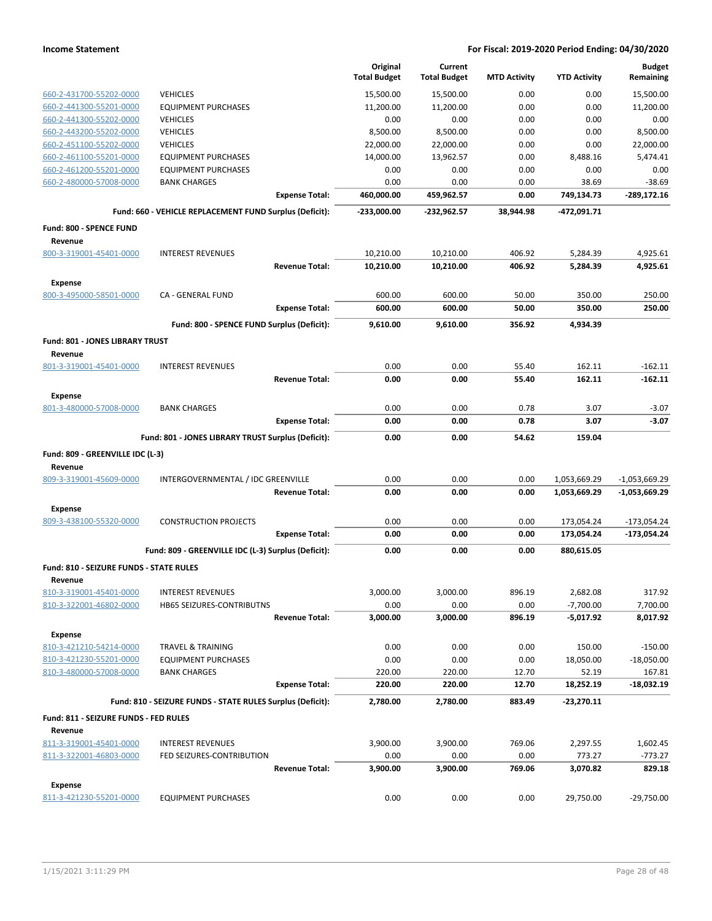| | | Original Total Budget | Current Total Budget | MTD Activity | YTD Activity | Budget Remaining |
|---|---|---|---|---|---|---|
| 660-2-431700-55202-0000 | VEHICLES | 15,500.00 | 15,500.00 | 0.00 | 0.00 | 15,500.00 |
| 660-2-441300-55201-0000 | EQUIPMENT PURCHASES | 11,200.00 | 11,200.00 | 0.00 | 0.00 | 11,200.00 |
| 660-2-441300-55202-0000 | VEHICLES | 0.00 | 0.00 | 0.00 | 0.00 | 0.00 |
| 660-2-443200-55202-0000 | VEHICLES | 8,500.00 | 8,500.00 | 0.00 | 0.00 | 8,500.00 |
| 660-2-451100-55202-0000 | VEHICLES | 22,000.00 | 22,000.00 | 0.00 | 0.00 | 22,000.00 |
| 660-2-461100-55201-0000 | EQUIPMENT PURCHASES | 14,000.00 | 13,962.57 | 0.00 | 8,488.16 | 5,474.41 |
| 660-2-461200-55201-0000 | EQUIPMENT PURCHASES | 0.00 | 0.00 | 0.00 | 0.00 | 0.00 |
| 660-2-480000-57008-0000 | BANK CHARGES | 0.00 | 0.00 | 0.00 | 38.69 | -38.69 |
| | **Expense Total:** | **460,000.00** | **459,962.57** | **0.00** | **749,134.73** | **-289,172.16** |
| | **Fund: 660 - VEHICLE REPLACEMENT FUND Surplus (Deficit):** | **-233,000.00** | **-232,962.57** | **38,944.98** | **-472,091.71** | |
| **Fund: 800 - SPENCE FUND** | | | | | | |
| **Revenue** | | | | | | |
| 800-3-319001-45401-0000 | INTEREST REVENUES | 10,210.00 | 10,210.00 | 406.92 | 5,284.39 | 4,925.61 |
| | **Revenue Total:** | **10,210.00** | **10,210.00** | **406.92** | **5,284.39** | **4,925.61** |
| **Expense** | | | | | | |
| 800-3-495000-58501-0000 | CA - GENERAL FUND | 600.00 | 600.00 | 50.00 | 350.00 | 250.00 |
| | **Expense Total:** | **600.00** | **600.00** | **50.00** | **350.00** | **250.00** |
| | **Fund: 800 - SPENCE FUND Surplus (Deficit):** | **9,610.00** | **9,610.00** | **356.92** | **4,934.39** | |
| **Fund: 801 - JONES LIBRARY TRUST** | | | | | | |
| **Revenue** | | | | | | |
| 801-3-319001-45401-0000 | INTEREST REVENUES | 0.00 | 0.00 | 55.40 | 162.11 | -162.11 |
| | **Revenue Total:** | **0.00** | **0.00** | **55.40** | **162.11** | **-162.11** |
| **Expense** | | | | | | |
| 801-3-480000-57008-0000 | BANK CHARGES | 0.00 | 0.00 | 0.78 | 3.07 | -3.07 |
| | **Expense Total:** | **0.00** | **0.00** | **0.78** | **3.07** | **-3.07** |
| | **Fund: 801 - JONES LIBRARY TRUST Surplus (Deficit):** | **0.00** | **0.00** | **54.62** | **159.04** | |
| **Fund: 809 - GREENVILLE IDC (L-3)** | | | | | | |
| **Revenue** | | | | | | |
| 809-3-319001-45609-0000 | INTERGOVERNMENTAL / IDC GREENVILLE | 0.00 | 0.00 | 0.00 | 1,053,669.29 | -1,053,669.29 |
| | **Revenue Total:** | **0.00** | **0.00** | **0.00** | **1,053,669.29** | **-1,053,669.29** |
| **Expense** | | | | | | |
| 809-3-438100-55320-0000 | CONSTRUCTION PROJECTS | 0.00 | 0.00 | 0.00 | 173,054.24 | -173,054.24 |
| | **Expense Total:** | **0.00** | **0.00** | **0.00** | **173,054.24** | **-173,054.24** |
| | **Fund: 809 - GREENVILLE IDC (L-3) Surplus (Deficit):** | **0.00** | **0.00** | **0.00** | **880,615.05** | |
| **Fund: 810 - SEIZURE FUNDS - STATE RULES** | | | | | | |
| **Revenue** | | | | | | |
| 810-3-319001-45401-0000 | INTEREST REVENUES | 3,000.00 | 3,000.00 | 896.19 | 2,682.08 | 317.92 |
| 810-3-322001-46802-0000 | HB65 SEIZURES-CONTRIBUTNS | 0.00 | 0.00 | 0.00 | -7,700.00 | 7,700.00 |
| | **Revenue Total:** | **3,000.00** | **3,000.00** | **896.19** | **-5,017.92** | **8,017.92** |
| **Expense** | | | | | | |
| 810-3-421210-54214-0000 | TRAVEL & TRAINING | 0.00 | 0.00 | 0.00 | 150.00 | -150.00 |
| 810-3-421230-55201-0000 | EQUIPMENT PURCHASES | 0.00 | 0.00 | 0.00 | 18,050.00 | -18,050.00 |
| 810-3-480000-57008-0000 | BANK CHARGES | 220.00 | 220.00 | 12.70 | 52.19 | 167.81 |
| | **Expense Total:** | **220.00** | **220.00** | **12.70** | **18,252.19** | **-18,032.19** |
| | **Fund: 810 - SEIZURE FUNDS - STATE RULES Surplus (Deficit):** | **2,780.00** | **2,780.00** | **883.49** | **-23,270.11** | |
| **Fund: 811 - SEIZURE FUNDS - FED RULES** | | | | | | |
| **Revenue** | | | | | | |
| 811-3-319001-45401-0000 | INTEREST REVENUES | 3,900.00 | 3,900.00 | 769.06 | 2,297.55 | 1,602.45 |
| 811-3-322001-46803-0000 | FED SEIZURES-CONTRIBUTION | 0.00 | 0.00 | 0.00 | 773.27 | -773.27 |
| | **Revenue Total:** | **3,900.00** | **3,900.00** | **769.06** | **3,070.82** | **829.18** |
| **Expense** | | | | | | |
| 811-3-421230-55201-0000 | EQUIPMENT PURCHASES | 0.00 | 0.00 | 0.00 | 29,750.00 | -29,750.00 |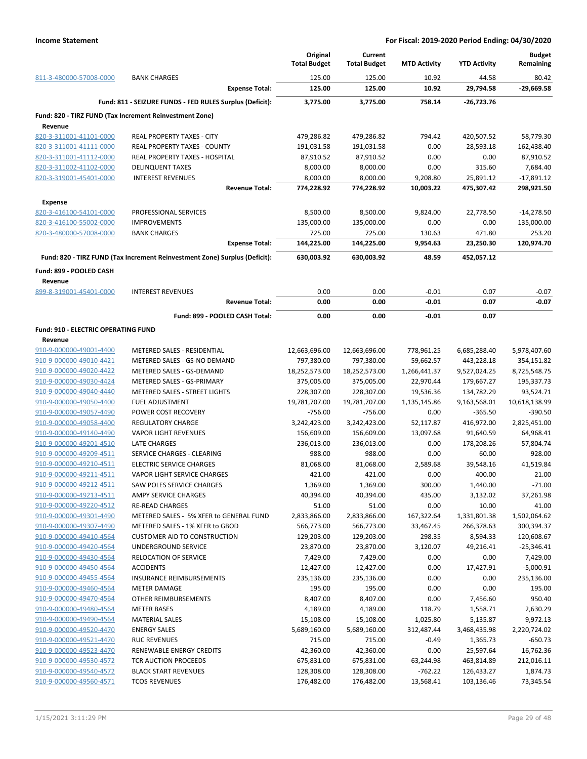**Income Statement** | **For Fiscal: 2019-2020 Period Ending: 04/30/2020**

| | | Original Total Budget | Current Total Budget | MTD Activity | YTD Activity | Budget Remaining |
|---|---|---|---|---|---|---|
| 811-3-480000-57008-0000 | BANK CHARGES | 125.00 | 125.00 | 10.92 | 44.58 | 80.42 |
| | **Expense Total:** | **125.00** | **125.00** | **10.92** | **29,794.58** | **-29,669.58** |
| | **Fund: 811 - SEIZURE FUNDS - FED RULES Surplus (Deficit):** | **3,775.00** | **3,775.00** | **758.14** | **-26,723.76** | |
| **Fund: 820 - TIRZ FUND (Tax Increment Reinvestment Zone)** | | | | | | |
| **Revenue** | | | | | | |
| 820-3-311001-41101-0000 | REAL PROPERTY TAXES - CITY | 479,286.82 | 479,286.82 | 794.42 | 420,507.52 | 58,779.30 |
| 820-3-311001-41111-0000 | REAL PROPERTY TAXES - COUNTY | 191,031.58 | 191,031.58 | 0.00 | 28,593.18 | 162,438.40 |
| 820-3-311001-41112-0000 | REAL PROPERTY TAXES - HOSPITAL | 87,910.52 | 87,910.52 | 0.00 | 0.00 | 87,910.52 |
| 820-3-311002-41102-0000 | DELINQUENT TAXES | 8,000.00 | 8,000.00 | 0.00 | 315.60 | 7,684.40 |
| 820-3-319001-45401-0000 | INTEREST REVENUES | 8,000.00 | 8,000.00 | 9,208.80 | 25,891.12 | -17,891.12 |
| | **Revenue Total:** | **774,228.92** | **774,228.92** | **10,003.22** | **475,307.42** | **298,921.50** |
| **Expense** | | | | | | |
| 820-3-416100-54101-0000 | PROFESSIONAL SERVICES | 8,500.00 | 8,500.00 | 9,824.00 | 22,778.50 | -14,278.50 |
| 820-3-416100-55002-0000 | IMPROVEMENTS | 135,000.00 | 135,000.00 | 0.00 | 0.00 | 135,000.00 |
| 820-3-480000-57008-0000 | BANK CHARGES | 725.00 | 725.00 | 130.63 | 471.80 | 253.20 |
| | **Expense Total:** | **144,225.00** | **144,225.00** | **9,954.63** | **23,250.30** | **120,974.70** |
| | **Fund: 820 - TIRZ FUND (Tax Increment Reinvestment Zone) Surplus (Deficit):** | **630,003.92** | **630,003.92** | **48.59** | **452,057.12** | |
| **Fund: 899 - POOLED CASH** | | | | | | |
| **Revenue** | | | | | | |
| 899-8-319001-45401-0000 | INTEREST REVENUES | 0.00 | 0.00 | -0.01 | 0.07 | -0.07 |
| | **Revenue Total:** | **0.00** | **0.00** | **-0.01** | **0.07** | **-0.07** |
| | **Fund: 899 - POOLED CASH Total:** | **0.00** | **0.00** | **-0.01** | **0.07** | |
| **Fund: 910 - ELECTRIC OPERATING FUND** | | | | | | |
| **Revenue** | | | | | | |
| 910-9-000000-49001-4400 | METERED SALES - RESIDENTIAL | 12,663,696.00 | 12,663,696.00 | 778,961.25 | 6,685,288.40 | 5,978,407.60 |
| 910-9-000000-49010-4421 | METERED SALES - GS-NO DEMAND | 797,380.00 | 797,380.00 | 59,662.57 | 443,228.18 | 354,151.82 |
| 910-9-000000-49020-4422 | METERED SALES - GS-DEMAND | 18,252,573.00 | 18,252,573.00 | 1,266,441.37 | 9,527,024.25 | 8,725,548.75 |
| 910-9-000000-49030-4424 | METERED SALES - GS-PRIMARY | 375,005.00 | 375,005.00 | 22,970.44 | 179,667.27 | 195,337.73 |
| 910-9-000000-49040-4440 | METERED SALES - STREET LIGHTS | 228,307.00 | 228,307.00 | 19,536.36 | 134,782.29 | 93,524.71 |
| 910-9-000000-49050-4400 | FUEL ADJUSTMENT | 19,781,707.00 | 19,781,707.00 | 1,135,145.86 | 9,163,568.01 | 10,618,138.99 |
| 910-9-000000-49057-4490 | POWER COST RECOVERY | -756.00 | -756.00 | 0.00 | -365.50 | -390.50 |
| 910-9-000000-49058-4400 | REGULATORY CHARGE | 3,242,423.00 | 3,242,423.00 | 52,117.87 | 416,972.00 | 2,825,451.00 |
| 910-9-000000-49140-4490 | VAPOR LIGHT REVENUES | 156,609.00 | 156,609.00 | 13,097.68 | 91,640.59 | 64,968.41 |
| 910-9-000000-49201-4510 | LATE CHARGES | 236,013.00 | 236,013.00 | 0.00 | 178,208.26 | 57,804.74 |
| 910-9-000000-49209-4511 | SERVICE CHARGES - CLEARING | 988.00 | 988.00 | 0.00 | 60.00 | 928.00 |
| 910-9-000000-49210-4511 | ELECTRIC SERVICE CHARGES | 81,068.00 | 81,068.00 | 2,589.68 | 39,548.16 | 41,519.84 |
| 910-9-000000-49211-4511 | VAPOR LIGHT SERVICE CHARGES | 421.00 | 421.00 | 0.00 | 400.00 | 21.00 |
| 910-9-000000-49212-4511 | SAW POLES SERVICE CHARGES | 1,369.00 | 1,369.00 | 300.00 | 1,440.00 | -71.00 |
| 910-9-000000-49213-4511 | AMPY SERVICE CHARGES | 40,394.00 | 40,394.00 | 435.00 | 3,132.02 | 37,261.98 |
| 910-9-000000-49220-4512 | RE-READ CHARGES | 51.00 | 51.00 | 0.00 | 10.00 | 41.00 |
| 910-9-000000-49301-4490 | METERED SALES - 5% XFER to GENERAL FUND | 2,833,866.00 | 2,833,866.00 | 167,322.64 | 1,331,801.38 | 1,502,064.62 |
| 910-9-000000-49307-4490 | METERED SALES - 1% XFER to GBOD | 566,773.00 | 566,773.00 | 33,467.45 | 266,378.63 | 300,394.37 |
| 910-9-000000-49410-4564 | CUSTOMER AID TO CONSTRUCTION | 129,203.00 | 129,203.00 | 298.35 | 8,594.33 | 120,608.67 |
| 910-9-000000-49420-4564 | UNDERGROUND SERVICE | 23,870.00 | 23,870.00 | 3,120.07 | 49,216.41 | -25,346.41 |
| 910-9-000000-49430-4564 | RELOCATION OF SERVICE | 7,429.00 | 7,429.00 | 0.00 | 0.00 | 7,429.00 |
| 910-9-000000-49450-4564 | ACCIDENTS | 12,427.00 | 12,427.00 | 0.00 | 17,427.91 | -5,000.91 |
| 910-9-000000-49455-4564 | INSURANCE REIMBURSEMENTS | 235,136.00 | 235,136.00 | 0.00 | 0.00 | 235,136.00 |
| 910-9-000000-49460-4564 | METER DAMAGE | 195.00 | 195.00 | 0.00 | 0.00 | 195.00 |
| 910-9-000000-49470-4564 | OTHER REIMBURSEMENTS | 8,407.00 | 8,407.00 | 0.00 | 7,456.60 | 950.40 |
| 910-9-000000-49480-4564 | METER BASES | 4,189.00 | 4,189.00 | 118.79 | 1,558.71 | 2,630.29 |
| 910-9-000000-49490-4564 | MATERIAL SALES | 15,108.00 | 15,108.00 | 1,025.80 | 5,135.87 | 9,972.13 |
| 910-9-000000-49520-4470 | ENERGY SALES | 5,689,160.00 | 5,689,160.00 | 312,487.44 | 3,468,435.98 | 2,220,724.02 |
| 910-9-000000-49521-4470 | RUC REVENUES | 715.00 | 715.00 | -0.49 | 1,365.73 | -650.73 |
| 910-9-000000-49523-4470 | RENEWABLE ENERGY CREDITS | 42,360.00 | 42,360.00 | 0.00 | 25,597.64 | 16,762.36 |
| 910-9-000000-49530-4572 | TCR AUCTION PROCEEDS | 675,831.00 | 675,831.00 | 63,244.98 | 463,814.89 | 212,016.11 |
| 910-9-000000-49540-4572 | BLACK START REVENUES | 128,308.00 | 128,308.00 | -762.22 | 126,433.27 | 1,874.73 |
| 910-9-000000-49560-4571 | TCOS REVENUES | 176,482.00 | 176,482.00 | 13,568.41 | 103,136.46 | 73,345.54 |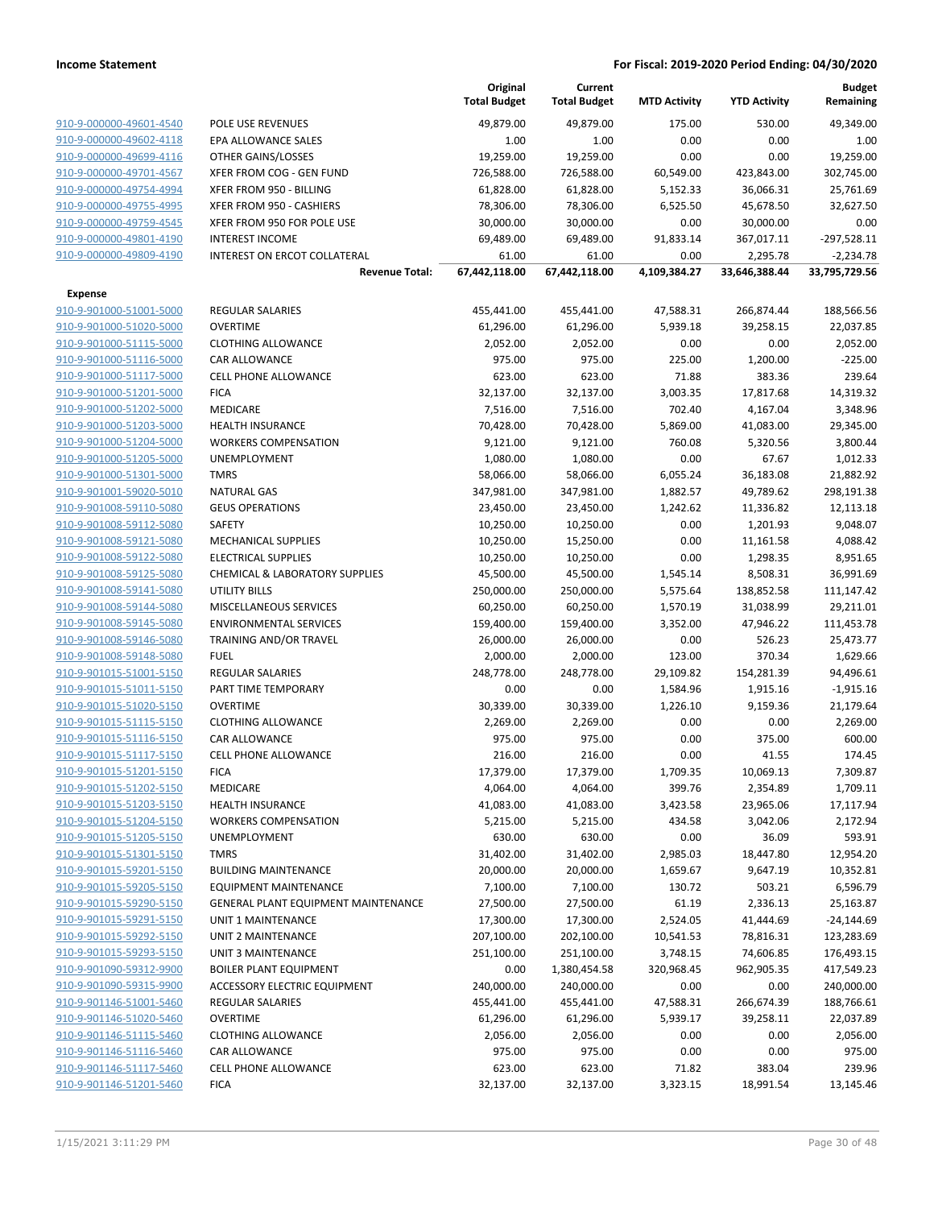**Income Statement** **For Fiscal: 2019-2020 Period Ending: 04/30/2020**

| | | Original Total Budget | Current Total Budget | MTD Activity | YTD Activity | Budget Remaining |
|---|---|---|---|---|---|---|
| 910-9-000000-49601-4540 | POLE USE REVENUES | 49,879.00 | 49,879.00 | 175.00 | 530.00 | 49,349.00 |
| 910-9-000000-49602-4118 | EPA ALLOWANCE SALES | 1.00 | 1.00 | 0.00 | 0.00 | 1.00 |
| 910-9-000000-49699-4116 | OTHER GAINS/LOSSES | 19,259.00 | 19,259.00 | 0.00 | 0.00 | 19,259.00 |
| 910-9-000000-49701-4567 | XFER FROM COG - GEN FUND | 726,588.00 | 726,588.00 | 60,549.00 | 423,843.00 | 302,745.00 |
| 910-9-000000-49754-4994 | XFER FROM 950 - BILLING | 61,828.00 | 61,828.00 | 5,152.33 | 36,066.31 | 25,761.69 |
| 910-9-000000-49755-4995 | XFER FROM 950 - CASHIERS | 78,306.00 | 78,306.00 | 6,525.50 | 45,678.50 | 32,627.50 |
| 910-9-000000-49759-4545 | XFER FROM 950 FOR POLE USE | 30,000.00 | 30,000.00 | 0.00 | 30,000.00 | 0.00 |
| 910-9-000000-49801-4190 | INTEREST INCOME | 69,489.00 | 69,489.00 | 91,833.14 | 367,017.11 | -297,528.11 |
| 910-9-000000-49809-4190 | INTEREST ON ERCOT COLLATERAL | 61.00 | 61.00 | 0.00 | 2,295.78 | -2,234.78 |
| | **Revenue Total:** | **67,442,118.00** | **67,442,118.00** | **4,109,384.27** | **33,646,388.44** | **33,795,729.56** |
| **Expense** | | | | | | |
| 910-9-901000-51001-5000 | REGULAR SALARIES | 455,441.00 | 455,441.00 | 47,588.31 | 266,874.44 | 188,566.56 |
| 910-9-901000-51020-5000 | OVERTIME | 61,296.00 | 61,296.00 | 5,939.18 | 39,258.15 | 22,037.85 |
| 910-9-901000-51115-5000 | CLOTHING ALLOWANCE | 2,052.00 | 2,052.00 | 0.00 | 0.00 | 2,052.00 |
| 910-9-901000-51116-5000 | CAR ALLOWANCE | 975.00 | 975.00 | 225.00 | 1,200.00 | -225.00 |
| 910-9-901000-51117-5000 | CELL PHONE ALLOWANCE | 623.00 | 623.00 | 71.88 | 383.36 | 239.64 |
| 910-9-901000-51201-5000 | FICA | 32,137.00 | 32,137.00 | 3,003.35 | 17,817.68 | 14,319.32 |
| 910-9-901000-51202-5000 | MEDICARE | 7,516.00 | 7,516.00 | 702.40 | 4,167.04 | 3,348.96 |
| 910-9-901000-51203-5000 | HEALTH INSURANCE | 70,428.00 | 70,428.00 | 5,869.00 | 41,083.00 | 29,345.00 |
| 910-9-901000-51204-5000 | WORKERS COMPENSATION | 9,121.00 | 9,121.00 | 760.08 | 5,320.56 | 3,800.44 |
| 910-9-901000-51205-5000 | UNEMPLOYMENT | 1,080.00 | 1,080.00 | 0.00 | 67.67 | 1,012.33 |
| 910-9-901000-51301-5000 | TMRS | 58,066.00 | 58,066.00 | 6,055.24 | 36,183.08 | 21,882.92 |
| 910-9-901001-59020-5010 | NATURAL GAS | 347,981.00 | 347,981.00 | 1,882.57 | 49,789.62 | 298,191.38 |
| 910-9-901008-59110-5080 | GEUS OPERATIONS | 23,450.00 | 23,450.00 | 1,242.62 | 11,336.82 | 12,113.18 |
| 910-9-901008-59112-5080 | SAFETY | 10,250.00 | 10,250.00 | 0.00 | 1,201.93 | 9,048.07 |
| 910-9-901008-59121-5080 | MECHANICAL SUPPLIES | 10,250.00 | 15,250.00 | 0.00 | 11,161.58 | 4,088.42 |
| 910-9-901008-59122-5080 | ELECTRICAL SUPPLIES | 10,250.00 | 10,250.00 | 0.00 | 1,298.35 | 8,951.65 |
| 910-9-901008-59125-5080 | CHEMICAL & LABORATORY SUPPLIES | 45,500.00 | 45,500.00 | 1,545.14 | 8,508.31 | 36,991.69 |
| 910-9-901008-59141-5080 | UTILITY BILLS | 250,000.00 | 250,000.00 | 5,575.64 | 138,852.58 | 111,147.42 |
| 910-9-901008-59144-5080 | MISCELLANEOUS SERVICES | 60,250.00 | 60,250.00 | 1,570.19 | 31,038.99 | 29,211.01 |
| 910-9-901008-59145-5080 | ENVIRONMENTAL SERVICES | 159,400.00 | 159,400.00 | 3,352.00 | 47,946.22 | 111,453.78 |
| 910-9-901008-59146-5080 | TRAINING AND/OR TRAVEL | 26,000.00 | 26,000.00 | 0.00 | 526.23 | 25,473.77 |
| 910-9-901008-59148-5080 | FUEL | 2,000.00 | 2,000.00 | 123.00 | 370.34 | 1,629.66 |
| 910-9-901015-51001-5150 | REGULAR SALARIES | 248,778.00 | 248,778.00 | 29,109.82 | 154,281.39 | 94,496.61 |
| 910-9-901015-51011-5150 | PART TIME TEMPORARY | 0.00 | 0.00 | 1,584.96 | 1,915.16 | -1,915.16 |
| 910-9-901015-51020-5150 | OVERTIME | 30,339.00 | 30,339.00 | 1,226.10 | 9,159.36 | 21,179.64 |
| 910-9-901015-51115-5150 | CLOTHING ALLOWANCE | 2,269.00 | 2,269.00 | 0.00 | 0.00 | 2,269.00 |
| 910-9-901015-51116-5150 | CAR ALLOWANCE | 975.00 | 975.00 | 0.00 | 375.00 | 600.00 |
| 910-9-901015-51117-5150 | CELL PHONE ALLOWANCE | 216.00 | 216.00 | 0.00 | 41.55 | 174.45 |
| 910-9-901015-51201-5150 | FICA | 17,379.00 | 17,379.00 | 1,709.35 | 10,069.13 | 7,309.87 |
| 910-9-901015-51202-5150 | MEDICARE | 4,064.00 | 4,064.00 | 399.76 | 2,354.89 | 1,709.11 |
| 910-9-901015-51203-5150 | HEALTH INSURANCE | 41,083.00 | 41,083.00 | 3,423.58 | 23,965.06 | 17,117.94 |
| 910-9-901015-51204-5150 | WORKERS COMPENSATION | 5,215.00 | 5,215.00 | 434.58 | 3,042.06 | 2,172.94 |
| 910-9-901015-51205-5150 | UNEMPLOYMENT | 630.00 | 630.00 | 0.00 | 36.09 | 593.91 |
| 910-9-901015-51301-5150 | TMRS | 31,402.00 | 31,402.00 | 2,985.03 | 18,447.80 | 12,954.20 |
| 910-9-901015-59201-5150 | BUILDING MAINTENANCE | 20,000.00 | 20,000.00 | 1,659.67 | 9,647.19 | 10,352.81 |
| 910-9-901015-59205-5150 | EQUIPMENT MAINTENANCE | 7,100.00 | 7,100.00 | 130.72 | 503.21 | 6,596.79 |
| 910-9-901015-59290-5150 | GENERAL PLANT EQUIPMENT MAINTENANCE | 27,500.00 | 27,500.00 | 61.19 | 2,336.13 | 25,163.87 |
| 910-9-901015-59291-5150 | UNIT 1 MAINTENANCE | 17,300.00 | 17,300.00 | 2,524.05 | 41,444.69 | -24,144.69 |
| 910-9-901015-59292-5150 | UNIT 2 MAINTENANCE | 207,100.00 | 202,100.00 | 10,541.53 | 78,816.31 | 123,283.69 |
| 910-9-901015-59293-5150 | UNIT 3 MAINTENANCE | 251,100.00 | 251,100.00 | 3,748.15 | 74,606.85 | 176,493.15 |
| 910-9-901090-59312-9900 | BOILER PLANT EQUIPMENT | 0.00 | 1,380,454.58 | 320,968.45 | 962,905.35 | 417,549.23 |
| 910-9-901090-59315-9900 | ACCESSORY ELECTRIC EQUIPMENT | 240,000.00 | 240,000.00 | 0.00 | 0.00 | 240,000.00 |
| 910-9-901146-51001-5460 | REGULAR SALARIES | 455,441.00 | 455,441.00 | 47,588.31 | 266,674.39 | 188,766.61 |
| 910-9-901146-51020-5460 | OVERTIME | 61,296.00 | 61,296.00 | 5,939.17 | 39,258.11 | 22,037.89 |
| 910-9-901146-51115-5460 | CLOTHING ALLOWANCE | 2,056.00 | 2,056.00 | 0.00 | 0.00 | 2,056.00 |
| 910-9-901146-51116-5460 | CAR ALLOWANCE | 975.00 | 975.00 | 0.00 | 0.00 | 975.00 |
| 910-9-901146-51117-5460 | CELL PHONE ALLOWANCE | 623.00 | 623.00 | 71.82 | 383.04 | 239.96 |
| 910-9-901146-51201-5460 | FICA | 32,137.00 | 32,137.00 | 3,323.15 | 18,991.54 | 13,145.46 |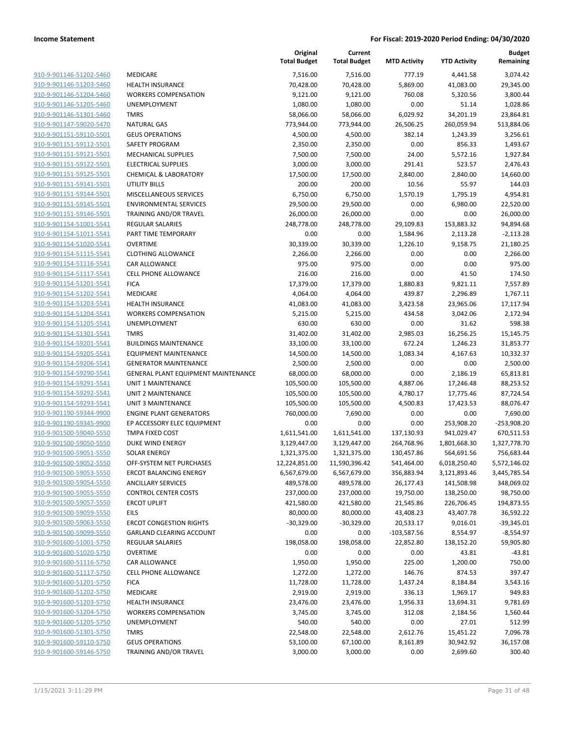| | | Original Total Budget | Current Total Budget | MTD Activity | YTD Activity | Budget Remaining |
|---|---|---|---|---|---|---|
| 910-9-901146-51202-5460 | MEDICARE | 7,516.00 | 7,516.00 | 777.19 | 4,441.58 | 3,074.42 |
| 910-9-901146-51203-5460 | HEALTH INSURANCE | 70,428.00 | 70,428.00 | 5,869.00 | 41,083.00 | 29,345.00 |
| 910-9-901146-51204-5460 | WORKERS COMPENSATION | 9,121.00 | 9,121.00 | 760.08 | 5,320.56 | 3,800.44 |
| 910-9-901146-51205-5460 | UNEMPLOYMENT | 1,080.00 | 1,080.00 | 0.00 | 51.14 | 1,028.86 |
| 910-9-901146-51301-5460 | TMRS | 58,066.00 | 58,066.00 | 6,029.92 | 34,201.19 | 23,864.81 |
| 910-9-901147-59020-5470 | NATURAL GAS | 773,944.00 | 773,944.00 | 26,506.25 | 260,059.94 | 513,884.06 |
| 910-9-901151-59110-5501 | GEUS OPERATIONS | 4,500.00 | 4,500.00 | 382.14 | 1,243.39 | 3,256.61 |
| 910-9-901151-59112-5501 | SAFETY PROGRAM | 2,350.00 | 2,350.00 | 0.00 | 856.33 | 1,493.67 |
| 910-9-901151-59121-5501 | MECHANICAL SUPPLIES | 7,500.00 | 7,500.00 | 24.00 | 5,572.16 | 1,927.84 |
| 910-9-901151-59122-5501 | ELECTRICAL SUPPLIES | 3,000.00 | 3,000.00 | 291.41 | 523.57 | 2,476.43 |
| 910-9-901151-59125-5501 | CHEMICAL & LABORATORY | 17,500.00 | 17,500.00 | 2,840.00 | 2,840.00 | 14,660.00 |
| 910-9-901151-59141-5501 | UTILITY BILLS | 200.00 | 200.00 | 10.56 | 55.97 | 144.03 |
| 910-9-901151-59144-5501 | MISCELLANEOUS SERVICES | 6,750.00 | 6,750.00 | 1,570.19 | 1,795.19 | 4,954.81 |
| 910-9-901151-59145-5501 | ENVIRONMENTAL SERVICES | 29,500.00 | 29,500.00 | 0.00 | 6,980.00 | 22,520.00 |
| 910-9-901151-59146-5501 | TRAINING AND/OR TRAVEL | 26,000.00 | 26,000.00 | 0.00 | 0.00 | 26,000.00 |
| 910-9-901154-51001-5541 | REGULAR SALARIES | 248,778.00 | 248,778.00 | 29,109.83 | 153,883.32 | 94,894.68 |
| 910-9-901154-51011-5541 | PART TIME TEMPORARY | 0.00 | 0.00 | 1,584.96 | 2,113.28 | -2,113.28 |
| 910-9-901154-51020-5541 | OVERTIME | 30,339.00 | 30,339.00 | 1,226.10 | 9,158.75 | 21,180.25 |
| 910-9-901154-51115-5541 | CLOTHING ALLOWANCE | 2,266.00 | 2,266.00 | 0.00 | 0.00 | 2,266.00 |
| 910-9-901154-51116-5541 | CAR ALLOWANCE | 975.00 | 975.00 | 0.00 | 0.00 | 975.00 |
| 910-9-901154-51117-5541 | CELL PHONE ALLOWANCE | 216.00 | 216.00 | 0.00 | 41.50 | 174.50 |
| 910-9-901154-51201-5541 | FICA | 17,379.00 | 17,379.00 | 1,880.83 | 9,821.11 | 7,557.89 |
| 910-9-901154-51202-5541 | MEDICARE | 4,064.00 | 4,064.00 | 439.87 | 2,296.89 | 1,767.11 |
| 910-9-901154-51203-5541 | HEALTH INSURANCE | 41,083.00 | 41,083.00 | 3,423.58 | 23,965.06 | 17,117.94 |
| 910-9-901154-51204-5541 | WORKERS COMPENSATION | 5,215.00 | 5,215.00 | 434.58 | 3,042.06 | 2,172.94 |
| 910-9-901154-51205-5541 | UNEMPLOYMENT | 630.00 | 630.00 | 0.00 | 31.62 | 598.38 |
| 910-9-901154-51301-5541 | TMRS | 31,402.00 | 31,402.00 | 2,985.03 | 16,256.25 | 15,145.75 |
| 910-9-901154-59201-5541 | BUILDINGS MAINTENANCE | 33,100.00 | 33,100.00 | 672.24 | 1,246.23 | 31,853.77 |
| 910-9-901154-59205-5541 | EQUIPMENT MAINTENANCE | 14,500.00 | 14,500.00 | 1,083.34 | 4,167.63 | 10,332.37 |
| 910-9-901154-59206-5541 | GENERATOR MAINTENANCE | 2,500.00 | 2,500.00 | 0.00 | 0.00 | 2,500.00 |
| 910-9-901154-59290-5541 | GENERAL PLANT EQUIPMENT MAINTENANCE | 68,000.00 | 68,000.00 | 0.00 | 2,186.19 | 65,813.81 |
| 910-9-901154-59291-5541 | UNIT 1 MAINTENANCE | 105,500.00 | 105,500.00 | 4,887.06 | 17,246.48 | 88,253.52 |
| 910-9-901154-59292-5541 | UNIT 2 MAINTENANCE | 105,500.00 | 105,500.00 | 4,780.17 | 17,775.46 | 87,724.54 |
| 910-9-901154-59293-5541 | UNIT 3 MAINTENANCE | 105,500.00 | 105,500.00 | 4,500.83 | 17,423.53 | 88,076.47 |
| 910-9-901190-59344-9900 | ENGINE PLANT GENERATORS | 760,000.00 | 7,690.00 | 0.00 | 0.00 | 7,690.00 |
| 910-9-901190-59345-9900 | EP ACCESSORY ELEC EQUIPMENT | 0.00 | 0.00 | 0.00 | 253,908.20 | -253,908.20 |
| 910-9-901500-59040-5550 | TMPA FIXED COST | 1,611,541.00 | 1,611,541.00 | 137,130.93 | 941,029.47 | 670,511.53 |
| 910-9-901500-59050-5550 | DUKE WIND ENERGY | 3,129,447.00 | 3,129,447.00 | 264,768.96 | 1,801,668.30 | 1,327,778.70 |
| 910-9-901500-59051-5550 | SOLAR ENERGY | 1,321,375.00 | 1,321,375.00 | 130,457.86 | 564,691.56 | 756,683.44 |
| 910-9-901500-59052-5550 | OFF-SYSTEM NET PURCHASES | 12,224,851.00 | 11,590,396.42 | 541,464.00 | 6,018,250.40 | 5,572,146.02 |
| 910-9-901500-59053-5550 | ERCOT BALANCING ENERGY | 6,567,679.00 | 6,567,679.00 | 356,883.94 | 3,121,893.46 | 3,445,785.54 |
| 910-9-901500-59054-5550 | ANCILLARY SERVICES | 489,578.00 | 489,578.00 | 26,177.43 | 141,508.98 | 348,069.02 |
| 910-9-901500-59055-5550 | CONTROL CENTER COSTS | 237,000.00 | 237,000.00 | 19,750.00 | 138,250.00 | 98,750.00 |
| 910-9-901500-59057-5550 | ERCOT UPLIFT | 421,580.00 | 421,580.00 | 21,545.86 | 226,706.45 | 194,873.55 |
| 910-9-901500-59059-5550 | EILS | 80,000.00 | 80,000.00 | 43,408.23 | 43,407.78 | 36,592.22 |
| 910-9-901500-59063-5550 | ERCOT CONGESTION RIGHTS | -30,329.00 | -30,329.00 | 20,533.17 | 9,016.01 | -39,345.01 |
| 910-9-901500-59099-5550 | GARLAND CLEARING ACCOUNT | 0.00 | 0.00 | -103,587.56 | 8,554.97 | -8,554.97 |
| 910-9-901600-51001-5750 | REGULAR SALARIES | 198,058.00 | 198,058.00 | 22,852.80 | 138,152.20 | 59,905.80 |
| 910-9-901600-51020-5750 | OVERTIME | 0.00 | 0.00 | 0.00 | 43.81 | -43.81 |
| 910-9-901600-51116-5750 | CAR ALLOWANCE | 1,950.00 | 1,950.00 | 225.00 | 1,200.00 | 750.00 |
| 910-9-901600-51117-5750 | CELL PHONE ALLOWANCE | 1,272.00 | 1,272.00 | 146.76 | 874.53 | 397.47 |
| 910-9-901600-51201-5750 | FICA | 11,728.00 | 11,728.00 | 1,437.24 | 8,184.84 | 3,543.16 |
| 910-9-901600-51202-5750 | MEDICARE | 2,919.00 | 2,919.00 | 336.13 | 1,969.17 | 949.83 |
| 910-9-901600-51203-5750 | HEALTH INSURANCE | 23,476.00 | 23,476.00 | 1,956.33 | 13,694.31 | 9,781.69 |
| 910-9-901600-51204-5750 | WORKERS COMPENSATION | 3,745.00 | 3,745.00 | 312.08 | 2,184.56 | 1,560.44 |
| 910-9-901600-51205-5750 | UNEMPLOYMENT | 540.00 | 540.00 | 0.00 | 27.01 | 512.99 |
| 910-9-901600-51301-5750 | TMRS | 22,548.00 | 22,548.00 | 2,612.76 | 15,451.22 | 7,096.78 |
| 910-9-901600-59110-5750 | GEUS OPERATIONS | 53,100.00 | 67,100.00 | 8,161.89 | 30,942.92 | 36,157.08 |
| 910-9-901600-59146-5750 | TRAINING AND/OR TRAVEL | 3,000.00 | 3,000.00 | 0.00 | 2,699.60 | 300.40 |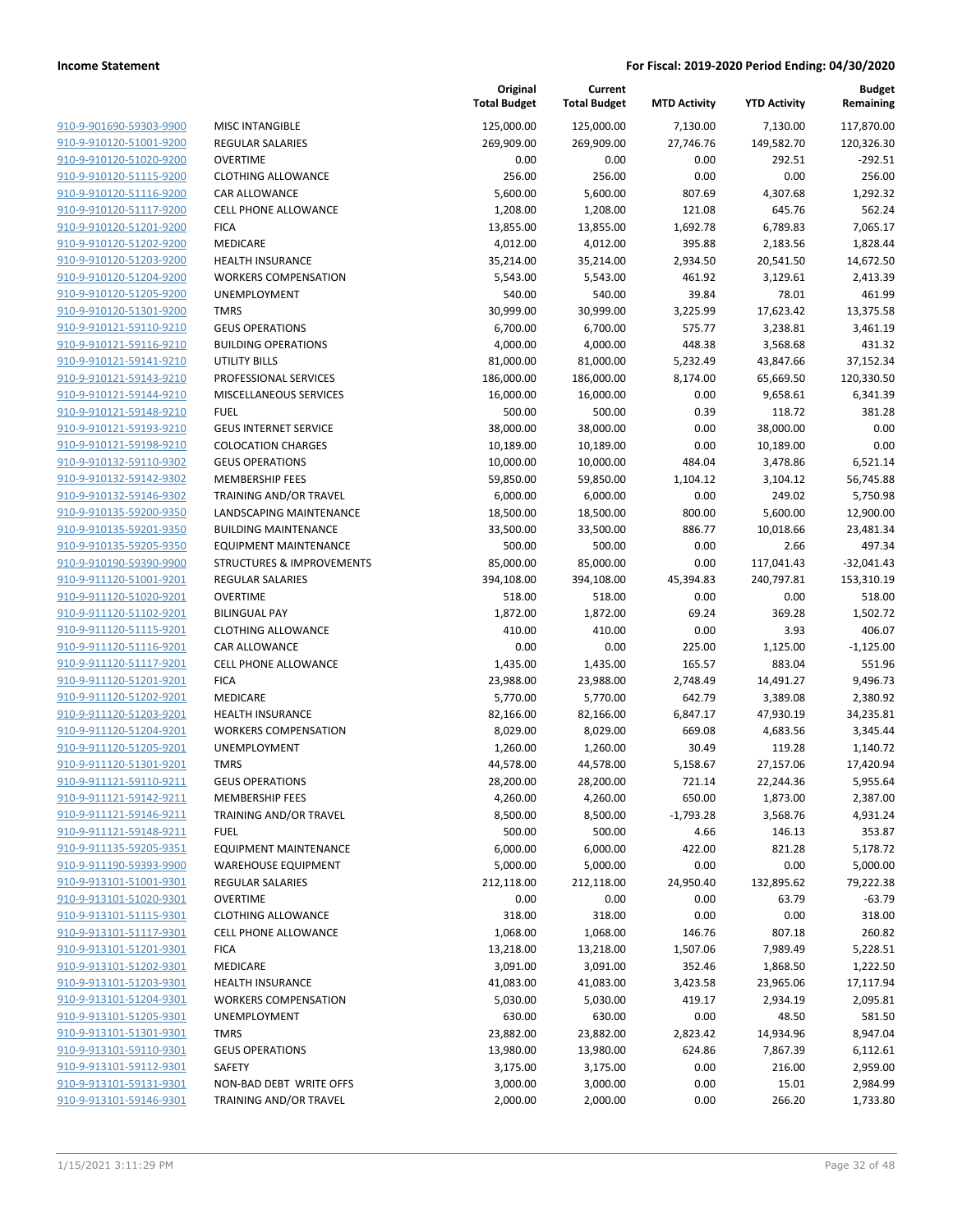**Income Statement** | **For Fiscal: 2019-2020 Period Ending: 04/30/2020**

| | | Original Total Budget | Current Total Budget | MTD Activity | YTD Activity | Budget Remaining |
|---|---|---|---|---|---|---|
| 910-9-901690-59303-9900 | MISC INTANGIBLE | 125,000.00 | 125,000.00 | 7,130.00 | 7,130.00 | 117,870.00 |
| 910-9-910120-51001-9200 | REGULAR SALARIES | 269,909.00 | 269,909.00 | 27,746.76 | 149,582.70 | 120,326.30 |
| 910-9-910120-51020-9200 | OVERTIME | 0.00 | 0.00 | 0.00 | 292.51 | -292.51 |
| 910-9-910120-51115-9200 | CLOTHING ALLOWANCE | 256.00 | 256.00 | 0.00 | 0.00 | 256.00 |
| 910-9-910120-51116-9200 | CAR ALLOWANCE | 5,600.00 | 5,600.00 | 807.69 | 4,307.68 | 1,292.32 |
| 910-9-910120-51117-9200 | CELL PHONE ALLOWANCE | 1,208.00 | 1,208.00 | 121.08 | 645.76 | 562.24 |
| 910-9-910120-51201-9200 | FICA | 13,855.00 | 13,855.00 | 1,692.78 | 6,789.83 | 7,065.17 |
| 910-9-910120-51202-9200 | MEDICARE | 4,012.00 | 4,012.00 | 395.88 | 2,183.56 | 1,828.44 |
| 910-9-910120-51203-9200 | HEALTH INSURANCE | 35,214.00 | 35,214.00 | 2,934.50 | 20,541.50 | 14,672.50 |
| 910-9-910120-51204-9200 | WORKERS COMPENSATION | 5,543.00 | 5,543.00 | 461.92 | 3,129.61 | 2,413.39 |
| 910-9-910120-51205-9200 | UNEMPLOYMENT | 540.00 | 540.00 | 39.84 | 78.01 | 461.99 |
| 910-9-910120-51301-9200 | TMRS | 30,999.00 | 30,999.00 | 3,225.99 | 17,623.42 | 13,375.58 |
| 910-9-910121-59110-9210 | GEUS OPERATIONS | 6,700.00 | 6,700.00 | 575.77 | 3,238.81 | 3,461.19 |
| 910-9-910121-59116-9210 | BUILDING OPERATIONS | 4,000.00 | 4,000.00 | 448.38 | 3,568.68 | 431.32 |
| 910-9-910121-59141-9210 | UTILITY BILLS | 81,000.00 | 81,000.00 | 5,232.49 | 43,847.66 | 37,152.34 |
| 910-9-910121-59143-9210 | PROFESSIONAL SERVICES | 186,000.00 | 186,000.00 | 8,174.00 | 65,669.50 | 120,330.50 |
| 910-9-910121-59144-9210 | MISCELLANEOUS SERVICES | 16,000.00 | 16,000.00 | 0.00 | 9,658.61 | 6,341.39 |
| 910-9-910121-59148-9210 | FUEL | 500.00 | 500.00 | 0.39 | 118.72 | 381.28 |
| 910-9-910121-59193-9210 | GEUS INTERNET SERVICE | 38,000.00 | 38,000.00 | 0.00 | 38,000.00 | 0.00 |
| 910-9-910121-59198-9210 | COLOCATION CHARGES | 10,189.00 | 10,189.00 | 0.00 | 10,189.00 | 0.00 |
| 910-9-910132-59110-9302 | GEUS OPERATIONS | 10,000.00 | 10,000.00 | 484.04 | 3,478.86 | 6,521.14 |
| 910-9-910132-59142-9302 | MEMBERSHIP FEES | 59,850.00 | 59,850.00 | 1,104.12 | 3,104.12 | 56,745.88 |
| 910-9-910132-59146-9302 | TRAINING AND/OR TRAVEL | 6,000.00 | 6,000.00 | 0.00 | 249.02 | 5,750.98 |
| 910-9-910135-59200-9350 | LANDSCAPING MAINTENANCE | 18,500.00 | 18,500.00 | 800.00 | 5,600.00 | 12,900.00 |
| 910-9-910135-59201-9350 | BUILDING MAINTENANCE | 33,500.00 | 33,500.00 | 886.77 | 10,018.66 | 23,481.34 |
| 910-9-910135-59205-9350 | EQUIPMENT MAINTENANCE | 500.00 | 500.00 | 0.00 | 2.66 | 497.34 |
| 910-9-910190-59390-9900 | STRUCTURES & IMPROVEMENTS | 85,000.00 | 85,000.00 | 0.00 | 117,041.43 | -32,041.43 |
| 910-9-911120-51001-9201 | REGULAR SALARIES | 394,108.00 | 394,108.00 | 45,394.83 | 240,797.81 | 153,310.19 |
| 910-9-911120-51020-9201 | OVERTIME | 518.00 | 518.00 | 0.00 | 0.00 | 518.00 |
| 910-9-911120-51102-9201 | BILINGUAL PAY | 1,872.00 | 1,872.00 | 69.24 | 369.28 | 1,502.72 |
| 910-9-911120-51115-9201 | CLOTHING ALLOWANCE | 410.00 | 410.00 | 0.00 | 3.93 | 406.07 |
| 910-9-911120-51116-9201 | CAR ALLOWANCE | 0.00 | 0.00 | 225.00 | 1,125.00 | -1,125.00 |
| 910-9-911120-51117-9201 | CELL PHONE ALLOWANCE | 1,435.00 | 1,435.00 | 165.57 | 883.04 | 551.96 |
| 910-9-911120-51201-9201 | FICA | 23,988.00 | 23,988.00 | 2,748.49 | 14,491.27 | 9,496.73 |
| 910-9-911120-51202-9201 | MEDICARE | 5,770.00 | 5,770.00 | 642.79 | 3,389.08 | 2,380.92 |
| 910-9-911120-51203-9201 | HEALTH INSURANCE | 82,166.00 | 82,166.00 | 6,847.17 | 47,930.19 | 34,235.81 |
| 910-9-911120-51204-9201 | WORKERS COMPENSATION | 8,029.00 | 8,029.00 | 669.08 | 4,683.56 | 3,345.44 |
| 910-9-911120-51205-9201 | UNEMPLOYMENT | 1,260.00 | 1,260.00 | 30.49 | 119.28 | 1,140.72 |
| 910-9-911120-51301-9201 | TMRS | 44,578.00 | 44,578.00 | 5,158.67 | 27,157.06 | 17,420.94 |
| 910-9-911121-59110-9211 | GEUS OPERATIONS | 28,200.00 | 28,200.00 | 721.14 | 22,244.36 | 5,955.64 |
| 910-9-911121-59142-9211 | MEMBERSHIP FEES | 4,260.00 | 4,260.00 | 650.00 | 1,873.00 | 2,387.00 |
| 910-9-911121-59146-9211 | TRAINING AND/OR TRAVEL | 8,500.00 | 8,500.00 | -1,793.28 | 3,568.76 | 4,931.24 |
| 910-9-911121-59148-9211 | FUEL | 500.00 | 500.00 | 4.66 | 146.13 | 353.87 |
| 910-9-911135-59205-9351 | EQUIPMENT MAINTENANCE | 6,000.00 | 6,000.00 | 422.00 | 821.28 | 5,178.72 |
| 910-9-911190-59393-9900 | WAREHOUSE EQUIPMENT | 5,000.00 | 5,000.00 | 0.00 | 0.00 | 5,000.00 |
| 910-9-913101-51001-9301 | REGULAR SALARIES | 212,118.00 | 212,118.00 | 24,950.40 | 132,895.62 | 79,222.38 |
| 910-9-913101-51020-9301 | OVERTIME | 0.00 | 0.00 | 0.00 | 63.79 | -63.79 |
| 910-9-913101-51115-9301 | CLOTHING ALLOWANCE | 318.00 | 318.00 | 0.00 | 0.00 | 318.00 |
| 910-9-913101-51117-9301 | CELL PHONE ALLOWANCE | 1,068.00 | 1,068.00 | 146.76 | 807.18 | 260.82 |
| 910-9-913101-51201-9301 | FICA | 13,218.00 | 13,218.00 | 1,507.06 | 7,989.49 | 5,228.51 |
| 910-9-913101-51202-9301 | MEDICARE | 3,091.00 | 3,091.00 | 352.46 | 1,868.50 | 1,222.50 |
| 910-9-913101-51203-9301 | HEALTH INSURANCE | 41,083.00 | 41,083.00 | 3,423.58 | 23,965.06 | 17,117.94 |
| 910-9-913101-51204-9301 | WORKERS COMPENSATION | 5,030.00 | 5,030.00 | 419.17 | 2,934.19 | 2,095.81 |
| 910-9-913101-51205-9301 | UNEMPLOYMENT | 630.00 | 630.00 | 0.00 | 48.50 | 581.50 |
| 910-9-913101-51301-9301 | TMRS | 23,882.00 | 23,882.00 | 2,823.42 | 14,934.96 | 8,947.04 |
| 910-9-913101-59110-9301 | GEUS OPERATIONS | 13,980.00 | 13,980.00 | 624.86 | 7,867.39 | 6,112.61 |
| 910-9-913101-59112-9301 | SAFETY | 3,175.00 | 3,175.00 | 0.00 | 216.00 | 2,959.00 |
| 910-9-913101-59131-9301 | NON-BAD DEBT WRITE OFFS | 3,000.00 | 3,000.00 | 0.00 | 15.01 | 2,984.99 |
| 910-9-913101-59146-9301 | TRAINING AND/OR TRAVEL | 2,000.00 | 2,000.00 | 0.00 | 266.20 | 1,733.80 |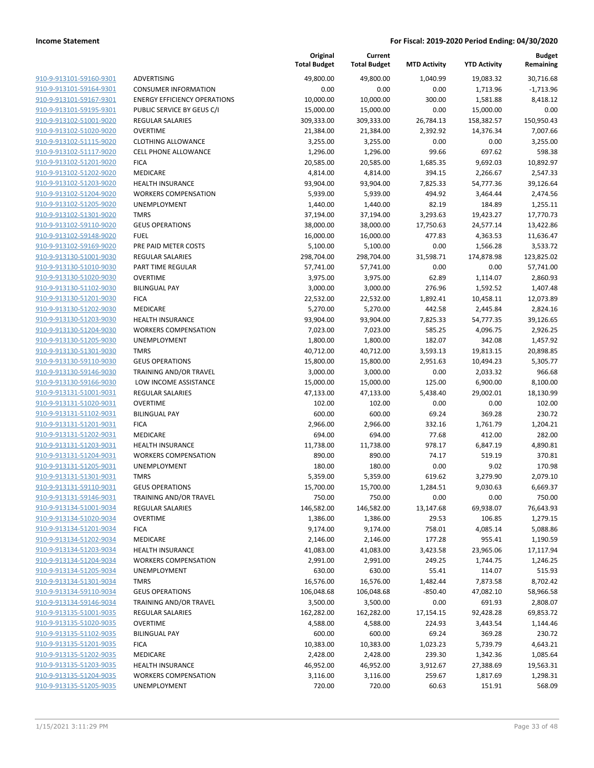**Income Statement** — **For Fiscal: 2019-2020 Period Ending: 04/30/2020**

| | | Original Total Budget | Current Total Budget | MTD Activity | YTD Activity | Budget Remaining |
|---|---|---|---|---|---|---|
| 910-9-913101-59160-9301 | ADVERTISING | 49,800.00 | 49,800.00 | 1,040.99 | 19,083.32 | 30,716.68 |
| 910-9-913101-59164-9301 | CONSUMER INFORMATION | 0.00 | 0.00 | 0.00 | 1,713.96 | -1,713.96 |
| 910-9-913101-59167-9301 | ENERGY EFFICIENCY OPERATIONS | 10,000.00 | 10,000.00 | 300.00 | 1,581.88 | 8,418.12 |
| 910-9-913101-59195-9301 | PUBLIC SERVICE BY GEUS C/I | 15,000.00 | 15,000.00 | 0.00 | 15,000.00 | 0.00 |
| 910-9-913102-51001-9020 | REGULAR SALARIES | 309,333.00 | 309,333.00 | 26,784.13 | 158,382.57 | 150,950.43 |
| 910-9-913102-51020-9020 | OVERTIME | 21,384.00 | 21,384.00 | 2,392.92 | 14,376.34 | 7,007.66 |
| 910-9-913102-51115-9020 | CLOTHING ALLOWANCE | 3,255.00 | 3,255.00 | 0.00 | 0.00 | 3,255.00 |
| 910-9-913102-51117-9020 | CELL PHONE ALLOWANCE | 1,296.00 | 1,296.00 | 99.66 | 697.62 | 598.38 |
| 910-9-913102-51201-9020 | FICA | 20,585.00 | 20,585.00 | 1,685.35 | 9,692.03 | 10,892.97 |
| 910-9-913102-51202-9020 | MEDICARE | 4,814.00 | 4,814.00 | 394.15 | 2,266.67 | 2,547.33 |
| 910-9-913102-51203-9020 | HEALTH INSURANCE | 93,904.00 | 93,904.00 | 7,825.33 | 54,777.36 | 39,126.64 |
| 910-9-913102-51204-9020 | WORKERS COMPENSATION | 5,939.00 | 5,939.00 | 494.92 | 3,464.44 | 2,474.56 |
| 910-9-913102-51205-9020 | UNEMPLOYMENT | 1,440.00 | 1,440.00 | 82.19 | 184.89 | 1,255.11 |
| 910-9-913102-51301-9020 | TMRS | 37,194.00 | 37,194.00 | 3,293.63 | 19,423.27 | 17,770.73 |
| 910-9-913102-59110-9020 | GEUS OPERATIONS | 38,000.00 | 38,000.00 | 17,750.63 | 24,577.14 | 13,422.86 |
| 910-9-913102-59148-9020 | FUEL | 16,000.00 | 16,000.00 | 477.83 | 4,363.53 | 11,636.47 |
| 910-9-913102-59169-9020 | PRE PAID METER COSTS | 5,100.00 | 5,100.00 | 0.00 | 1,566.28 | 3,533.72 |
| 910-9-913130-51001-9030 | REGULAR SALARIES | 298,704.00 | 298,704.00 | 31,598.71 | 174,878.98 | 123,825.02 |
| 910-9-913130-51010-9030 | PART TIME REGULAR | 57,741.00 | 57,741.00 | 0.00 | 0.00 | 57,741.00 |
| 910-9-913130-51020-9030 | OVERTIME | 3,975.00 | 3,975.00 | 62.89 | 1,114.07 | 2,860.93 |
| 910-9-913130-51102-9030 | BILINGUAL PAY | 3,000.00 | 3,000.00 | 276.96 | 1,592.52 | 1,407.48 |
| 910-9-913130-51201-9030 | FICA | 22,532.00 | 22,532.00 | 1,892.41 | 10,458.11 | 12,073.89 |
| 910-9-913130-51202-9030 | MEDICARE | 5,270.00 | 5,270.00 | 442.58 | 2,445.84 | 2,824.16 |
| 910-9-913130-51203-9030 | HEALTH INSURANCE | 93,904.00 | 93,904.00 | 7,825.33 | 54,777.35 | 39,126.65 |
| 910-9-913130-51204-9030 | WORKERS COMPENSATION | 7,023.00 | 7,023.00 | 585.25 | 4,096.75 | 2,926.25 |
| 910-9-913130-51205-9030 | UNEMPLOYMENT | 1,800.00 | 1,800.00 | 182.07 | 342.08 | 1,457.92 |
| 910-9-913130-51301-9030 | TMRS | 40,712.00 | 40,712.00 | 3,593.13 | 19,813.15 | 20,898.85 |
| 910-9-913130-59110-9030 | GEUS OPERATIONS | 15,800.00 | 15,800.00 | 2,951.63 | 10,494.23 | 5,305.77 |
| 910-9-913130-59146-9030 | TRAINING AND/OR TRAVEL | 3,000.00 | 3,000.00 | 0.00 | 2,033.32 | 966.68 |
| 910-9-913130-59166-9030 | LOW INCOME ASSISTANCE | 15,000.00 | 15,000.00 | 125.00 | 6,900.00 | 8,100.00 |
| 910-9-913131-51001-9031 | REGULAR SALARIES | 47,133.00 | 47,133.00 | 5,438.40 | 29,002.01 | 18,130.99 |
| 910-9-913131-51020-9031 | OVERTIME | 102.00 | 102.00 | 0.00 | 0.00 | 102.00 |
| 910-9-913131-51102-9031 | BILINGUAL PAY | 600.00 | 600.00 | 69.24 | 369.28 | 230.72 |
| 910-9-913131-51201-9031 | FICA | 2,966.00 | 2,966.00 | 332.16 | 1,761.79 | 1,204.21 |
| 910-9-913131-51202-9031 | MEDICARE | 694.00 | 694.00 | 77.68 | 412.00 | 282.00 |
| 910-9-913131-51203-9031 | HEALTH INSURANCE | 11,738.00 | 11,738.00 | 978.17 | 6,847.19 | 4,890.81 |
| 910-9-913131-51204-9031 | WORKERS COMPENSATION | 890.00 | 890.00 | 74.17 | 519.19 | 370.81 |
| 910-9-913131-51205-9031 | UNEMPLOYMENT | 180.00 | 180.00 | 0.00 | 9.02 | 170.98 |
| 910-9-913131-51301-9031 | TMRS | 5,359.00 | 5,359.00 | 619.62 | 3,279.90 | 2,079.10 |
| 910-9-913131-59110-9031 | GEUS OPERATIONS | 15,700.00 | 15,700.00 | 1,284.51 | 9,030.63 | 6,669.37 |
| 910-9-913131-59146-9031 | TRAINING AND/OR TRAVEL | 750.00 | 750.00 | 0.00 | 0.00 | 750.00 |
| 910-9-913134-51001-9034 | REGULAR SALARIES | 146,582.00 | 146,582.00 | 13,147.68 | 69,938.07 | 76,643.93 |
| 910-9-913134-51020-9034 | OVERTIME | 1,386.00 | 1,386.00 | 29.53 | 106.85 | 1,279.15 |
| 910-9-913134-51201-9034 | FICA | 9,174.00 | 9,174.00 | 758.01 | 4,085.14 | 5,088.86 |
| 910-9-913134-51202-9034 | MEDICARE | 2,146.00 | 2,146.00 | 177.28 | 955.41 | 1,190.59 |
| 910-9-913134-51203-9034 | HEALTH INSURANCE | 41,083.00 | 41,083.00 | 3,423.58 | 23,965.06 | 17,117.94 |
| 910-9-913134-51204-9034 | WORKERS COMPENSATION | 2,991.00 | 2,991.00 | 249.25 | 1,744.75 | 1,246.25 |
| 910-9-913134-51205-9034 | UNEMPLOYMENT | 630.00 | 630.00 | 55.41 | 114.07 | 515.93 |
| 910-9-913134-51301-9034 | TMRS | 16,576.00 | 16,576.00 | 1,482.44 | 7,873.58 | 8,702.42 |
| 910-9-913134-59110-9034 | GEUS OPERATIONS | 106,048.68 | 106,048.68 | -850.40 | 47,082.10 | 58,966.58 |
| 910-9-913134-59146-9034 | TRAINING AND/OR TRAVEL | 3,500.00 | 3,500.00 | 0.00 | 691.93 | 2,808.07 |
| 910-9-913135-51001-9035 | REGULAR SALARIES | 162,282.00 | 162,282.00 | 17,154.15 | 92,428.28 | 69,853.72 |
| 910-9-913135-51020-9035 | OVERTIME | 4,588.00 | 4,588.00 | 224.93 | 3,443.54 | 1,144.46 |
| 910-9-913135-51102-9035 | BILINGUAL PAY | 600.00 | 600.00 | 69.24 | 369.28 | 230.72 |
| 910-9-913135-51201-9035 | FICA | 10,383.00 | 10,383.00 | 1,023.23 | 5,739.79 | 4,643.21 |
| 910-9-913135-51202-9035 | MEDICARE | 2,428.00 | 2,428.00 | 239.30 | 1,342.36 | 1,085.64 |
| 910-9-913135-51203-9035 | HEALTH INSURANCE | 46,952.00 | 46,952.00 | 3,912.67 | 27,388.69 | 19,563.31 |
| 910-9-913135-51204-9035 | WORKERS COMPENSATION | 3,116.00 | 3,116.00 | 259.67 | 1,817.69 | 1,298.31 |
| 910-9-913135-51205-9035 | UNEMPLOYMENT | 720.00 | 720.00 | 60.63 | 151.91 | 568.09 |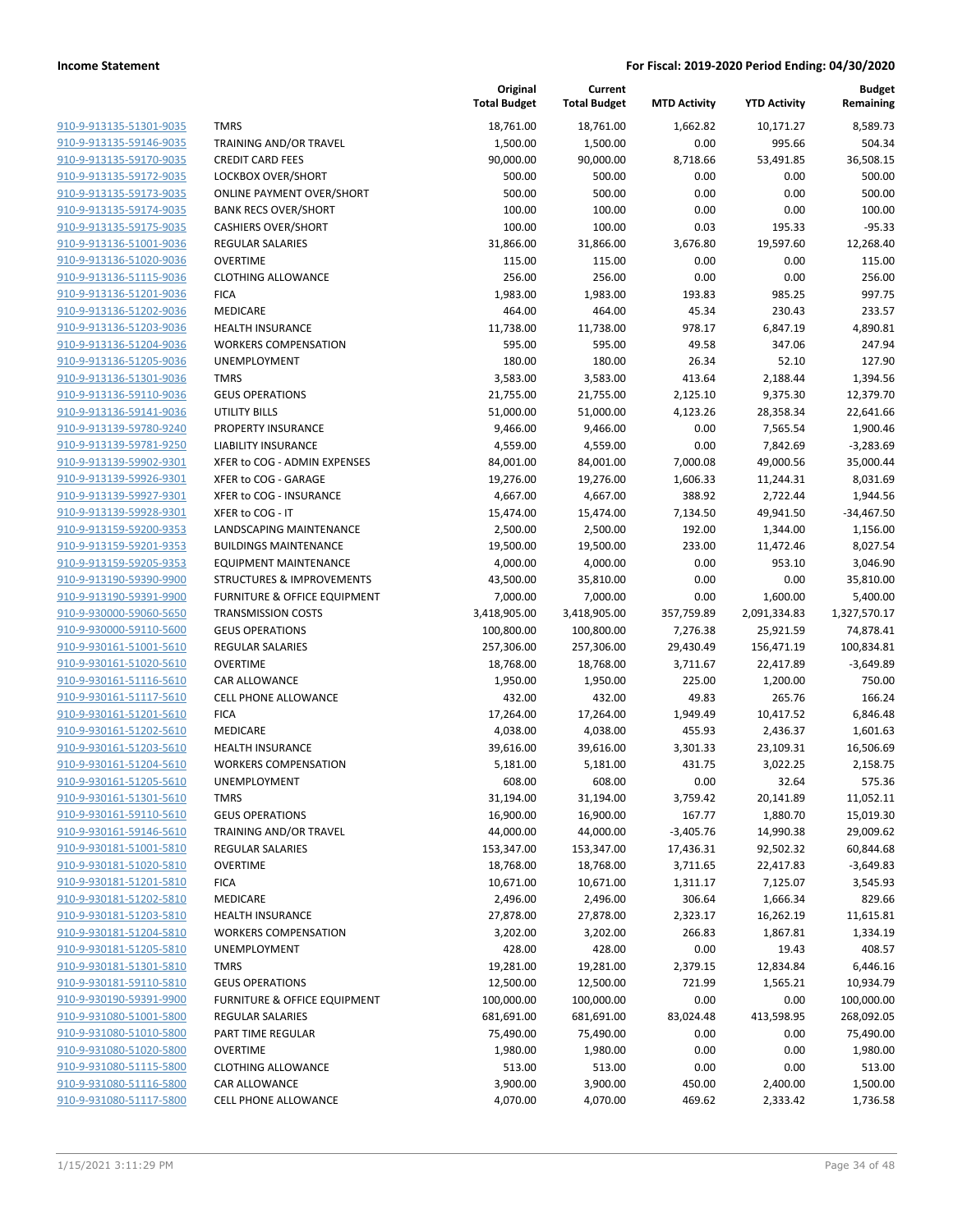| | | Original Total Budget | Current Total Budget | MTD Activity | YTD Activity | Budget Remaining |
|---|---|---|---|---|---|---|
| 910-9-913135-51301-9035 | TMRS | 18,761.00 | 18,761.00 | 1,662.82 | 10,171.27 | 8,589.73 |
| 910-9-913135-59146-9035 | TRAINING AND/OR TRAVEL | 1,500.00 | 1,500.00 | 0.00 | 995.66 | 504.34 |
| 910-9-913135-59170-9035 | CREDIT CARD FEES | 90,000.00 | 90,000.00 | 8,718.66 | 53,491.85 | 36,508.15 |
| 910-9-913135-59172-9035 | LOCKBOX OVER/SHORT | 500.00 | 500.00 | 0.00 | 0.00 | 500.00 |
| 910-9-913135-59173-9035 | ONLINE PAYMENT OVER/SHORT | 500.00 | 500.00 | 0.00 | 0.00 | 500.00 |
| 910-9-913135-59174-9035 | BANK RECS OVER/SHORT | 100.00 | 100.00 | 0.00 | 0.00 | 100.00 |
| 910-9-913135-59175-9035 | CASHIERS OVER/SHORT | 100.00 | 100.00 | 0.03 | 195.33 | -95.33 |
| 910-9-913136-51001-9036 | REGULAR SALARIES | 31,866.00 | 31,866.00 | 3,676.80 | 19,597.60 | 12,268.40 |
| 910-9-913136-51020-9036 | OVERTIME | 115.00 | 115.00 | 0.00 | 0.00 | 115.00 |
| 910-9-913136-51115-9036 | CLOTHING ALLOWANCE | 256.00 | 256.00 | 0.00 | 0.00 | 256.00 |
| 910-9-913136-51201-9036 | FICA | 1,983.00 | 1,983.00 | 193.83 | 985.25 | 997.75 |
| 910-9-913136-51202-9036 | MEDICARE | 464.00 | 464.00 | 45.34 | 230.43 | 233.57 |
| 910-9-913136-51203-9036 | HEALTH INSURANCE | 11,738.00 | 11,738.00 | 978.17 | 6,847.19 | 4,890.81 |
| 910-9-913136-51204-9036 | WORKERS COMPENSATION | 595.00 | 595.00 | 49.58 | 347.06 | 247.94 |
| 910-9-913136-51205-9036 | UNEMPLOYMENT | 180.00 | 180.00 | 26.34 | 52.10 | 127.90 |
| 910-9-913136-51301-9036 | TMRS | 3,583.00 | 3,583.00 | 413.64 | 2,188.44 | 1,394.56 |
| 910-9-913136-59110-9036 | GEUS OPERATIONS | 21,755.00 | 21,755.00 | 2,125.10 | 9,375.30 | 12,379.70 |
| 910-9-913136-59141-9036 | UTILITY BILLS | 51,000.00 | 51,000.00 | 4,123.26 | 28,358.34 | 22,641.66 |
| 910-9-913139-59780-9240 | PROPERTY INSURANCE | 9,466.00 | 9,466.00 | 0.00 | 7,565.54 | 1,900.46 |
| 910-9-913139-59781-9250 | LIABILITY INSURANCE | 4,559.00 | 4,559.00 | 0.00 | 7,842.69 | -3,283.69 |
| 910-9-913139-59902-9301 | XFER to COG - ADMIN EXPENSES | 84,001.00 | 84,001.00 | 7,000.08 | 49,000.56 | 35,000.44 |
| 910-9-913139-59926-9301 | XFER to COG - GARAGE | 19,276.00 | 19,276.00 | 1,606.33 | 11,244.31 | 8,031.69 |
| 910-9-913139-59927-9301 | XFER to COG - INSURANCE | 4,667.00 | 4,667.00 | 388.92 | 2,722.44 | 1,944.56 |
| 910-9-913139-59928-9301 | XFER to COG - IT | 15,474.00 | 15,474.00 | 7,134.50 | 49,941.50 | -34,467.50 |
| 910-9-913159-59200-9353 | LANDSCAPING MAINTENANCE | 2,500.00 | 2,500.00 | 192.00 | 1,344.00 | 1,156.00 |
| 910-9-913159-59201-9353 | BUILDINGS MAINTENANCE | 19,500.00 | 19,500.00 | 233.00 | 11,472.46 | 8,027.54 |
| 910-9-913159-59205-9353 | EQUIPMENT MAINTENANCE | 4,000.00 | 4,000.00 | 0.00 | 953.10 | 3,046.90 |
| 910-9-913190-59390-9900 | STRUCTURES & IMPROVEMENTS | 43,500.00 | 35,810.00 | 0.00 | 0.00 | 35,810.00 |
| 910-9-913190-59391-9900 | FURNITURE & OFFICE EQUIPMENT | 7,000.00 | 7,000.00 | 0.00 | 1,600.00 | 5,400.00 |
| 910-9-930000-59060-5650 | TRANSMISSION COSTS | 3,418,905.00 | 3,418,905.00 | 357,759.89 | 2,091,334.83 | 1,327,570.17 |
| 910-9-930000-59110-5600 | GEUS OPERATIONS | 100,800.00 | 100,800.00 | 7,276.38 | 25,921.59 | 74,878.41 |
| 910-9-930161-51001-5610 | REGULAR SALARIES | 257,306.00 | 257,306.00 | 29,430.49 | 156,471.19 | 100,834.81 |
| 910-9-930161-51020-5610 | OVERTIME | 18,768.00 | 18,768.00 | 3,711.67 | 22,417.89 | -3,649.89 |
| 910-9-930161-51116-5610 | CAR ALLOWANCE | 1,950.00 | 1,950.00 | 225.00 | 1,200.00 | 750.00 |
| 910-9-930161-51117-5610 | CELL PHONE ALLOWANCE | 432.00 | 432.00 | 49.83 | 265.76 | 166.24 |
| 910-9-930161-51201-5610 | FICA | 17,264.00 | 17,264.00 | 1,949.49 | 10,417.52 | 6,846.48 |
| 910-9-930161-51202-5610 | MEDICARE | 4,038.00 | 4,038.00 | 455.93 | 2,436.37 | 1,601.63 |
| 910-9-930161-51203-5610 | HEALTH INSURANCE | 39,616.00 | 39,616.00 | 3,301.33 | 23,109.31 | 16,506.69 |
| 910-9-930161-51204-5610 | WORKERS COMPENSATION | 5,181.00 | 5,181.00 | 431.75 | 3,022.25 | 2,158.75 |
| 910-9-930161-51205-5610 | UNEMPLOYMENT | 608.00 | 608.00 | 0.00 | 32.64 | 575.36 |
| 910-9-930161-51301-5610 | TMRS | 31,194.00 | 31,194.00 | 3,759.42 | 20,141.89 | 11,052.11 |
| 910-9-930161-59110-5610 | GEUS OPERATIONS | 16,900.00 | 16,900.00 | 167.77 | 1,880.70 | 15,019.30 |
| 910-9-930161-59146-5610 | TRAINING AND/OR TRAVEL | 44,000.00 | 44,000.00 | -3,405.76 | 14,990.38 | 29,009.62 |
| 910-9-930181-51001-5810 | REGULAR SALARIES | 153,347.00 | 153,347.00 | 17,436.31 | 92,502.32 | 60,844.68 |
| 910-9-930181-51020-5810 | OVERTIME | 18,768.00 | 18,768.00 | 3,711.65 | 22,417.83 | -3,649.83 |
| 910-9-930181-51201-5810 | FICA | 10,671.00 | 10,671.00 | 1,311.17 | 7,125.07 | 3,545.93 |
| 910-9-930181-51202-5810 | MEDICARE | 2,496.00 | 2,496.00 | 306.64 | 1,666.34 | 829.66 |
| 910-9-930181-51203-5810 | HEALTH INSURANCE | 27,878.00 | 27,878.00 | 2,323.17 | 16,262.19 | 11,615.81 |
| 910-9-930181-51204-5810 | WORKERS COMPENSATION | 3,202.00 | 3,202.00 | 266.83 | 1,867.81 | 1,334.19 |
| 910-9-930181-51205-5810 | UNEMPLOYMENT | 428.00 | 428.00 | 0.00 | 19.43 | 408.57 |
| 910-9-930181-51301-5810 | TMRS | 19,281.00 | 19,281.00 | 2,379.15 | 12,834.84 | 6,446.16 |
| 910-9-930181-59110-5810 | GEUS OPERATIONS | 12,500.00 | 12,500.00 | 721.99 | 1,565.21 | 10,934.79 |
| 910-9-930190-59391-9900 | FURNITURE & OFFICE EQUIPMENT | 100,000.00 | 100,000.00 | 0.00 | 0.00 | 100,000.00 |
| 910-9-931080-51001-5800 | REGULAR SALARIES | 681,691.00 | 681,691.00 | 83,024.48 | 413,598.95 | 268,092.05 |
| 910-9-931080-51010-5800 | PART TIME REGULAR | 75,490.00 | 75,490.00 | 0.00 | 0.00 | 75,490.00 |
| 910-9-931080-51020-5800 | OVERTIME | 1,980.00 | 1,980.00 | 0.00 | 0.00 | 1,980.00 |
| 910-9-931080-51115-5800 | CLOTHING ALLOWANCE | 513.00 | 513.00 | 0.00 | 0.00 | 513.00 |
| 910-9-931080-51116-5800 | CAR ALLOWANCE | 3,900.00 | 3,900.00 | 450.00 | 2,400.00 | 1,500.00 |
| 910-9-931080-51117-5800 | CELL PHONE ALLOWANCE | 4,070.00 | 4,070.00 | 469.62 | 2,333.42 | 1,736.58 |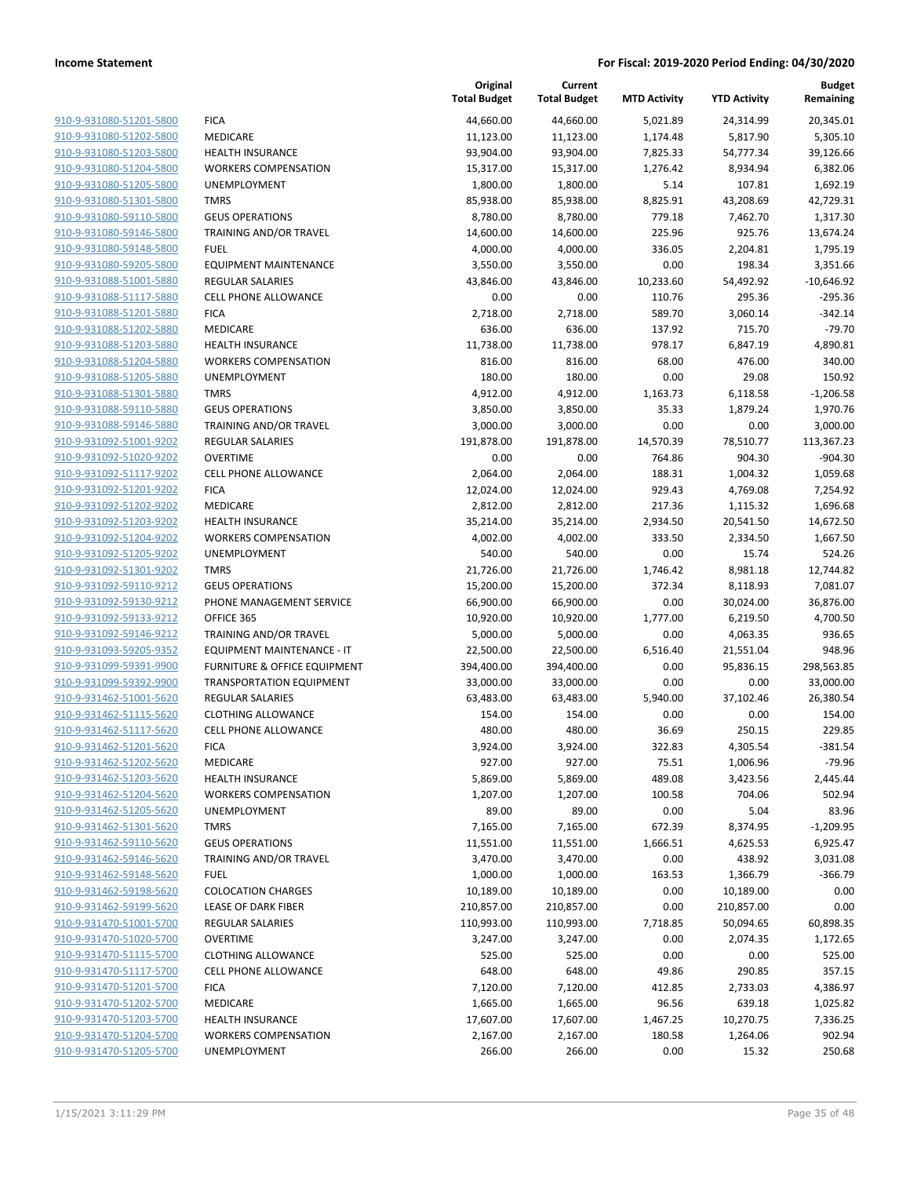**Income Statement** | **For Fiscal: 2019-2020 Period Ending: 04/30/2020**

| | | Original Total Budget | Current Total Budget | MTD Activity | YTD Activity | Budget Remaining |
|---|---|---|---|---|---|---|
| 910-9-931080-51201-5800 | FICA | 44,660.00 | 44,660.00 | 5,021.89 | 24,314.99 | 20,345.01 |
| 910-9-931080-51202-5800 | MEDICARE | 11,123.00 | 11,123.00 | 1,174.48 | 5,817.90 | 5,305.10 |
| 910-9-931080-51203-5800 | HEALTH INSURANCE | 93,904.00 | 93,904.00 | 7,825.33 | 54,777.34 | 39,126.66 |
| 910-9-931080-51204-5800 | WORKERS COMPENSATION | 15,317.00 | 15,317.00 | 1,276.42 | 8,934.94 | 6,382.06 |
| 910-9-931080-51205-5800 | UNEMPLOYMENT | 1,800.00 | 1,800.00 | 5.14 | 107.81 | 1,692.19 |
| 910-9-931080-51301-5800 | TMRS | 85,938.00 | 85,938.00 | 8,825.91 | 43,208.69 | 42,729.31 |
| 910-9-931080-59110-5800 | GEUS OPERATIONS | 8,780.00 | 8,780.00 | 779.18 | 7,462.70 | 1,317.30 |
| 910-9-931080-59146-5800 | TRAINING AND/OR TRAVEL | 14,600.00 | 14,600.00 | 225.96 | 925.76 | 13,674.24 |
| 910-9-931080-59148-5800 | FUEL | 4,000.00 | 4,000.00 | 336.05 | 2,204.81 | 1,795.19 |
| 910-9-931080-59205-5800 | EQUIPMENT MAINTENANCE | 3,550.00 | 3,550.00 | 0.00 | 198.34 | 3,351.66 |
| 910-9-931088-51001-5880 | REGULAR SALARIES | 43,846.00 | 43,846.00 | 10,233.60 | 54,492.92 | -10,646.92 |
| 910-9-931088-51117-5880 | CELL PHONE ALLOWANCE | 0.00 | 0.00 | 110.76 | 295.36 | -295.36 |
| 910-9-931088-51201-5880 | FICA | 2,718.00 | 2,718.00 | 589.70 | 3,060.14 | -342.14 |
| 910-9-931088-51202-5880 | MEDICARE | 636.00 | 636.00 | 137.92 | 715.70 | -79.70 |
| 910-9-931088-51203-5880 | HEALTH INSURANCE | 11,738.00 | 11,738.00 | 978.17 | 6,847.19 | 4,890.81 |
| 910-9-931088-51204-5880 | WORKERS COMPENSATION | 816.00 | 816.00 | 68.00 | 476.00 | 340.00 |
| 910-9-931088-51205-5880 | UNEMPLOYMENT | 180.00 | 180.00 | 0.00 | 29.08 | 150.92 |
| 910-9-931088-51301-5880 | TMRS | 4,912.00 | 4,912.00 | 1,163.73 | 6,118.58 | -1,206.58 |
| 910-9-931088-59110-5880 | GEUS OPERATIONS | 3,850.00 | 3,850.00 | 35.33 | 1,879.24 | 1,970.76 |
| 910-9-931088-59146-5880 | TRAINING AND/OR TRAVEL | 3,000.00 | 3,000.00 | 0.00 | 0.00 | 3,000.00 |
| 910-9-931092-51001-9202 | REGULAR SALARIES | 191,878.00 | 191,878.00 | 14,570.39 | 78,510.77 | 113,367.23 |
| 910-9-931092-51020-9202 | OVERTIME | 0.00 | 0.00 | 764.86 | 904.30 | -904.30 |
| 910-9-931092-51117-9202 | CELL PHONE ALLOWANCE | 2,064.00 | 2,064.00 | 188.31 | 1,004.32 | 1,059.68 |
| 910-9-931092-51201-9202 | FICA | 12,024.00 | 12,024.00 | 929.43 | 4,769.08 | 7,254.92 |
| 910-9-931092-51202-9202 | MEDICARE | 2,812.00 | 2,812.00 | 217.36 | 1,115.32 | 1,696.68 |
| 910-9-931092-51203-9202 | HEALTH INSURANCE | 35,214.00 | 35,214.00 | 2,934.50 | 20,541.50 | 14,672.50 |
| 910-9-931092-51204-9202 | WORKERS COMPENSATION | 4,002.00 | 4,002.00 | 333.50 | 2,334.50 | 1,667.50 |
| 910-9-931092-51205-9202 | UNEMPLOYMENT | 540.00 | 540.00 | 0.00 | 15.74 | 524.26 |
| 910-9-931092-51301-9202 | TMRS | 21,726.00 | 21,726.00 | 1,746.42 | 8,981.18 | 12,744.82 |
| 910-9-931092-59110-9212 | GEUS OPERATIONS | 15,200.00 | 15,200.00 | 372.34 | 8,118.93 | 7,081.07 |
| 910-9-931092-59130-9212 | PHONE MANAGEMENT SERVICE | 66,900.00 | 66,900.00 | 0.00 | 30,024.00 | 36,876.00 |
| 910-9-931092-59133-9212 | OFFICE 365 | 10,920.00 | 10,920.00 | 1,777.00 | 6,219.50 | 4,700.50 |
| 910-9-931092-59146-9212 | TRAINING AND/OR TRAVEL | 5,000.00 | 5,000.00 | 0.00 | 4,063.35 | 936.65 |
| 910-9-931093-59205-9352 | EQUIPMENT MAINTENANCE - IT | 22,500.00 | 22,500.00 | 6,516.40 | 21,551.04 | 948.96 |
| 910-9-931099-59391-9900 | FURNITURE & OFFICE EQUIPMENT | 394,400.00 | 394,400.00 | 0.00 | 95,836.15 | 298,563.85 |
| 910-9-931099-59392-9900 | TRANSPORTATION EQUIPMENT | 33,000.00 | 33,000.00 | 0.00 | 0.00 | 33,000.00 |
| 910-9-931462-51001-5620 | REGULAR SALARIES | 63,483.00 | 63,483.00 | 5,940.00 | 37,102.46 | 26,380.54 |
| 910-9-931462-51115-5620 | CLOTHING ALLOWANCE | 154.00 | 154.00 | 0.00 | 0.00 | 154.00 |
| 910-9-931462-51117-5620 | CELL PHONE ALLOWANCE | 480.00 | 480.00 | 36.69 | 250.15 | 229.85 |
| 910-9-931462-51201-5620 | FICA | 3,924.00 | 3,924.00 | 322.83 | 4,305.54 | -381.54 |
| 910-9-931462-51202-5620 | MEDICARE | 927.00 | 927.00 | 75.51 | 1,006.96 | -79.96 |
| 910-9-931462-51203-5620 | HEALTH INSURANCE | 5,869.00 | 5,869.00 | 489.08 | 3,423.56 | 2,445.44 |
| 910-9-931462-51204-5620 | WORKERS COMPENSATION | 1,207.00 | 1,207.00 | 100.58 | 704.06 | 502.94 |
| 910-9-931462-51205-5620 | UNEMPLOYMENT | 89.00 | 89.00 | 0.00 | 5.04 | 83.96 |
| 910-9-931462-51301-5620 | TMRS | 7,165.00 | 7,165.00 | 672.39 | 8,374.95 | -1,209.95 |
| 910-9-931462-59110-5620 | GEUS OPERATIONS | 11,551.00 | 11,551.00 | 1,666.51 | 4,625.53 | 6,925.47 |
| 910-9-931462-59146-5620 | TRAINING AND/OR TRAVEL | 3,470.00 | 3,470.00 | 0.00 | 438.92 | 3,031.08 |
| 910-9-931462-59148-5620 | FUEL | 1,000.00 | 1,000.00 | 163.53 | 1,366.79 | -366.79 |
| 910-9-931462-59198-5620 | COLOCATION CHARGES | 10,189.00 | 10,189.00 | 0.00 | 10,189.00 | 0.00 |
| 910-9-931462-59199-5620 | LEASE OF DARK FIBER | 210,857.00 | 210,857.00 | 0.00 | 210,857.00 | 0.00 |
| 910-9-931470-51001-5700 | REGULAR SALARIES | 110,993.00 | 110,993.00 | 7,718.85 | 50,094.65 | 60,898.35 |
| 910-9-931470-51020-5700 | OVERTIME | 3,247.00 | 3,247.00 | 0.00 | 2,074.35 | 1,172.65 |
| 910-9-931470-51115-5700 | CLOTHING ALLOWANCE | 525.00 | 525.00 | 0.00 | 0.00 | 525.00 |
| 910-9-931470-51117-5700 | CELL PHONE ALLOWANCE | 648.00 | 648.00 | 49.86 | 290.85 | 357.15 |
| 910-9-931470-51201-5700 | FICA | 7,120.00 | 7,120.00 | 412.85 | 2,733.03 | 4,386.97 |
| 910-9-931470-51202-5700 | MEDICARE | 1,665.00 | 1,665.00 | 96.56 | 639.18 | 1,025.82 |
| 910-9-931470-51203-5700 | HEALTH INSURANCE | 17,607.00 | 17,607.00 | 1,467.25 | 10,270.75 | 7,336.25 |
| 910-9-931470-51204-5700 | WORKERS COMPENSATION | 2,167.00 | 2,167.00 | 180.58 | 1,264.06 | 902.94 |
| 910-9-931470-51205-5700 | UNEMPLOYMENT | 266.00 | 266.00 | 0.00 | 15.32 | 250.68 |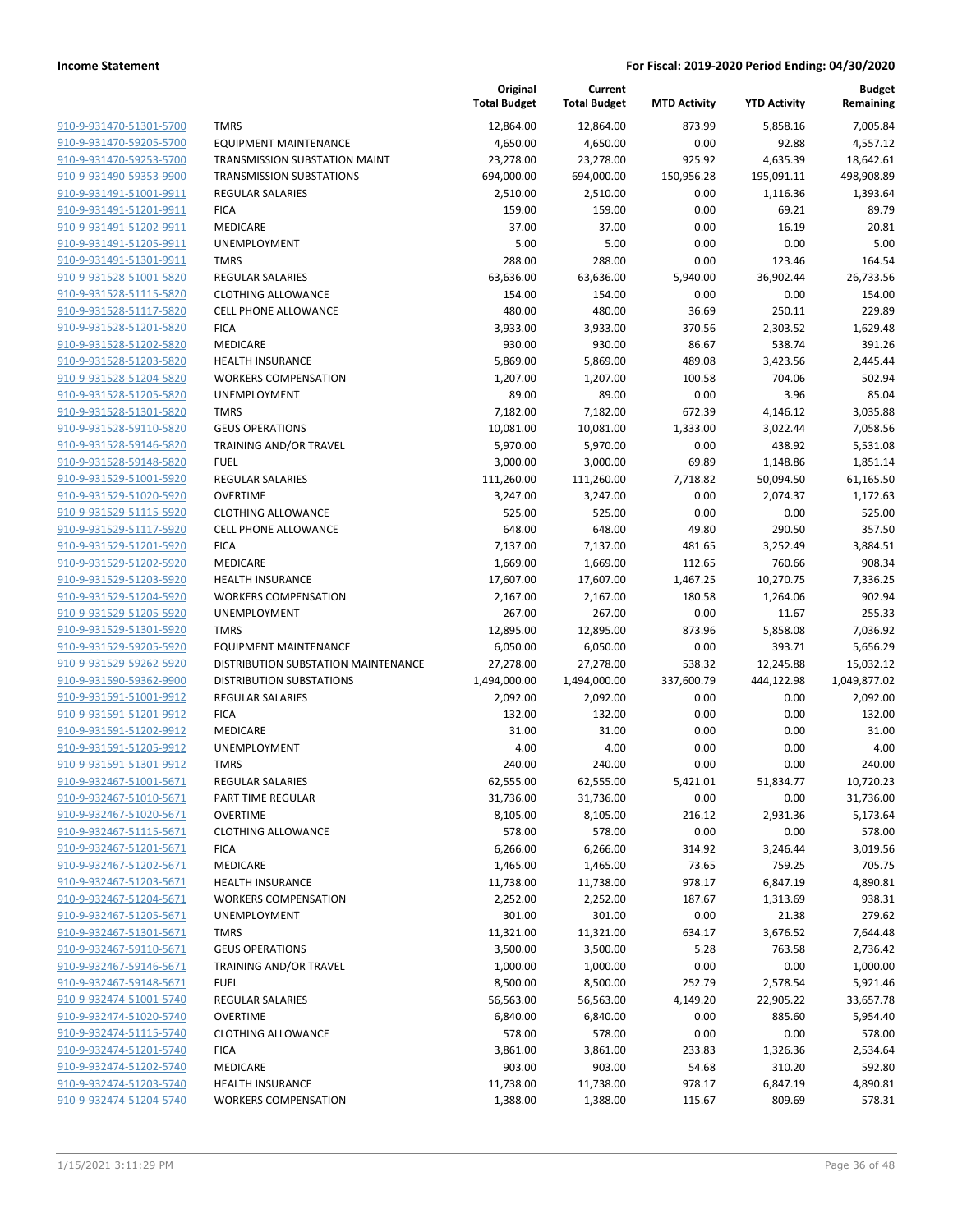**Income Statement** | **For Fiscal: 2019-2020 Period Ending: 04/30/2020**

| | | Original Total Budget | Current Total Budget | MTD Activity | YTD Activity | Budget Remaining |
|---|---|---|---|---|---|---|
| 910-9-931470-51301-5700 | TMRS | 12,864.00 | 12,864.00 | 873.99 | 5,858.16 | 7,005.84 |
| 910-9-931470-59205-5700 | EQUIPMENT MAINTENANCE | 4,650.00 | 4,650.00 | 0.00 | 92.88 | 4,557.12 |
| 910-9-931470-59253-5700 | TRANSMISSION SUBSTATION MAINT | 23,278.00 | 23,278.00 | 925.92 | 4,635.39 | 18,642.61 |
| 910-9-931490-59353-9900 | TRANSMISSION SUBSTATIONS | 694,000.00 | 694,000.00 | 150,956.28 | 195,091.11 | 498,908.89 |
| 910-9-931491-51001-9911 | REGULAR SALARIES | 2,510.00 | 2,510.00 | 0.00 | 1,116.36 | 1,393.64 |
| 910-9-931491-51201-9911 | FICA | 159.00 | 159.00 | 0.00 | 69.21 | 89.79 |
| 910-9-931491-51202-9911 | MEDICARE | 37.00 | 37.00 | 0.00 | 16.19 | 20.81 |
| 910-9-931491-51205-9911 | UNEMPLOYMENT | 5.00 | 5.00 | 0.00 | 0.00 | 5.00 |
| 910-9-931491-51301-9911 | TMRS | 288.00 | 288.00 | 0.00 | 123.46 | 164.54 |
| 910-9-931528-51001-5820 | REGULAR SALARIES | 63,636.00 | 63,636.00 | 5,940.00 | 36,902.44 | 26,733.56 |
| 910-9-931528-51115-5820 | CLOTHING ALLOWANCE | 154.00 | 154.00 | 0.00 | 0.00 | 154.00 |
| 910-9-931528-51117-5820 | CELL PHONE ALLOWANCE | 480.00 | 480.00 | 36.69 | 250.11 | 229.89 |
| 910-9-931528-51201-5820 | FICA | 3,933.00 | 3,933.00 | 370.56 | 2,303.52 | 1,629.48 |
| 910-9-931528-51202-5820 | MEDICARE | 930.00 | 930.00 | 86.67 | 538.74 | 391.26 |
| 910-9-931528-51203-5820 | HEALTH INSURANCE | 5,869.00 | 5,869.00 | 489.08 | 3,423.56 | 2,445.44 |
| 910-9-931528-51204-5820 | WORKERS COMPENSATION | 1,207.00 | 1,207.00 | 100.58 | 704.06 | 502.94 |
| 910-9-931528-51205-5820 | UNEMPLOYMENT | 89.00 | 89.00 | 0.00 | 3.96 | 85.04 |
| 910-9-931528-51301-5820 | TMRS | 7,182.00 | 7,182.00 | 672.39 | 4,146.12 | 3,035.88 |
| 910-9-931528-59110-5820 | GEUS OPERATIONS | 10,081.00 | 10,081.00 | 1,333.00 | 3,022.44 | 7,058.56 |
| 910-9-931528-59146-5820 | TRAINING AND/OR TRAVEL | 5,970.00 | 5,970.00 | 0.00 | 438.92 | 5,531.08 |
| 910-9-931528-59148-5820 | FUEL | 3,000.00 | 3,000.00 | 69.89 | 1,148.86 | 1,851.14 |
| 910-9-931529-51001-5920 | REGULAR SALARIES | 111,260.00 | 111,260.00 | 7,718.82 | 50,094.50 | 61,165.50 |
| 910-9-931529-51020-5920 | OVERTIME | 3,247.00 | 3,247.00 | 0.00 | 2,074.37 | 1,172.63 |
| 910-9-931529-51115-5920 | CLOTHING ALLOWANCE | 525.00 | 525.00 | 0.00 | 0.00 | 525.00 |
| 910-9-931529-51117-5920 | CELL PHONE ALLOWANCE | 648.00 | 648.00 | 49.80 | 290.50 | 357.50 |
| 910-9-931529-51201-5920 | FICA | 7,137.00 | 7,137.00 | 481.65 | 3,252.49 | 3,884.51 |
| 910-9-931529-51202-5920 | MEDICARE | 1,669.00 | 1,669.00 | 112.65 | 760.66 | 908.34 |
| 910-9-931529-51203-5920 | HEALTH INSURANCE | 17,607.00 | 17,607.00 | 1,467.25 | 10,270.75 | 7,336.25 |
| 910-9-931529-51204-5920 | WORKERS COMPENSATION | 2,167.00 | 2,167.00 | 180.58 | 1,264.06 | 902.94 |
| 910-9-931529-51205-5920 | UNEMPLOYMENT | 267.00 | 267.00 | 0.00 | 11.67 | 255.33 |
| 910-9-931529-51301-5920 | TMRS | 12,895.00 | 12,895.00 | 873.96 | 5,858.08 | 7,036.92 |
| 910-9-931529-59205-5920 | EQUIPMENT MAINTENANCE | 6,050.00 | 6,050.00 | 0.00 | 393.71 | 5,656.29 |
| 910-9-931529-59262-5920 | DISTRIBUTION SUBSTATION MAINTENANCE | 27,278.00 | 27,278.00 | 538.32 | 12,245.88 | 15,032.12 |
| 910-9-931590-59362-9900 | DISTRIBUTION SUBSTATIONS | 1,494,000.00 | 1,494,000.00 | 337,600.79 | 444,122.98 | 1,049,877.02 |
| 910-9-931591-51001-9912 | REGULAR SALARIES | 2,092.00 | 2,092.00 | 0.00 | 0.00 | 2,092.00 |
| 910-9-931591-51201-9912 | FICA | 132.00 | 132.00 | 0.00 | 0.00 | 132.00 |
| 910-9-931591-51202-9912 | MEDICARE | 31.00 | 31.00 | 0.00 | 0.00 | 31.00 |
| 910-9-931591-51205-9912 | UNEMPLOYMENT | 4.00 | 4.00 | 0.00 | 0.00 | 4.00 |
| 910-9-931591-51301-9912 | TMRS | 240.00 | 240.00 | 0.00 | 0.00 | 240.00 |
| 910-9-932467-51001-5671 | REGULAR SALARIES | 62,555.00 | 62,555.00 | 5,421.01 | 51,834.77 | 10,720.23 |
| 910-9-932467-51010-5671 | PART TIME REGULAR | 31,736.00 | 31,736.00 | 0.00 | 0.00 | 31,736.00 |
| 910-9-932467-51020-5671 | OVERTIME | 8,105.00 | 8,105.00 | 216.12 | 2,931.36 | 5,173.64 |
| 910-9-932467-51115-5671 | CLOTHING ALLOWANCE | 578.00 | 578.00 | 0.00 | 0.00 | 578.00 |
| 910-9-932467-51201-5671 | FICA | 6,266.00 | 6,266.00 | 314.92 | 3,246.44 | 3,019.56 |
| 910-9-932467-51202-5671 | MEDICARE | 1,465.00 | 1,465.00 | 73.65 | 759.25 | 705.75 |
| 910-9-932467-51203-5671 | HEALTH INSURANCE | 11,738.00 | 11,738.00 | 978.17 | 6,847.19 | 4,890.81 |
| 910-9-932467-51204-5671 | WORKERS COMPENSATION | 2,252.00 | 2,252.00 | 187.67 | 1,313.69 | 938.31 |
| 910-9-932467-51205-5671 | UNEMPLOYMENT | 301.00 | 301.00 | 0.00 | 21.38 | 279.62 |
| 910-9-932467-51301-5671 | TMRS | 11,321.00 | 11,321.00 | 634.17 | 3,676.52 | 7,644.48 |
| 910-9-932467-59110-5671 | GEUS OPERATIONS | 3,500.00 | 3,500.00 | 5.28 | 763.58 | 2,736.42 |
| 910-9-932467-59146-5671 | TRAINING AND/OR TRAVEL | 1,000.00 | 1,000.00 | 0.00 | 0.00 | 1,000.00 |
| 910-9-932467-59148-5671 | FUEL | 8,500.00 | 8,500.00 | 252.79 | 2,578.54 | 5,921.46 |
| 910-9-932474-51001-5740 | REGULAR SALARIES | 56,563.00 | 56,563.00 | 4,149.20 | 22,905.22 | 33,657.78 |
| 910-9-932474-51020-5740 | OVERTIME | 6,840.00 | 6,840.00 | 0.00 | 885.60 | 5,954.40 |
| 910-9-932474-51115-5740 | CLOTHING ALLOWANCE | 578.00 | 578.00 | 0.00 | 0.00 | 578.00 |
| 910-9-932474-51201-5740 | FICA | 3,861.00 | 3,861.00 | 233.83 | 1,326.36 | 2,534.64 |
| 910-9-932474-51202-5740 | MEDICARE | 903.00 | 903.00 | 54.68 | 310.20 | 592.80 |
| 910-9-932474-51203-5740 | HEALTH INSURANCE | 11,738.00 | 11,738.00 | 978.17 | 6,847.19 | 4,890.81 |
| 910-9-932474-51204-5740 | WORKERS COMPENSATION | 1,388.00 | 1,388.00 | 115.67 | 809.69 | 578.31 |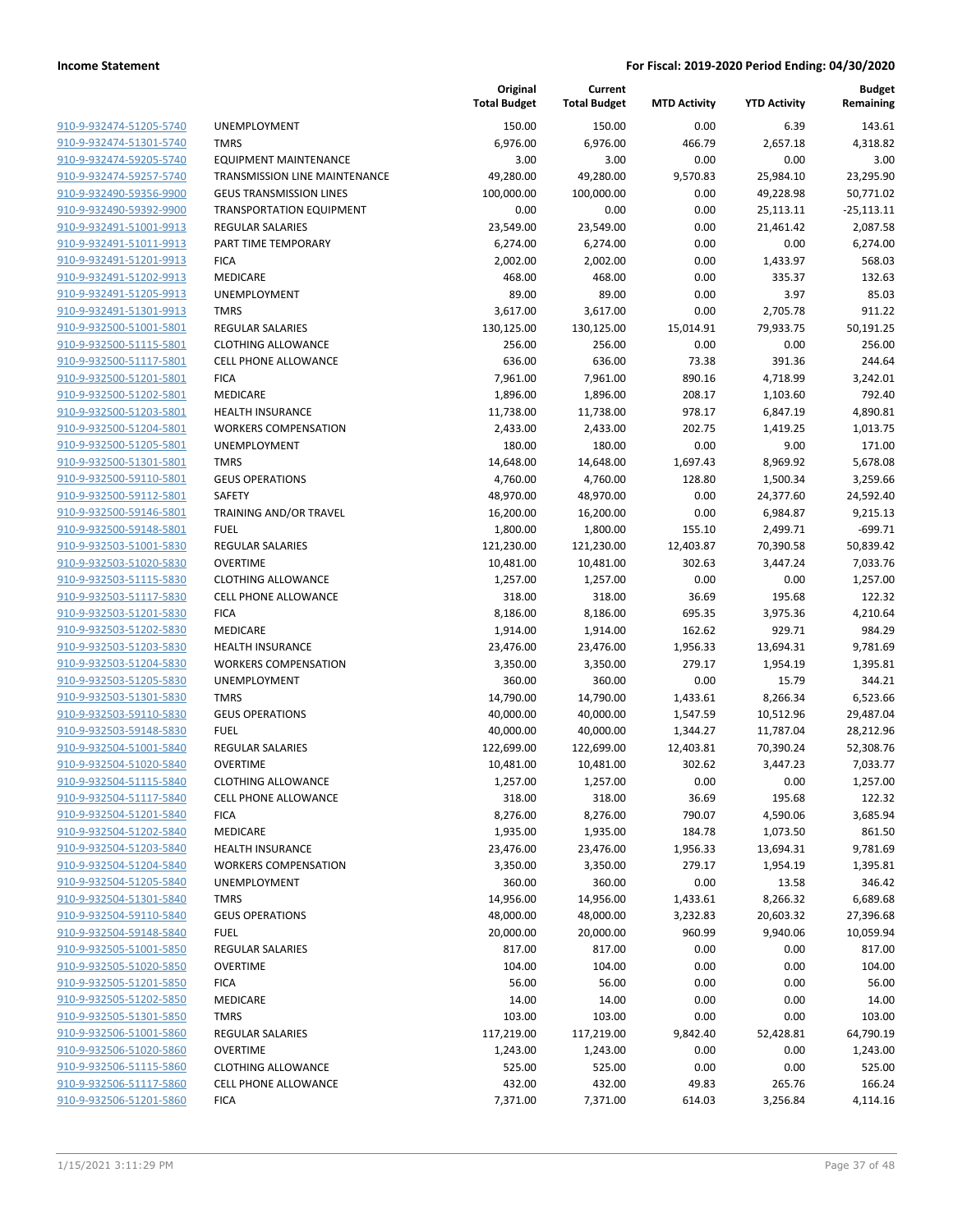**Income Statement** | **For Fiscal: 2019-2020 Period Ending: 04/30/2020**

| | | Original Total Budget | Current Total Budget | MTD Activity | YTD Activity | Budget Remaining |
|---|---|---|---|---|---|---|
| 910-9-932474-51205-5740 | UNEMPLOYMENT | 150.00 | 150.00 | 0.00 | 6.39 | 143.61 |
| 910-9-932474-51301-5740 | TMRS | 6,976.00 | 6,976.00 | 466.79 | 2,657.18 | 4,318.82 |
| 910-9-932474-59205-5740 | EQUIPMENT MAINTENANCE | 3.00 | 3.00 | 0.00 | 0.00 | 3.00 |
| 910-9-932474-59257-5740 | TRANSMISSION LINE MAINTENANCE | 49,280.00 | 49,280.00 | 9,570.83 | 25,984.10 | 23,295.90 |
| 910-9-932490-59356-9900 | GEUS TRANSMISSION LINES | 100,000.00 | 100,000.00 | 0.00 | 49,228.98 | 50,771.02 |
| 910-9-932490-59392-9900 | TRANSPORTATION EQUIPMENT | 0.00 | 0.00 | 0.00 | 25,113.11 | -25,113.11 |
| 910-9-932491-51001-9913 | REGULAR SALARIES | 23,549.00 | 23,549.00 | 0.00 | 21,461.42 | 2,087.58 |
| 910-9-932491-51011-9913 | PART TIME TEMPORARY | 6,274.00 | 6,274.00 | 0.00 | 0.00 | 6,274.00 |
| 910-9-932491-51201-9913 | FICA | 2,002.00 | 2,002.00 | 0.00 | 1,433.97 | 568.03 |
| 910-9-932491-51202-9913 | MEDICARE | 468.00 | 468.00 | 0.00 | 335.37 | 132.63 |
| 910-9-932491-51205-9913 | UNEMPLOYMENT | 89.00 | 89.00 | 0.00 | 3.97 | 85.03 |
| 910-9-932491-51301-9913 | TMRS | 3,617.00 | 3,617.00 | 0.00 | 2,705.78 | 911.22 |
| 910-9-932500-51001-5801 | REGULAR SALARIES | 130,125.00 | 130,125.00 | 15,014.91 | 79,933.75 | 50,191.25 |
| 910-9-932500-51115-5801 | CLOTHING ALLOWANCE | 256.00 | 256.00 | 0.00 | 0.00 | 256.00 |
| 910-9-932500-51117-5801 | CELL PHONE ALLOWANCE | 636.00 | 636.00 | 73.38 | 391.36 | 244.64 |
| 910-9-932500-51201-5801 | FICA | 7,961.00 | 7,961.00 | 890.16 | 4,718.99 | 3,242.01 |
| 910-9-932500-51202-5801 | MEDICARE | 1,896.00 | 1,896.00 | 208.17 | 1,103.60 | 792.40 |
| 910-9-932500-51203-5801 | HEALTH INSURANCE | 11,738.00 | 11,738.00 | 978.17 | 6,847.19 | 4,890.81 |
| 910-9-932500-51204-5801 | WORKERS COMPENSATION | 2,433.00 | 2,433.00 | 202.75 | 1,419.25 | 1,013.75 |
| 910-9-932500-51205-5801 | UNEMPLOYMENT | 180.00 | 180.00 | 0.00 | 9.00 | 171.00 |
| 910-9-932500-51301-5801 | TMRS | 14,648.00 | 14,648.00 | 1,697.43 | 8,969.92 | 5,678.08 |
| 910-9-932500-59110-5801 | GEUS OPERATIONS | 4,760.00 | 4,760.00 | 128.80 | 1,500.34 | 3,259.66 |
| 910-9-932500-59112-5801 | SAFETY | 48,970.00 | 48,970.00 | 0.00 | 24,377.60 | 24,592.40 |
| 910-9-932500-59146-5801 | TRAINING AND/OR TRAVEL | 16,200.00 | 16,200.00 | 0.00 | 6,984.87 | 9,215.13 |
| 910-9-932500-59148-5801 | FUEL | 1,800.00 | 1,800.00 | 155.10 | 2,499.71 | -699.71 |
| 910-9-932503-51001-5830 | REGULAR SALARIES | 121,230.00 | 121,230.00 | 12,403.87 | 70,390.58 | 50,839.42 |
| 910-9-932503-51020-5830 | OVERTIME | 10,481.00 | 10,481.00 | 302.63 | 3,447.24 | 7,033.76 |
| 910-9-932503-51115-5830 | CLOTHING ALLOWANCE | 1,257.00 | 1,257.00 | 0.00 | 0.00 | 1,257.00 |
| 910-9-932503-51117-5830 | CELL PHONE ALLOWANCE | 318.00 | 318.00 | 36.69 | 195.68 | 122.32 |
| 910-9-932503-51201-5830 | FICA | 8,186.00 | 8,186.00 | 695.35 | 3,975.36 | 4,210.64 |
| 910-9-932503-51202-5830 | MEDICARE | 1,914.00 | 1,914.00 | 162.62 | 929.71 | 984.29 |
| 910-9-932503-51203-5830 | HEALTH INSURANCE | 23,476.00 | 23,476.00 | 1,956.33 | 13,694.31 | 9,781.69 |
| 910-9-932503-51204-5830 | WORKERS COMPENSATION | 3,350.00 | 3,350.00 | 279.17 | 1,954.19 | 1,395.81 |
| 910-9-932503-51205-5830 | UNEMPLOYMENT | 360.00 | 360.00 | 0.00 | 15.79 | 344.21 |
| 910-9-932503-51301-5830 | TMRS | 14,790.00 | 14,790.00 | 1,433.61 | 8,266.34 | 6,523.66 |
| 910-9-932503-59110-5830 | GEUS OPERATIONS | 40,000.00 | 40,000.00 | 1,547.59 | 10,512.96 | 29,487.04 |
| 910-9-932503-59148-5830 | FUEL | 40,000.00 | 40,000.00 | 1,344.27 | 11,787.04 | 28,212.96 |
| 910-9-932504-51001-5840 | REGULAR SALARIES | 122,699.00 | 122,699.00 | 12,403.81 | 70,390.24 | 52,308.76 |
| 910-9-932504-51020-5840 | OVERTIME | 10,481.00 | 10,481.00 | 302.62 | 3,447.23 | 7,033.77 |
| 910-9-932504-51115-5840 | CLOTHING ALLOWANCE | 1,257.00 | 1,257.00 | 0.00 | 0.00 | 1,257.00 |
| 910-9-932504-51117-5840 | CELL PHONE ALLOWANCE | 318.00 | 318.00 | 36.69 | 195.68 | 122.32 |
| 910-9-932504-51201-5840 | FICA | 8,276.00 | 8,276.00 | 790.07 | 4,590.06 | 3,685.94 |
| 910-9-932504-51202-5840 | MEDICARE | 1,935.00 | 1,935.00 | 184.78 | 1,073.50 | 861.50 |
| 910-9-932504-51203-5840 | HEALTH INSURANCE | 23,476.00 | 23,476.00 | 1,956.33 | 13,694.31 | 9,781.69 |
| 910-9-932504-51204-5840 | WORKERS COMPENSATION | 3,350.00 | 3,350.00 | 279.17 | 1,954.19 | 1,395.81 |
| 910-9-932504-51205-5840 | UNEMPLOYMENT | 360.00 | 360.00 | 0.00 | 13.58 | 346.42 |
| 910-9-932504-51301-5840 | TMRS | 14,956.00 | 14,956.00 | 1,433.61 | 8,266.32 | 6,689.68 |
| 910-9-932504-59110-5840 | GEUS OPERATIONS | 48,000.00 | 48,000.00 | 3,232.83 | 20,603.32 | 27,396.68 |
| 910-9-932504-59148-5840 | FUEL | 20,000.00 | 20,000.00 | 960.99 | 9,940.06 | 10,059.94 |
| 910-9-932505-51001-5850 | REGULAR SALARIES | 817.00 | 817.00 | 0.00 | 0.00 | 817.00 |
| 910-9-932505-51020-5850 | OVERTIME | 104.00 | 104.00 | 0.00 | 0.00 | 104.00 |
| 910-9-932505-51201-5850 | FICA | 56.00 | 56.00 | 0.00 | 0.00 | 56.00 |
| 910-9-932505-51202-5850 | MEDICARE | 14.00 | 14.00 | 0.00 | 0.00 | 14.00 |
| 910-9-932505-51301-5850 | TMRS | 103.00 | 103.00 | 0.00 | 0.00 | 103.00 |
| 910-9-932506-51001-5860 | REGULAR SALARIES | 117,219.00 | 117,219.00 | 9,842.40 | 52,428.81 | 64,790.19 |
| 910-9-932506-51020-5860 | OVERTIME | 1,243.00 | 1,243.00 | 0.00 | 0.00 | 1,243.00 |
| 910-9-932506-51115-5860 | CLOTHING ALLOWANCE | 525.00 | 525.00 | 0.00 | 0.00 | 525.00 |
| 910-9-932506-51117-5860 | CELL PHONE ALLOWANCE | 432.00 | 432.00 | 49.83 | 265.76 | 166.24 |
| 910-9-932506-51201-5860 | FICA | 7,371.00 | 7,371.00 | 614.03 | 3,256.84 | 4,114.16 |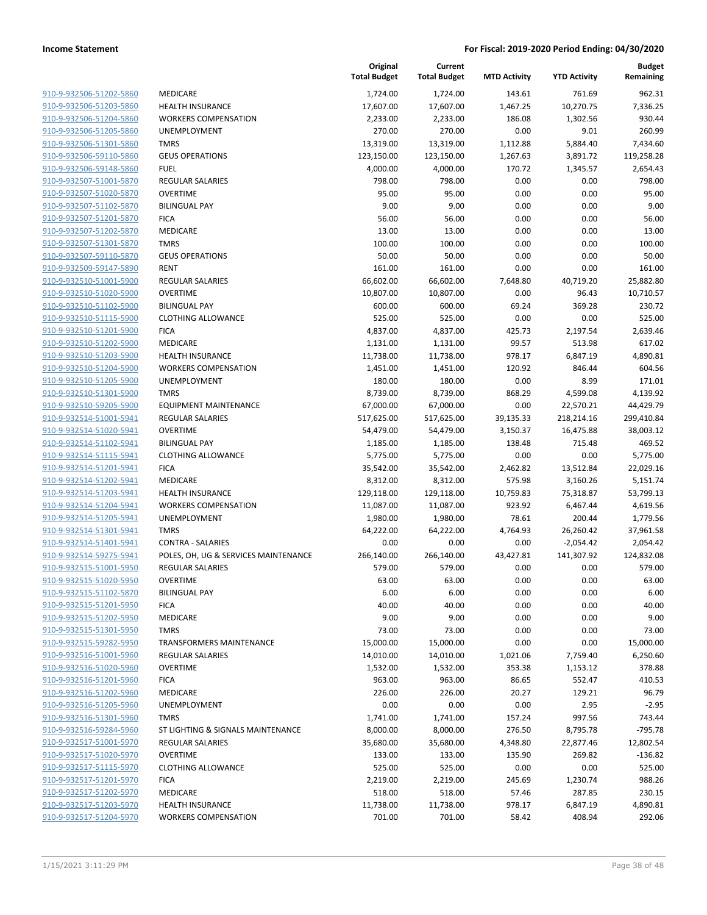| | | Original Total Budget | Current Total Budget | MTD Activity | YTD Activity | Budget Remaining |
|---|---|---|---|---|---|---|
| 910-9-932506-51202-5860 | MEDICARE | 1,724.00 | 1,724.00 | 143.61 | 761.69 | 962.31 |
| 910-9-932506-51203-5860 | HEALTH INSURANCE | 17,607.00 | 17,607.00 | 1,467.25 | 10,270.75 | 7,336.25 |
| 910-9-932506-51204-5860 | WORKERS COMPENSATION | 2,233.00 | 2,233.00 | 186.08 | 1,302.56 | 930.44 |
| 910-9-932506-51205-5860 | UNEMPLOYMENT | 270.00 | 270.00 | 0.00 | 9.01 | 260.99 |
| 910-9-932506-51301-5860 | TMRS | 13,319.00 | 13,319.00 | 1,112.88 | 5,884.40 | 7,434.60 |
| 910-9-932506-59110-5860 | GEUS OPERATIONS | 123,150.00 | 123,150.00 | 1,267.63 | 3,891.72 | 119,258.28 |
| 910-9-932506-59148-5860 | FUEL | 4,000.00 | 4,000.00 | 170.72 | 1,345.57 | 2,654.43 |
| 910-9-932507-51001-5870 | REGULAR SALARIES | 798.00 | 798.00 | 0.00 | 0.00 | 798.00 |
| 910-9-932507-51020-5870 | OVERTIME | 95.00 | 95.00 | 0.00 | 0.00 | 95.00 |
| 910-9-932507-51102-5870 | BILINGUAL PAY | 9.00 | 9.00 | 0.00 | 0.00 | 9.00 |
| 910-9-932507-51201-5870 | FICA | 56.00 | 56.00 | 0.00 | 0.00 | 56.00 |
| 910-9-932507-51202-5870 | MEDICARE | 13.00 | 13.00 | 0.00 | 0.00 | 13.00 |
| 910-9-932507-51301-5870 | TMRS | 100.00 | 100.00 | 0.00 | 0.00 | 100.00 |
| 910-9-932507-59110-5870 | GEUS OPERATIONS | 50.00 | 50.00 | 0.00 | 0.00 | 50.00 |
| 910-9-932509-59147-5890 | RENT | 161.00 | 161.00 | 0.00 | 0.00 | 161.00 |
| 910-9-932510-51001-5900 | REGULAR SALARIES | 66,602.00 | 66,602.00 | 7,648.80 | 40,719.20 | 25,882.80 |
| 910-9-932510-51020-5900 | OVERTIME | 10,807.00 | 10,807.00 | 0.00 | 96.43 | 10,710.57 |
| 910-9-932510-51102-5900 | BILINGUAL PAY | 600.00 | 600.00 | 69.24 | 369.28 | 230.72 |
| 910-9-932510-51115-5900 | CLOTHING ALLOWANCE | 525.00 | 525.00 | 0.00 | 0.00 | 525.00 |
| 910-9-932510-51201-5900 | FICA | 4,837.00 | 4,837.00 | 425.73 | 2,197.54 | 2,639.46 |
| 910-9-932510-51202-5900 | MEDICARE | 1,131.00 | 1,131.00 | 99.57 | 513.98 | 617.02 |
| 910-9-932510-51203-5900 | HEALTH INSURANCE | 11,738.00 | 11,738.00 | 978.17 | 6,847.19 | 4,890.81 |
| 910-9-932510-51204-5900 | WORKERS COMPENSATION | 1,451.00 | 1,451.00 | 120.92 | 846.44 | 604.56 |
| 910-9-932510-51205-5900 | UNEMPLOYMENT | 180.00 | 180.00 | 0.00 | 8.99 | 171.01 |
| 910-9-932510-51301-5900 | TMRS | 8,739.00 | 8,739.00 | 868.29 | 4,599.08 | 4,139.92 |
| 910-9-932510-59205-5900 | EQUIPMENT MAINTENANCE | 67,000.00 | 67,000.00 | 0.00 | 22,570.21 | 44,429.79 |
| 910-9-932514-51001-5941 | REGULAR SALARIES | 517,625.00 | 517,625.00 | 39,135.33 | 218,214.16 | 299,410.84 |
| 910-9-932514-51020-5941 | OVERTIME | 54,479.00 | 54,479.00 | 3,150.37 | 16,475.88 | 38,003.12 |
| 910-9-932514-51102-5941 | BILINGUAL PAY | 1,185.00 | 1,185.00 | 138.48 | 715.48 | 469.52 |
| 910-9-932514-51115-5941 | CLOTHING ALLOWANCE | 5,775.00 | 5,775.00 | 0.00 | 0.00 | 5,775.00 |
| 910-9-932514-51201-5941 | FICA | 35,542.00 | 35,542.00 | 2,462.82 | 13,512.84 | 22,029.16 |
| 910-9-932514-51202-5941 | MEDICARE | 8,312.00 | 8,312.00 | 575.98 | 3,160.26 | 5,151.74 |
| 910-9-932514-51203-5941 | HEALTH INSURANCE | 129,118.00 | 129,118.00 | 10,759.83 | 75,318.87 | 53,799.13 |
| 910-9-932514-51204-5941 | WORKERS COMPENSATION | 11,087.00 | 11,087.00 | 923.92 | 6,467.44 | 4,619.56 |
| 910-9-932514-51205-5941 | UNEMPLOYMENT | 1,980.00 | 1,980.00 | 78.61 | 200.44 | 1,779.56 |
| 910-9-932514-51301-5941 | TMRS | 64,222.00 | 64,222.00 | 4,764.93 | 26,260.42 | 37,961.58 |
| 910-9-932514-51401-5941 | CONTRA - SALARIES | 0.00 | 0.00 | 0.00 | -2,054.42 | 2,054.42 |
| 910-9-932514-59275-5941 | POLES, OH, UG & SERVICES MAINTENANCE | 266,140.00 | 266,140.00 | 43,427.81 | 141,307.92 | 124,832.08 |
| 910-9-932515-51001-5950 | REGULAR SALARIES | 579.00 | 579.00 | 0.00 | 0.00 | 579.00 |
| 910-9-932515-51020-5950 | OVERTIME | 63.00 | 63.00 | 0.00 | 0.00 | 63.00 |
| 910-9-932515-51102-5870 | BILINGUAL PAY | 6.00 | 6.00 | 0.00 | 0.00 | 6.00 |
| 910-9-932515-51201-5950 | FICA | 40.00 | 40.00 | 0.00 | 0.00 | 40.00 |
| 910-9-932515-51202-5950 | MEDICARE | 9.00 | 9.00 | 0.00 | 0.00 | 9.00 |
| 910-9-932515-51301-5950 | TMRS | 73.00 | 73.00 | 0.00 | 0.00 | 73.00 |
| 910-9-932515-59282-5950 | TRANSFORMERS MAINTENANCE | 15,000.00 | 15,000.00 | 0.00 | 0.00 | 15,000.00 |
| 910-9-932516-51001-5960 | REGULAR SALARIES | 14,010.00 | 14,010.00 | 1,021.06 | 7,759.40 | 6,250.60 |
| 910-9-932516-51020-5960 | OVERTIME | 1,532.00 | 1,532.00 | 353.38 | 1,153.12 | 378.88 |
| 910-9-932516-51201-5960 | FICA | 963.00 | 963.00 | 86.65 | 552.47 | 410.53 |
| 910-9-932516-51202-5960 | MEDICARE | 226.00 | 226.00 | 20.27 | 129.21 | 96.79 |
| 910-9-932516-51205-5960 | UNEMPLOYMENT | 0.00 | 0.00 | 0.00 | 2.95 | -2.95 |
| 910-9-932516-51301-5960 | TMRS | 1,741.00 | 1,741.00 | 157.24 | 997.56 | 743.44 |
| 910-9-932516-59284-5960 | ST LIGHTING & SIGNALS MAINTENANCE | 8,000.00 | 8,000.00 | 276.50 | 8,795.78 | -795.78 |
| 910-9-932517-51001-5970 | REGULAR SALARIES | 35,680.00 | 35,680.00 | 4,348.80 | 22,877.46 | 12,802.54 |
| 910-9-932517-51020-5970 | OVERTIME | 133.00 | 133.00 | 135.90 | 269.82 | -136.82 |
| 910-9-932517-51115-5970 | CLOTHING ALLOWANCE | 525.00 | 525.00 | 0.00 | 0.00 | 525.00 |
| 910-9-932517-51201-5970 | FICA | 2,219.00 | 2,219.00 | 245.69 | 1,230.74 | 988.26 |
| 910-9-932517-51202-5970 | MEDICARE | 518.00 | 518.00 | 57.46 | 287.85 | 230.15 |
| 910-9-932517-51203-5970 | HEALTH INSURANCE | 11,738.00 | 11,738.00 | 978.17 | 6,847.19 | 4,890.81 |
| 910-9-932517-51204-5970 | WORKERS COMPENSATION | 701.00 | 701.00 | 58.42 | 408.94 | 292.06 |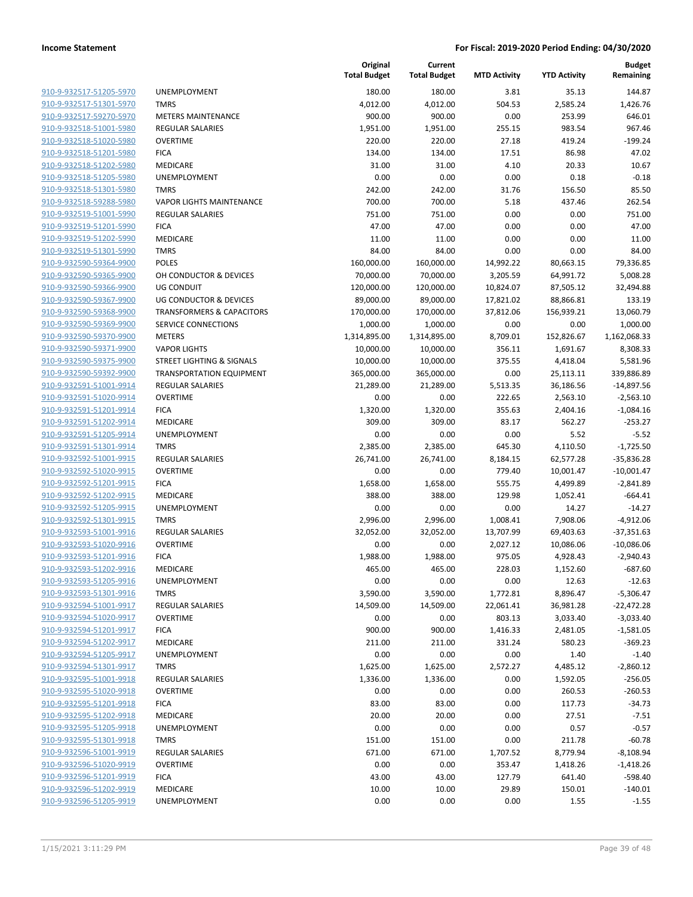**Income Statement** **For Fiscal: 2019-2020 Period Ending: 04/30/2020**

| | | Original Total Budget | Current Total Budget | MTD Activity | YTD Activity | Budget Remaining |
|---|---|---|---|---|---|---|
| 910-9-932517-51205-5970 | UNEMPLOYMENT | 180.00 | 180.00 | 3.81 | 35.13 | 144.87 |
| 910-9-932517-51301-5970 | TMRS | 4,012.00 | 4,012.00 | 504.53 | 2,585.24 | 1,426.76 |
| 910-9-932517-59270-5970 | METERS MAINTENANCE | 900.00 | 900.00 | 0.00 | 253.99 | 646.01 |
| 910-9-932518-51001-5980 | REGULAR SALARIES | 1,951.00 | 1,951.00 | 255.15 | 983.54 | 967.46 |
| 910-9-932518-51020-5980 | OVERTIME | 220.00 | 220.00 | 27.18 | 419.24 | -199.24 |
| 910-9-932518-51201-5980 | FICA | 134.00 | 134.00 | 17.51 | 86.98 | 47.02 |
| 910-9-932518-51202-5980 | MEDICARE | 31.00 | 31.00 | 4.10 | 20.33 | 10.67 |
| 910-9-932518-51205-5980 | UNEMPLOYMENT | 0.00 | 0.00 | 0.00 | 0.18 | -0.18 |
| 910-9-932518-51301-5980 | TMRS | 242.00 | 242.00 | 31.76 | 156.50 | 85.50 |
| 910-9-932518-59288-5980 | VAPOR LIGHTS MAINTENANCE | 700.00 | 700.00 | 5.18 | 437.46 | 262.54 |
| 910-9-932519-51001-5990 | REGULAR SALARIES | 751.00 | 751.00 | 0.00 | 0.00 | 751.00 |
| 910-9-932519-51201-5990 | FICA | 47.00 | 47.00 | 0.00 | 0.00 | 47.00 |
| 910-9-932519-51202-5990 | MEDICARE | 11.00 | 11.00 | 0.00 | 0.00 | 11.00 |
| 910-9-932519-51301-5990 | TMRS | 84.00 | 84.00 | 0.00 | 0.00 | 84.00 |
| 910-9-932590-59364-9900 | POLES | 160,000.00 | 160,000.00 | 14,992.22 | 80,663.15 | 79,336.85 |
| 910-9-932590-59365-9900 | OH CONDUCTOR & DEVICES | 70,000.00 | 70,000.00 | 3,205.59 | 64,991.72 | 5,008.28 |
| 910-9-932590-59366-9900 | UG CONDUIT | 120,000.00 | 120,000.00 | 10,824.07 | 87,505.12 | 32,494.88 |
| 910-9-932590-59367-9900 | UG CONDUCTOR & DEVICES | 89,000.00 | 89,000.00 | 17,821.02 | 88,866.81 | 133.19 |
| 910-9-932590-59368-9900 | TRANSFORMERS & CAPACITORS | 170,000.00 | 170,000.00 | 37,812.06 | 156,939.21 | 13,060.79 |
| 910-9-932590-59369-9900 | SERVICE CONNECTIONS | 1,000.00 | 1,000.00 | 0.00 | 0.00 | 1,000.00 |
| 910-9-932590-59370-9900 | METERS | 1,314,895.00 | 1,314,895.00 | 8,709.01 | 152,826.67 | 1,162,068.33 |
| 910-9-932590-59371-9900 | VAPOR LIGHTS | 10,000.00 | 10,000.00 | 356.11 | 1,691.67 | 8,308.33 |
| 910-9-932590-59375-9900 | STREET LIGHTING & SIGNALS | 10,000.00 | 10,000.00 | 375.55 | 4,418.04 | 5,581.96 |
| 910-9-932590-59392-9900 | TRANSPORTATION EQUIPMENT | 365,000.00 | 365,000.00 | 0.00 | 25,113.11 | 339,886.89 |
| 910-9-932591-51001-9914 | REGULAR SALARIES | 21,289.00 | 21,289.00 | 5,513.35 | 36,186.56 | -14,897.56 |
| 910-9-932591-51020-9914 | OVERTIME | 0.00 | 0.00 | 222.65 | 2,563.10 | -2,563.10 |
| 910-9-932591-51201-9914 | FICA | 1,320.00 | 1,320.00 | 355.63 | 2,404.16 | -1,084.16 |
| 910-9-932591-51202-9914 | MEDICARE | 309.00 | 309.00 | 83.17 | 562.27 | -253.27 |
| 910-9-932591-51205-9914 | UNEMPLOYMENT | 0.00 | 0.00 | 0.00 | 5.52 | -5.52 |
| 910-9-932591-51301-9914 | TMRS | 2,385.00 | 2,385.00 | 645.30 | 4,110.50 | -1,725.50 |
| 910-9-932592-51001-9915 | REGULAR SALARIES | 26,741.00 | 26,741.00 | 8,184.15 | 62,577.28 | -35,836.28 |
| 910-9-932592-51020-9915 | OVERTIME | 0.00 | 0.00 | 779.40 | 10,001.47 | -10,001.47 |
| 910-9-932592-51201-9915 | FICA | 1,658.00 | 1,658.00 | 555.75 | 4,499.89 | -2,841.89 |
| 910-9-932592-51202-9915 | MEDICARE | 388.00 | 388.00 | 129.98 | 1,052.41 | -664.41 |
| 910-9-932592-51205-9915 | UNEMPLOYMENT | 0.00 | 0.00 | 0.00 | 14.27 | -14.27 |
| 910-9-932592-51301-9915 | TMRS | 2,996.00 | 2,996.00 | 1,008.41 | 7,908.06 | -4,912.06 |
| 910-9-932593-51001-9916 | REGULAR SALARIES | 32,052.00 | 32,052.00 | 13,707.99 | 69,403.63 | -37,351.63 |
| 910-9-932593-51020-9916 | OVERTIME | 0.00 | 0.00 | 2,027.12 | 10,086.06 | -10,086.06 |
| 910-9-932593-51201-9916 | FICA | 1,988.00 | 1,988.00 | 975.05 | 4,928.43 | -2,940.43 |
| 910-9-932593-51202-9916 | MEDICARE | 465.00 | 465.00 | 228.03 | 1,152.60 | -687.60 |
| 910-9-932593-51205-9916 | UNEMPLOYMENT | 0.00 | 0.00 | 0.00 | 12.63 | -12.63 |
| 910-9-932593-51301-9916 | TMRS | 3,590.00 | 3,590.00 | 1,772.81 | 8,896.47 | -5,306.47 |
| 910-9-932594-51001-9917 | REGULAR SALARIES | 14,509.00 | 14,509.00 | 22,061.41 | 36,981.28 | -22,472.28 |
| 910-9-932594-51020-9917 | OVERTIME | 0.00 | 0.00 | 803.13 | 3,033.40 | -3,033.40 |
| 910-9-932594-51201-9917 | FICA | 900.00 | 900.00 | 1,416.33 | 2,481.05 | -1,581.05 |
| 910-9-932594-51202-9917 | MEDICARE | 211.00 | 211.00 | 331.24 | 580.23 | -369.23 |
| 910-9-932594-51205-9917 | UNEMPLOYMENT | 0.00 | 0.00 | 0.00 | 1.40 | -1.40 |
| 910-9-932594-51301-9917 | TMRS | 1,625.00 | 1,625.00 | 2,572.27 | 4,485.12 | -2,860.12 |
| 910-9-932595-51001-9918 | REGULAR SALARIES | 1,336.00 | 1,336.00 | 0.00 | 1,592.05 | -256.05 |
| 910-9-932595-51020-9918 | OVERTIME | 0.00 | 0.00 | 0.00 | 260.53 | -260.53 |
| 910-9-932595-51201-9918 | FICA | 83.00 | 83.00 | 0.00 | 117.73 | -34.73 |
| 910-9-932595-51202-9918 | MEDICARE | 20.00 | 20.00 | 0.00 | 27.51 | -7.51 |
| 910-9-932595-51205-9918 | UNEMPLOYMENT | 0.00 | 0.00 | 0.00 | 0.57 | -0.57 |
| 910-9-932595-51301-9918 | TMRS | 151.00 | 151.00 | 0.00 | 211.78 | -60.78 |
| 910-9-932596-51001-9919 | REGULAR SALARIES | 671.00 | 671.00 | 1,707.52 | 8,779.94 | -8,108.94 |
| 910-9-932596-51020-9919 | OVERTIME | 0.00 | 0.00 | 353.47 | 1,418.26 | -1,418.26 |
| 910-9-932596-51201-9919 | FICA | 43.00 | 43.00 | 127.79 | 641.40 | -598.40 |
| 910-9-932596-51202-9919 | MEDICARE | 10.00 | 10.00 | 29.89 | 150.01 | -140.01 |
| 910-9-932596-51205-9919 | UNEMPLOYMENT | 0.00 | 0.00 | 0.00 | 1.55 | -1.55 |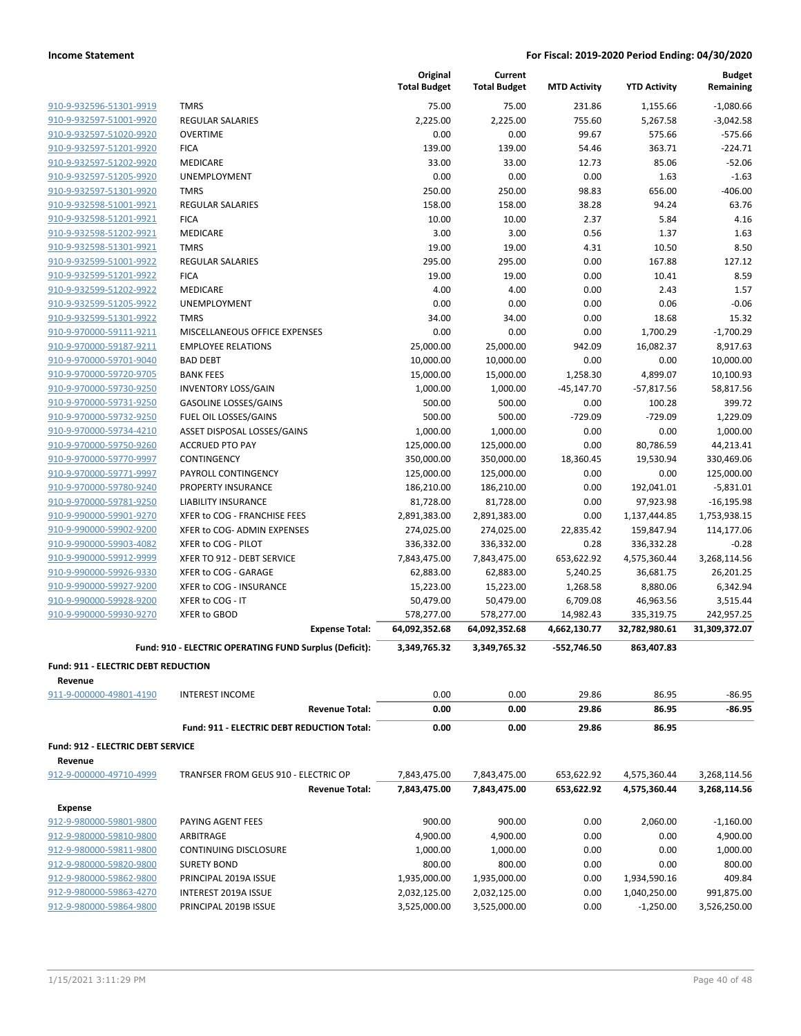**Income Statement** — For Fiscal: 2019-2020 Period Ending: 04/30/2020

| | | Original Total Budget | Current Total Budget | MTD Activity | YTD Activity | Budget Remaining |
|---|---|---|---|---|---|---|
| 910-9-932596-51301-9919 | TMRS | 75.00 | 75.00 | 231.86 | 1,155.66 | -1,080.66 |
| 910-9-932597-51001-9920 | REGULAR SALARIES | 2,225.00 | 2,225.00 | 755.60 | 5,267.58 | -3,042.58 |
| 910-9-932597-51020-9920 | OVERTIME | 0.00 | 0.00 | 99.67 | 575.66 | -575.66 |
| 910-9-932597-51201-9920 | FICA | 139.00 | 139.00 | 54.46 | 363.71 | -224.71 |
| 910-9-932597-51202-9920 | MEDICARE | 33.00 | 33.00 | 12.73 | 85.06 | -52.06 |
| 910-9-932597-51205-9920 | UNEMPLOYMENT | 0.00 | 0.00 | 0.00 | 1.63 | -1.63 |
| 910-9-932597-51301-9920 | TMRS | 250.00 | 250.00 | 98.83 | 656.00 | -406.00 |
| 910-9-932598-51001-9921 | REGULAR SALARIES | 158.00 | 158.00 | 38.28 | 94.24 | 63.76 |
| 910-9-932598-51201-9921 | FICA | 10.00 | 10.00 | 2.37 | 5.84 | 4.16 |
| 910-9-932598-51202-9921 | MEDICARE | 3.00 | 3.00 | 0.56 | 1.37 | 1.63 |
| 910-9-932598-51301-9921 | TMRS | 19.00 | 19.00 | 4.31 | 10.50 | 8.50 |
| 910-9-932599-51001-9922 | REGULAR SALARIES | 295.00 | 295.00 | 0.00 | 167.88 | 127.12 |
| 910-9-932599-51201-9922 | FICA | 19.00 | 19.00 | 0.00 | 10.41 | 8.59 |
| 910-9-932599-51202-9922 | MEDICARE | 4.00 | 4.00 | 0.00 | 2.43 | 1.57 |
| 910-9-932599-51205-9922 | UNEMPLOYMENT | 0.00 | 0.00 | 0.00 | 0.06 | -0.06 |
| 910-9-932599-51301-9922 | TMRS | 34.00 | 34.00 | 0.00 | 18.68 | 15.32 |
| 910-9-970000-59111-9211 | MISCELLANEOUS OFFICE EXPENSES | 0.00 | 0.00 | 0.00 | 1,700.29 | -1,700.29 |
| 910-9-970000-59187-9211 | EMPLOYEE RELATIONS | 25,000.00 | 25,000.00 | 942.09 | 16,082.37 | 8,917.63 |
| 910-9-970000-59701-9040 | BAD DEBT | 10,000.00 | 10,000.00 | 0.00 | 0.00 | 10,000.00 |
| 910-9-970000-59720-9705 | BANK FEES | 15,000.00 | 15,000.00 | 1,258.30 | 4,899.07 | 10,100.93 |
| 910-9-970000-59730-9250 | INVENTORY LOSS/GAIN | 1,000.00 | 1,000.00 | -45,147.70 | -57,817.56 | 58,817.56 |
| 910-9-970000-59731-9250 | GASOLINE LOSSES/GAINS | 500.00 | 500.00 | 0.00 | 100.28 | 399.72 |
| 910-9-970000-59732-9250 | FUEL OIL LOSSES/GAINS | 500.00 | 500.00 | -729.09 | -729.09 | 1,229.09 |
| 910-9-970000-59734-4210 | ASSET DISPOSAL LOSSES/GAINS | 1,000.00 | 1,000.00 | 0.00 | 0.00 | 1,000.00 |
| 910-9-970000-59750-9260 | ACCRUED PTO PAY | 125,000.00 | 125,000.00 | 0.00 | 80,786.59 | 44,213.41 |
| 910-9-970000-59770-9997 | CONTINGENCY | 350,000.00 | 350,000.00 | 18,360.45 | 19,530.94 | 330,469.06 |
| 910-9-970000-59771-9997 | PAYROLL CONTINGENCY | 125,000.00 | 125,000.00 | 0.00 | 0.00 | 125,000.00 |
| 910-9-970000-59780-9240 | PROPERTY INSURANCE | 186,210.00 | 186,210.00 | 0.00 | 192,041.01 | -5,831.01 |
| 910-9-970000-59781-9250 | LIABILITY INSURANCE | 81,728.00 | 81,728.00 | 0.00 | 97,923.98 | -16,195.98 |
| 910-9-990000-59901-9270 | XFER to COG - FRANCHISE FEES | 2,891,383.00 | 2,891,383.00 | 0.00 | 1,137,444.85 | 1,753,938.15 |
| 910-9-990000-59902-9200 | XFER to COG- ADMIN EXPENSES | 274,025.00 | 274,025.00 | 22,835.42 | 159,847.94 | 114,177.06 |
| 910-9-990000-59903-4082 | XFER to COG - PILOT | 336,332.00 | 336,332.00 | 0.28 | 336,332.28 | -0.28 |
| 910-9-990000-59912-9999 | XFER TO 912 - DEBT SERVICE | 7,843,475.00 | 7,843,475.00 | 653,622.92 | 4,575,360.44 | 3,268,114.56 |
| 910-9-990000-59926-9330 | XFER to COG - GARAGE | 62,883.00 | 62,883.00 | 5,240.25 | 36,681.75 | 26,201.25 |
| 910-9-990000-59927-9200 | XFER to COG - INSURANCE | 15,223.00 | 15,223.00 | 1,268.58 | 8,880.06 | 6,342.94 |
| 910-9-990000-59928-9200 | XFER to COG - IT | 50,479.00 | 50,479.00 | 6,709.08 | 46,963.56 | 3,515.44 |
| 910-9-990000-59930-9270 | XFER to GBOD | 578,277.00 | 578,277.00 | 14,982.43 | 335,319.75 | 242,957.25 |
| | **Expense Total:** | **64,092,352.68** | **64,092,352.68** | **4,662,130.77** | **32,782,980.61** | **31,309,372.07** |
| | **Fund: 910 - ELECTRIC OPERATING FUND Surplus (Deficit):** | **3,349,765.32** | **3,349,765.32** | **-552,746.50** | **863,407.83** | |

**Fund: 911 - ELECTRIC DEBT REDUCTION**

**Revenue**

| | | Original Total Budget | Current Total Budget | MTD Activity | YTD Activity | Budget Remaining |
|---|---|---|---|---|---|---|
| 911-9-000000-49801-4190 | INTEREST INCOME | 0.00 | 0.00 | 29.86 | 86.95 | -86.95 |
| | **Revenue Total:** | **0.00** | **0.00** | **29.86** | **86.95** | **-86.95** |
| | **Fund: 911 - ELECTRIC DEBT REDUCTION Total:** | **0.00** | **0.00** | **29.86** | **86.95** | |

**Fund: 912 - ELECTRIC DEBT SERVICE**

**Revenue**

| | | Original Total Budget | Current Total Budget | MTD Activity | YTD Activity | Budget Remaining |
|---|---|---|---|---|---|---|
| 912-9-000000-49710-4999 | TRANFSER FROM GEUS 910 - ELECTRIC OP | 7,843,475.00 | 7,843,475.00 | 653,622.92 | 4,575,360.44 | 3,268,114.56 |
| | **Revenue Total:** | **7,843,475.00** | **7,843,475.00** | **653,622.92** | **4,575,360.44** | **3,268,114.56** |

**Expense**

| | | Original Total Budget | Current Total Budget | MTD Activity | YTD Activity | Budget Remaining |
|---|---|---|---|---|---|---|
| 912-9-980000-59801-9800 | PAYING AGENT FEES | 900.00 | 900.00 | 0.00 | 2,060.00 | -1,160.00 |
| 912-9-980000-59810-9800 | ARBITRAGE | 4,900.00 | 4,900.00 | 0.00 | 0.00 | 4,900.00 |
| 912-9-980000-59811-9800 | CONTINUING DISCLOSURE | 1,000.00 | 1,000.00 | 0.00 | 0.00 | 1,000.00 |
| 912-9-980000-59820-9800 | SURETY BOND | 800.00 | 800.00 | 0.00 | 0.00 | 800.00 |
| 912-9-980000-59862-9800 | PRINCIPAL 2019A ISSUE | 1,935,000.00 | 1,935,000.00 | 0.00 | 1,934,590.16 | 409.84 |
| 912-9-980000-59863-4270 | INTEREST 2019A ISSUE | 2,032,125.00 | 2,032,125.00 | 0.00 | 1,040,250.00 | 991,875.00 |
| 912-9-980000-59864-9800 | PRINCIPAL 2019B ISSUE | 3,525,000.00 | 3,525,000.00 | 0.00 | -1,250.00 | 3,526,250.00 |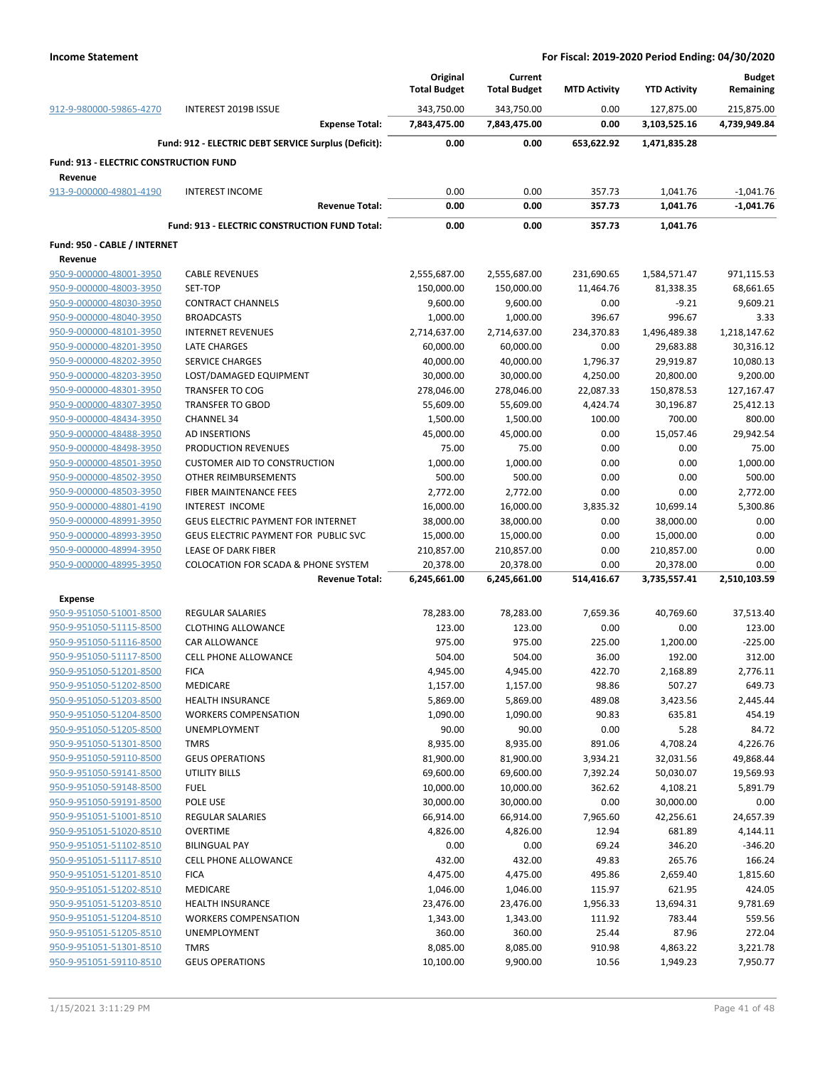**Income Statement** — **For Fiscal: 2019-2020 Period Ending: 04/30/2020**

| | | Original Total Budget | Current Total Budget | MTD Activity | YTD Activity | Budget Remaining |
|---|---|---|---|---|---|---|
| 912-9-980000-59865-4270 | INTEREST 2019B ISSUE | 343,750.00 | 343,750.00 | 0.00 | 127,875.00 | 215,875.00 |
| | **Expense Total:** | **7,843,475.00** | **7,843,475.00** | **0.00** | **3,103,525.16** | **4,739,949.84** |
| | **Fund: 912 - ELECTRIC DEBT SERVICE Surplus (Deficit):** | **0.00** | **0.00** | **653,622.92** | **1,471,835.28** | |
| **Fund: 913 - ELECTRIC CONSTRUCTION FUND** | | | | | | |
| **Revenue** | | | | | | |
| 913-9-000000-49801-4190 | INTEREST INCOME | 0.00 | 0.00 | 357.73 | 1,041.76 | -1,041.76 |
| | **Revenue Total:** | **0.00** | **0.00** | **357.73** | **1,041.76** | **-1,041.76** |
| | **Fund: 913 - ELECTRIC CONSTRUCTION FUND Total:** | **0.00** | **0.00** | **357.73** | **1,041.76** | |
| **Fund: 950 - CABLE / INTERNET** | | | | | | |
| **Revenue** | | | | | | |
| 950-9-000000-48001-3950 | CABLE REVENUES | 2,555,687.00 | 2,555,687.00 | 231,690.65 | 1,584,571.47 | 971,115.53 |
| 950-9-000000-48003-3950 | SET-TOP | 150,000.00 | 150,000.00 | 11,464.76 | 81,338.35 | 68,661.65 |
| 950-9-000000-48030-3950 | CONTRACT CHANNELS | 9,600.00 | 9,600.00 | 0.00 | -9.21 | 9,609.21 |
| 950-9-000000-48040-3950 | BROADCASTS | 1,000.00 | 1,000.00 | 396.67 | 996.67 | 3.33 |
| 950-9-000000-48101-3950 | INTERNET REVENUES | 2,714,637.00 | 2,714,637.00 | 234,370.83 | 1,496,489.38 | 1,218,147.62 |
| 950-9-000000-48201-3950 | LATE CHARGES | 60,000.00 | 60,000.00 | 0.00 | 29,683.88 | 30,316.12 |
| 950-9-000000-48202-3950 | SERVICE CHARGES | 40,000.00 | 40,000.00 | 1,796.37 | 29,919.87 | 10,080.13 |
| 950-9-000000-48203-3950 | LOST/DAMAGED EQUIPMENT | 30,000.00 | 30,000.00 | 4,250.00 | 20,800.00 | 9,200.00 |
| 950-9-000000-48301-3950 | TRANSFER TO COG | 278,046.00 | 278,046.00 | 22,087.33 | 150,878.53 | 127,167.47 |
| 950-9-000000-48307-3950 | TRANSFER TO GBOD | 55,609.00 | 55,609.00 | 4,424.74 | 30,196.87 | 25,412.13 |
| 950-9-000000-48434-3950 | CHANNEL 34 | 1,500.00 | 1,500.00 | 100.00 | 700.00 | 800.00 |
| 950-9-000000-48488-3950 | AD INSERTIONS | 45,000.00 | 45,000.00 | 0.00 | 15,057.46 | 29,942.54 |
| 950-9-000000-48498-3950 | PRODUCTION REVENUES | 75.00 | 75.00 | 0.00 | 0.00 | 75.00 |
| 950-9-000000-48501-3950 | CUSTOMER AID TO CONSTRUCTION | 1,000.00 | 1,000.00 | 0.00 | 0.00 | 1,000.00 |
| 950-9-000000-48502-3950 | OTHER REIMBURSEMENTS | 500.00 | 500.00 | 0.00 | 0.00 | 500.00 |
| 950-9-000000-48503-3950 | FIBER MAINTENANCE FEES | 2,772.00 | 2,772.00 | 0.00 | 0.00 | 2,772.00 |
| 950-9-000000-48801-4190 | INTEREST INCOME | 16,000.00 | 16,000.00 | 3,835.32 | 10,699.14 | 5,300.86 |
| 950-9-000000-48991-3950 | GEUS ELECTRIC PAYMENT FOR INTERNET | 38,000.00 | 38,000.00 | 0.00 | 38,000.00 | 0.00 |
| 950-9-000000-48993-3950 | GEUS ELECTRIC PAYMENT FOR PUBLIC SVC | 15,000.00 | 15,000.00 | 0.00 | 15,000.00 | 0.00 |
| 950-9-000000-48994-3950 | LEASE OF DARK FIBER | 210,857.00 | 210,857.00 | 0.00 | 210,857.00 | 0.00 |
| 950-9-000000-48995-3950 | COLOCATION FOR SCADA & PHONE SYSTEM | 20,378.00 | 20,378.00 | 0.00 | 20,378.00 | 0.00 |
| | **Revenue Total:** | **6,245,661.00** | **6,245,661.00** | **514,416.67** | **3,735,557.41** | **2,510,103.59** |
| **Expense** | | | | | | |
| 950-9-951050-51001-8500 | REGULAR SALARIES | 78,283.00 | 78,283.00 | 7,659.36 | 40,769.60 | 37,513.40 |
| 950-9-951050-51115-8500 | CLOTHING ALLOWANCE | 123.00 | 123.00 | 0.00 | 0.00 | 123.00 |
| 950-9-951050-51116-8500 | CAR ALLOWANCE | 975.00 | 975.00 | 225.00 | 1,200.00 | -225.00 |
| 950-9-951050-51117-8500 | CELL PHONE ALLOWANCE | 504.00 | 504.00 | 36.00 | 192.00 | 312.00 |
| 950-9-951050-51201-8500 | FICA | 4,945.00 | 4,945.00 | 422.70 | 2,168.89 | 2,776.11 |
| 950-9-951050-51202-8500 | MEDICARE | 1,157.00 | 1,157.00 | 98.86 | 507.27 | 649.73 |
| 950-9-951050-51203-8500 | HEALTH INSURANCE | 5,869.00 | 5,869.00 | 489.08 | 3,423.56 | 2,445.44 |
| 950-9-951050-51204-8500 | WORKERS COMPENSATION | 1,090.00 | 1,090.00 | 90.83 | 635.81 | 454.19 |
| 950-9-951050-51205-8500 | UNEMPLOYMENT | 90.00 | 90.00 | 0.00 | 5.28 | 84.72 |
| 950-9-951050-51301-8500 | TMRS | 8,935.00 | 8,935.00 | 891.06 | 4,708.24 | 4,226.76 |
| 950-9-951050-59110-8500 | GEUS OPERATIONS | 81,900.00 | 81,900.00 | 3,934.21 | 32,031.56 | 49,868.44 |
| 950-9-951050-59141-8500 | UTILITY BILLS | 69,600.00 | 69,600.00 | 7,392.24 | 50,030.07 | 19,569.93 |
| 950-9-951050-59148-8500 | FUEL | 10,000.00 | 10,000.00 | 362.62 | 4,108.21 | 5,891.79 |
| 950-9-951050-59191-8500 | POLE USE | 30,000.00 | 30,000.00 | 0.00 | 30,000.00 | 0.00 |
| 950-9-951051-51001-8510 | REGULAR SALARIES | 66,914.00 | 66,914.00 | 7,965.60 | 42,256.61 | 24,657.39 |
| 950-9-951051-51020-8510 | OVERTIME | 4,826.00 | 4,826.00 | 12.94 | 681.89 | 4,144.11 |
| 950-9-951051-51102-8510 | BILINGUAL PAY | 0.00 | 0.00 | 69.24 | 346.20 | -346.20 |
| 950-9-951051-51117-8510 | CELL PHONE ALLOWANCE | 432.00 | 432.00 | 49.83 | 265.76 | 166.24 |
| 950-9-951051-51201-8510 | FICA | 4,475.00 | 4,475.00 | 495.86 | 2,659.40 | 1,815.60 |
| 950-9-951051-51202-8510 | MEDICARE | 1,046.00 | 1,046.00 | 115.97 | 621.95 | 424.05 |
| 950-9-951051-51203-8510 | HEALTH INSURANCE | 23,476.00 | 23,476.00 | 1,956.33 | 13,694.31 | 9,781.69 |
| 950-9-951051-51204-8510 | WORKERS COMPENSATION | 1,343.00 | 1,343.00 | 111.92 | 783.44 | 559.56 |
| 950-9-951051-51205-8510 | UNEMPLOYMENT | 360.00 | 360.00 | 25.44 | 87.96 | 272.04 |
| 950-9-951051-51301-8510 | TMRS | 8,085.00 | 8,085.00 | 910.98 | 4,863.22 | 3,221.78 |
| 950-9-951051-59110-8510 | GEUS OPERATIONS | 10,100.00 | 9,900.00 | 10.56 | 1,949.23 | 7,950.77 |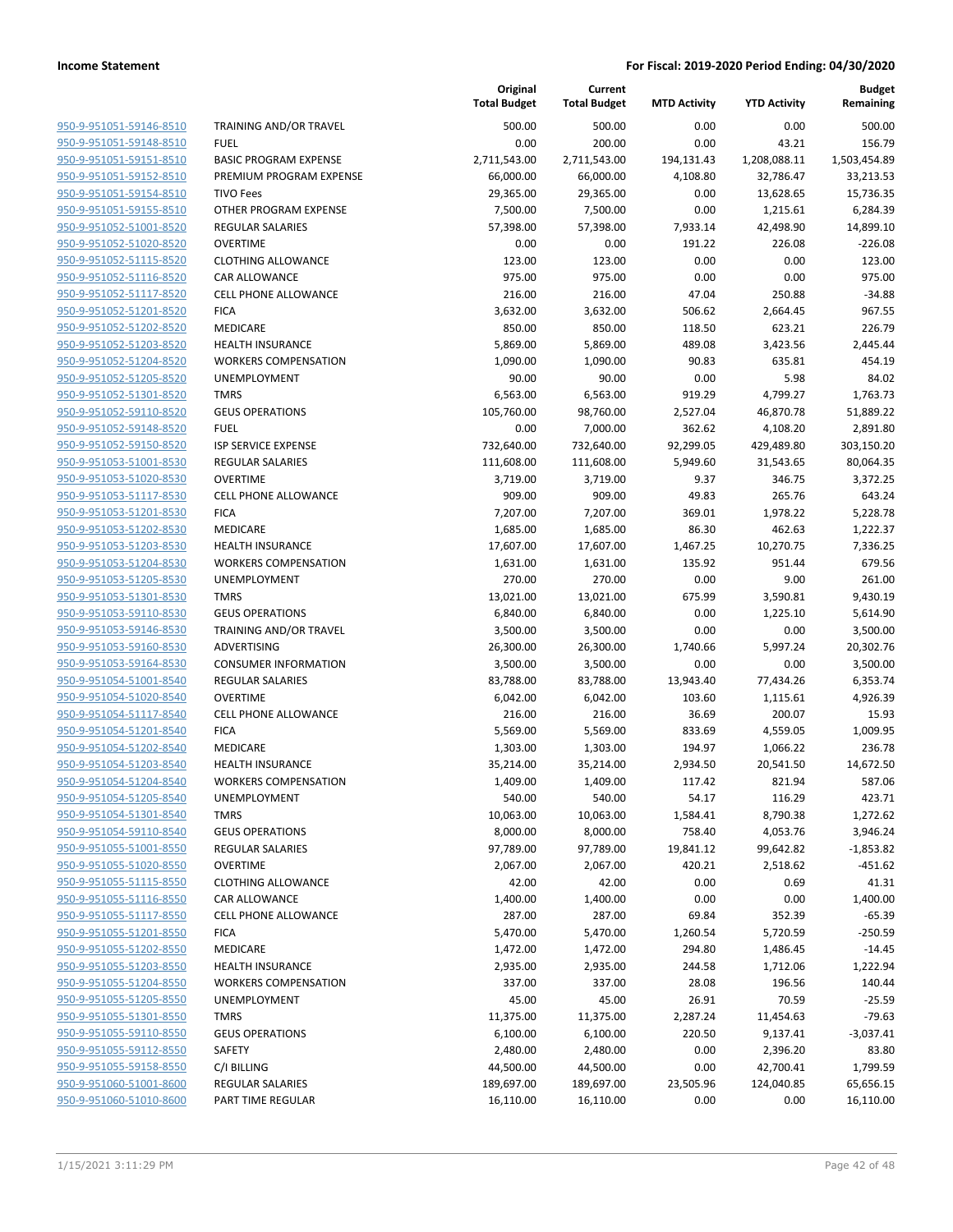| | | Original Total Budget | Current Total Budget | MTD Activity | YTD Activity | Budget Remaining |
|---|---|---|---|---|---|---|
| 950-9-951051-59146-8510 | TRAINING AND/OR TRAVEL | 500.00 | 500.00 | 0.00 | 0.00 | 500.00 |
| 950-9-951051-59148-8510 | FUEL | 0.00 | 200.00 | 0.00 | 43.21 | 156.79 |
| 950-9-951051-59151-8510 | BASIC PROGRAM EXPENSE | 2,711,543.00 | 2,711,543.00 | 194,131.43 | 1,208,088.11 | 1,503,454.89 |
| 950-9-951051-59152-8510 | PREMIUM PROGRAM EXPENSE | 66,000.00 | 66,000.00 | 4,108.80 | 32,786.47 | 33,213.53 |
| 950-9-951051-59154-8510 | TIVO Fees | 29,365.00 | 29,365.00 | 0.00 | 13,628.65 | 15,736.35 |
| 950-9-951051-59155-8510 | OTHER PROGRAM EXPENSE | 7,500.00 | 7,500.00 | 0.00 | 1,215.61 | 6,284.39 |
| 950-9-951052-51001-8520 | REGULAR SALARIES | 57,398.00 | 57,398.00 | 7,933.14 | 42,498.90 | 14,899.10 |
| 950-9-951052-51020-8520 | OVERTIME | 0.00 | 0.00 | 191.22 | 226.08 | -226.08 |
| 950-9-951052-51115-8520 | CLOTHING ALLOWANCE | 123.00 | 123.00 | 0.00 | 0.00 | 123.00 |
| 950-9-951052-51116-8520 | CAR ALLOWANCE | 975.00 | 975.00 | 0.00 | 0.00 | 975.00 |
| 950-9-951052-51117-8520 | CELL PHONE ALLOWANCE | 216.00 | 216.00 | 47.04 | 250.88 | -34.88 |
| 950-9-951052-51201-8520 | FICA | 3,632.00 | 3,632.00 | 506.62 | 2,664.45 | 967.55 |
| 950-9-951052-51202-8520 | MEDICARE | 850.00 | 850.00 | 118.50 | 623.21 | 226.79 |
| 950-9-951052-51203-8520 | HEALTH INSURANCE | 5,869.00 | 5,869.00 | 489.08 | 3,423.56 | 2,445.44 |
| 950-9-951052-51204-8520 | WORKERS COMPENSATION | 1,090.00 | 1,090.00 | 90.83 | 635.81 | 454.19 |
| 950-9-951052-51205-8520 | UNEMPLOYMENT | 90.00 | 90.00 | 0.00 | 5.98 | 84.02 |
| 950-9-951052-51301-8520 | TMRS | 6,563.00 | 6,563.00 | 919.29 | 4,799.27 | 1,763.73 |
| 950-9-951052-59110-8520 | GEUS OPERATIONS | 105,760.00 | 98,760.00 | 2,527.04 | 46,870.78 | 51,889.22 |
| 950-9-951052-59148-8520 | FUEL | 0.00 | 7,000.00 | 362.62 | 4,108.20 | 2,891.80 |
| 950-9-951052-59150-8520 | ISP SERVICE EXPENSE | 732,640.00 | 732,640.00 | 92,299.05 | 429,489.80 | 303,150.20 |
| 950-9-951053-51001-8530 | REGULAR SALARIES | 111,608.00 | 111,608.00 | 5,949.60 | 31,543.65 | 80,064.35 |
| 950-9-951053-51020-8530 | OVERTIME | 3,719.00 | 3,719.00 | 9.37 | 346.75 | 3,372.25 |
| 950-9-951053-51117-8530 | CELL PHONE ALLOWANCE | 909.00 | 909.00 | 49.83 | 265.76 | 643.24 |
| 950-9-951053-51201-8530 | FICA | 7,207.00 | 7,207.00 | 369.01 | 1,978.22 | 5,228.78 |
| 950-9-951053-51202-8530 | MEDICARE | 1,685.00 | 1,685.00 | 86.30 | 462.63 | 1,222.37 |
| 950-9-951053-51203-8530 | HEALTH INSURANCE | 17,607.00 | 17,607.00 | 1,467.25 | 10,270.75 | 7,336.25 |
| 950-9-951053-51204-8530 | WORKERS COMPENSATION | 1,631.00 | 1,631.00 | 135.92 | 951.44 | 679.56 |
| 950-9-951053-51205-8530 | UNEMPLOYMENT | 270.00 | 270.00 | 0.00 | 9.00 | 261.00 |
| 950-9-951053-51301-8530 | TMRS | 13,021.00 | 13,021.00 | 675.99 | 3,590.81 | 9,430.19 |
| 950-9-951053-59110-8530 | GEUS OPERATIONS | 6,840.00 | 6,840.00 | 0.00 | 1,225.10 | 5,614.90 |
| 950-9-951053-59146-8530 | TRAINING AND/OR TRAVEL | 3,500.00 | 3,500.00 | 0.00 | 0.00 | 3,500.00 |
| 950-9-951053-59160-8530 | ADVERTISING | 26,300.00 | 26,300.00 | 1,740.66 | 5,997.24 | 20,302.76 |
| 950-9-951053-59164-8530 | CONSUMER INFORMATION | 3,500.00 | 3,500.00 | 0.00 | 0.00 | 3,500.00 |
| 950-9-951054-51001-8540 | REGULAR SALARIES | 83,788.00 | 83,788.00 | 13,943.40 | 77,434.26 | 6,353.74 |
| 950-9-951054-51020-8540 | OVERTIME | 6,042.00 | 6,042.00 | 103.60 | 1,115.61 | 4,926.39 |
| 950-9-951054-51117-8540 | CELL PHONE ALLOWANCE | 216.00 | 216.00 | 36.69 | 200.07 | 15.93 |
| 950-9-951054-51201-8540 | FICA | 5,569.00 | 5,569.00 | 833.69 | 4,559.05 | 1,009.95 |
| 950-9-951054-51202-8540 | MEDICARE | 1,303.00 | 1,303.00 | 194.97 | 1,066.22 | 236.78 |
| 950-9-951054-51203-8540 | HEALTH INSURANCE | 35,214.00 | 35,214.00 | 2,934.50 | 20,541.50 | 14,672.50 |
| 950-9-951054-51204-8540 | WORKERS COMPENSATION | 1,409.00 | 1,409.00 | 117.42 | 821.94 | 587.06 |
| 950-9-951054-51205-8540 | UNEMPLOYMENT | 540.00 | 540.00 | 54.17 | 116.29 | 423.71 |
| 950-9-951054-51301-8540 | TMRS | 10,063.00 | 10,063.00 | 1,584.41 | 8,790.38 | 1,272.62 |
| 950-9-951054-59110-8540 | GEUS OPERATIONS | 8,000.00 | 8,000.00 | 758.40 | 4,053.76 | 3,946.24 |
| 950-9-951055-51001-8550 | REGULAR SALARIES | 97,789.00 | 97,789.00 | 19,841.12 | 99,642.82 | -1,853.82 |
| 950-9-951055-51020-8550 | OVERTIME | 2,067.00 | 2,067.00 | 420.21 | 2,518.62 | -451.62 |
| 950-9-951055-51115-8550 | CLOTHING ALLOWANCE | 42.00 | 42.00 | 0.00 | 0.69 | 41.31 |
| 950-9-951055-51116-8550 | CAR ALLOWANCE | 1,400.00 | 1,400.00 | 0.00 | 0.00 | 1,400.00 |
| 950-9-951055-51117-8550 | CELL PHONE ALLOWANCE | 287.00 | 287.00 | 69.84 | 352.39 | -65.39 |
| 950-9-951055-51201-8550 | FICA | 5,470.00 | 5,470.00 | 1,260.54 | 5,720.59 | -250.59 |
| 950-9-951055-51202-8550 | MEDICARE | 1,472.00 | 1,472.00 | 294.80 | 1,486.45 | -14.45 |
| 950-9-951055-51203-8550 | HEALTH INSURANCE | 2,935.00 | 2,935.00 | 244.58 | 1,712.06 | 1,222.94 |
| 950-9-951055-51204-8550 | WORKERS COMPENSATION | 337.00 | 337.00 | 28.08 | 196.56 | 140.44 |
| 950-9-951055-51205-8550 | UNEMPLOYMENT | 45.00 | 45.00 | 26.91 | 70.59 | -25.59 |
| 950-9-951055-51301-8550 | TMRS | 11,375.00 | 11,375.00 | 2,287.24 | 11,454.63 | -79.63 |
| 950-9-951055-59110-8550 | GEUS OPERATIONS | 6,100.00 | 6,100.00 | 220.50 | 9,137.41 | -3,037.41 |
| 950-9-951055-59112-8550 | SAFETY | 2,480.00 | 2,480.00 | 0.00 | 2,396.20 | 83.80 |
| 950-9-951055-59158-8550 | C/I BILLING | 44,500.00 | 44,500.00 | 0.00 | 42,700.41 | 1,799.59 |
| 950-9-951060-51001-8600 | REGULAR SALARIES | 189,697.00 | 189,697.00 | 23,505.96 | 124,040.85 | 65,656.15 |
| 950-9-951060-51010-8600 | PART TIME REGULAR | 16,110.00 | 16,110.00 | 0.00 | 0.00 | 16,110.00 |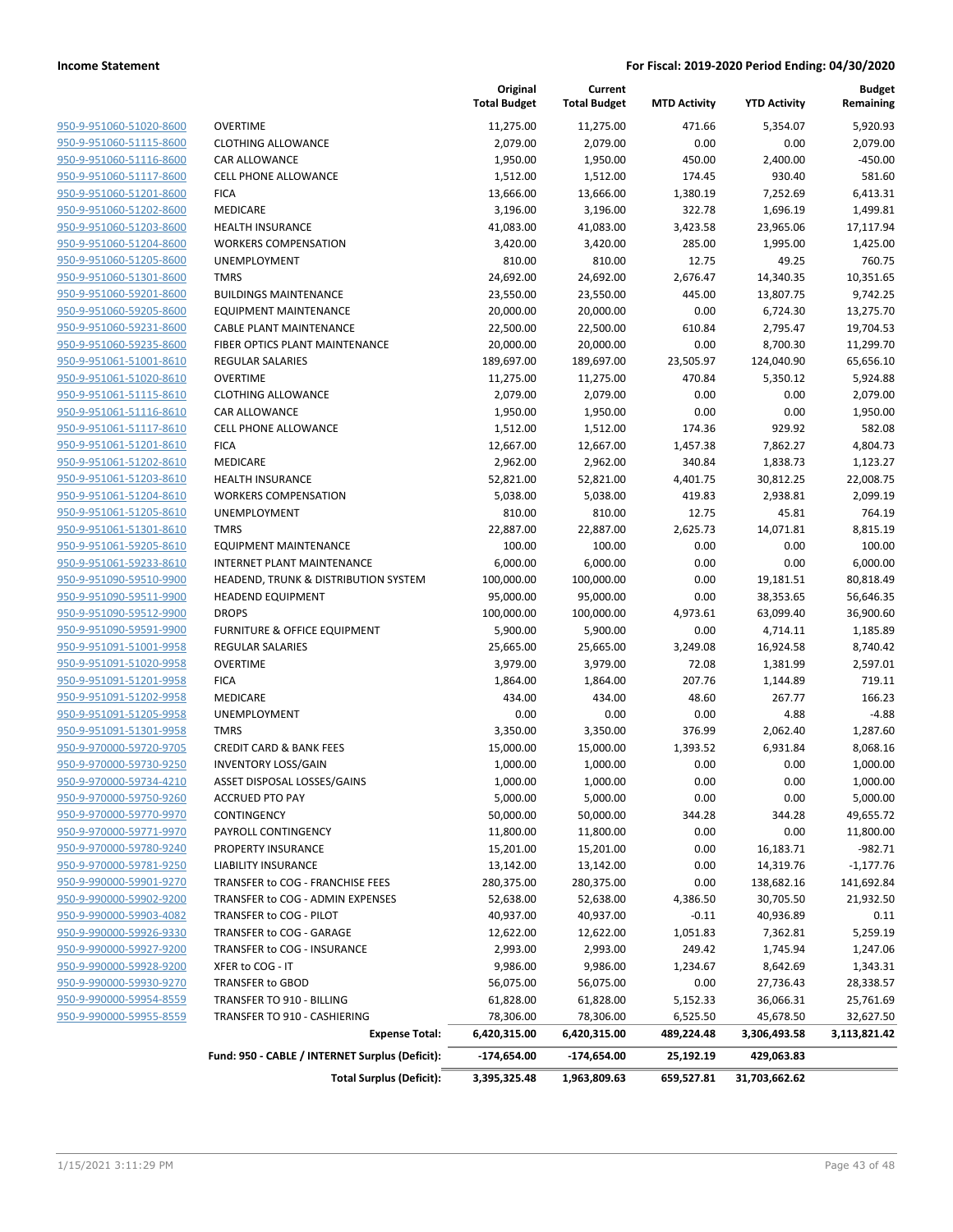## Income Statement

**For Fiscal: 2019-2020 Period Ending: 04/30/2020**

| | | Original Total Budget | Current Total Budget | MTD Activity | YTD Activity | Budget Remaining |
|---|---|---|---|---|---|---|
| 950-9-951060-51020-8600 | OVERTIME | 11,275.00 | 11,275.00 | 471.66 | 5,354.07 | 5,920.93 |
| 950-9-951060-51115-8600 | CLOTHING ALLOWANCE | 2,079.00 | 2,079.00 | 0.00 | 0.00 | 2,079.00 |
| 950-9-951060-51116-8600 | CAR ALLOWANCE | 1,950.00 | 1,950.00 | 450.00 | 2,400.00 | -450.00 |
| 950-9-951060-51117-8600 | CELL PHONE ALLOWANCE | 1,512.00 | 1,512.00 | 174.45 | 930.40 | 581.60 |
| 950-9-951060-51201-8600 | FICA | 13,666.00 | 13,666.00 | 1,380.19 | 7,252.69 | 6,413.31 |
| 950-9-951060-51202-8600 | MEDICARE | 3,196.00 | 3,196.00 | 322.78 | 1,696.19 | 1,499.81 |
| 950-9-951060-51203-8600 | HEALTH INSURANCE | 41,083.00 | 41,083.00 | 3,423.58 | 23,965.06 | 17,117.94 |
| 950-9-951060-51204-8600 | WORKERS COMPENSATION | 3,420.00 | 3,420.00 | 285.00 | 1,995.00 | 1,425.00 |
| 950-9-951060-51205-8600 | UNEMPLOYMENT | 810.00 | 810.00 | 12.75 | 49.25 | 760.75 |
| 950-9-951060-51301-8600 | TMRS | 24,692.00 | 24,692.00 | 2,676.47 | 14,340.35 | 10,351.65 |
| 950-9-951060-59201-8600 | BUILDINGS MAINTENANCE | 23,550.00 | 23,550.00 | 445.00 | 13,807.75 | 9,742.25 |
| 950-9-951060-59205-8600 | EQUIPMENT MAINTENANCE | 20,000.00 | 20,000.00 | 0.00 | 6,724.30 | 13,275.70 |
| 950-9-951060-59231-8600 | CABLE PLANT MAINTENANCE | 22,500.00 | 22,500.00 | 610.84 | 2,795.47 | 19,704.53 |
| 950-9-951060-59235-8600 | FIBER OPTICS PLANT MAINTENANCE | 20,000.00 | 20,000.00 | 0.00 | 8,700.30 | 11,299.70 |
| 950-9-951061-51001-8610 | REGULAR SALARIES | 189,697.00 | 189,697.00 | 23,505.97 | 124,040.90 | 65,656.10 |
| 950-9-951061-51020-8610 | OVERTIME | 11,275.00 | 11,275.00 | 470.84 | 5,350.12 | 5,924.88 |
| 950-9-951061-51115-8610 | CLOTHING ALLOWANCE | 2,079.00 | 2,079.00 | 0.00 | 0.00 | 2,079.00 |
| 950-9-951061-51116-8610 | CAR ALLOWANCE | 1,950.00 | 1,950.00 | 0.00 | 0.00 | 1,950.00 |
| 950-9-951061-51117-8610 | CELL PHONE ALLOWANCE | 1,512.00 | 1,512.00 | 174.36 | 929.92 | 582.08 |
| 950-9-951061-51201-8610 | FICA | 12,667.00 | 12,667.00 | 1,457.38 | 7,862.27 | 4,804.73 |
| 950-9-951061-51202-8610 | MEDICARE | 2,962.00 | 2,962.00 | 340.84 | 1,838.73 | 1,123.27 |
| 950-9-951061-51203-8610 | HEALTH INSURANCE | 52,821.00 | 52,821.00 | 4,401.75 | 30,812.25 | 22,008.75 |
| 950-9-951061-51204-8610 | WORKERS COMPENSATION | 5,038.00 | 5,038.00 | 419.83 | 2,938.81 | 2,099.19 |
| 950-9-951061-51205-8610 | UNEMPLOYMENT | 810.00 | 810.00 | 12.75 | 45.81 | 764.19 |
| 950-9-951061-51301-8610 | TMRS | 22,887.00 | 22,887.00 | 2,625.73 | 14,071.81 | 8,815.19 |
| 950-9-951061-59205-8610 | EQUIPMENT MAINTENANCE | 100.00 | 100.00 | 0.00 | 0.00 | 100.00 |
| 950-9-951061-59233-8610 | INTERNET PLANT MAINTENANCE | 6,000.00 | 6,000.00 | 0.00 | 0.00 | 6,000.00 |
| 950-9-951090-59510-9900 | HEADEND, TRUNK & DISTRIBUTION SYSTEM | 100,000.00 | 100,000.00 | 0.00 | 19,181.51 | 80,818.49 |
| 950-9-951090-59511-9900 | HEADEND EQUIPMENT | 95,000.00 | 95,000.00 | 0.00 | 38,353.65 | 56,646.35 |
| 950-9-951090-59512-9900 | DROPS | 100,000.00 | 100,000.00 | 4,973.61 | 63,099.40 | 36,900.60 |
| 950-9-951090-59591-9900 | FURNITURE & OFFICE EQUIPMENT | 5,900.00 | 5,900.00 | 0.00 | 4,714.11 | 1,185.89 |
| 950-9-951091-51001-9958 | REGULAR SALARIES | 25,665.00 | 25,665.00 | 3,249.08 | 16,924.58 | 8,740.42 |
| 950-9-951091-51020-9958 | OVERTIME | 3,979.00 | 3,979.00 | 72.08 | 1,381.99 | 2,597.01 |
| 950-9-951091-51201-9958 | FICA | 1,864.00 | 1,864.00 | 207.76 | 1,144.89 | 719.11 |
| 950-9-951091-51202-9958 | MEDICARE | 434.00 | 434.00 | 48.60 | 267.77 | 166.23 |
| 950-9-951091-51205-9958 | UNEMPLOYMENT | 0.00 | 0.00 | 0.00 | 4.88 | -4.88 |
| 950-9-951091-51301-9958 | TMRS | 3,350.00 | 3,350.00 | 376.99 | 2,062.40 | 1,287.60 |
| 950-9-970000-59720-9705 | CREDIT CARD & BANK FEES | 15,000.00 | 15,000.00 | 1,393.52 | 6,931.84 | 8,068.16 |
| 950-9-970000-59730-9250 | INVENTORY LOSS/GAIN | 1,000.00 | 1,000.00 | 0.00 | 0.00 | 1,000.00 |
| 950-9-970000-59734-4210 | ASSET DISPOSAL LOSSES/GAINS | 1,000.00 | 1,000.00 | 0.00 | 0.00 | 1,000.00 |
| 950-9-970000-59750-9260 | ACCRUED PTO PAY | 5,000.00 | 5,000.00 | 0.00 | 0.00 | 5,000.00 |
| 950-9-970000-59770-9970 | CONTINGENCY | 50,000.00 | 50,000.00 | 344.28 | 344.28 | 49,655.72 |
| 950-9-970000-59771-9970 | PAYROLL CONTINGENCY | 11,800.00 | 11,800.00 | 0.00 | 0.00 | 11,800.00 |
| 950-9-970000-59780-9240 | PROPERTY INSURANCE | 15,201.00 | 15,201.00 | 0.00 | 16,183.71 | -982.71 |
| 950-9-970000-59781-9250 | LIABILITY INSURANCE | 13,142.00 | 13,142.00 | 0.00 | 14,319.76 | -1,177.76 |
| 950-9-990000-59901-9270 | TRANSFER to COG - FRANCHISE FEES | 280,375.00 | 280,375.00 | 0.00 | 138,682.16 | 141,692.84 |
| 950-9-990000-59902-9200 | TRANSFER to COG - ADMIN EXPENSES | 52,638.00 | 52,638.00 | 4,386.50 | 30,705.50 | 21,932.50 |
| 950-9-990000-59903-4082 | TRANSFER to COG - PILOT | 40,937.00 | 40,937.00 | -0.11 | 40,936.89 | 0.11 |
| 950-9-990000-59926-9330 | TRANSFER to COG - GARAGE | 12,622.00 | 12,622.00 | 1,051.83 | 7,362.81 | 5,259.19 |
| 950-9-990000-59927-9200 | TRANSFER to COG - INSURANCE | 2,993.00 | 2,993.00 | 249.42 | 1,745.94 | 1,247.06 |
| 950-9-990000-59928-9200 | XFER to COG - IT | 9,986.00 | 9,986.00 | 1,234.67 | 8,642.69 | 1,343.31 |
| 950-9-990000-59930-9270 | TRANSFER to GBOD | 56,075.00 | 56,075.00 | 0.00 | 27,736.43 | 28,338.57 |
| 950-9-990000-59954-8559 | TRANSFER TO 910 - BILLING | 61,828.00 | 61,828.00 | 5,152.33 | 36,066.31 | 25,761.69 |
| 950-9-990000-59955-8559 | TRANSFER TO 910 - CASHIERING | 78,306.00 | 78,306.00 | 6,525.50 | 45,678.50 | 32,627.50 |
| | **Expense Total:** | **6,420,315.00** | **6,420,315.00** | **489,224.48** | **3,306,493.58** | **3,113,821.42** |
| | **Fund: 950 - CABLE / INTERNET Surplus (Deficit):** | **-174,654.00** | **-174,654.00** | **25,192.19** | **429,063.83** | |
| | **Total Surplus (Deficit):** | **3,395,325.48** | **1,963,809.63** | **659,527.81** | **31,703,662.62** | |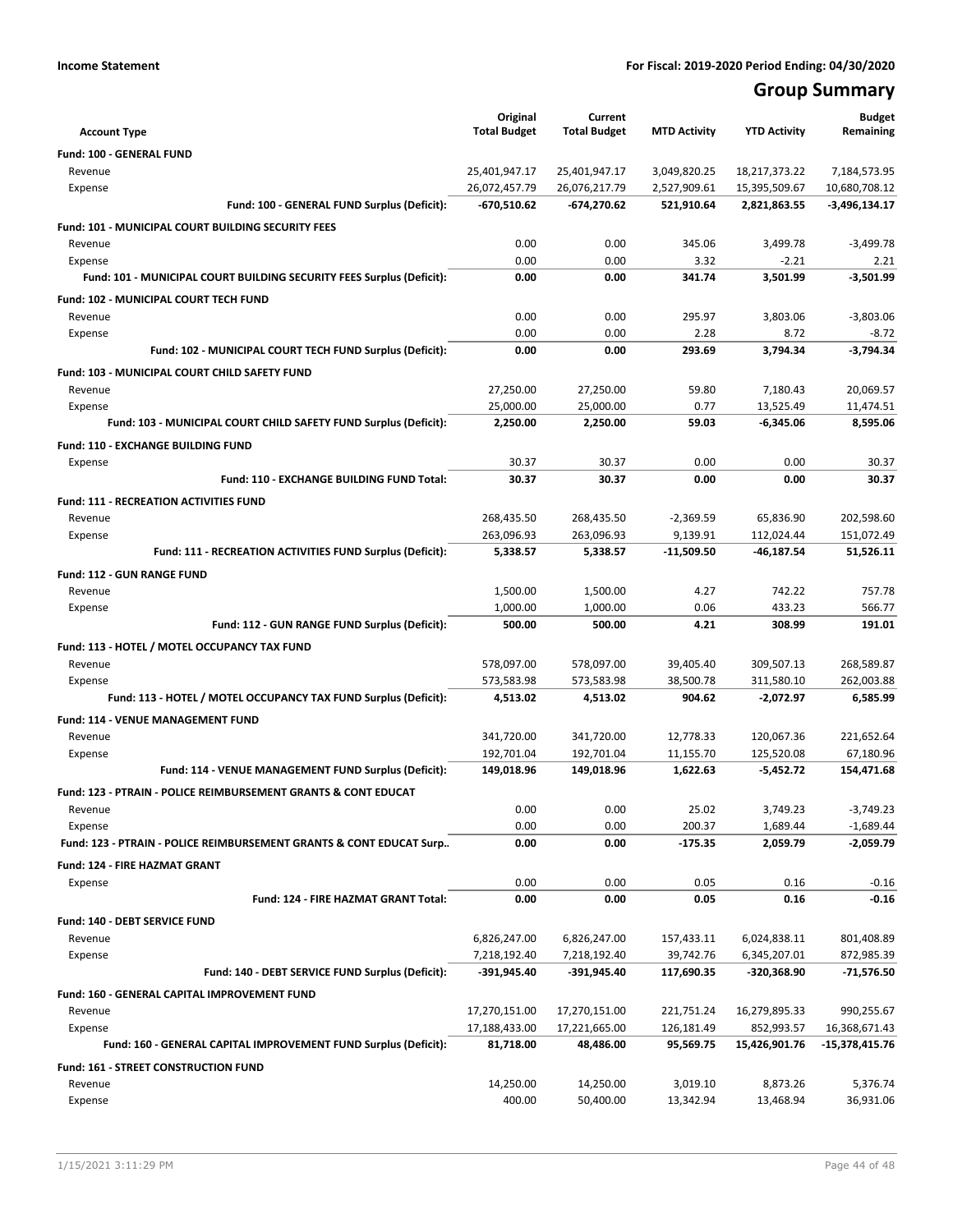**Income Statement** — For Fiscal: 2019-2020 Period Ending: 04/30/2020

# Group Summary

| Account Type | Original Total Budget | Current Total Budget | MTD Activity | YTD Activity | Budget Remaining |
|---|---|---|---|---|---|
| **Fund: 100 - GENERAL FUND** | | | | | |
| Revenue | 25,401,947.17 | 25,401,947.17 | 3,049,820.25 | 18,217,373.22 | 7,184,573.95 |
| Expense | 26,072,457.79 | 26,076,217.79 | 2,527,909.61 | 15,395,509.67 | 10,680,708.12 |
| **Fund: 100 - GENERAL FUND Surplus (Deficit):** | **-670,510.62** | **-674,270.62** | **521,910.64** | **2,821,863.55** | **-3,496,134.17** |
| **Fund: 101 - MUNICIPAL COURT BUILDING SECURITY FEES** | | | | | |
| Revenue | 0.00 | 0.00 | 345.06 | 3,499.78 | -3,499.78 |
| Expense | 0.00 | 0.00 | 3.32 | -2.21 | 2.21 |
| **Fund: 101 - MUNICIPAL COURT BUILDING SECURITY FEES Surplus (Deficit):** | **0.00** | **0.00** | **341.74** | **3,501.99** | **-3,501.99** |
| **Fund: 102 - MUNICIPAL COURT TECH FUND** | | | | | |
| Revenue | 0.00 | 0.00 | 295.97 | 3,803.06 | -3,803.06 |
| Expense | 0.00 | 0.00 | 2.28 | 8.72 | -8.72 |
| **Fund: 102 - MUNICIPAL COURT TECH FUND Surplus (Deficit):** | **0.00** | **0.00** | **293.69** | **3,794.34** | **-3,794.34** |
| **Fund: 103 - MUNICIPAL COURT CHILD SAFETY FUND** | | | | | |
| Revenue | 27,250.00 | 27,250.00 | 59.80 | 7,180.43 | 20,069.57 |
| Expense | 25,000.00 | 25,000.00 | 0.77 | 13,525.49 | 11,474.51 |
| **Fund: 103 - MUNICIPAL COURT CHILD SAFETY FUND Surplus (Deficit):** | **2,250.00** | **2,250.00** | **59.03** | **-6,345.06** | **8,595.06** |
| **Fund: 110 - EXCHANGE BUILDING FUND** | | | | | |
| Expense | 30.37 | 30.37 | 0.00 | 0.00 | 30.37 |
| **Fund: 110 - EXCHANGE BUILDING FUND Total:** | **30.37** | **30.37** | **0.00** | **0.00** | **30.37** |
| **Fund: 111 - RECREATION ACTIVITIES FUND** | | | | | |
| Revenue | 268,435.50 | 268,435.50 | -2,369.59 | 65,836.90 | 202,598.60 |
| Expense | 263,096.93 | 263,096.93 | 9,139.91 | 112,024.44 | 151,072.49 |
| **Fund: 111 - RECREATION ACTIVITIES FUND Surplus (Deficit):** | **5,338.57** | **5,338.57** | **-11,509.50** | **-46,187.54** | **51,526.11** |
| **Fund: 112 - GUN RANGE FUND** | | | | | |
| Revenue | 1,500.00 | 1,500.00 | 4.27 | 742.22 | 757.78 |
| Expense | 1,000.00 | 1,000.00 | 0.06 | 433.23 | 566.77 |
| **Fund: 112 - GUN RANGE FUND Surplus (Deficit):** | **500.00** | **500.00** | **4.21** | **308.99** | **191.01** |
| **Fund: 113 - HOTEL / MOTEL OCCUPANCY TAX FUND** | | | | | |
| Revenue | 578,097.00 | 578,097.00 | 39,405.40 | 309,507.13 | 268,589.87 |
| Expense | 573,583.98 | 573,583.98 | 38,500.78 | 311,580.10 | 262,003.88 |
| **Fund: 113 - HOTEL / MOTEL OCCUPANCY TAX FUND Surplus (Deficit):** | **4,513.02** | **4,513.02** | **904.62** | **-2,072.97** | **6,585.99** |
| **Fund: 114 - VENUE MANAGEMENT FUND** | | | | | |
| Revenue | 341,720.00 | 341,720.00 | 12,778.33 | 120,067.36 | 221,652.64 |
| Expense | 192,701.04 | 192,701.04 | 11,155.70 | 125,520.08 | 67,180.96 |
| **Fund: 114 - VENUE MANAGEMENT FUND Surplus (Deficit):** | **149,018.96** | **149,018.96** | **1,622.63** | **-5,452.72** | **154,471.68** |
| **Fund: 123 - PTRAIN - POLICE REIMBURSEMENT GRANTS & CONT EDUCAT** | | | | | |
| Revenue | 0.00 | 0.00 | 25.02 | 3,749.23 | -3,749.23 |
| Expense | 0.00 | 0.00 | 200.37 | 1,689.44 | -1,689.44 |
| **Fund: 123 - PTRAIN - POLICE REIMBURSEMENT GRANTS & CONT EDUCAT Surp..** | **0.00** | **0.00** | **-175.35** | **2,059.79** | **-2,059.79** |
| **Fund: 124 - FIRE HAZMAT GRANT** | | | | | |
| Expense | 0.00 | 0.00 | 0.05 | 0.16 | -0.16 |
| **Fund: 124 - FIRE HAZMAT GRANT Total:** | **0.00** | **0.00** | **0.05** | **0.16** | **-0.16** |
| **Fund: 140 - DEBT SERVICE FUND** | | | | | |
| Revenue | 6,826,247.00 | 6,826,247.00 | 157,433.11 | 6,024,838.11 | 801,408.89 |
| Expense | 7,218,192.40 | 7,218,192.40 | 39,742.76 | 6,345,207.01 | 872,985.39 |
| **Fund: 140 - DEBT SERVICE FUND Surplus (Deficit):** | **-391,945.40** | **-391,945.40** | **117,690.35** | **-320,368.90** | **-71,576.50** |
| **Fund: 160 - GENERAL CAPITAL IMPROVEMENT FUND** | | | | | |
| Revenue | 17,270,151.00 | 17,270,151.00 | 221,751.24 | 16,279,895.33 | 990,255.67 |
| Expense | 17,188,433.00 | 17,221,665.00 | 126,181.49 | 852,993.57 | 16,368,671.43 |
| **Fund: 160 - GENERAL CAPITAL IMPROVEMENT FUND Surplus (Deficit):** | **81,718.00** | **48,486.00** | **95,569.75** | **15,426,901.76** | **-15,378,415.76** |
| **Fund: 161 - STREET CONSTRUCTION FUND** | | | | | |
| Revenue | 14,250.00 | 14,250.00 | 3,019.10 | 8,873.26 | 5,376.74 |
| Expense | 400.00 | 50,400.00 | 13,342.94 | 13,468.94 | 36,931.06 |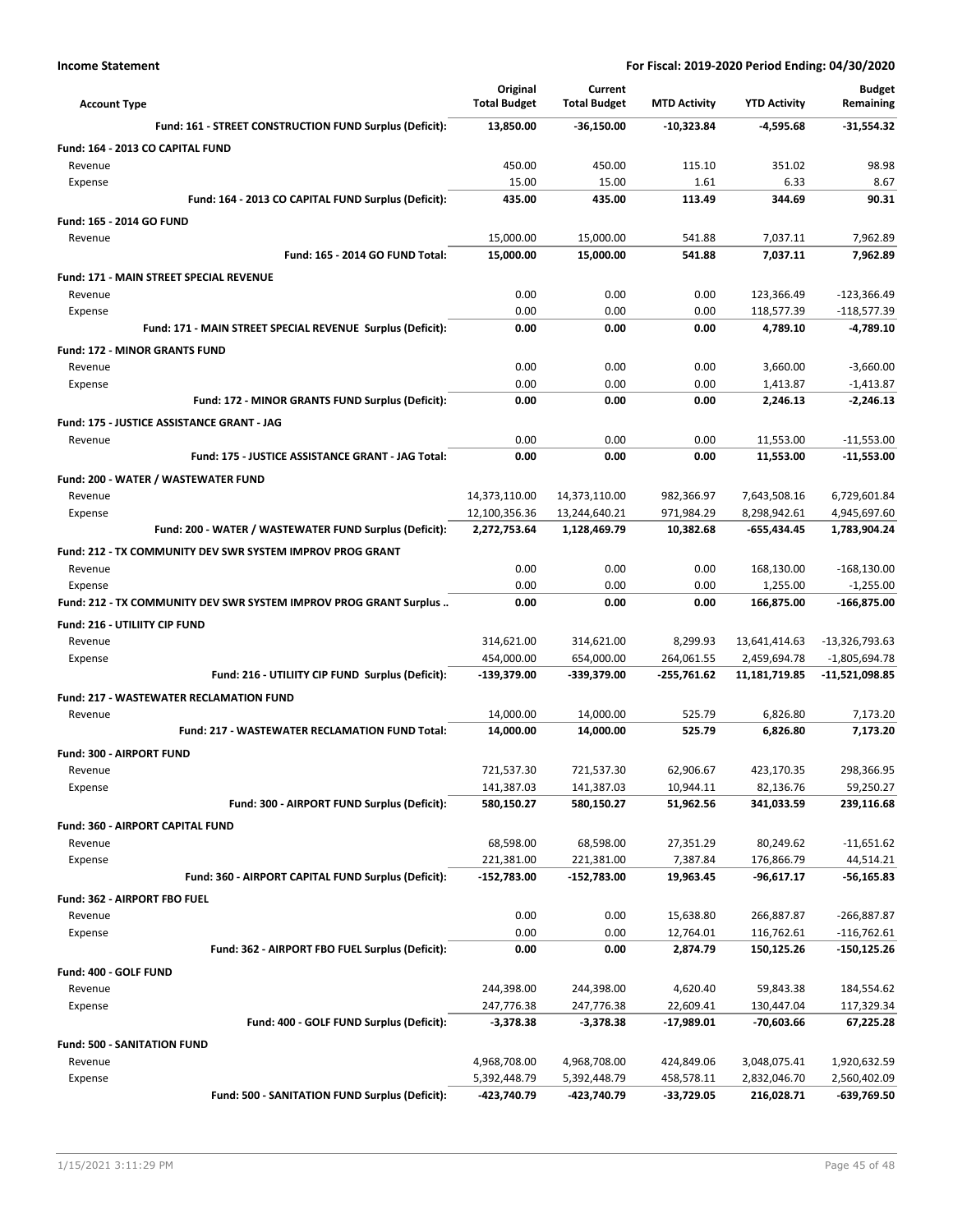**Income Statement** — For Fiscal: 2019-2020 Period Ending: 04/30/2020

| Account Type | Original Total Budget | Current Total Budget | MTD Activity | YTD Activity | Budget Remaining |
|---|---|---|---|---|---|
| **Fund: 161 - STREET CONSTRUCTION FUND Surplus (Deficit):** | **13,850.00** | **-36,150.00** | **-10,323.84** | **-4,595.68** | **-31,554.32** |
| **Fund: 164 - 2013 CO CAPITAL FUND** | | | | | |
| Revenue | 450.00 | 450.00 | 115.10 | 351.02 | 98.98 |
| Expense | 15.00 | 15.00 | 1.61 | 6.33 | 8.67 |
| **Fund: 164 - 2013 CO CAPITAL FUND Surplus (Deficit):** | **435.00** | **435.00** | **113.49** | **344.69** | **90.31** |
| **Fund: 165 - 2014 GO FUND** | | | | | |
| Revenue | 15,000.00 | 15,000.00 | 541.88 | 7,037.11 | 7,962.89 |
| **Fund: 165 - 2014 GO FUND Total:** | **15,000.00** | **15,000.00** | **541.88** | **7,037.11** | **7,962.89** |
| **Fund: 171 - MAIN STREET SPECIAL REVENUE** | | | | | |
| Revenue | 0.00 | 0.00 | 0.00 | 123,366.49 | -123,366.49 |
| Expense | 0.00 | 0.00 | 0.00 | 118,577.39 | -118,577.39 |
| **Fund: 171 - MAIN STREET SPECIAL REVENUE Surplus (Deficit):** | **0.00** | **0.00** | **0.00** | **4,789.10** | **-4,789.10** |
| **Fund: 172 - MINOR GRANTS FUND** | | | | | |
| Revenue | 0.00 | 0.00 | 0.00 | 3,660.00 | -3,660.00 |
| Expense | 0.00 | 0.00 | 0.00 | 1,413.87 | -1,413.87 |
| **Fund: 172 - MINOR GRANTS FUND Surplus (Deficit):** | **0.00** | **0.00** | **0.00** | **2,246.13** | **-2,246.13** |
| **Fund: 175 - JUSTICE ASSISTANCE GRANT - JAG** | | | | | |
| Revenue | 0.00 | 0.00 | 0.00 | 11,553.00 | -11,553.00 |
| **Fund: 175 - JUSTICE ASSISTANCE GRANT - JAG Total:** | **0.00** | **0.00** | **0.00** | **11,553.00** | **-11,553.00** |
| **Fund: 200 - WATER / WASTEWATER FUND** | | | | | |
| Revenue | 14,373,110.00 | 14,373,110.00 | 982,366.97 | 7,643,508.16 | 6,729,601.84 |
| Expense | 12,100,356.36 | 13,244,640.21 | 971,984.29 | 8,298,942.61 | 4,945,697.60 |
| **Fund: 200 - WATER / WASTEWATER FUND Surplus (Deficit):** | **2,272,753.64** | **1,128,469.79** | **10,382.68** | **-655,434.45** | **1,783,904.24** |
| **Fund: 212 - TX COMMUNITY DEV SWR SYSTEM IMPROV PROG GRANT** | | | | | |
| Revenue | 0.00 | 0.00 | 0.00 | 168,130.00 | -168,130.00 |
| Expense | 0.00 | 0.00 | 0.00 | 1,255.00 | -1,255.00 |
| **Fund: 212 - TX COMMUNITY DEV SWR SYSTEM IMPROV PROG GRANT Surplus ..** | **0.00** | **0.00** | **0.00** | **166,875.00** | **-166,875.00** |
| **Fund: 216 - UTILIITY CIP FUND** | | | | | |
| Revenue | 314,621.00 | 314,621.00 | 8,299.93 | 13,641,414.63 | -13,326,793.63 |
| Expense | 454,000.00 | 654,000.00 | 264,061.55 | 2,459,694.78 | -1,805,694.78 |
| **Fund: 216 - UTILIITY CIP FUND Surplus (Deficit):** | **-139,379.00** | **-339,379.00** | **-255,761.62** | **11,181,719.85** | **-11,521,098.85** |
| **Fund: 217 - WASTEWATER RECLAMATION FUND** | | | | | |
| Revenue | 14,000.00 | 14,000.00 | 525.79 | 6,826.80 | 7,173.20 |
| **Fund: 217 - WASTEWATER RECLAMATION FUND Total:** | **14,000.00** | **14,000.00** | **525.79** | **6,826.80** | **7,173.20** |
| **Fund: 300 - AIRPORT FUND** | | | | | |
| Revenue | 721,537.30 | 721,537.30 | 62,906.67 | 423,170.35 | 298,366.95 |
| Expense | 141,387.03 | 141,387.03 | 10,944.11 | 82,136.76 | 59,250.27 |
| **Fund: 300 - AIRPORT FUND Surplus (Deficit):** | **580,150.27** | **580,150.27** | **51,962.56** | **341,033.59** | **239,116.68** |
| **Fund: 360 - AIRPORT CAPITAL FUND** | | | | | |
| Revenue | 68,598.00 | 68,598.00 | 27,351.29 | 80,249.62 | -11,651.62 |
| Expense | 221,381.00 | 221,381.00 | 7,387.84 | 176,866.79 | 44,514.21 |
| **Fund: 360 - AIRPORT CAPITAL FUND Surplus (Deficit):** | **-152,783.00** | **-152,783.00** | **19,963.45** | **-96,617.17** | **-56,165.83** |
| **Fund: 362 - AIRPORT FBO FUEL** | | | | | |
| Revenue | 0.00 | 0.00 | 15,638.80 | 266,887.87 | -266,887.87 |
| Expense | 0.00 | 0.00 | 12,764.01 | 116,762.61 | -116,762.61 |
| **Fund: 362 - AIRPORT FBO FUEL Surplus (Deficit):** | **0.00** | **0.00** | **2,874.79** | **150,125.26** | **-150,125.26** |
| **Fund: 400 - GOLF FUND** | | | | | |
| Revenue | 244,398.00 | 244,398.00 | 4,620.40 | 59,843.38 | 184,554.62 |
| Expense | 247,776.38 | 247,776.38 | 22,609.41 | 130,447.04 | 117,329.34 |
| **Fund: 400 - GOLF FUND Surplus (Deficit):** | **-3,378.38** | **-3,378.38** | **-17,989.01** | **-70,603.66** | **67,225.28** |
| **Fund: 500 - SANITATION FUND** | | | | | |
| Revenue | 4,968,708.00 | 4,968,708.00 | 424,849.06 | 3,048,075.41 | 1,920,632.59 |
| Expense | 5,392,448.79 | 5,392,448.79 | 458,578.11 | 2,832,046.70 | 2,560,402.09 |
| **Fund: 500 - SANITATION FUND Surplus (Deficit):** | **-423,740.79** | **-423,740.79** | **-33,729.05** | **216,028.71** | **-639,769.50** |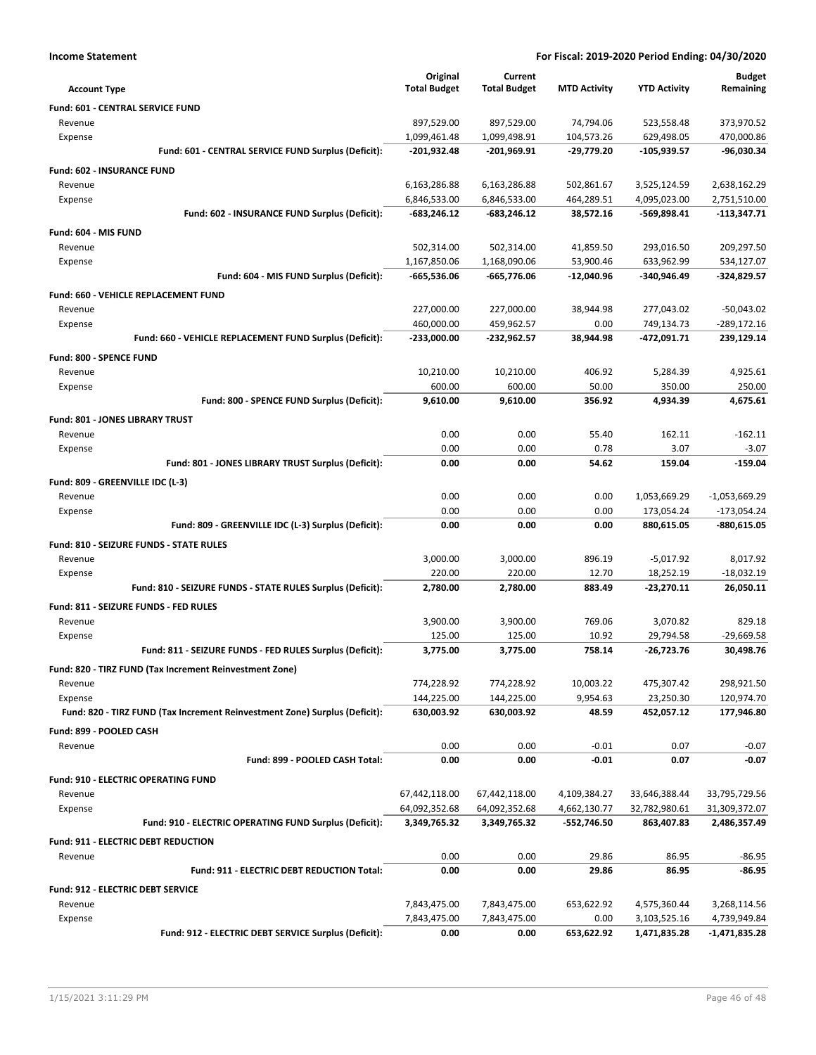**Income Statement** **For Fiscal: 2019-2020 Period Ending: 04/30/2020**

| Account Type | Original Total Budget | Current Total Budget | MTD Activity | YTD Activity | Budget Remaining |
|---|---|---|---|---|---|
| **Fund: 601 - CENTRAL SERVICE FUND** | | | | | |
| Revenue | 897,529.00 | 897,529.00 | 74,794.06 | 523,558.48 | 373,970.52 |
| Expense | 1,099,461.48 | 1,099,498.91 | 104,573.26 | 629,498.05 | 470,000.86 |
| **Fund: 601 - CENTRAL SERVICE FUND Surplus (Deficit):** | **-201,932.48** | **-201,969.91** | **-29,779.20** | **-105,939.57** | **-96,030.34** |
| **Fund: 602 - INSURANCE FUND** | | | | | |
| Revenue | 6,163,286.88 | 6,163,286.88 | 502,861.67 | 3,525,124.59 | 2,638,162.29 |
| Expense | 6,846,533.00 | 6,846,533.00 | 464,289.51 | 4,095,023.00 | 2,751,510.00 |
| **Fund: 602 - INSURANCE FUND Surplus (Deficit):** | **-683,246.12** | **-683,246.12** | **38,572.16** | **-569,898.41** | **-113,347.71** |
| **Fund: 604 - MIS FUND** | | | | | |
| Revenue | 502,314.00 | 502,314.00 | 41,859.50 | 293,016.50 | 209,297.50 |
| Expense | 1,167,850.06 | 1,168,090.06 | 53,900.46 | 633,962.99 | 534,127.07 |
| **Fund: 604 - MIS FUND Surplus (Deficit):** | **-665,536.06** | **-665,776.06** | **-12,040.96** | **-340,946.49** | **-324,829.57** |
| **Fund: 660 - VEHICLE REPLACEMENT FUND** | | | | | |
| Revenue | 227,000.00 | 227,000.00 | 38,944.98 | 277,043.02 | -50,043.02 |
| Expense | 460,000.00 | 459,962.57 | 0.00 | 749,134.73 | -289,172.16 |
| **Fund: 660 - VEHICLE REPLACEMENT FUND Surplus (Deficit):** | **-233,000.00** | **-232,962.57** | **38,944.98** | **-472,091.71** | **239,129.14** |
| **Fund: 800 - SPENCE FUND** | | | | | |
| Revenue | 10,210.00 | 10,210.00 | 406.92 | 5,284.39 | 4,925.61 |
| Expense | 600.00 | 600.00 | 50.00 | 350.00 | 250.00 |
| **Fund: 800 - SPENCE FUND Surplus (Deficit):** | **9,610.00** | **9,610.00** | **356.92** | **4,934.39** | **4,675.61** |
| **Fund: 801 - JONES LIBRARY TRUST** | | | | | |
| Revenue | 0.00 | 0.00 | 55.40 | 162.11 | -162.11 |
| Expense | 0.00 | 0.00 | 0.78 | 3.07 | -3.07 |
| **Fund: 801 - JONES LIBRARY TRUST Surplus (Deficit):** | **0.00** | **0.00** | **54.62** | **159.04** | **-159.04** |
| **Fund: 809 - GREENVILLE IDC (L-3)** | | | | | |
| Revenue | 0.00 | 0.00 | 0.00 | 1,053,669.29 | -1,053,669.29 |
| Expense | 0.00 | 0.00 | 0.00 | 173,054.24 | -173,054.24 |
| **Fund: 809 - GREENVILLE IDC (L-3) Surplus (Deficit):** | **0.00** | **0.00** | **0.00** | **880,615.05** | **-880,615.05** |
| **Fund: 810 - SEIZURE FUNDS - STATE RULES** | | | | | |
| Revenue | 3,000.00 | 3,000.00 | 896.19 | -5,017.92 | 8,017.92 |
| Expense | 220.00 | 220.00 | 12.70 | 18,252.19 | -18,032.19 |
| **Fund: 810 - SEIZURE FUNDS - STATE RULES Surplus (Deficit):** | **2,780.00** | **2,780.00** | **883.49** | **-23,270.11** | **26,050.11** |
| **Fund: 811 - SEIZURE FUNDS - FED RULES** | | | | | |
| Revenue | 3,900.00 | 3,900.00 | 769.06 | 3,070.82 | 829.18 |
| Expense | 125.00 | 125.00 | 10.92 | 29,794.58 | -29,669.58 |
| **Fund: 811 - SEIZURE FUNDS - FED RULES Surplus (Deficit):** | **3,775.00** | **3,775.00** | **758.14** | **-26,723.76** | **30,498.76** |
| **Fund: 820 - TIRZ FUND (Tax Increment Reinvestment Zone)** | | | | | |
| Revenue | 774,228.92 | 774,228.92 | 10,003.22 | 475,307.42 | 298,921.50 |
| Expense | 144,225.00 | 144,225.00 | 9,954.63 | 23,250.30 | 120,974.70 |
| **Fund: 820 - TIRZ FUND (Tax Increment Reinvestment Zone) Surplus (Deficit):** | **630,003.92** | **630,003.92** | **48.59** | **452,057.12** | **177,946.80** |
| **Fund: 899 - POOLED CASH** | | | | | |
| Revenue | 0.00 | 0.00 | -0.01 | 0.07 | -0.07 |
| **Fund: 899 - POOLED CASH Total:** | **0.00** | **0.00** | **-0.01** | **0.07** | **-0.07** |
| **Fund: 910 - ELECTRIC OPERATING FUND** | | | | | |
| Revenue | 67,442,118.00 | 67,442,118.00 | 4,109,384.27 | 33,646,388.44 | 33,795,729.56 |
| Expense | 64,092,352.68 | 64,092,352.68 | 4,662,130.77 | 32,782,980.61 | 31,309,372.07 |
| **Fund: 910 - ELECTRIC OPERATING FUND Surplus (Deficit):** | **3,349,765.32** | **3,349,765.32** | **-552,746.50** | **863,407.83** | **2,486,357.49** |
| **Fund: 911 - ELECTRIC DEBT REDUCTION** | | | | | |
| Revenue | 0.00 | 0.00 | 29.86 | 86.95 | -86.95 |
| **Fund: 911 - ELECTRIC DEBT REDUCTION Total:** | **0.00** | **0.00** | **29.86** | **86.95** | **-86.95** |
| **Fund: 912 - ELECTRIC DEBT SERVICE** | | | | | |
| Revenue | 7,843,475.00 | 7,843,475.00 | 653,622.92 | 4,575,360.44 | 3,268,114.56 |
| Expense | 7,843,475.00 | 7,843,475.00 | 0.00 | 3,103,525.16 | 4,739,949.84 |
| **Fund: 912 - ELECTRIC DEBT SERVICE Surplus (Deficit):** | **0.00** | **0.00** | **653,622.92** | **1,471,835.28** | **-1,471,835.28** |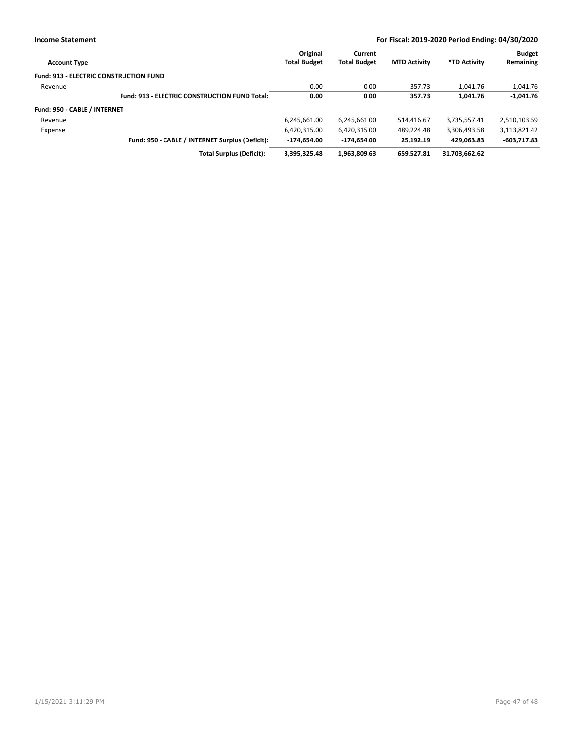| Account Type | Original Total Budget | Current Total Budget | MTD Activity | YTD Activity | Budget Remaining |
|---|---|---|---|---|---|
| **Fund: 913 - ELECTRIC CONSTRUCTION FUND** | | | | | |
| Revenue | 0.00 | 0.00 | 357.73 | 1,041.76 | -1,041.76 |
| **Fund: 913 - ELECTRIC CONSTRUCTION FUND Total:** | **0.00** | **0.00** | **357.73** | **1,041.76** | **-1,041.76** |
| **Fund: 950 - CABLE / INTERNET** | | | | | |
| Revenue | 6,245,661.00 | 6,245,661.00 | 514,416.67 | 3,735,557.41 | 2,510,103.59 |
| Expense | 6,420,315.00 | 6,420,315.00 | 489,224.48 | 3,306,493.58 | 3,113,821.42 |
| **Fund: 950 - CABLE / INTERNET Surplus (Deficit):** | **-174,654.00** | **-174,654.00** | **25,192.19** | **429,063.83** | **-603,717.83** |
| **Total Surplus (Deficit):** | **3,395,325.48** | **1,963,809.63** | **659,527.81** | **31,703,662.62** | |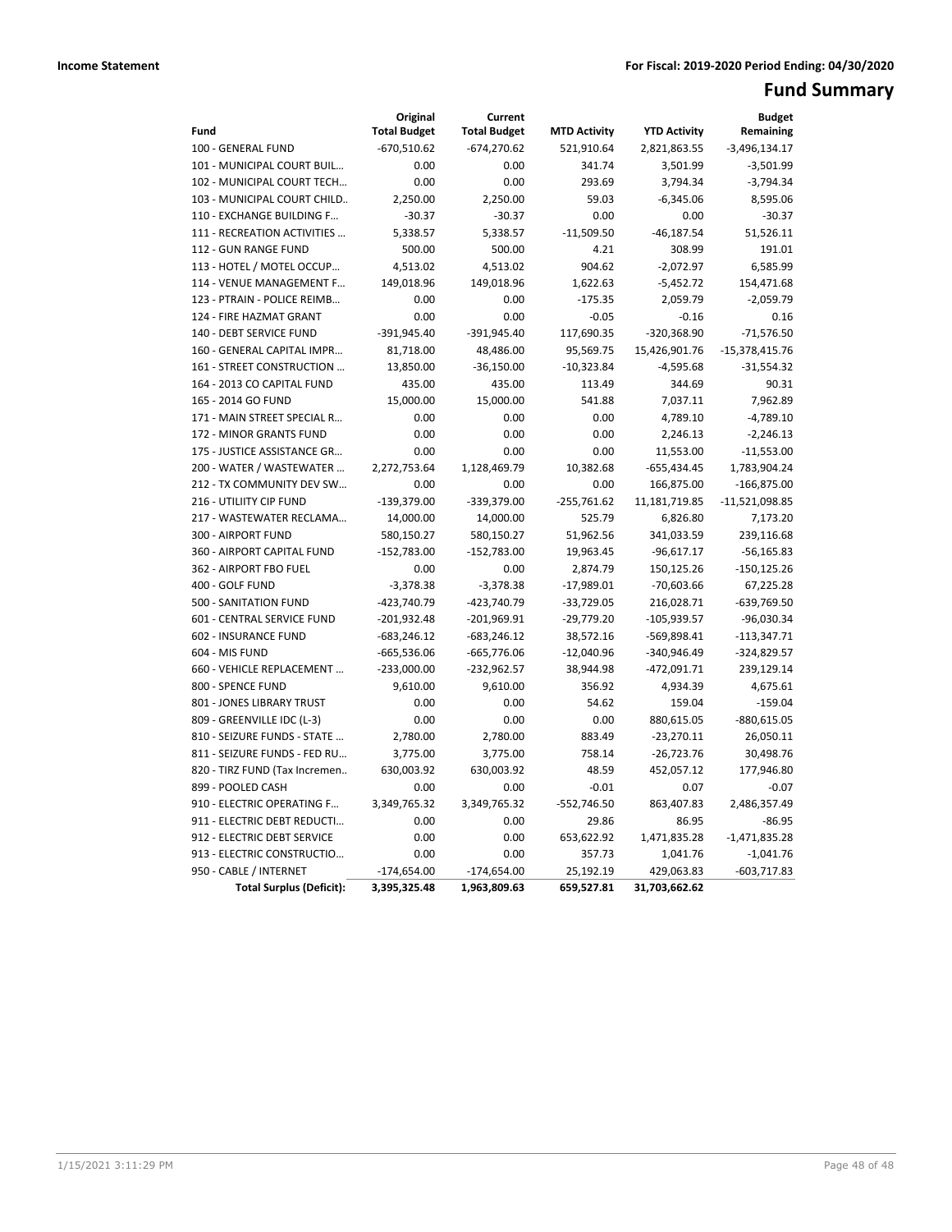**Income Statement** For Fiscal: 2019-2020 Period Ending: 04/30/2020

# Fund Summary

| Fund | Original Total Budget | Current Total Budget | MTD Activity | YTD Activity | Budget Remaining |
|---|---|---|---|---|---|
| 100 - GENERAL FUND | -670,510.62 | -674,270.62 | 521,910.64 | 2,821,863.55 | -3,496,134.17 |
| 101 - MUNICIPAL COURT BUIL… | 0.00 | 0.00 | 341.74 | 3,501.99 | -3,501.99 |
| 102 - MUNICIPAL COURT TECH… | 0.00 | 0.00 | 293.69 | 3,794.34 | -3,794.34 |
| 103 - MUNICIPAL COURT CHILD.. | 2,250.00 | 2,250.00 | 59.03 | -6,345.06 | 8,595.06 |
| 110 - EXCHANGE BUILDING F… | -30.37 | -30.37 | 0.00 | 0.00 | -30.37 |
| 111 - RECREATION ACTIVITIES … | 5,338.57 | 5,338.57 | -11,509.50 | -46,187.54 | 51,526.11 |
| 112 - GUN RANGE FUND | 500.00 | 500.00 | 4.21 | 308.99 | 191.01 |
| 113 - HOTEL / MOTEL OCCUP… | 4,513.02 | 4,513.02 | 904.62 | -2,072.97 | 6,585.99 |
| 114 - VENUE MANAGEMENT F… | 149,018.96 | 149,018.96 | 1,622.63 | -5,452.72 | 154,471.68 |
| 123 - PTRAIN - POLICE REIMB… | 0.00 | 0.00 | -175.35 | 2,059.79 | -2,059.79 |
| 124 - FIRE HAZMAT GRANT | 0.00 | 0.00 | -0.05 | -0.16 | 0.16 |
| 140 - DEBT SERVICE FUND | -391,945.40 | -391,945.40 | 117,690.35 | -320,368.90 | -71,576.50 |
| 160 - GENERAL CAPITAL IMPR… | 81,718.00 | 48,486.00 | 95,569.75 | 15,426,901.76 | -15,378,415.76 |
| 161 - STREET CONSTRUCTION … | 13,850.00 | -36,150.00 | -10,323.84 | -4,595.68 | -31,554.32 |
| 164 - 2013 CO CAPITAL FUND | 435.00 | 435.00 | 113.49 | 344.69 | 90.31 |
| 165 - 2014 GO FUND | 15,000.00 | 15,000.00 | 541.88 | 7,037.11 | 7,962.89 |
| 171 - MAIN STREET SPECIAL R… | 0.00 | 0.00 | 0.00 | 4,789.10 | -4,789.10 |
| 172 - MINOR GRANTS FUND | 0.00 | 0.00 | 0.00 | 2,246.13 | -2,246.13 |
| 175 - JUSTICE ASSISTANCE GR… | 0.00 | 0.00 | 0.00 | 11,553.00 | -11,553.00 |
| 200 - WATER / WASTEWATER … | 2,272,753.64 | 1,128,469.79 | 10,382.68 | -655,434.45 | 1,783,904.24 |
| 212 - TX COMMUNITY DEV SW… | 0.00 | 0.00 | 0.00 | 166,875.00 | -166,875.00 |
| 216 - UTILIITY CIP FUND | -139,379.00 | -339,379.00 | -255,761.62 | 11,181,719.85 | -11,521,098.85 |
| 217 - WASTEWATER RECLAMA… | 14,000.00 | 14,000.00 | 525.79 | 6,826.80 | 7,173.20 |
| 300 - AIRPORT FUND | 580,150.27 | 580,150.27 | 51,962.56 | 341,033.59 | 239,116.68 |
| 360 - AIRPORT CAPITAL FUND | -152,783.00 | -152,783.00 | 19,963.45 | -96,617.17 | -56,165.83 |
| 362 - AIRPORT FBO FUEL | 0.00 | 0.00 | 2,874.79 | 150,125.26 | -150,125.26 |
| 400 - GOLF FUND | -3,378.38 | -3,378.38 | -17,989.01 | -70,603.66 | 67,225.28 |
| 500 - SANITATION FUND | -423,740.79 | -423,740.79 | -33,729.05 | 216,028.71 | -639,769.50 |
| 601 - CENTRAL SERVICE FUND | -201,932.48 | -201,969.91 | -29,779.20 | -105,939.57 | -96,030.34 |
| 602 - INSURANCE FUND | -683,246.12 | -683,246.12 | 38,572.16 | -569,898.41 | -113,347.71 |
| 604 - MIS FUND | -665,536.06 | -665,776.06 | -12,040.96 | -340,946.49 | -324,829.57 |
| 660 - VEHICLE REPLACEMENT … | -233,000.00 | -232,962.57 | 38,944.98 | -472,091.71 | 239,129.14 |
| 800 - SPENCE FUND | 9,610.00 | 9,610.00 | 356.92 | 4,934.39 | 4,675.61 |
| 801 - JONES LIBRARY TRUST | 0.00 | 0.00 | 54.62 | 159.04 | -159.04 |
| 809 - GREENVILLE IDC (L-3) | 0.00 | 0.00 | 0.00 | 880,615.05 | -880,615.05 |
| 810 - SEIZURE FUNDS - STATE … | 2,780.00 | 2,780.00 | 883.49 | -23,270.11 | 26,050.11 |
| 811 - SEIZURE FUNDS - FED RU… | 3,775.00 | 3,775.00 | 758.14 | -26,723.76 | 30,498.76 |
| 820 - TIRZ FUND (Tax Incremen.. | 630,003.92 | 630,003.92 | 48.59 | 452,057.12 | 177,946.80 |
| 899 - POOLED CASH | 0.00 | 0.00 | -0.01 | 0.07 | -0.07 |
| 910 - ELECTRIC OPERATING F… | 3,349,765.32 | 3,349,765.32 | -552,746.50 | 863,407.83 | 2,486,357.49 |
| 911 - ELECTRIC DEBT REDUCTI… | 0.00 | 0.00 | 29.86 | 86.95 | -86.95 |
| 912 - ELECTRIC DEBT SERVICE | 0.00 | 0.00 | 653,622.92 | 1,471,835.28 | -1,471,835.28 |
| 913 - ELECTRIC CONSTRUCTIO… | 0.00 | 0.00 | 357.73 | 1,041.76 | -1,041.76 |
| 950 - CABLE / INTERNET | -174,654.00 | -174,654.00 | 25,192.19 | 429,063.83 | -603,717.83 |
| **Total Surplus (Deficit):** | **3,395,325.48** | **1,963,809.63** | **659,527.81** | **31,703,662.62** | |